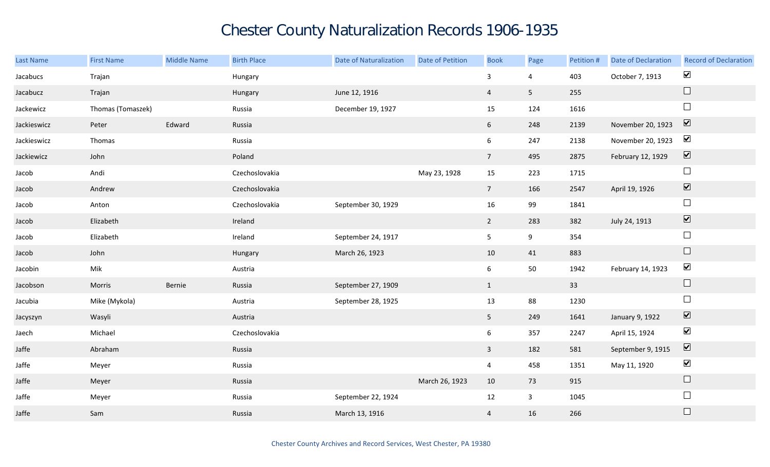# Chester County Naturalization Records 1906-1935

| Last Name | First Name | Middle Name | Birth Place | Date of Naturalization | Date of Petition | Book | Page | Petition # | Date of Declaration | Record of Declaration |
|---|---|---|---|---|---|---|---|---|---|---|
| Jacabucs | Trajan | | Hungary | | | 3 | 4 | 403 | October 7, 1913 | ☑ |
| Jacabucz | Trajan | | Hungary | June 12, 1916 | | 4 | 5 | 255 | | ☐ |
| Jackewicz | Thomas (Tomaszek) | | Russia | December 19, 1927 | | 15 | 124 | 1616 | | ☐ |
| Jackieswicz | Peter | Edward | Russia | | | 6 | 248 | 2139 | November 20, 1923 | ☑ |
| Jackieswicz | Thomas | | Russia | | | 6 | 247 | 2138 | November 20, 1923 | ☑ |
| Jackiewicz | John | | Poland | | | 7 | 495 | 2875 | February 12, 1929 | ☑ |
| Jacob | Andi | | Czechoslovakia | | May 23, 1928 | 15 | 223 | 1715 | | ☐ |
| Jacob | Andrew | | Czechoslovakia | | | 7 | 166 | 2547 | April 19, 1926 | ☑ |
| Jacob | Anton | | Czechoslovakia | September 30, 1929 | | 16 | 99 | 1841 | | ☐ |
| Jacob | Elizabeth | | Ireland | | | 2 | 283 | 382 | July 24, 1913 | ☑ |
| Jacob | Elizabeth | | Ireland | September 24, 1917 | | 5 | 9 | 354 | | ☐ |
| Jacob | John | | Hungary | March 26, 1923 | | 10 | 41 | 883 | | ☐ |
| Jacobin | Mik | | Austria | | | 6 | 50 | 1942 | February 14, 1923 | ☑ |
| Jacobson | Morris | Bernie | Russia | September 27, 1909 | | 1 | | 33 | | ☐ |
| Jacubia | Mike (Mykola) | | Austria | September 28, 1925 | | 13 | 88 | 1230 | | ☐ |
| Jacyszyn | Wasyli | | Austria | | | 5 | 249 | 1641 | January 9, 1922 | ☑ |
| Jaech | Michael | | Czechoslovakia | | | 6 | 357 | 2247 | April 15, 1924 | ☑ |
| Jaffe | Abraham | | Russia | | | 3 | 182 | 581 | September 9, 1915 | ☑ |
| Jaffe | Meyer | | Russia | | | 4 | 458 | 1351 | May 11, 1920 | ☑ |
| Jaffe | Meyer | | Russia | | March 26, 1923 | 10 | 73 | 915 | | ☐ |
| Jaffe | Meyer | | Russia | September 22, 1924 | | 12 | 3 | 1045 | | ☐ |
| Jaffe | Sam | | Russia | March 13, 1916 | | 4 | 16 | 266 | | ☐ |

Chester County Archives and Record Services, West Chester, PA 19380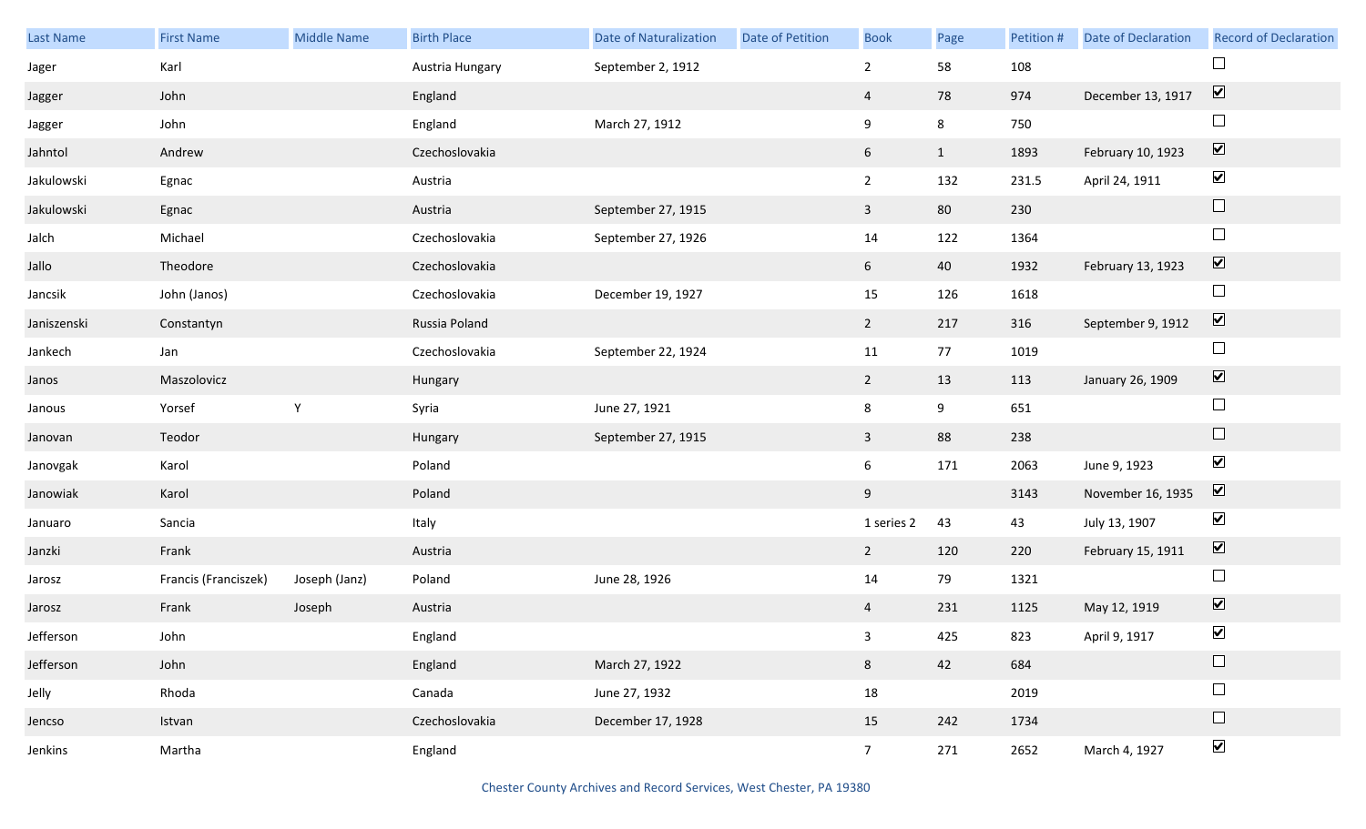| Last Name | First Name | Middle Name | Birth Place | Date of Naturalization | Date of Petition | Book | Page | Petition # | Date of Declaration | Record of Declaration |
|---|---|---|---|---|---|---|---|---|---|---|
| Jager | Karl | | Austria Hungary | September 2, 1912 | | 2 | 58 | 108 | | ☐ |
| Jagger | John | | England | | | 4 | 78 | 974 | December 13, 1917 | ☑ |
| Jagger | John | | England | March 27, 1912 | | 9 | 8 | 750 | | ☐ |
| Jahntol | Andrew | | Czechoslovakia | | | 6 | 1 | 1893 | February 10, 1923 | ☑ |
| Jakulowski | Egnac | | Austria | | | 2 | 132 | 231.5 | April 24, 1911 | ☑ |
| Jakulowski | Egnac | | Austria | September 27, 1915 | | 3 | 80 | 230 | | ☐ |
| Jalch | Michael | | Czechoslovakia | September 27, 1926 | | 14 | 122 | 1364 | | ☐ |
| Jallo | Theodore | | Czechoslovakia | | | 6 | 40 | 1932 | February 13, 1923 | ☑ |
| Jancsik | John (Janos) | | Czechoslovakia | December 19, 1927 | | 15 | 126 | 1618 | | ☐ |
| Janiszenski | Constantyn | | Russia Poland | | | 2 | 217 | 316 | September 9, 1912 | ☑ |
| Jankech | Jan | | Czechoslovakia | September 22, 1924 | | 11 | 77 | 1019 | | ☐ |
| Janos | Maszolovicz | | Hungary | | | 2 | 13 | 113 | January 26, 1909 | ☑ |
| Janous | Yorsef | Y | Syria | June 27, 1921 | | 8 | 9 | 651 | | ☐ |
| Janovan | Teodor | | Hungary | September 27, 1915 | | 3 | 88 | 238 | | ☐ |
| Janovgak | Karol | | Poland | | | 6 | 171 | 2063 | June 9, 1923 | ☑ |
| Janowiak | Karol | | Poland | | | 9 | | 3143 | November 16, 1935 | ☑ |
| Januaro | Sancia | | Italy | | | 1 series 2 | 43 | 43 | July 13, 1907 | ☑ |
| Janzki | Frank | | Austria | | | 2 | 120 | 220 | February 15, 1911 | ☑ |
| Jarosz | Francis (Franciszek) | Joseph (Janz) | Poland | June 28, 1926 | | 14 | 79 | 1321 | | ☐ |
| Jarosz | Frank | Joseph | Austria | | | 4 | 231 | 1125 | May 12, 1919 | ☑ |
| Jefferson | John | | England | | | 3 | 425 | 823 | April 9, 1917 | ☑ |
| Jefferson | John | | England | March 27, 1922 | | 8 | 42 | 684 | | ☐ |
| Jelly | Rhoda | | Canada | June 27, 1932 | | 18 | | 2019 | | ☐ |
| Jencso | Istvan | | Czechoslovakia | December 17, 1928 | | 15 | 242 | 1734 | | ☐ |
| Jenkins | Martha | | England | | | 7 | 271 | 2652 | March 4, 1927 | ☑ |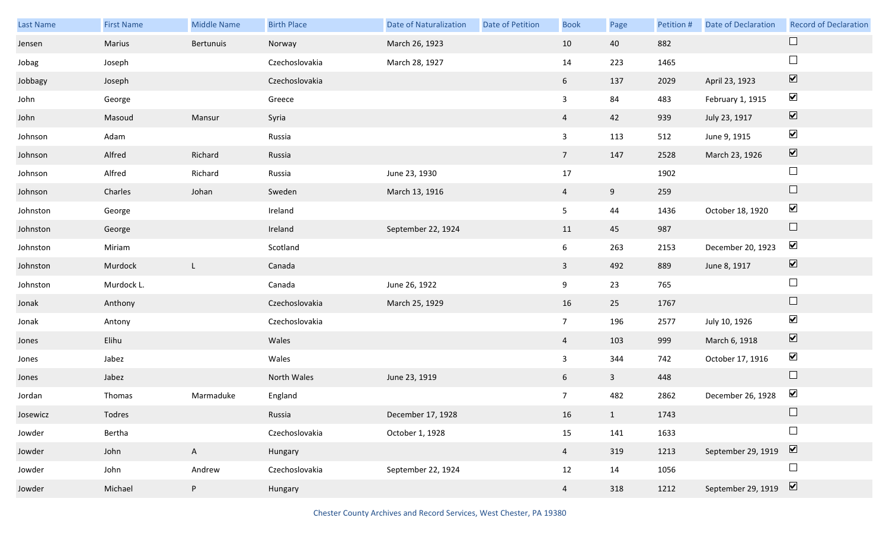| Last Name | First Name | Middle Name | Birth Place | Date of Naturalization | Date of Petition | Book | Page | Petition # | Date of Declaration | Record of Declaration |
|---|---|---|---|---|---|---|---|---|---|---|
| Jensen | Marius | Bertunuis | Norway | March 26, 1923 | | 10 | 40 | 882 | | ☐ |
| Jobag | Joseph | | Czechoslovakia | March 28, 1927 | | 14 | 223 | 1465 | | ☐ |
| Jobbagy | Joseph | | Czechoslovakia | | | 6 | 137 | 2029 | April 23, 1923 | ☑ |
| John | George | | Greece | | | 3 | 84 | 483 | February 1, 1915 | ☑ |
| John | Masoud | Mansur | Syria | | | 4 | 42 | 939 | July 23, 1917 | ☑ |
| Johnson | Adam | | Russia | | | 3 | 113 | 512 | June 9, 1915 | ☑ |
| Johnson | Alfred | Richard | Russia | | | 7 | 147 | 2528 | March 23, 1926 | ☑ |
| Johnson | Alfred | Richard | Russia | June 23, 1930 | | 17 | | 1902 | | ☐ |
| Johnson | Charles | Johan | Sweden | March 13, 1916 | | 4 | 9 | 259 | | ☐ |
| Johnston | George | | Ireland | | | 5 | 44 | 1436 | October 18, 1920 | ☑ |
| Johnston | George | | Ireland | September 22, 1924 | | 11 | 45 | 987 | | ☐ |
| Johnston | Miriam | | Scotland | | | 6 | 263 | 2153 | December 20, 1923 | ☑ |
| Johnston | Murdock | L | Canada | | | 3 | 492 | 889 | June 8, 1917 | ☑ |
| Johnston | Murdock L. | | Canada | June 26, 1922 | | 9 | 23 | 765 | | ☐ |
| Jonak | Anthony | | Czechoslovakia | March 25, 1929 | | 16 | 25 | 1767 | | ☐ |
| Jonak | Antony | | Czechoslovakia | | | 7 | 196 | 2577 | July 10, 1926 | ☑ |
| Jones | Elihu | | Wales | | | 4 | 103 | 999 | March 6, 1918 | ☑ |
| Jones | Jabez | | Wales | | | 3 | 344 | 742 | October 17, 1916 | ☑ |
| Jones | Jabez | | North Wales | June 23, 1919 | | 6 | 3 | 448 | | ☐ |
| Jordan | Thomas | Marmaduke | England | | | 7 | 482 | 2862 | December 26, 1928 | ☑ |
| Josewicz | Todres | | Russia | December 17, 1928 | | 16 | 1 | 1743 | | ☐ |
| Jowder | Bertha | | Czechoslovakia | October 1, 1928 | | 15 | 141 | 1633 | | ☐ |
| Jowder | John | A | Hungary | | | 4 | 319 | 1213 | September 29, 1919 | ☑ |
| Jowder | John | Andrew | Czechoslovakia | September 22, 1924 | | 12 | 14 | 1056 | | ☐ |
| Jowder | Michael | P | Hungary | | | 4 | 318 | 1212 | September 29, 1919 | ☑ |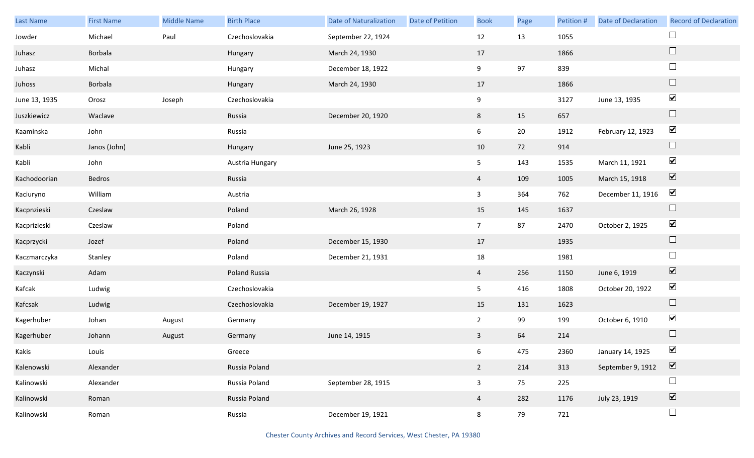| Last Name | First Name | Middle Name | Birth Place | Date of Naturalization | Date of Petition | Book | Page | Petition # | Date of Declaration | Record of Declaration |
|---|---|---|---|---|---|---|---|---|---|---|
| Jowder | Michael | Paul | Czechoslovakia | September 22, 1924 | | 12 | 13 | 1055 | | ☐ |
| Juhasz | Borbala | | Hungary | March 24, 1930 | | 17 | | 1866 | | ☐ |
| Juhasz | Michal | | Hungary | December 18, 1922 | | 9 | 97 | 839 | | ☐ |
| Juhoss | Borbala | | Hungary | March 24, 1930 | | 17 | | 1866 | | ☐ |
| June 13, 1935 | Orosz | Joseph | Czechoslovakia | | | 9 | | 3127 | June 13, 1935 | ☑ |
| Juszkiewicz | Waclave | | Russia | December 20, 1920 | | 8 | 15 | 657 | | ☐ |
| Kaaminska | John | | Russia | | | 6 | 20 | 1912 | February 12, 1923 | ☑ |
| Kabli | Janos (John) | | Hungary | June 25, 1923 | | 10 | 72 | 914 | | ☐ |
| Kabli | John | | Austria Hungary | | | 5 | 143 | 1535 | March 11, 1921 | ☑ |
| Kachodoorian | Bedros | | Russia | | | 4 | 109 | 1005 | March 15, 1918 | ☑ |
| Kaciuryno | William | | Austria | | | 3 | 364 | 762 | December 11, 1916 | ☑ |
| Kacpnzieski | Czeslaw | | Poland | March 26, 1928 | | 15 | 145 | 1637 | | ☐ |
| Kacprizieski | Czeslaw | | Poland | | | 7 | 87 | 2470 | October 2, 1925 | ☑ |
| Kacprzycki | Jozef | | Poland | December 15, 1930 | | 17 | | 1935 | | ☐ |
| Kaczmarczyka | Stanley | | Poland | December 21, 1931 | | 18 | | 1981 | | ☐ |
| Kaczynski | Adam | | Poland Russia | | | 4 | 256 | 1150 | June 6, 1919 | ☑ |
| Kafcak | Ludwig | | Czechoslovakia | | | 5 | 416 | 1808 | October 20, 1922 | ☑ |
| Kafcsak | Ludwig | | Czechoslovakia | December 19, 1927 | | 15 | 131 | 1623 | | ☐ |
| Kagerhuber | Johan | August | Germany | | | 2 | 99 | 199 | October 6, 1910 | ☑ |
| Kagerhuber | Johann | August | Germany | June 14, 1915 | | 3 | 64 | 214 | | ☐ |
| Kakis | Louis | | Greece | | | 6 | 475 | 2360 | January 14, 1925 | ☑ |
| Kalenowski | Alexander | | Russia Poland | | | 2 | 214 | 313 | September 9, 1912 | ☑ |
| Kalinowski | Alexander | | Russia Poland | September 28, 1915 | | 3 | 75 | 225 | | ☐ |
| Kalinowski | Roman | | Russia Poland | | | 4 | 282 | 1176 | July 23, 1919 | ☑ |
| Kalinowski | Roman | | Russia | December 19, 1921 | | 8 | 79 | 721 | | ☐ |

Chester County Archives and Record Services, West Chester, PA 19380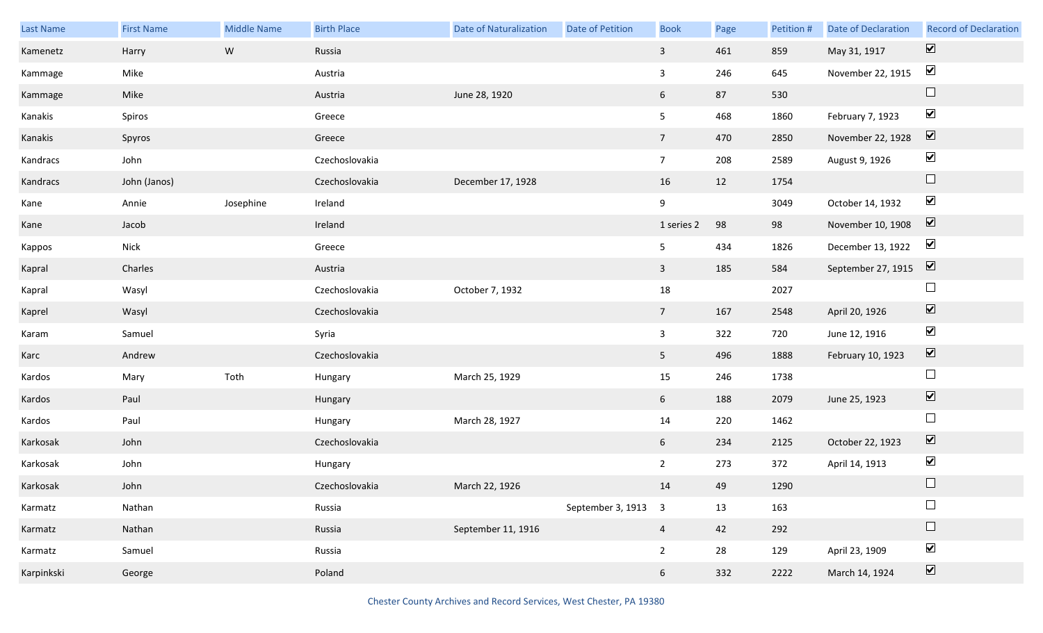| Last Name | First Name | Middle Name | Birth Place | Date of Naturalization | Date of Petition | Book | Page | Petition # | Date of Declaration | Record of Declaration |
|---|---|---|---|---|---|---|---|---|---|---|
| Kamenetz | Harry | W | Russia | | | 3 | 461 | 859 | May 31, 1917 | ☑ |
| Kammage | Mike | | Austria | | | 3 | 246 | 645 | November 22, 1915 | ☑ |
| Kammage | Mike | | Austria | June 28, 1920 | | 6 | 87 | 530 | | ☐ |
| Kanakis | Spiros | | Greece | | | 5 | 468 | 1860 | February 7, 1923 | ☑ |
| Kanakis | Spyros | | Greece | | | 7 | 470 | 2850 | November 22, 1928 | ☑ |
| Kandracs | John | | Czechoslovakia | | | 7 | 208 | 2589 | August 9, 1926 | ☑ |
| Kandracs | John (Janos) | | Czechoslovakia | December 17, 1928 | | 16 | 12 | 1754 | | ☐ |
| Kane | Annie | Josephine | Ireland | | | 9 | | 3049 | October 14, 1932 | ☑ |
| Kane | Jacob | | Ireland | | | 1 series 2 | 98 | 98 | November 10, 1908 | ☑ |
| Kappos | Nick | | Greece | | | 5 | 434 | 1826 | December 13, 1922 | ☑ |
| Kapral | Charles | | Austria | | | 3 | 185 | 584 | September 27, 1915 | ☑ |
| Kapral | Wasyl | | Czechoslovakia | October 7, 1932 | | 18 | | 2027 | | ☐ |
| Kaprel | Wasyl | | Czechoslovakia | | | 7 | 167 | 2548 | April 20, 1926 | ☑ |
| Karam | Samuel | | Syria | | | 3 | 322 | 720 | June 12, 1916 | ☑ |
| Karc | Andrew | | Czechoslovakia | | | 5 | 496 | 1888 | February 10, 1923 | ☑ |
| Kardos | Mary | Toth | Hungary | March 25, 1929 | | 15 | 246 | 1738 | | ☐ |
| Kardos | Paul | | Hungary | | | 6 | 188 | 2079 | June 25, 1923 | ☑ |
| Kardos | Paul | | Hungary | March 28, 1927 | | 14 | 220 | 1462 | | ☐ |
| Karkosak | John | | Czechoslovakia | | | 6 | 234 | 2125 | October 22, 1923 | ☑ |
| Karkosak | John | | Hungary | | | 2 | 273 | 372 | April 14, 1913 | ☑ |
| Karkosak | John | | Czechoslovakia | March 22, 1926 | | 14 | 49 | 1290 | | ☐ |
| Karmatz | Nathan | | Russia | | September 3, 1913 | 3 | 13 | 163 | | ☐ |
| Karmatz | Nathan | | Russia | September 11, 1916 | | 4 | 42 | 292 | | ☐ |
| Karmatz | Samuel | | Russia | | | 2 | 28 | 129 | April 23, 1909 | ☑ |
| Karpinkski | George | | Poland | | | 6 | 332 | 2222 | March 14, 1924 | ☑ |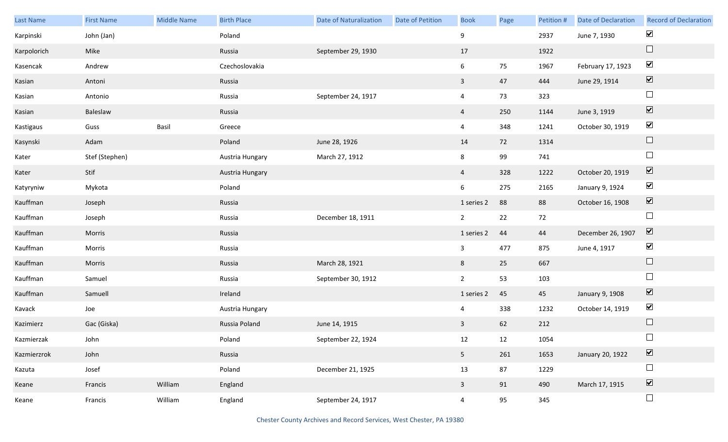| Last Name | First Name | Middle Name | Birth Place | Date of Naturalization | Date of Petition | Book | Page | Petition # | Date of Declaration | Record of Declaration |
|---|---|---|---|---|---|---|---|---|---|---|
| Karpinski | John (Jan) | | Poland | | | 9 | | 2937 | June 7, 1930 | ☑ |
| Karpolorich | Mike | | Russia | September 29, 1930 | | 17 | | 1922 | | ☐ |
| Kasencak | Andrew | | Czechoslovakia | | | 6 | 75 | 1967 | February 17, 1923 | ☑ |
| Kasian | Antoni | | Russia | | | 3 | 47 | 444 | June 29, 1914 | ☑ |
| Kasian | Antonio | | Russia | September 24, 1917 | | 4 | 73 | 323 | | ☐ |
| Kasian | Baleslaw | | Russia | | | 4 | 250 | 1144 | June 3, 1919 | ☑ |
| Kastigaus | Guss | Basil | Greece | | | 4 | 348 | 1241 | October 30, 1919 | ☑ |
| Kasynski | Adam | | Poland | June 28, 1926 | | 14 | 72 | 1314 | | ☐ |
| Kater | Stef (Stephen) | | Austria Hungary | March 27, 1912 | | 8 | 99 | 741 | | ☐ |
| Kater | Stif | | Austria Hungary | | | 4 | 328 | 1222 | October 20, 1919 | ☑ |
| Katyryniw | Mykota | | Poland | | | 6 | 275 | 2165 | January 9, 1924 | ☑ |
| Kauffman | Joseph | | Russia | | | 1 series 2 | 88 | 88 | October 16, 1908 | ☑ |
| Kauffman | Joseph | | Russia | December 18, 1911 | | 2 | 22 | 72 | | ☐ |
| Kauffman | Morris | | Russia | | | 1 series 2 | 44 | 44 | December 26, 1907 | ☑ |
| Kauffman | Morris | | Russia | | | 3 | 477 | 875 | June 4, 1917 | ☑ |
| Kauffman | Morris | | Russia | March 28, 1921 | | 8 | 25 | 667 | | ☐ |
| Kauffman | Samuel | | Russia | September 30, 1912 | | 2 | 53 | 103 | | ☐ |
| Kauffman | Samuell | | Ireland | | | 1 series 2 | 45 | 45 | January 9, 1908 | ☑ |
| Kavack | Joe | | Austria Hungary | | | 4 | 338 | 1232 | October 14, 1919 | ☑ |
| Kazimierz | Gac (Giska) | | Russia Poland | June 14, 1915 | | 3 | 62 | 212 | | ☐ |
| Kazmierzak | John | | Poland | September 22, 1924 | | 12 | 12 | 1054 | | ☐ |
| Kazmierzrok | John | | Russia | | | 5 | 261 | 1653 | January 20, 1922 | ☑ |
| Kazuta | Josef | | Poland | December 21, 1925 | | 13 | 87 | 1229 | | ☐ |
| Keane | Francis | William | England | | | 3 | 91 | 490 | March 17, 1915 | ☑ |
| Keane | Francis | William | England | September 24, 1917 | | 4 | 95 | 345 | | ☐ |

Chester County Archives and Record Services, West Chester, PA 19380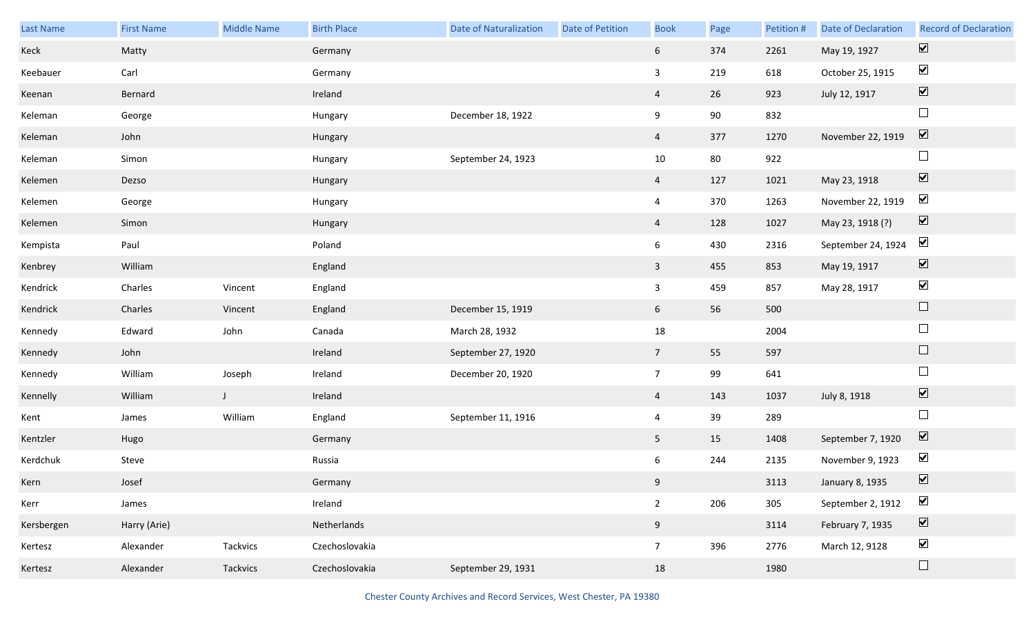| Last Name | First Name | Middle Name | Birth Place | Date of Naturalization | Date of Petition | Book | Page | Petition # | Date of Declaration | Record of Declaration |
|---|---|---|---|---|---|---|---|---|---|---|
| Keck | Matty | | Germany | | | 6 | 374 | 2261 | May 19, 1927 | ☑ |
| Keebauer | Carl | | Germany | | | 3 | 219 | 618 | October 25, 1915 | ☑ |
| Keenan | Bernard | | Ireland | | | 4 | 26 | 923 | July 12, 1917 | ☑ |
| Keleman | George | | Hungary | December 18, 1922 | | 9 | 90 | 832 | | ☐ |
| Keleman | John | | Hungary | | | 4 | 377 | 1270 | November 22, 1919 | ☑ |
| Keleman | Simon | | Hungary | September 24, 1923 | | 10 | 80 | 922 | | ☐ |
| Kelemen | Dezso | | Hungary | | | 4 | 127 | 1021 | May 23, 1918 | ☑ |
| Kelemen | George | | Hungary | | | 4 | 370 | 1263 | November 22, 1919 | ☑ |
| Kelemen | Simon | | Hungary | | | 4 | 128 | 1027 | May 23, 1918 (?) | ☑ |
| Kempista | Paul | | Poland | | | 6 | 430 | 2316 | September 24, 1924 | ☑ |
| Kenbrey | William | | England | | | 3 | 455 | 853 | May 19, 1917 | ☑ |
| Kendrick | Charles | Vincent | England | | | 3 | 459 | 857 | May 28, 1917 | ☑ |
| Kendrick | Charles | Vincent | England | December 15, 1919 | | 6 | 56 | 500 | | ☐ |
| Kennedy | Edward | John | Canada | March 28, 1932 | | 18 | | 2004 | | ☐ |
| Kennedy | John | | Ireland | September 27, 1920 | | 7 | 55 | 597 | | ☐ |
| Kennedy | William | Joseph | Ireland | December 20, 1920 | | 7 | 99 | 641 | | ☐ |
| Kennelly | William | J | Ireland | | | 4 | 143 | 1037 | July 8, 1918 | ☑ |
| Kent | James | William | England | September 11, 1916 | | 4 | 39 | 289 | | ☐ |
| Kentzler | Hugo | | Germany | | | 5 | 15 | 1408 | September 7, 1920 | ☑ |
| Kerdchuk | Steve | | Russia | | | 6 | 244 | 2135 | November 9, 1923 | ☑ |
| Kern | Josef | | Germany | | | 9 | | 3113 | January 8, 1935 | ☑ |
| Kerr | James | | Ireland | | | 2 | 206 | 305 | September 2, 1912 | ☑ |
| Kersbergen | Harry (Arie) | | Netherlands | | | 9 | | 3114 | February 7, 1935 | ☑ |
| Kertesz | Alexander | Tackvics | Czechoslovakia | | | 7 | 396 | 2776 | March 12, 9128 | ☑ |
| Kertesz | Alexander | Tackvics | Czechoslovakia | September 29, 1931 | | 18 | | 1980 | | ☐ |

Chester County Archives and Record Services, West Chester, PA 19380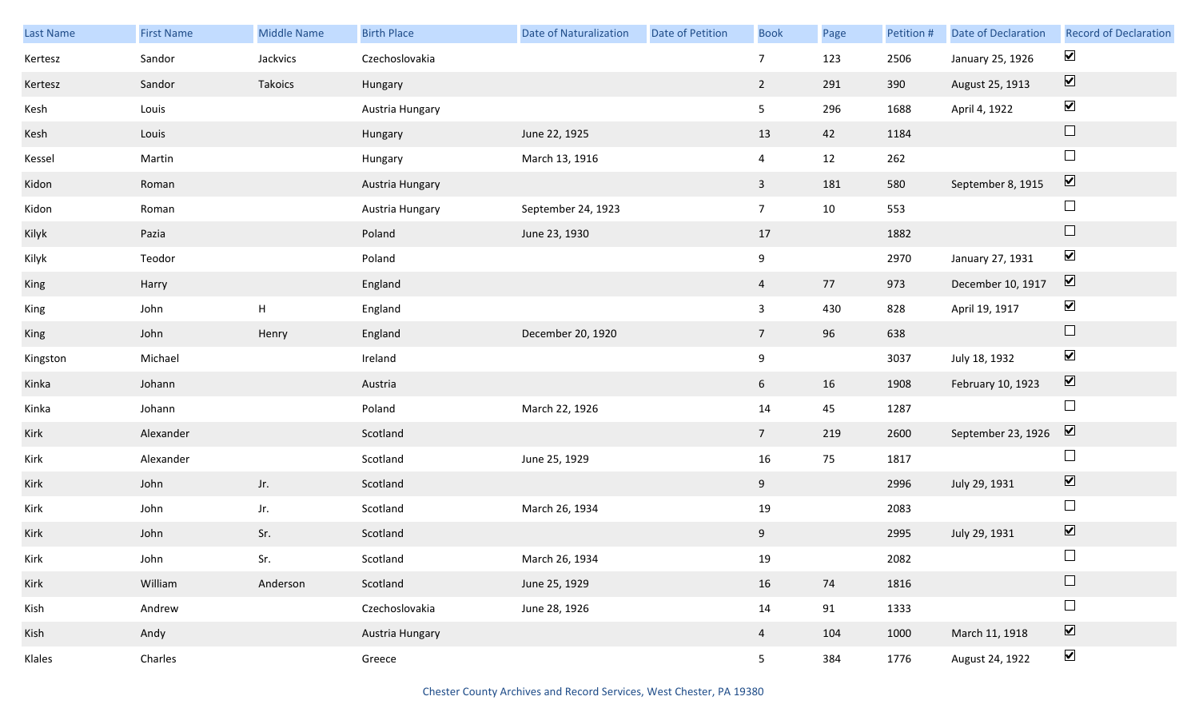| Last Name | First Name | Middle Name | Birth Place | Date of Naturalization | Date of Petition | Book | Page | Petition # | Date of Declaration | Record of Declaration |
|---|---|---|---|---|---|---|---|---|---|---|
| Kertesz | Sandor | Jackvics | Czechoslovakia | | | 7 | 123 | 2506 | January 25, 1926 | ☑ |
| Kertesz | Sandor | Takoics | Hungary | | | 2 | 291 | 390 | August 25, 1913 | ☑ |
| Kesh | Louis | | Austria Hungary | | | 5 | 296 | 1688 | April 4, 1922 | ☑ |
| Kesh | Louis | | Hungary | June 22, 1925 | | 13 | 42 | 1184 | | ☐ |
| Kessel | Martin | | Hungary | March 13, 1916 | | 4 | 12 | 262 | | ☐ |
| Kidon | Roman | | Austria Hungary | | | 3 | 181 | 580 | September 8, 1915 | ☑ |
| Kidon | Roman | | Austria Hungary | September 24, 1923 | | 7 | 10 | 553 | | ☐ |
| Kilyk | Pazia | | Poland | June 23, 1930 | | 17 | | 1882 | | ☐ |
| Kilyk | Teodor | | Poland | | | 9 | | 2970 | January 27, 1931 | ☑ |
| King | Harry | | England | | | 4 | 77 | 973 | December 10, 1917 | ☑ |
| King | John | H | England | | | 3 | 430 | 828 | April 19, 1917 | ☑ |
| King | John | Henry | England | December 20, 1920 | | 7 | 96 | 638 | | ☐ |
| Kingston | Michael | | Ireland | | | 9 | | 3037 | July 18, 1932 | ☑ |
| Kinka | Johann | | Austria | | | 6 | 16 | 1908 | February 10, 1923 | ☑ |
| Kinka | Johann | | Poland | March 22, 1926 | | 14 | 45 | 1287 | | ☐ |
| Kirk | Alexander | | Scotland | | | 7 | 219 | 2600 | September 23, 1926 | ☑ |
| Kirk | Alexander | | Scotland | June 25, 1929 | | 16 | 75 | 1817 | | ☐ |
| Kirk | John | Jr. | Scotland | | | 9 | | 2996 | July 29, 1931 | ☑ |
| Kirk | John | Jr. | Scotland | March 26, 1934 | | 19 | | 2083 | | ☐ |
| Kirk | John | Sr. | Scotland | | | 9 | | 2995 | July 29, 1931 | ☑ |
| Kirk | John | Sr. | Scotland | March 26, 1934 | | 19 | | 2082 | | ☐ |
| Kirk | William | Anderson | Scotland | June 25, 1929 | | 16 | 74 | 1816 | | ☐ |
| Kish | Andrew | | Czechoslovakia | June 28, 1926 | | 14 | 91 | 1333 | | ☐ |
| Kish | Andy | | Austria Hungary | | | 4 | 104 | 1000 | March 11, 1918 | ☑ |
| Klales | Charles | | Greece | | | 5 | 384 | 1776 | August 24, 1922 | ☑ |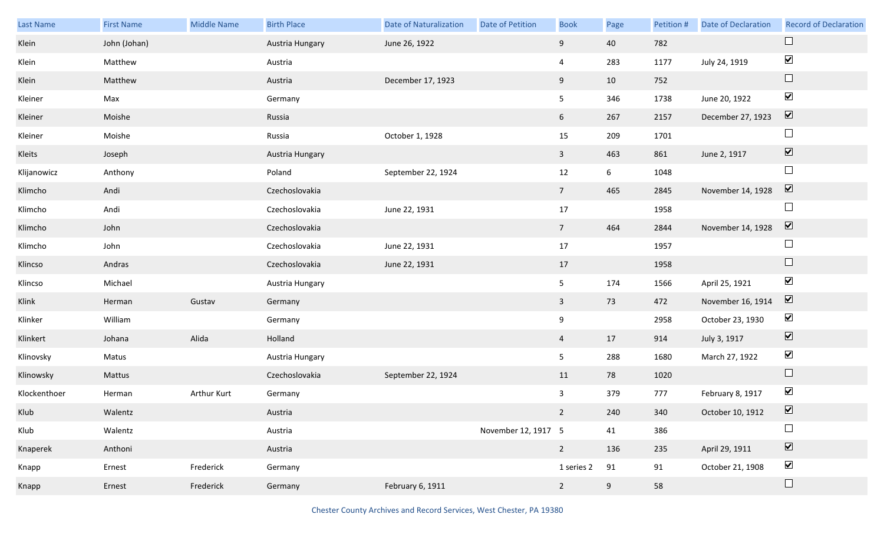| Last Name | First Name | Middle Name | Birth Place | Date of Naturalization | Date of Petition | Book | Page | Petition # | Date of Declaration | Record of Declaration |
|---|---|---|---|---|---|---|---|---|---|---|
| Klein | John (Johan) | | Austria Hungary | June 26, 1922 | | 9 | 40 | 782 | | ☐ |
| Klein | Matthew | | Austria | | | 4 | 283 | 1177 | July 24, 1919 | ☑ |
| Klein | Matthew | | Austria | December 17, 1923 | | 9 | 10 | 752 | | ☐ |
| Kleiner | Max | | Germany | | | 5 | 346 | 1738 | June 20, 1922 | ☑ |
| Kleiner | Moishe | | Russia | | | 6 | 267 | 2157 | December 27, 1923 | ☑ |
| Kleiner | Moishe | | Russia | October 1, 1928 | | 15 | 209 | 1701 | | ☐ |
| Kleits | Joseph | | Austria Hungary | | | 3 | 463 | 861 | June 2, 1917 | ☑ |
| Klijanowicz | Anthony | | Poland | September 22, 1924 | | 12 | 6 | 1048 | | ☐ |
| Klimcho | Andi | | Czechoslovakia | | | 7 | 465 | 2845 | November 14, 1928 | ☑ |
| Klimcho | Andi | | Czechoslovakia | June 22, 1931 | | 17 | | 1958 | | ☐ |
| Klimcho | John | | Czechoslovakia | | | 7 | 464 | 2844 | November 14, 1928 | ☑ |
| Klimcho | John | | Czechoslovakia | June 22, 1931 | | 17 | | 1957 | | ☐ |
| Klincso | Andras | | Czechoslovakia | June 22, 1931 | | 17 | | 1958 | | ☐ |
| Klincso | Michael | | Austria Hungary | | | 5 | 174 | 1566 | April 25, 1921 | ☑ |
| Klink | Herman | Gustav | Germany | | | 3 | 73 | 472 | November 16, 1914 | ☑ |
| Klinker | William | | Germany | | | 9 | | 2958 | October 23, 1930 | ☑ |
| Klinkert | Johana | Alida | Holland | | | 4 | 17 | 914 | July 3, 1917 | ☑ |
| Klinovsky | Matus | | Austria Hungary | | | 5 | 288 | 1680 | March 27, 1922 | ☑ |
| Klinowsky | Mattus | | Czechoslovakia | September 22, 1924 | | 11 | 78 | 1020 | | ☐ |
| Klockenthoer | Herman | Arthur Kurt | Germany | | | 3 | 379 | 777 | February 8, 1917 | ☑ |
| Klub | Walentz | | Austria | | | 2 | 240 | 340 | October 10, 1912 | ☑ |
| Klub | Walentz | | Austria | | November 12, 1917 | 5 | 41 | 386 | | ☐ |
| Knaperek | Anthoni | | Austria | | | 2 | 136 | 235 | April 29, 1911 | ☑ |
| Knapp | Ernest | Frederick | Germany | | | 1 series 2 | 91 | 91 | October 21, 1908 | ☑ |
| Knapp | Ernest | Frederick | Germany | February 6, 1911 | | 2 | 9 | 58 | | ☐ |

Chester County Archives and Record Services, West Chester, PA 19380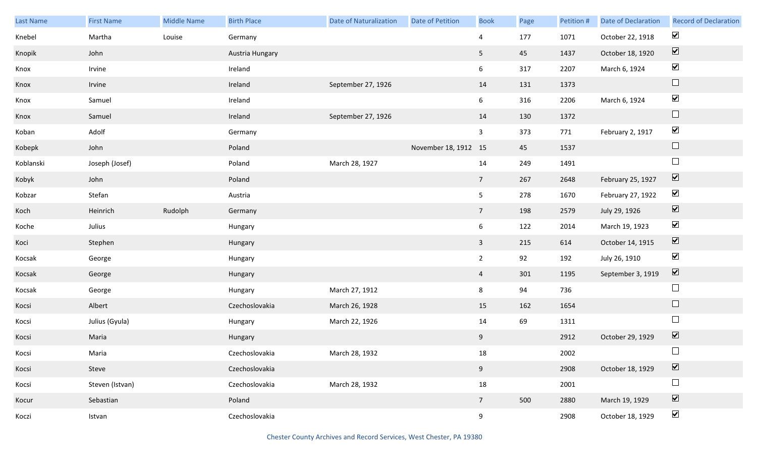| Last Name | First Name | Middle Name | Birth Place | Date of Naturalization | Date of Petition | Book | Page | Petition # | Date of Declaration | Record of Declaration |
|---|---|---|---|---|---|---|---|---|---|---|
| Knebel | Martha | Louise | Germany | | | 4 | 177 | 1071 | October 22, 1918 | ☑ |
| Knopik | John | | Austria Hungary | | | 5 | 45 | 1437 | October 18, 1920 | ☑ |
| Knox | Irvine | | Ireland | | | 6 | 317 | 2207 | March 6, 1924 | ☑ |
| Knox | Irvine | | Ireland | September 27, 1926 | | 14 | 131 | 1373 | | ☐ |
| Knox | Samuel | | Ireland | | | 6 | 316 | 2206 | March 6, 1924 | ☑ |
| Knox | Samuel | | Ireland | September 27, 1926 | | 14 | 130 | 1372 | | ☐ |
| Koban | Adolf | | Germany | | | 3 | 373 | 771 | February 2, 1917 | ☑ |
| Kobepk | John | | Poland | | November 18, 1912 | 15 | 45 | 1537 | | ☐ |
| Koblanski | Joseph (Josef) | | Poland | March 28, 1927 | | 14 | 249 | 1491 | | ☐ |
| Kobyk | John | | Poland | | | 7 | 267 | 2648 | February 25, 1927 | ☑ |
| Kobzar | Stefan | | Austria | | | 5 | 278 | 1670 | February 27, 1922 | ☑ |
| Koch | Heinrich | Rudolph | Germany | | | 7 | 198 | 2579 | July 29, 1926 | ☑ |
| Koche | Julius | | Hungary | | | 6 | 122 | 2014 | March 19, 1923 | ☑ |
| Koci | Stephen | | Hungary | | | 3 | 215 | 614 | October 14, 1915 | ☑ |
| Kocsak | George | | Hungary | | | 2 | 92 | 192 | July 26, 1910 | ☑ |
| Kocsak | George | | Hungary | | | 4 | 301 | 1195 | September 3, 1919 | ☑ |
| Kocsak | George | | Hungary | March 27, 1912 | | 8 | 94 | 736 | | ☐ |
| Kocsi | Albert | | Czechoslovakia | March 26, 1928 | | 15 | 162 | 1654 | | ☐ |
| Kocsi | Julius (Gyula) | | Hungary | March 22, 1926 | | 14 | 69 | 1311 | | ☐ |
| Kocsi | Maria | | Hungary | | | 9 | | 2912 | October 29, 1929 | ☑ |
| Kocsi | Maria | | Czechoslovakia | March 28, 1932 | | 18 | | 2002 | | ☐ |
| Kocsi | Steve | | Czechoslovakia | | | 9 | | 2908 | October 18, 1929 | ☑ |
| Kocsi | Steven (Istvan) | | Czechoslovakia | March 28, 1932 | | 18 | | 2001 | | ☐ |
| Kocur | Sebastian | | Poland | | | 7 | 500 | 2880 | March 19, 1929 | ☑ |
| Koczi | Istvan | | Czechoslovakia | | | 9 | | 2908 | October 18, 1929 | ☑ |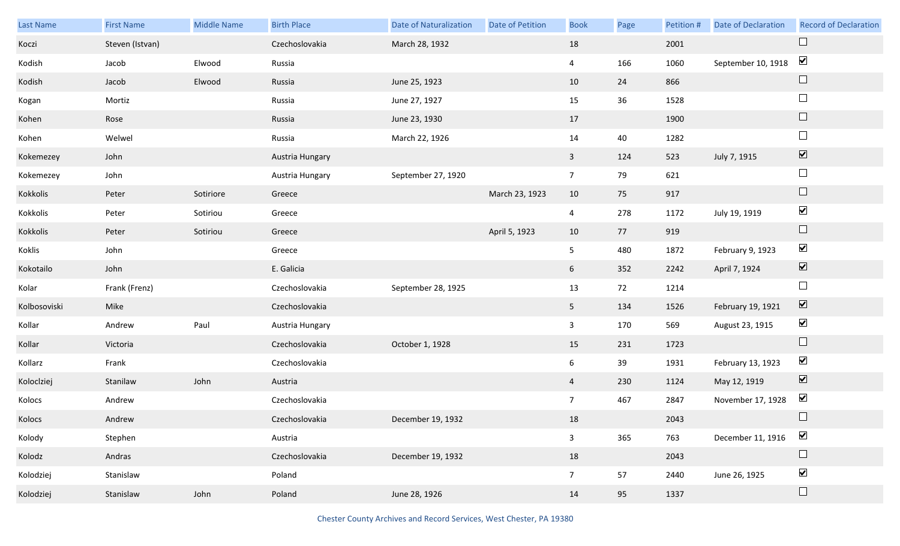| Last Name | First Name | Middle Name | Birth Place | Date of Naturalization | Date of Petition | Book | Page | Petition # | Date of Declaration | Record of Declaration |
|---|---|---|---|---|---|---|---|---|---|---|
| Koczi | Steven (Istvan) | | Czechoslovakia | March 28, 1932 | | 18 | | 2001 | | ☐ |
| Kodish | Jacob | Elwood | Russia | | | 4 | 166 | 1060 | September 10, 1918 | ☑ |
| Kodish | Jacob | Elwood | Russia | June 25, 1923 | | 10 | 24 | 866 | | ☐ |
| Kogan | Mortiz | | Russia | June 27, 1927 | | 15 | 36 | 1528 | | ☐ |
| Kohen | Rose | | Russia | June 23, 1930 | | 17 | | 1900 | | ☐ |
| Kohen | Welwel | | Russia | March 22, 1926 | | 14 | 40 | 1282 | | ☐ |
| Kokemezey | John | | Austria Hungary | | | 3 | 124 | 523 | July 7, 1915 | ☑ |
| Kokemezey | John | | Austria Hungary | September 27, 1920 | | 7 | 79 | 621 | | ☐ |
| Kokkolis | Peter | Sotiriore | Greece | | March 23, 1923 | 10 | 75 | 917 | | ☐ |
| Kokkolis | Peter | Sotiriou | Greece | | | 4 | 278 | 1172 | July 19, 1919 | ☑ |
| Kokkolis | Peter | Sotiriou | Greece | | April 5, 1923 | 10 | 77 | 919 | | ☐ |
| Koklis | John | | Greece | | | 5 | 480 | 1872 | February 9, 1923 | ☑ |
| Kokotailo | John | | E. Galicia | | | 6 | 352 | 2242 | April 7, 1924 | ☑ |
| Kolar | Frank (Frenz) | | Czechoslovakia | September 28, 1925 | | 13 | 72 | 1214 | | ☐ |
| Kolbosoviski | Mike | | Czechoslovakia | | | 5 | 134 | 1526 | February 19, 1921 | ☑ |
| Kollar | Andrew | Paul | Austria Hungary | | | 3 | 170 | 569 | August 23, 1915 | ☑ |
| Kollar | Victoria | | Czechoslovakia | October 1, 1928 | | 15 | 231 | 1723 | | ☐ |
| Kollarz | Frank | | Czechoslovakia | | | 6 | 39 | 1931 | February 13, 1923 | ☑ |
| Koloclziej | Stanilaw | John | Austria | | | 4 | 230 | 1124 | May 12, 1919 | ☑ |
| Kolocs | Andrew | | Czechoslovakia | | | 7 | 467 | 2847 | November 17, 1928 | ☑ |
| Kolocs | Andrew | | Czechoslovakia | December 19, 1932 | | 18 | | 2043 | | ☐ |
| Kolody | Stephen | | Austria | | | 3 | 365 | 763 | December 11, 1916 | ☑ |
| Kolodz | Andras | | Czechoslovakia | December 19, 1932 | | 18 | | 2043 | | ☐ |
| Kolodziej | Stanislaw | | Poland | | | 7 | 57 | 2440 | June 26, 1925 | ☑ |
| Kolodziej | Stanislaw | John | Poland | June 28, 1926 | | 14 | 95 | 1337 | | ☐ |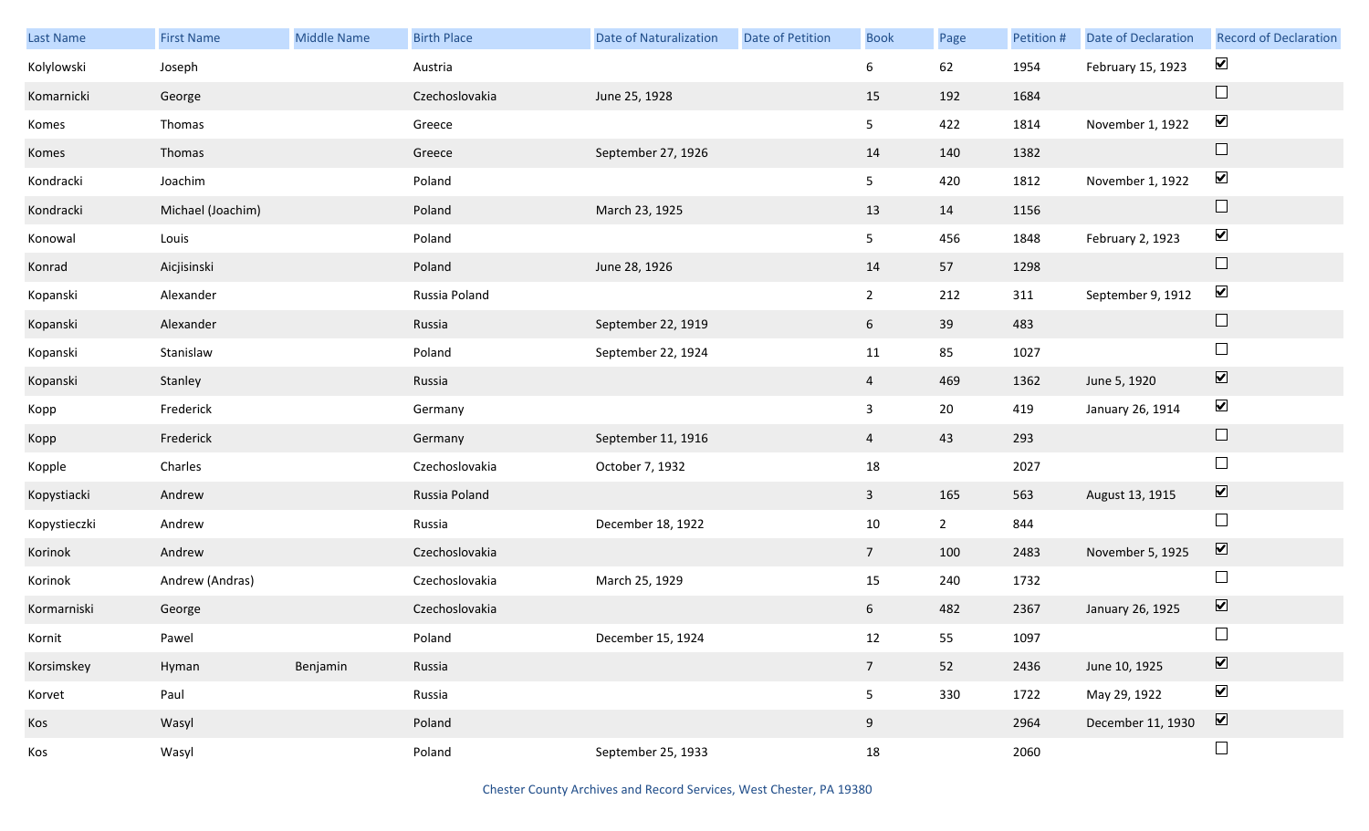| Last Name | First Name | Middle Name | Birth Place | Date of Naturalization | Date of Petition | Book | Page | Petition # | Date of Declaration | Record of Declaration |
|---|---|---|---|---|---|---|---|---|---|---|
| Kolylowski | Joseph | | Austria | | | 6 | 62 | 1954 | February 15, 1923 | ☑ |
| Komarnicki | George | | Czechoslovakia | June 25, 1928 | | 15 | 192 | 1684 | | ☐ |
| Komes | Thomas | | Greece | | | 5 | 422 | 1814 | November 1, 1922 | ☑ |
| Komes | Thomas | | Greece | September 27, 1926 | | 14 | 140 | 1382 | | ☐ |
| Kondracki | Joachim | | Poland | | | 5 | 420 | 1812 | November 1, 1922 | ☑ |
| Kondracki | Michael (Joachim) | | Poland | March 23, 1925 | | 13 | 14 | 1156 | | ☐ |
| Konowal | Louis | | Poland | | | 5 | 456 | 1848 | February 2, 1923 | ☑ |
| Konrad | Aicjisinski | | Poland | June 28, 1926 | | 14 | 57 | 1298 | | ☐ |
| Kopanski | Alexander | | Russia Poland | | | 2 | 212 | 311 | September 9, 1912 | ☑ |
| Kopanski | Alexander | | Russia | September 22, 1919 | | 6 | 39 | 483 | | ☐ |
| Kopanski | Stanislaw | | Poland | September 22, 1924 | | 11 | 85 | 1027 | | ☐ |
| Kopanski | Stanley | | Russia | | | 4 | 469 | 1362 | June 5, 1920 | ☑ |
| Kopp | Frederick | | Germany | | | 3 | 20 | 419 | January 26, 1914 | ☑ |
| Kopp | Frederick | | Germany | September 11, 1916 | | 4 | 43 | 293 | | ☐ |
| Kopple | Charles | | Czechoslovakia | October 7, 1932 | | 18 | | 2027 | | ☐ |
| Kopystiacki | Andrew | | Russia Poland | | | 3 | 165 | 563 | August 13, 1915 | ☑ |
| Kopystieczki | Andrew | | Russia | December 18, 1922 | | 10 | 2 | 844 | | ☐ |
| Korinok | Andrew | | Czechoslovakia | | | 7 | 100 | 2483 | November 5, 1925 | ☑ |
| Korinok | Andrew (Andras) | | Czechoslovakia | March 25, 1929 | | 15 | 240 | 1732 | | ☐ |
| Kormarniski | George | | Czechoslovakia | | | 6 | 482 | 2367 | January 26, 1925 | ☑ |
| Kornit | Pawel | | Poland | December 15, 1924 | | 12 | 55 | 1097 | | ☐ |
| Korsimskey | Hyman | Benjamin | Russia | | | 7 | 52 | 2436 | June 10, 1925 | ☑ |
| Korvet | Paul | | Russia | | | 5 | 330 | 1722 | May 29, 1922 | ☑ |
| Kos | Wasyl | | Poland | | | 9 | | 2964 | December 11, 1930 | ☑ |
| Kos | Wasyl | | Poland | September 25, 1933 | | 18 | | 2060 | | ☐ |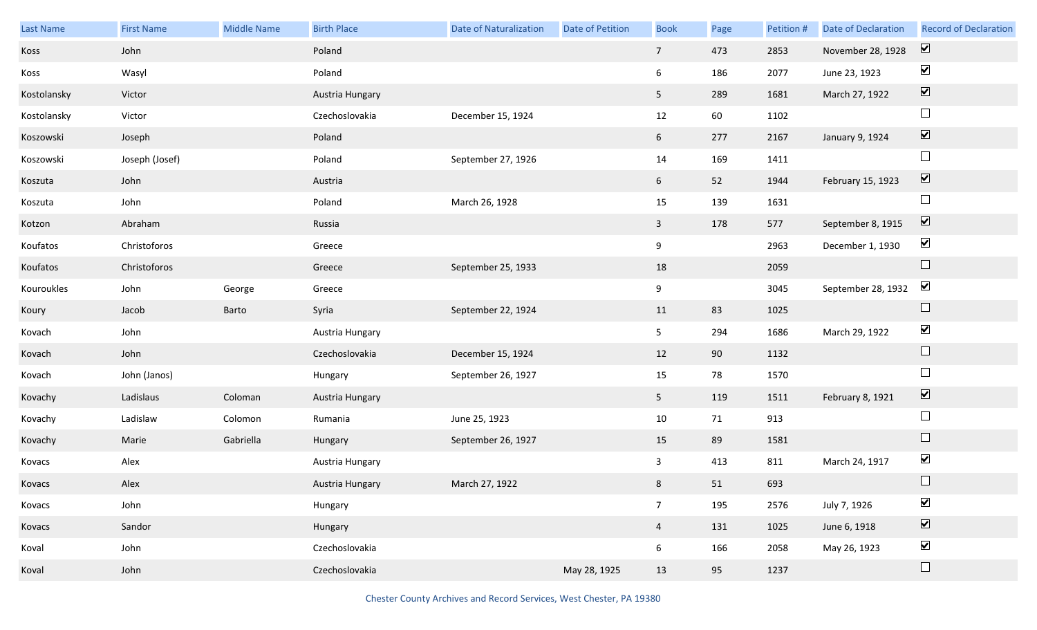| Last Name | First Name | Middle Name | Birth Place | Date of Naturalization | Date of Petition | Book | Page | Petition # | Date of Declaration | Record of Declaration |
|---|---|---|---|---|---|---|---|---|---|---|
| Koss | John | | Poland | | | 7 | 473 | 2853 | November 28, 1928 | ☑ |
| Koss | Wasyl | | Poland | | | 6 | 186 | 2077 | June 23, 1923 | ☑ |
| Kostolansky | Victor | | Austria Hungary | | | 5 | 289 | 1681 | March 27, 1922 | ☑ |
| Kostolansky | Victor | | Czechoslovakia | December 15, 1924 | | 12 | 60 | 1102 | | ☐ |
| Koszowski | Joseph | | Poland | | | 6 | 277 | 2167 | January 9, 1924 | ☑ |
| Koszowski | Joseph (Josef) | | Poland | September 27, 1926 | | 14 | 169 | 1411 | | ☐ |
| Koszuta | John | | Austria | | | 6 | 52 | 1944 | February 15, 1923 | ☑ |
| Koszuta | John | | Poland | March 26, 1928 | | 15 | 139 | 1631 | | ☐ |
| Kotzon | Abraham | | Russia | | | 3 | 178 | 577 | September 8, 1915 | ☑ |
| Koufatos | Christoforos | | Greece | | | 9 | | 2963 | December 1, 1930 | ☑ |
| Koufatos | Christoforos | | Greece | September 25, 1933 | | 18 | | 2059 | | ☐ |
| Kouroukles | John | George | Greece | | | 9 | | 3045 | September 28, 1932 | ☑ |
| Koury | Jacob | Barto | Syria | September 22, 1924 | | 11 | 83 | 1025 | | ☐ |
| Kovach | John | | Austria Hungary | | | 5 | 294 | 1686 | March 29, 1922 | ☑ |
| Kovach | John | | Czechoslovakia | December 15, 1924 | | 12 | 90 | 1132 | | ☐ |
| Kovach | John (Janos) | | Hungary | September 26, 1927 | | 15 | 78 | 1570 | | ☐ |
| Kovachy | Ladislaus | Coloman | Austria Hungary | | | 5 | 119 | 1511 | February 8, 1921 | ☑ |
| Kovachy | Ladislaw | Colomon | Rumania | June 25, 1923 | | 10 | 71 | 913 | | ☐ |
| Kovachy | Marie | Gabriella | Hungary | September 26, 1927 | | 15 | 89 | 1581 | | ☐ |
| Kovacs | Alex | | Austria Hungary | | | 3 | 413 | 811 | March 24, 1917 | ☑ |
| Kovacs | Alex | | Austria Hungary | March 27, 1922 | | 8 | 51 | 693 | | ☐ |
| Kovacs | John | | Hungary | | | 7 | 195 | 2576 | July 7, 1926 | ☑ |
| Kovacs | Sandor | | Hungary | | | 4 | 131 | 1025 | June 6, 1918 | ☑ |
| Koval | John | | Czechoslovakia | | | 6 | 166 | 2058 | May 26, 1923 | ☑ |
| Koval | John | | Czechoslovakia | | May 28, 1925 | 13 | 95 | 1237 | | ☐ |

Chester County Archives and Record Services, West Chester, PA 19380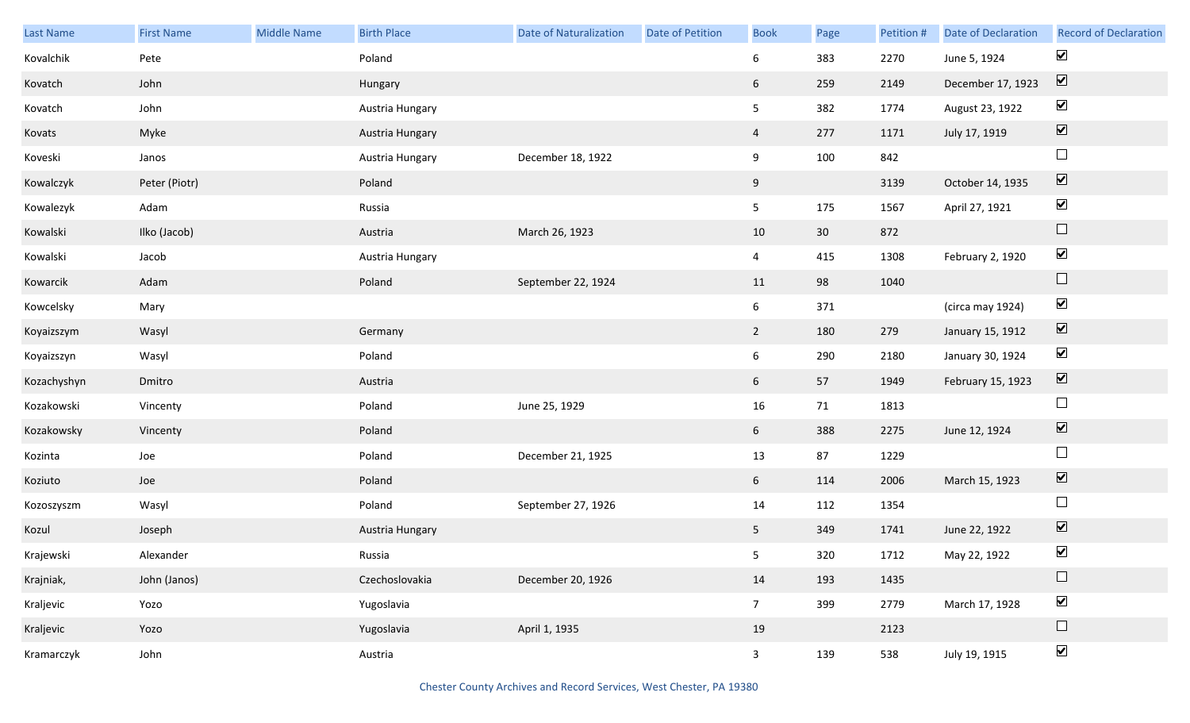| Last Name | First Name | Middle Name | Birth Place | Date of Naturalization | Date of Petition | Book | Page | Petition # | Date of Declaration | Record of Declaration |
|---|---|---|---|---|---|---|---|---|---|---|
| Kovalchik | Pete | | Poland | | | 6 | 383 | 2270 | June 5, 1924 | ☑ |
| Kovatch | John | | Hungary | | | 6 | 259 | 2149 | December 17, 1923 | ☑ |
| Kovatch | John | | Austria Hungary | | | 5 | 382 | 1774 | August 23, 1922 | ☑ |
| Kovats | Myke | | Austria Hungary | | | 4 | 277 | 1171 | July 17, 1919 | ☑ |
| Koveski | Janos | | Austria Hungary | December 18, 1922 | | 9 | 100 | 842 | | ☐ |
| Kowalczyk | Peter (Piotr) | | Poland | | | 9 | | 3139 | October 14, 1935 | ☑ |
| Kowalezyk | Adam | | Russia | | | 5 | 175 | 1567 | April 27, 1921 | ☑ |
| Kowalski | Ilko (Jacob) | | Austria | March 26, 1923 | | 10 | 30 | 872 | | ☐ |
| Kowalski | Jacob | | Austria Hungary | | | 4 | 415 | 1308 | February 2, 1920 | ☑ |
| Kowarcik | Adam | | Poland | September 22, 1924 | | 11 | 98 | 1040 | | ☐ |
| Kowcelsky | Mary | | | | | 6 | 371 | | (circa may 1924) | ☑ |
| Koyaizszym | Wasyl | | Germany | | | 2 | 180 | 279 | January 15, 1912 | ☑ |
| Koyaizszyn | Wasyl | | Poland | | | 6 | 290 | 2180 | January 30, 1924 | ☑ |
| Kozachyshyn | Dmitro | | Austria | | | 6 | 57 | 1949 | February 15, 1923 | ☑ |
| Kozakowski | Vincenty | | Poland | June 25, 1929 | | 16 | 71 | 1813 | | ☐ |
| Kozakowsky | Vincenty | | Poland | | | 6 | 388 | 2275 | June 12, 1924 | ☑ |
| Kozinta | Joe | | Poland | December 21, 1925 | | 13 | 87 | 1229 | | ☐ |
| Koziuto | Joe | | Poland | | | 6 | 114 | 2006 | March 15, 1923 | ☑ |
| Kozoszyszm | Wasyl | | Poland | September 27, 1926 | | 14 | 112 | 1354 | | ☐ |
| Kozul | Joseph | | Austria Hungary | | | 5 | 349 | 1741 | June 22, 1922 | ☑ |
| Krajewski | Alexander | | Russia | | | 5 | 320 | 1712 | May 22, 1922 | ☑ |
| Krajniak, | John (Janos) | | Czechoslovakia | December 20, 1926 | | 14 | 193 | 1435 | | ☐ |
| Kraljevic | Yozo | | Yugoslavia | | | 7 | 399 | 2779 | March 17, 1928 | ☑ |
| Kraljevic | Yozo | | Yugoslavia | April 1, 1935 | | 19 | | 2123 | | ☐ |
| Kramarczyk | John | | Austria | | | 3 | 139 | 538 | July 19, 1915 | ☑ |

Chester County Archives and Record Services, West Chester, PA 19380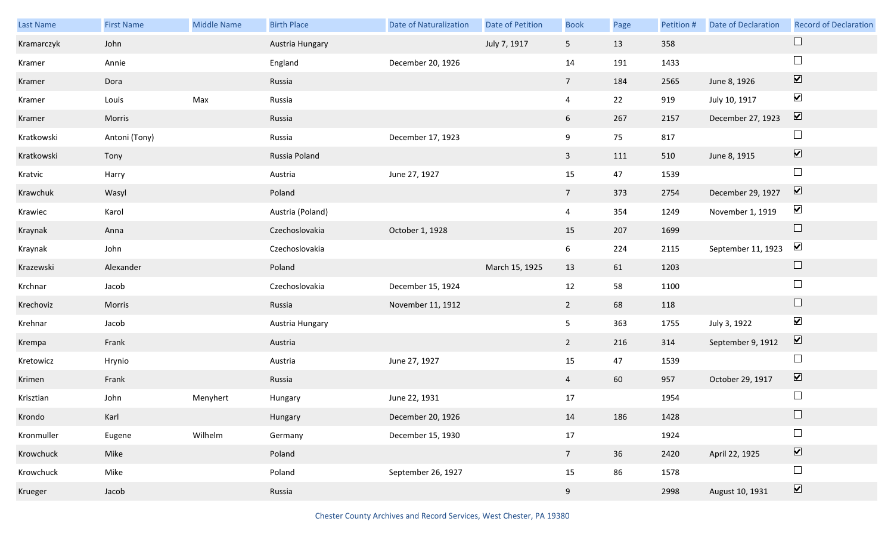| Last Name | First Name | Middle Name | Birth Place | Date of Naturalization | Date of Petition | Book | Page | Petition # | Date of Declaration | Record of Declaration |
|---|---|---|---|---|---|---|---|---|---|---|
| Kramarczyk | John | | Austria Hungary | | July 7, 1917 | 5 | 13 | 358 | | ☐ |
| Kramer | Annie | | England | December 20, 1926 | | 14 | 191 | 1433 | | ☐ |
| Kramer | Dora | | Russia | | | 7 | 184 | 2565 | June 8, 1926 | ☑ |
| Kramer | Louis | Max | Russia | | | 4 | 22 | 919 | July 10, 1917 | ☑ |
| Kramer | Morris | | Russia | | | 6 | 267 | 2157 | December 27, 1923 | ☑ |
| Kratkowski | Antoni (Tony) | | Russia | December 17, 1923 | | 9 | 75 | 817 | | ☐ |
| Kratkowski | Tony | | Russia Poland | | | 3 | 111 | 510 | June 8, 1915 | ☑ |
| Kratvic | Harry | | Austria | June 27, 1927 | | 15 | 47 | 1539 | | ☐ |
| Krawchuk | Wasyl | | Poland | | | 7 | 373 | 2754 | December 29, 1927 | ☑ |
| Krawiec | Karol | | Austria (Poland) | | | 4 | 354 | 1249 | November 1, 1919 | ☑ |
| Kraynak | Anna | | Czechoslovakia | October 1, 1928 | | 15 | 207 | 1699 | | ☐ |
| Kraynak | John | | Czechoslovakia | | | 6 | 224 | 2115 | September 11, 1923 | ☑ |
| Krazewski | Alexander | | Poland | | March 15, 1925 | 13 | 61 | 1203 | | ☐ |
| Krchnar | Jacob | | Czechoslovakia | December 15, 1924 | | 12 | 58 | 1100 | | ☐ |
| Krechoviz | Morris | | Russia | November 11, 1912 | | 2 | 68 | 118 | | ☐ |
| Krehnar | Jacob | | Austria Hungary | | | 5 | 363 | 1755 | July 3, 1922 | ☑ |
| Krempa | Frank | | Austria | | | 2 | 216 | 314 | September 9, 1912 | ☑ |
| Kretowicz | Hrynio | | Austria | June 27, 1927 | | 15 | 47 | 1539 | | ☐ |
| Krimen | Frank | | Russia | | | 4 | 60 | 957 | October 29, 1917 | ☑ |
| Krisztian | John | Menyhert | Hungary | June 22, 1931 | | 17 | | 1954 | | ☐ |
| Krondo | Karl | | Hungary | December 20, 1926 | | 14 | 186 | 1428 | | ☐ |
| Kronmuller | Eugene | Wilhelm | Germany | December 15, 1930 | | 17 | | 1924 | | ☐ |
| Krowchuck | Mike | | Poland | | | 7 | 36 | 2420 | April 22, 1925 | ☑ |
| Krowchuck | Mike | | Poland | September 26, 1927 | | 15 | 86 | 1578 | | ☐ |
| Krueger | Jacob | | Russia | | | 9 | | 2998 | August 10, 1931 | ☑ |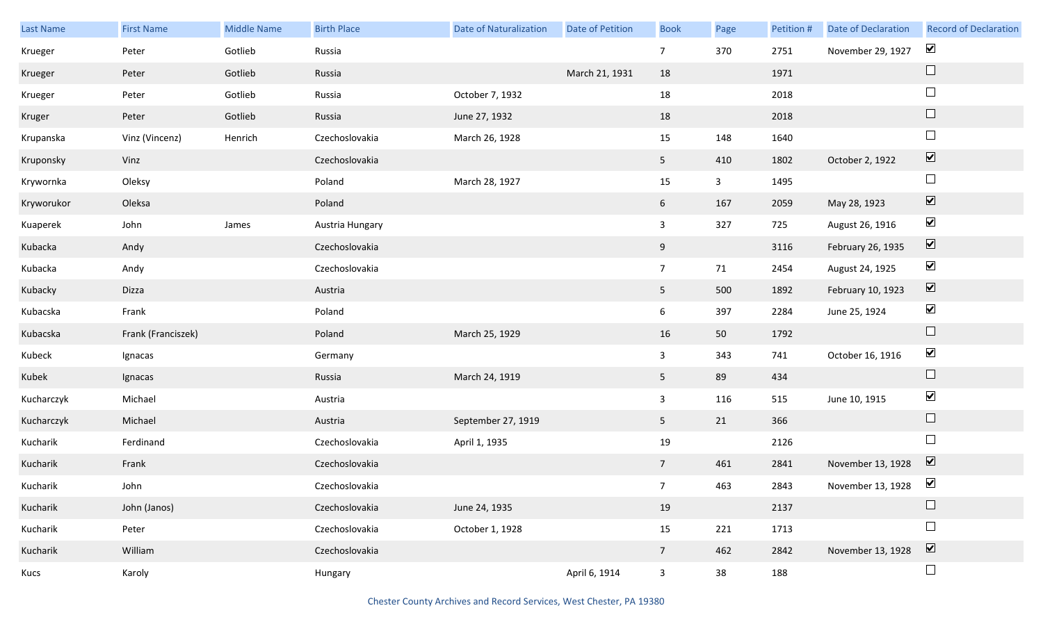| Last Name | First Name | Middle Name | Birth Place | Date of Naturalization | Date of Petition | Book | Page | Petition # | Date of Declaration | Record of Declaration |
|---|---|---|---|---|---|---|---|---|---|---|
| Krueger | Peter | Gotlieb | Russia | | | 7 | 370 | 2751 | November 29, 1927 | ☑ |
| Krueger | Peter | Gotlieb | Russia | | March 21, 1931 | 18 | | 1971 | | ☐ |
| Krueger | Peter | Gotlieb | Russia | October 7, 1932 | | 18 | | 2018 | | ☐ |
| Kruger | Peter | Gotlieb | Russia | June 27, 1932 | | 18 | | 2018 | | ☐ |
| Krupanska | Vinz (Vincenz) | Henrich | Czechoslovakia | March 26, 1928 | | 15 | 148 | 1640 | | ☐ |
| Kruponsky | Vinz | | Czechoslovakia | | | 5 | 410 | 1802 | October 2, 1922 | ☑ |
| Krywornka | Oleksy | | Poland | March 28, 1927 | | 15 | 3 | 1495 | | ☐ |
| Kryworukor | Oleksa | | Poland | | | 6 | 167 | 2059 | May 28, 1923 | ☑ |
| Kuaperek | John | James | Austria Hungary | | | 3 | 327 | 725 | August 26, 1916 | ☑ |
| Kubacka | Andy | | Czechoslovakia | | | 9 | | 3116 | February 26, 1935 | ☑ |
| Kubacka | Andy | | Czechoslovakia | | | 7 | 71 | 2454 | August 24, 1925 | ☑ |
| Kubacky | Dizza | | Austria | | | 5 | 500 | 1892 | February 10, 1923 | ☑ |
| Kubacska | Frank | | Poland | | | 6 | 397 | 2284 | June 25, 1924 | ☑ |
| Kubacska | Frank (Franciszek) | | Poland | March 25, 1929 | | 16 | 50 | 1792 | | ☐ |
| Kubeck | Ignacas | | Germany | | | 3 | 343 | 741 | October 16, 1916 | ☑ |
| Kubek | Ignacas | | Russia | March 24, 1919 | | 5 | 89 | 434 | | ☐ |
| Kucharczyk | Michael | | Austria | | | 3 | 116 | 515 | June 10, 1915 | ☑ |
| Kucharczyk | Michael | | Austria | September 27, 1919 | | 5 | 21 | 366 | | ☐ |
| Kucharik | Ferdinand | | Czechoslovakia | April 1, 1935 | | 19 | | 2126 | | ☐ |
| Kucharik | Frank | | Czechoslovakia | | | 7 | 461 | 2841 | November 13, 1928 | ☑ |
| Kucharik | John | | Czechoslovakia | | | 7 | 463 | 2843 | November 13, 1928 | ☑ |
| Kucharik | John (Janos) | | Czechoslovakia | June 24, 1935 | | 19 | | 2137 | | ☐ |
| Kucharik | Peter | | Czechoslovakia | October 1, 1928 | | 15 | 221 | 1713 | | ☐ |
| Kucharik | William | | Czechoslovakia | | | 7 | 462 | 2842 | November 13, 1928 | ☑ |
| Kucs | Karoly | | Hungary | | April 6, 1914 | 3 | 38 | 188 | | ☐ |

Chester County Archives and Record Services, West Chester, PA 19380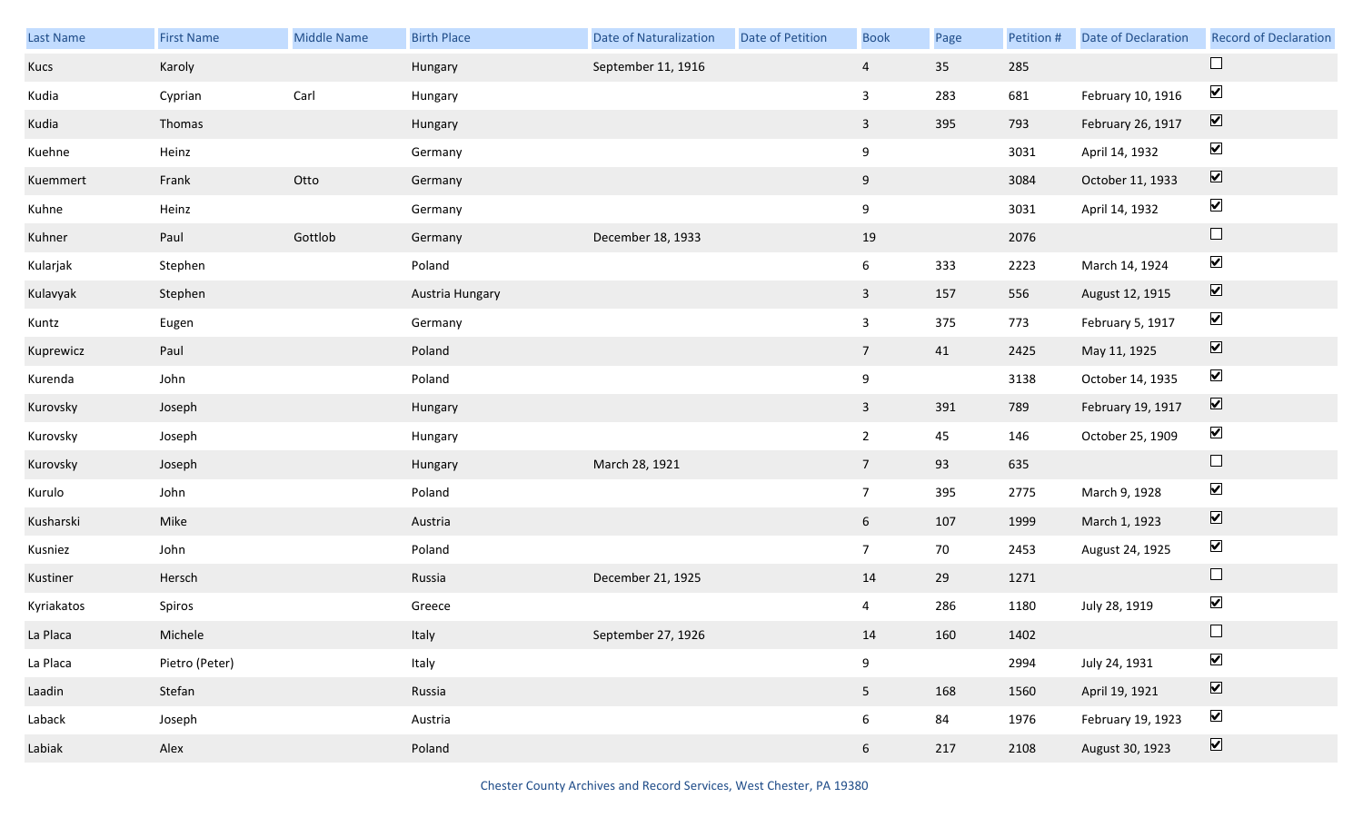| Last Name | First Name | Middle Name | Birth Place | Date of Naturalization | Date of Petition | Book | Page | Petition # | Date of Declaration | Record of Declaration |
|---|---|---|---|---|---|---|---|---|---|---|
| Kucs | Karoly | | Hungary | September 11, 1916 | | 4 | 35 | 285 | | ☐ |
| Kudia | Cyprian | Carl | Hungary | | | 3 | 283 | 681 | February 10, 1916 | ☑ |
| Kudia | Thomas | | Hungary | | | 3 | 395 | 793 | February 26, 1917 | ☑ |
| Kuehne | Heinz | | Germany | | | 9 | | 3031 | April 14, 1932 | ☑ |
| Kuemmert | Frank | Otto | Germany | | | 9 | | 3084 | October 11, 1933 | ☑ |
| Kuhne | Heinz | | Germany | | | 9 | | 3031 | April 14, 1932 | ☑ |
| Kuhner | Paul | Gottlob | Germany | December 18, 1933 | | 19 | | 2076 | | ☐ |
| Kularjak | Stephen | | Poland | | | 6 | 333 | 2223 | March 14, 1924 | ☑ |
| Kulavyak | Stephen | | Austria Hungary | | | 3 | 157 | 556 | August 12, 1915 | ☑ |
| Kuntz | Eugen | | Germany | | | 3 | 375 | 773 | February 5, 1917 | ☑ |
| Kuprewicz | Paul | | Poland | | | 7 | 41 | 2425 | May 11, 1925 | ☑ |
| Kurenda | John | | Poland | | | 9 | | 3138 | October 14, 1935 | ☑ |
| Kurovsky | Joseph | | Hungary | | | 3 | 391 | 789 | February 19, 1917 | ☑ |
| Kurovsky | Joseph | | Hungary | | | 2 | 45 | 146 | October 25, 1909 | ☑ |
| Kurovsky | Joseph | | Hungary | March 28, 1921 | | 7 | 93 | 635 | | ☐ |
| Kurulo | John | | Poland | | | 7 | 395 | 2775 | March 9, 1928 | ☑ |
| Kusharski | Mike | | Austria | | | 6 | 107 | 1999 | March 1, 1923 | ☑ |
| Kusniez | John | | Poland | | | 7 | 70 | 2453 | August 24, 1925 | ☑ |
| Kustiner | Hersch | | Russia | December 21, 1925 | | 14 | 29 | 1271 | | ☐ |
| Kyriakatos | Spiros | | Greece | | | 4 | 286 | 1180 | July 28, 1919 | ☑ |
| La Placa | Michele | | Italy | September 27, 1926 | | 14 | 160 | 1402 | | ☐ |
| La Placa | Pietro (Peter) | | Italy | | | 9 | | 2994 | July 24, 1931 | ☑ |
| Laadin | Stefan | | Russia | | | 5 | 168 | 1560 | April 19, 1921 | ☑ |
| Laback | Joseph | | Austria | | | 6 | 84 | 1976 | February 19, 1923 | ☑ |
| Labiak | Alex | | Poland | | | 6 | 217 | 2108 | August 30, 1923 | ☑ |

Chester County Archives and Record Services, West Chester, PA 19380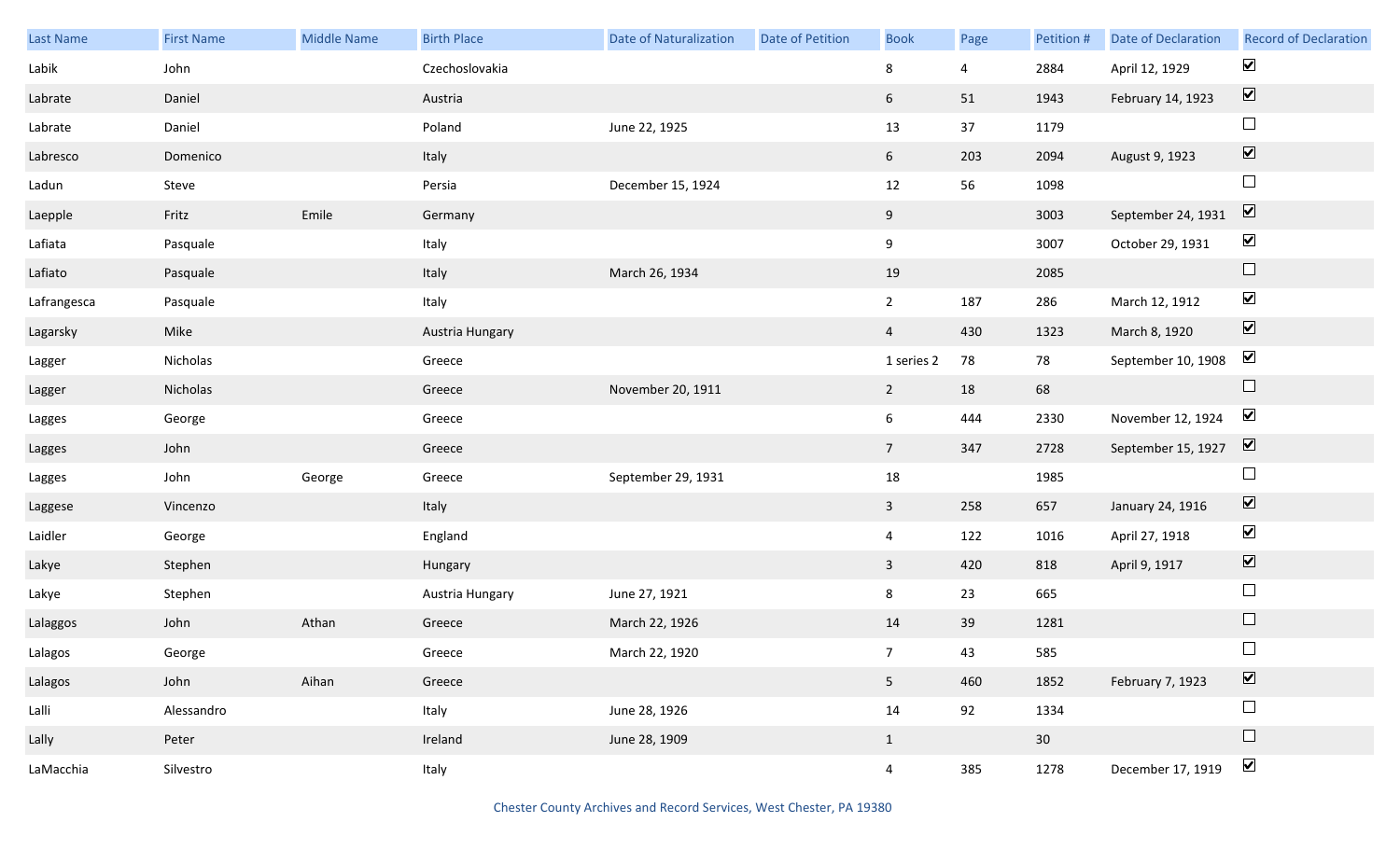| Last Name | First Name | Middle Name | Birth Place | Date of Naturalization | Date of Petition | Book | Page | Petition # | Date of Declaration | Record of Declaration |
|---|---|---|---|---|---|---|---|---|---|---|
| Labik | John | | Czechoslovakia | | | 8 | 4 | 2884 | April 12, 1929 | ☑ |
| Labrate | Daniel | | Austria | | | 6 | 51 | 1943 | February 14, 1923 | ☑ |
| Labrate | Daniel | | Poland | June 22, 1925 | | 13 | 37 | 1179 | | ☐ |
| Labresco | Domenico | | Italy | | | 6 | 203 | 2094 | August 9, 1923 | ☑ |
| Ladun | Steve | | Persia | December 15, 1924 | | 12 | 56 | 1098 | | ☐ |
| Laepple | Fritz | Emile | Germany | | | 9 | | 3003 | September 24, 1931 | ☑ |
| Lafiata | Pasquale | | Italy | | | 9 | | 3007 | October 29, 1931 | ☑ |
| Lafiato | Pasquale | | Italy | March 26, 1934 | | 19 | | 2085 | | ☐ |
| Lafrangesca | Pasquale | | Italy | | | 2 | 187 | 286 | March 12, 1912 | ☑ |
| Lagarsky | Mike | | Austria Hungary | | | 4 | 430 | 1323 | March 8, 1920 | ☑ |
| Lagger | Nicholas | | Greece | | | 1 series 2 | 78 | 78 | September 10, 1908 | ☑ |
| Lagger | Nicholas | | Greece | November 20, 1911 | | 2 | 18 | 68 | | ☐ |
| Lagges | George | | Greece | | | 6 | 444 | 2330 | November 12, 1924 | ☑ |
| Lagges | John | | Greece | | | 7 | 347 | 2728 | September 15, 1927 | ☑ |
| Lagges | John | George | Greece | September 29, 1931 | | 18 | | 1985 | | ☐ |
| Laggese | Vincenzo | | Italy | | | 3 | 258 | 657 | January 24, 1916 | ☑ |
| Laidler | George | | England | | | 4 | 122 | 1016 | April 27, 1918 | ☑ |
| Lakye | Stephen | | Hungary | | | 3 | 420 | 818 | April 9, 1917 | ☑ |
| Lakye | Stephen | | Austria Hungary | June 27, 1921 | | 8 | 23 | 665 | | ☐ |
| Lalaggos | John | Athan | Greece | March 22, 1926 | | 14 | 39 | 1281 | | ☐ |
| Lalagos | George | | Greece | March 22, 1920 | | 7 | 43 | 585 | | ☐ |
| Lalagos | John | Aihan | Greece | | | 5 | 460 | 1852 | February 7, 1923 | ☑ |
| Lalli | Alessandro | | Italy | June 28, 1926 | | 14 | 92 | 1334 | | ☐ |
| Lally | Peter | | Ireland | June 28, 1909 | | 1 | | 30 | | ☐ |
| LaMacchia | Silvestro | | Italy | | | 4 | 385 | 1278 | December 17, 1919 | ☑ |

Chester County Archives and Record Services, West Chester, PA 19380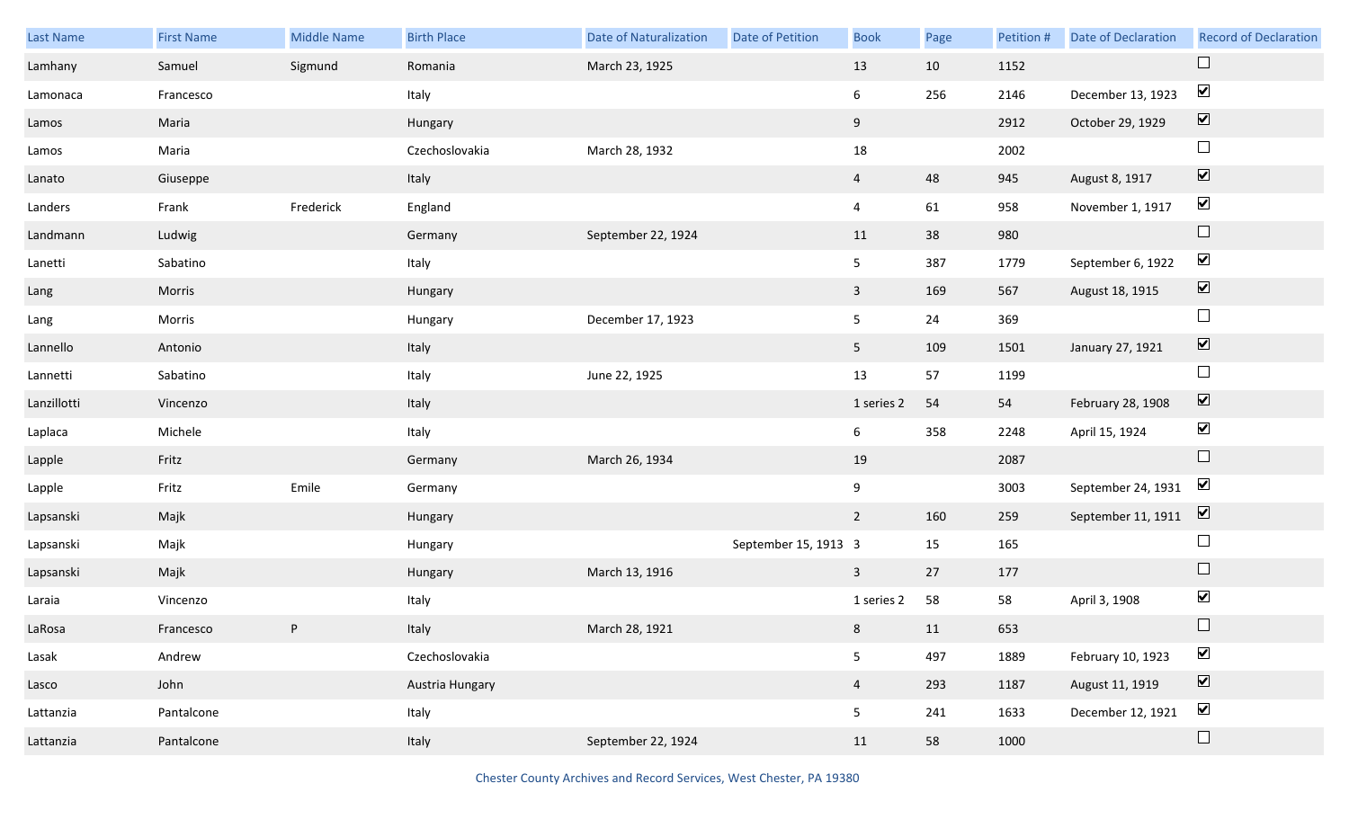| Last Name | First Name | Middle Name | Birth Place | Date of Naturalization | Date of Petition | Book | Page | Petition # | Date of Declaration | Record of Declaration |
|---|---|---|---|---|---|---|---|---|---|---|
| Lamhany | Samuel | Sigmund | Romania | March 23, 1925 | | 13 | 10 | 1152 | | ☐ |
| Lamonaca | Francesco | | Italy | | | 6 | 256 | 2146 | December 13, 1923 | ☑ |
| Lamos | Maria | | Hungary | | | 9 | | 2912 | October 29, 1929 | ☑ |
| Lamos | Maria | | Czechoslovakia | March 28, 1932 | | 18 | | 2002 | | ☐ |
| Lanato | Giuseppe | | Italy | | | 4 | 48 | 945 | August 8, 1917 | ☑ |
| Landers | Frank | Frederick | England | | | 4 | 61 | 958 | November 1, 1917 | ☑ |
| Landmann | Ludwig | | Germany | September 22, 1924 | | 11 | 38 | 980 | | ☐ |
| Lanetti | Sabatino | | Italy | | | 5 | 387 | 1779 | September 6, 1922 | ☑ |
| Lang | Morris | | Hungary | | | 3 | 169 | 567 | August 18, 1915 | ☑ |
| Lang | Morris | | Hungary | December 17, 1923 | | 5 | 24 | 369 | | ☐ |
| Lannello | Antonio | | Italy | | | 5 | 109 | 1501 | January 27, 1921 | ☑ |
| Lannetti | Sabatino | | Italy | June 22, 1925 | | 13 | 57 | 1199 | | ☐ |
| Lanzillotti | Vincenzo | | Italy | | | 1 series 2 | 54 | 54 | February 28, 1908 | ☑ |
| Laplaca | Michele | | Italy | | | 6 | 358 | 2248 | April 15, 1924 | ☑ |
| Lapple | Fritz | | Germany | March 26, 1934 | | 19 | | 2087 | | ☐ |
| Lapple | Fritz | Emile | Germany | | | 9 | | 3003 | September 24, 1931 | ☑ |
| Lapsanski | Majk | | Hungary | | | 2 | 160 | 259 | September 11, 1911 | ☑ |
| Lapsanski | Majk | | Hungary | | September 15, 1913 | 3 | 15 | 165 | | ☐ |
| Lapsanski | Majk | | Hungary | March 13, 1916 | | 3 | 27 | 177 | | ☐ |
| Laraia | Vincenzo | | Italy | | | 1 series 2 | 58 | 58 | April 3, 1908 | ☑ |
| LaRosa | Francesco | P | Italy | March 28, 1921 | | 8 | 11 | 653 | | ☐ |
| Lasak | Andrew | | Czechoslovakia | | | 5 | 497 | 1889 | February 10, 1923 | ☑ |
| Lasco | John | | Austria Hungary | | | 4 | 293 | 1187 | August 11, 1919 | ☑ |
| Lattanzia | Pantalcone | | Italy | | | 5 | 241 | 1633 | December 12, 1921 | ☑ |
| Lattanzia | Pantalcone | | Italy | September 22, 1924 | | 11 | 58 | 1000 | | ☐ |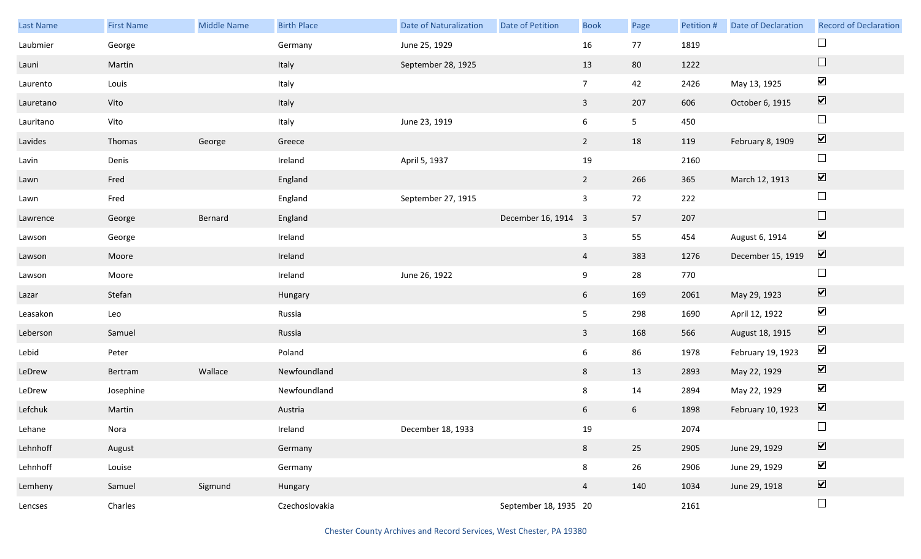| Last Name | First Name | Middle Name | Birth Place | Date of Naturalization | Date of Petition | Book | Page | Petition # | Date of Declaration | Record of Declaration |
|---|---|---|---|---|---|---|---|---|---|---|
| Laubmier | George | | Germany | June 25, 1929 | | 16 | 77 | 1819 | | ☐ |
| Launi | Martin | | Italy | September 28, 1925 | | 13 | 80 | 1222 | | ☐ |
| Laurento | Louis | | Italy | | | 7 | 42 | 2426 | May 13, 1925 | ☑ |
| Lauretano | Vito | | Italy | | | 3 | 207 | 606 | October 6, 1915 | ☑ |
| Lauritano | Vito | | Italy | June 23, 1919 | | 6 | 5 | 450 | | ☐ |
| Lavides | Thomas | George | Greece | | | 2 | 18 | 119 | February 8, 1909 | ☑ |
| Lavin | Denis | | Ireland | April 5, 1937 | | 19 | | 2160 | | ☐ |
| Lawn | Fred | | England | | | 2 | 266 | 365 | March 12, 1913 | ☑ |
| Lawn | Fred | | England | September 27, 1915 | | 3 | 72 | 222 | | ☐ |
| Lawrence | George | Bernard | England | | December 16, 1914 | 3 | 57 | 207 | | ☐ |
| Lawson | George | | Ireland | | | 3 | 55 | 454 | August 6, 1914 | ☑ |
| Lawson | Moore | | Ireland | | | 4 | 383 | 1276 | December 15, 1919 | ☑ |
| Lawson | Moore | | Ireland | June 26, 1922 | | 9 | 28 | 770 | | ☐ |
| Lazar | Stefan | | Hungary | | | 6 | 169 | 2061 | May 29, 1923 | ☑ |
| Leasakon | Leo | | Russia | | | 5 | 298 | 1690 | April 12, 1922 | ☑ |
| Leberson | Samuel | | Russia | | | 3 | 168 | 566 | August 18, 1915 | ☑ |
| Lebid | Peter | | Poland | | | 6 | 86 | 1978 | February 19, 1923 | ☑ |
| LeDrew | Bertram | Wallace | Newfoundland | | | 8 | 13 | 2893 | May 22, 1929 | ☑ |
| LeDrew | Josephine | | Newfoundland | | | 8 | 14 | 2894 | May 22, 1929 | ☑ |
| Lefchuk | Martin | | Austria | | | 6 | 6 | 1898 | February 10, 1923 | ☑ |
| Lehane | Nora | | Ireland | December 18, 1933 | | 19 | | 2074 | | ☐ |
| Lehnhoff | August | | Germany | | | 8 | 25 | 2905 | June 29, 1929 | ☑ |
| Lehnhoff | Louise | | Germany | | | 8 | 26 | 2906 | June 29, 1929 | ☑ |
| Lemheny | Samuel | Sigmund | Hungary | | | 4 | 140 | 1034 | June 29, 1918 | ☑ |
| Lencses | Charles | | Czechoslovakia | | September 18, 1935 | 20 | | 2161 | | ☐ |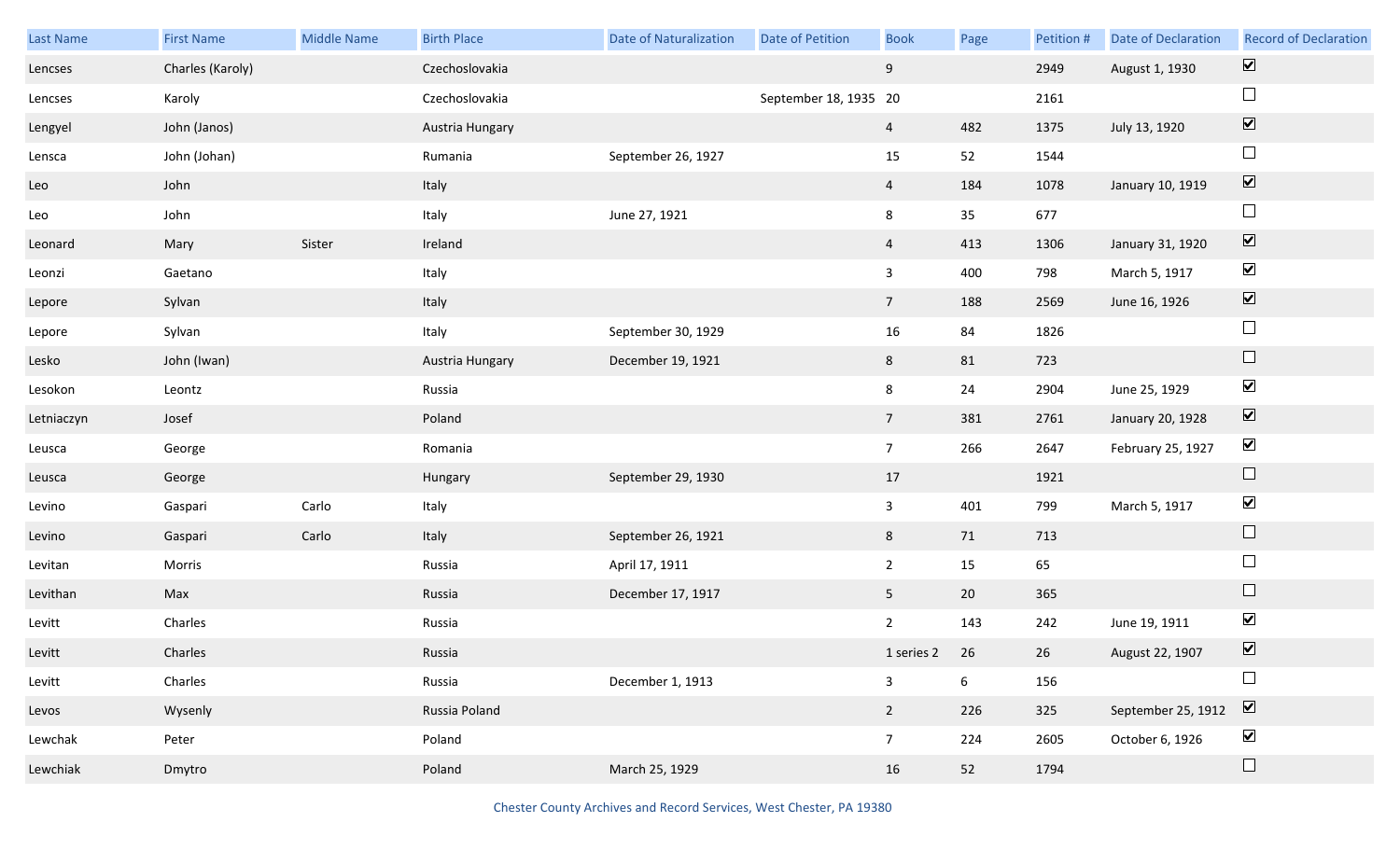| Last Name | First Name | Middle Name | Birth Place | Date of Naturalization | Date of Petition | Book | Page | Petition # | Date of Declaration | Record of Declaration |
|---|---|---|---|---|---|---|---|---|---|---|
| Lencses | Charles (Karoly) | | Czechoslovakia | | | 9 | | 2949 | August 1, 1930 | ☑ |
| Lencses | Karoly | | Czechoslovakia | | September 18, 1935 | 20 | | 2161 | | ☐ |
| Lengyel | John (Janos) | | Austria Hungary | | | 4 | 482 | 1375 | July 13, 1920 | ☑ |
| Lensca | John (Johan) | | Rumania | September 26, 1927 | | 15 | 52 | 1544 | | ☐ |
| Leo | John | | Italy | | | 4 | 184 | 1078 | January 10, 1919 | ☑ |
| Leo | John | | Italy | June 27, 1921 | | 8 | 35 | 677 | | ☐ |
| Leonard | Mary | Sister | Ireland | | | 4 | 413 | 1306 | January 31, 1920 | ☑ |
| Leonzi | Gaetano | | Italy | | | 3 | 400 | 798 | March 5, 1917 | ☑ |
| Lepore | Sylvan | | Italy | | | 7 | 188 | 2569 | June 16, 1926 | ☑ |
| Lepore | Sylvan | | Italy | September 30, 1929 | | 16 | 84 | 1826 | | ☐ |
| Lesko | John (Iwan) | | Austria Hungary | December 19, 1921 | | 8 | 81 | 723 | | ☐ |
| Lesokon | Leontz | | Russia | | | 8 | 24 | 2904 | June 25, 1929 | ☑ |
| Letniaczyn | Josef | | Poland | | | 7 | 381 | 2761 | January 20, 1928 | ☑ |
| Leusca | George | | Romania | | | 7 | 266 | 2647 | February 25, 1927 | ☑ |
| Leusca | George | | Hungary | September 29, 1930 | | 17 | | 1921 | | ☐ |
| Levino | Gaspari | Carlo | Italy | | | 3 | 401 | 799 | March 5, 1917 | ☑ |
| Levino | Gaspari | Carlo | Italy | September 26, 1921 | | 8 | 71 | 713 | | ☐ |
| Levitan | Morris | | Russia | April 17, 1911 | | 2 | 15 | 65 | | ☐ |
| Levithan | Max | | Russia | December 17, 1917 | | 5 | 20 | 365 | | ☐ |
| Levitt | Charles | | Russia | | | 2 | 143 | 242 | June 19, 1911 | ☑ |
| Levitt | Charles | | Russia | | | 1 series 2 | 26 | 26 | August 22, 1907 | ☑ |
| Levitt | Charles | | Russia | December 1, 1913 | | 3 | 6 | 156 | | ☐ |
| Levos | Wysenly | | Russia Poland | | | 2 | 226 | 325 | September 25, 1912 | ☑ |
| Lewchak | Peter | | Poland | | | 7 | 224 | 2605 | October 6, 1926 | ☑ |
| Lewchiak | Dmytro | | Poland | March 25, 1929 | | 16 | 52 | 1794 | | ☐ |

Chester County Archives and Record Services, West Chester, PA 19380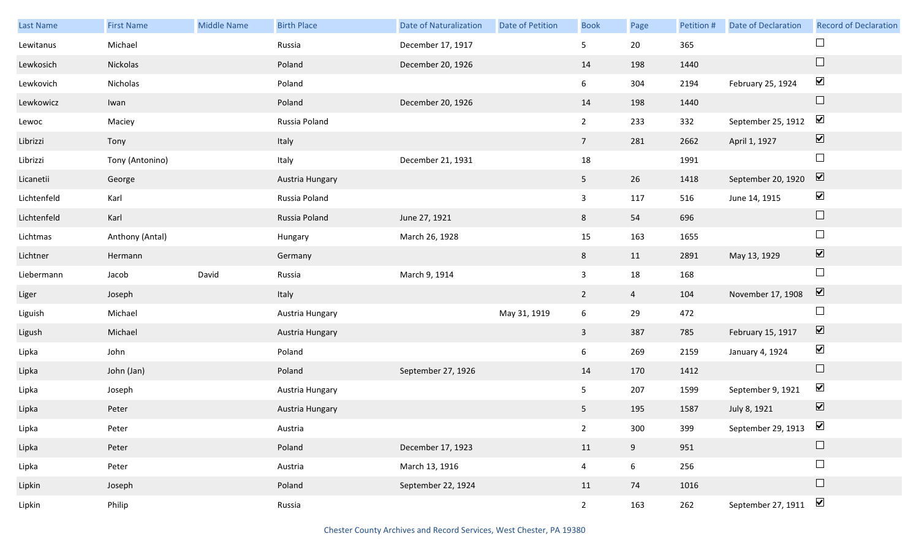| Last Name | First Name | Middle Name | Birth Place | Date of Naturalization | Date of Petition | Book | Page | Petition # | Date of Declaration | Record of Declaration |
|---|---|---|---|---|---|---|---|---|---|---|
| Lewitanus | Michael | | Russia | December 17, 1917 | | 5 | 20 | 365 | | ☐ |
| Lewkosich | Nickolas | | Poland | December 20, 1926 | | 14 | 198 | 1440 | | ☐ |
| Lewkovich | Nicholas | | Poland | | | 6 | 304 | 2194 | February 25, 1924 | ☑ |
| Lewkowicz | Iwan | | Poland | December 20, 1926 | | 14 | 198 | 1440 | | ☐ |
| Lewoc | Maciey | | Russia Poland | | | 2 | 233 | 332 | September 25, 1912 | ☑ |
| Librizzi | Tony | | Italy | | | 7 | 281 | 2662 | April 1, 1927 | ☑ |
| Librizzi | Tony (Antonino) | | Italy | December 21, 1931 | | 18 | | 1991 | | ☐ |
| Licanetii | George | | Austria Hungary | | | 5 | 26 | 1418 | September 20, 1920 | ☑ |
| Lichtenfeld | Karl | | Russia Poland | | | 3 | 117 | 516 | June 14, 1915 | ☑ |
| Lichtenfeld | Karl | | Russia Poland | June 27, 1921 | | 8 | 54 | 696 | | ☐ |
| Lichtmas | Anthony (Antal) | | Hungary | March 26, 1928 | | 15 | 163 | 1655 | | ☐ |
| Lichtner | Hermann | | Germany | | | 8 | 11 | 2891 | May 13, 1929 | ☑ |
| Liebermann | Jacob | David | Russia | March 9, 1914 | | 3 | 18 | 168 | | ☐ |
| Liger | Joseph | | Italy | | | 2 | 4 | 104 | November 17, 1908 | ☑ |
| Liguish | Michael | | Austria Hungary | | May 31, 1919 | 6 | 29 | 472 | | ☐ |
| Ligush | Michael | | Austria Hungary | | | 3 | 387 | 785 | February 15, 1917 | ☑ |
| Lipka | John | | Poland | | | 6 | 269 | 2159 | January 4, 1924 | ☑ |
| Lipka | John (Jan) | | Poland | September 27, 1926 | | 14 | 170 | 1412 | | ☐ |
| Lipka | Joseph | | Austria Hungary | | | 5 | 207 | 1599 | September 9, 1921 | ☑ |
| Lipka | Peter | | Austria Hungary | | | 5 | 195 | 1587 | July 8, 1921 | ☑ |
| Lipka | Peter | | Austria | | | 2 | 300 | 399 | September 29, 1913 | ☑ |
| Lipka | Peter | | Poland | December 17, 1923 | | 11 | 9 | 951 | | ☐ |
| Lipka | Peter | | Austria | March 13, 1916 | | 4 | 6 | 256 | | ☐ |
| Lipkin | Joseph | | Poland | September 22, 1924 | | 11 | 74 | 1016 | | ☐ |
| Lipkin | Philip | | Russia | | | 2 | 163 | 262 | September 27, 1911 | ☑ |

Chester County Archives and Record Services, West Chester, PA 19380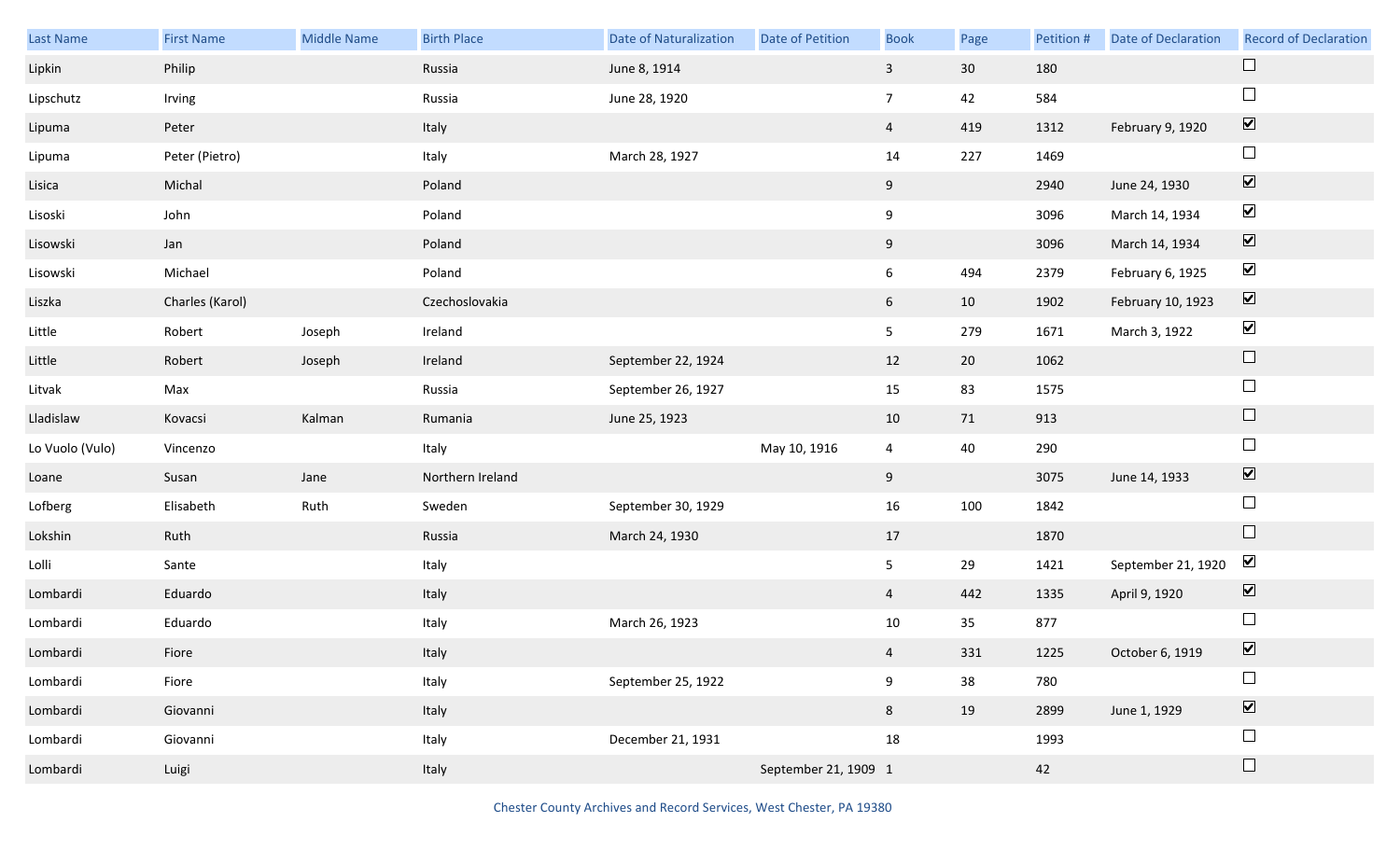| Last Name | First Name | Middle Name | Birth Place | Date of Naturalization | Date of Petition | Book | Page | Petition # | Date of Declaration | Record of Declaration |
|---|---|---|---|---|---|---|---|---|---|---|
| Lipkin | Philip | | Russia | June 8, 1914 | | 3 | 30 | 180 | | ☐ |
| Lipschutz | Irving | | Russia | June 28, 1920 | | 7 | 42 | 584 | | ☐ |
| Lipuma | Peter | | Italy | | | 4 | 419 | 1312 | February 9, 1920 | ☑ |
| Lipuma | Peter (Pietro) | | Italy | March 28, 1927 | | 14 | 227 | 1469 | | ☐ |
| Lisica | Michal | | Poland | | | 9 | | 2940 | June 24, 1930 | ☑ |
| Lisoski | John | | Poland | | | 9 | | 3096 | March 14, 1934 | ☑ |
| Lisowski | Jan | | Poland | | | 9 | | 3096 | March 14, 1934 | ☑ |
| Lisowski | Michael | | Poland | | | 6 | 494 | 2379 | February 6, 1925 | ☑ |
| Liszka | Charles (Karol) | | Czechoslovakia | | | 6 | 10 | 1902 | February 10, 1923 | ☑ |
| Little | Robert | Joseph | Ireland | | | 5 | 279 | 1671 | March 3, 1922 | ☑ |
| Little | Robert | Joseph | Ireland | September 22, 1924 | | 12 | 20 | 1062 | | ☐ |
| Litvak | Max | | Russia | September 26, 1927 | | 15 | 83 | 1575 | | ☐ |
| Lladislaw | Kovacsi | Kalman | Rumania | June 25, 1923 | | 10 | 71 | 913 | | ☐ |
| Lo Vuolo (Vulo) | Vincenzo | | Italy | | May 10, 1916 | 4 | 40 | 290 | | ☐ |
| Loane | Susan | Jane | Northern Ireland | | | 9 | | 3075 | June 14, 1933 | ☑ |
| Lofberg | Elisabeth | Ruth | Sweden | September 30, 1929 | | 16 | 100 | 1842 | | ☐ |
| Lokshin | Ruth | | Russia | March 24, 1930 | | 17 | | 1870 | | ☐ |
| Lolli | Sante | | Italy | | | 5 | 29 | 1421 | September 21, 1920 | ☑ |
| Lombardi | Eduardo | | Italy | | | 4 | 442 | 1335 | April 9, 1920 | ☑ |
| Lombardi | Eduardo | | Italy | March 26, 1923 | | 10 | 35 | 877 | | ☐ |
| Lombardi | Fiore | | Italy | | | 4 | 331 | 1225 | October 6, 1919 | ☑ |
| Lombardi | Fiore | | Italy | September 25, 1922 | | 9 | 38 | 780 | | ☐ |
| Lombardi | Giovanni | | Italy | | | 8 | 19 | 2899 | June 1, 1929 | ☑ |
| Lombardi | Giovanni | | Italy | December 21, 1931 | | 18 | | 1993 | | ☐ |
| Lombardi | Luigi | | Italy | | September 21, 1909 | 1 | | 42 | | ☐ |

Chester County Archives and Record Services, West Chester, PA 19380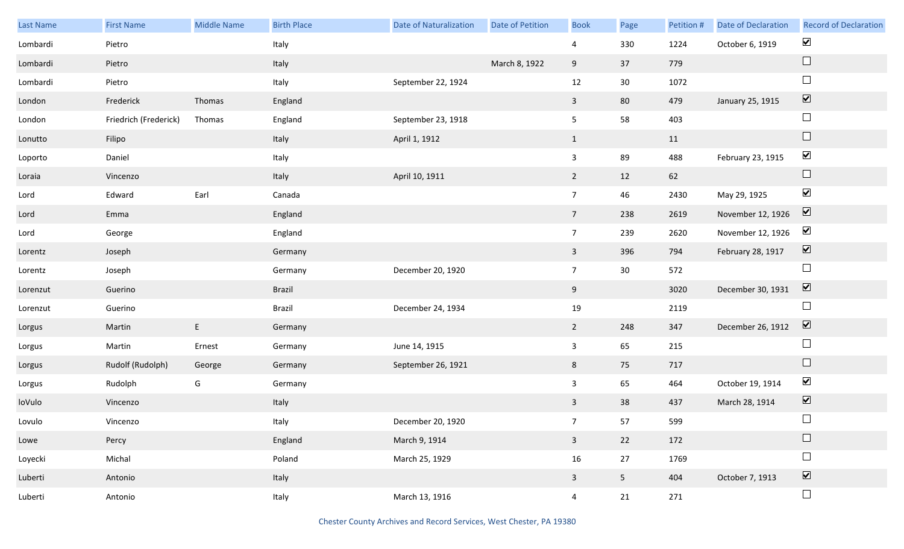| Last Name | First Name | Middle Name | Birth Place | Date of Naturalization | Date of Petition | Book | Page | Petition # | Date of Declaration | Record of Declaration |
|---|---|---|---|---|---|---|---|---|---|---|
| Lombardi | Pietro | | Italy | | | 4 | 330 | 1224 | October 6, 1919 | ☑ |
| Lombardi | Pietro | | Italy | | March 8, 1922 | 9 | 37 | 779 | | ☐ |
| Lombardi | Pietro | | Italy | September 22, 1924 | | 12 | 30 | 1072 | | ☐ |
| London | Frederick | Thomas | England | | | 3 | 80 | 479 | January 25, 1915 | ☑ |
| London | Friedrich (Frederick) | Thomas | England | September 23, 1918 | | 5 | 58 | 403 | | ☐ |
| Lonutto | Filipo | | Italy | April 1, 1912 | | 1 | | 11 | | ☐ |
| Loporto | Daniel | | Italy | | | 3 | 89 | 488 | February 23, 1915 | ☑ |
| Loraia | Vincenzo | | Italy | April 10, 1911 | | 2 | 12 | 62 | | ☐ |
| Lord | Edward | Earl | Canada | | | 7 | 46 | 2430 | May 29, 1925 | ☑ |
| Lord | Emma | | England | | | 7 | 238 | 2619 | November 12, 1926 | ☑ |
| Lord | George | | England | | | 7 | 239 | 2620 | November 12, 1926 | ☑ |
| Lorentz | Joseph | | Germany | | | 3 | 396 | 794 | February 28, 1917 | ☑ |
| Lorentz | Joseph | | Germany | December 20, 1920 | | 7 | 30 | 572 | | ☐ |
| Lorenzut | Guerino | | Brazil | | | 9 | | 3020 | December 30, 1931 | ☑ |
| Lorenzut | Guerino | | Brazil | December 24, 1934 | | 19 | | 2119 | | ☐ |
| Lorgus | Martin | E | Germany | | | 2 | 248 | 347 | December 26, 1912 | ☑ |
| Lorgus | Martin | Ernest | Germany | June 14, 1915 | | 3 | 65 | 215 | | ☐ |
| Lorgus | Rudolf (Rudolph) | George | Germany | September 26, 1921 | | 8 | 75 | 717 | | ☐ |
| Lorgus | Rudolph | G | Germany | | | 3 | 65 | 464 | October 19, 1914 | ☑ |
| loVulo | Vincenzo | | Italy | | | 3 | 38 | 437 | March 28, 1914 | ☑ |
| Lovulo | Vincenzo | | Italy | December 20, 1920 | | 7 | 57 | 599 | | ☐ |
| Lowe | Percy | | England | March 9, 1914 | | 3 | 22 | 172 | | ☐ |
| Loyecki | Michal | | Poland | March 25, 1929 | | 16 | 27 | 1769 | | ☐ |
| Luberti | Antonio | | Italy | | | 3 | 5 | 404 | October 7, 1913 | ☑ |
| Luberti | Antonio | | Italy | March 13, 1916 | | 4 | 21 | 271 | | ☐ |

Chester County Archives and Record Services, West Chester, PA 19380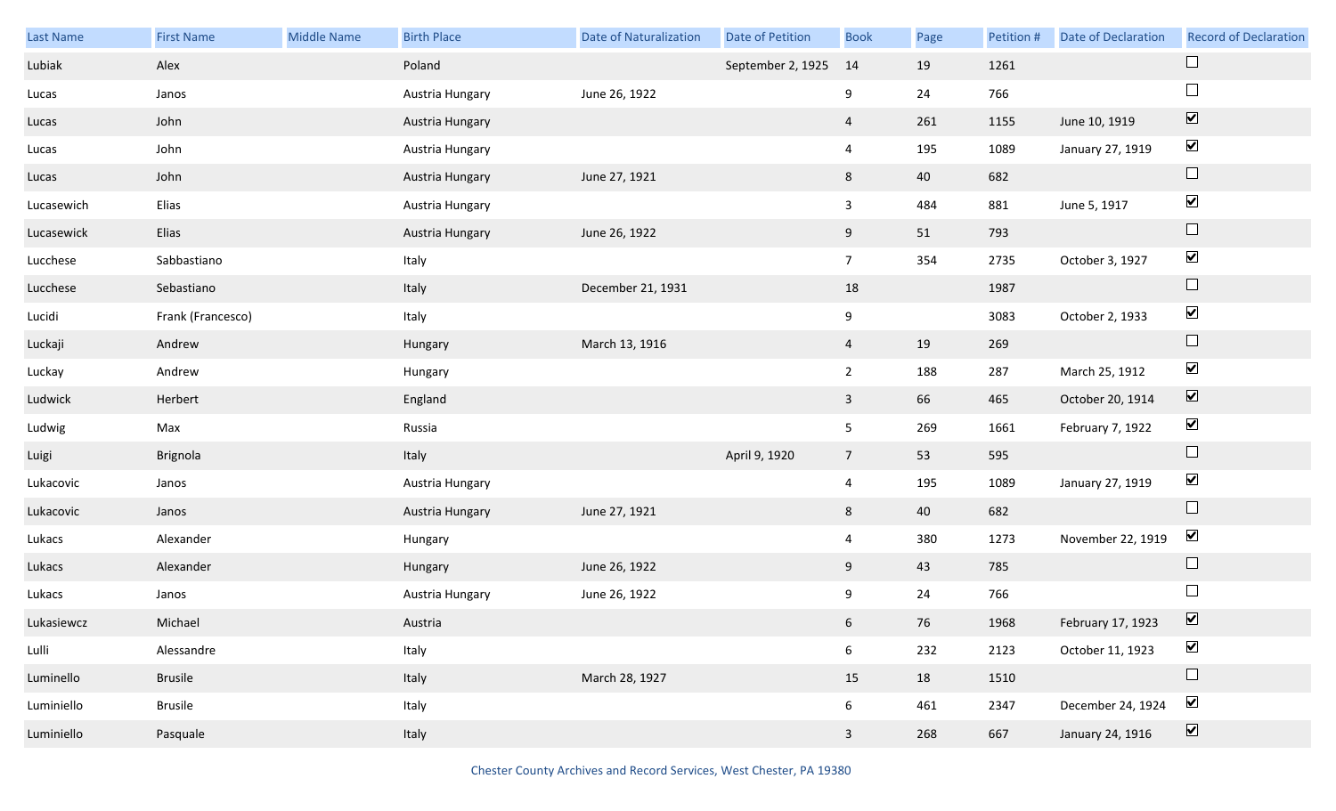| Last Name | First Name | Middle Name | Birth Place | Date of Naturalization | Date of Petition | Book | Page | Petition # | Date of Declaration | Record of Declaration |
|---|---|---|---|---|---|---|---|---|---|---|
| Lubiak | Alex | | Poland | | September 2, 1925 | 14 | 19 | 1261 | | ☐ |
| Lucas | Janos | | Austria Hungary | June 26, 1922 | | 9 | 24 | 766 | | ☐ |
| Lucas | John | | Austria Hungary | | | 4 | 261 | 1155 | June 10, 1919 | ☑ |
| Lucas | John | | Austria Hungary | | | 4 | 195 | 1089 | January 27, 1919 | ☑ |
| Lucas | John | | Austria Hungary | June 27, 1921 | | 8 | 40 | 682 | | ☐ |
| Lucasewich | Elias | | Austria Hungary | | | 3 | 484 | 881 | June 5, 1917 | ☑ |
| Lucasewick | Elias | | Austria Hungary | June 26, 1922 | | 9 | 51 | 793 | | ☐ |
| Lucchese | Sabbastiano | | Italy | | | 7 | 354 | 2735 | October 3, 1927 | ☑ |
| Lucchese | Sebastiano | | Italy | December 21, 1931 | | 18 | | 1987 | | ☐ |
| Lucidi | Frank (Francesco) | | Italy | | | 9 | | 3083 | October 2, 1933 | ☑ |
| Luckaji | Andrew | | Hungary | March 13, 1916 | | 4 | 19 | 269 | | ☐ |
| Luckay | Andrew | | Hungary | | | 2 | 188 | 287 | March 25, 1912 | ☑ |
| Ludwick | Herbert | | England | | | 3 | 66 | 465 | October 20, 1914 | ☑ |
| Ludwig | Max | | Russia | | | 5 | 269 | 1661 | February 7, 1922 | ☑ |
| Luigi | Brignola | | Italy | | April 9, 1920 | 7 | 53 | 595 | | ☐ |
| Lukacovic | Janos | | Austria Hungary | | | 4 | 195 | 1089 | January 27, 1919 | ☑ |
| Lukacovic | Janos | | Austria Hungary | June 27, 1921 | | 8 | 40 | 682 | | ☐ |
| Lukacs | Alexander | | Hungary | | | 4 | 380 | 1273 | November 22, 1919 | ☑ |
| Lukacs | Alexander | | Hungary | June 26, 1922 | | 9 | 43 | 785 | | ☐ |
| Lukacs | Janos | | Austria Hungary | June 26, 1922 | | 9 | 24 | 766 | | ☐ |
| Lukasiewcz | Michael | | Austria | | | 6 | 76 | 1968 | February 17, 1923 | ☑ |
| Lulli | Alessandre | | Italy | | | 6 | 232 | 2123 | October 11, 1923 | ☑ |
| Luminello | Brusile | | Italy | March 28, 1927 | | 15 | 18 | 1510 | | ☐ |
| Luminiello | Brusile | | Italy | | | 6 | 461 | 2347 | December 24, 1924 | ☑ |
| Luminiello | Pasquale | | Italy | | | 3 | 268 | 667 | January 24, 1916 | ☑ |

Chester County Archives and Record Services, West Chester, PA 19380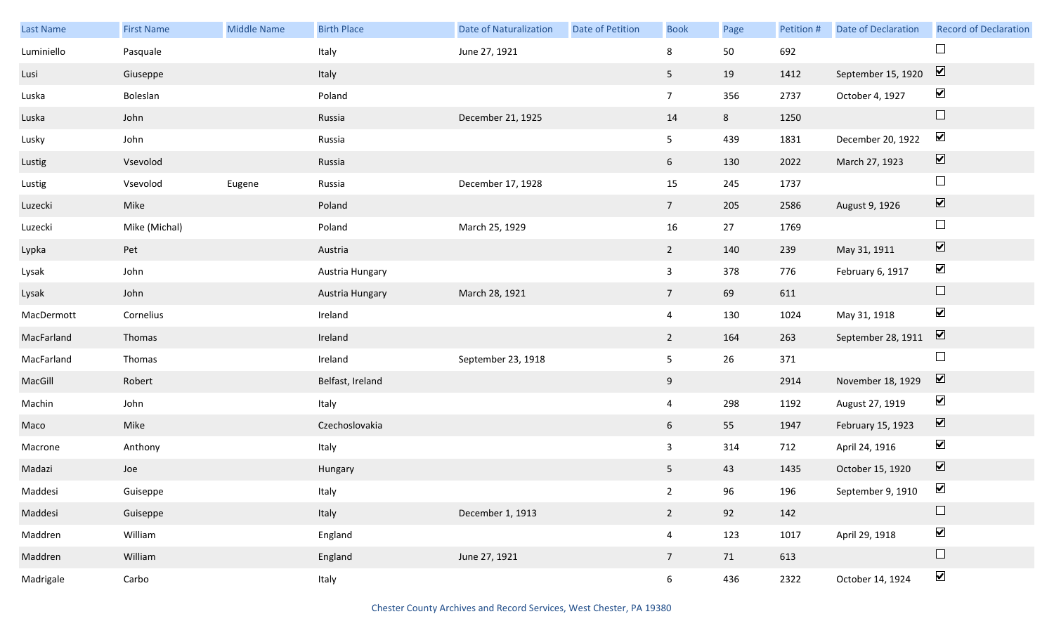| Last Name | First Name | Middle Name | Birth Place | Date of Naturalization | Date of Petition | Book | Page | Petition # | Date of Declaration | Record of Declaration |
|---|---|---|---|---|---|---|---|---|---|---|
| Luminiello | Pasquale | | Italy | June 27, 1921 | | 8 | 50 | 692 | | ☐ |
| Lusi | Giuseppe | | Italy | | | 5 | 19 | 1412 | September 15, 1920 | ☑ |
| Luska | Boleslan | | Poland | | | 7 | 356 | 2737 | October 4, 1927 | ☑ |
| Luska | John | | Russia | December 21, 1925 | | 14 | 8 | 1250 | | ☐ |
| Lusky | John | | Russia | | | 5 | 439 | 1831 | December 20, 1922 | ☑ |
| Lustig | Vsevolod | | Russia | | | 6 | 130 | 2022 | March 27, 1923 | ☑ |
| Lustig | Vsevolod | Eugene | Russia | December 17, 1928 | | 15 | 245 | 1737 | | ☐ |
| Luzecki | Mike | | Poland | | | 7 | 205 | 2586 | August 9, 1926 | ☑ |
| Luzecki | Mike (Michal) | | Poland | March 25, 1929 | | 16 | 27 | 1769 | | ☐ |
| Lypka | Pet | | Austria | | | 2 | 140 | 239 | May 31, 1911 | ☑ |
| Lysak | John | | Austria Hungary | | | 3 | 378 | 776 | February 6, 1917 | ☑ |
| Lysak | John | | Austria Hungary | March 28, 1921 | | 7 | 69 | 611 | | ☐ |
| MacDermott | Cornelius | | Ireland | | | 4 | 130 | 1024 | May 31, 1918 | ☑ |
| MacFarland | Thomas | | Ireland | | | 2 | 164 | 263 | September 28, 1911 | ☑ |
| MacFarland | Thomas | | Ireland | September 23, 1918 | | 5 | 26 | 371 | | ☐ |
| MacGill | Robert | | Belfast, Ireland | | | 9 | | 2914 | November 18, 1929 | ☑ |
| Machin | John | | Italy | | | 4 | 298 | 1192 | August 27, 1919 | ☑ |
| Maco | Mike | | Czechoslovakia | | | 6 | 55 | 1947 | February 15, 1923 | ☑ |
| Macrone | Anthony | | Italy | | | 3 | 314 | 712 | April 24, 1916 | ☑ |
| Madazi | Joe | | Hungary | | | 5 | 43 | 1435 | October 15, 1920 | ☑ |
| Maddesi | Guiseppe | | Italy | | | 2 | 96 | 196 | September 9, 1910 | ☑ |
| Maddesi | Guiseppe | | Italy | December 1, 1913 | | 2 | 92 | 142 | | ☐ |
| Maddren | William | | England | | | 4 | 123 | 1017 | April 29, 1918 | ☑ |
| Maddren | William | | England | June 27, 1921 | | 7 | 71 | 613 | | ☐ |
| Madrigale | Carbo | | Italy | | | 6 | 436 | 2322 | October 14, 1924 | ☑ |

Chester County Archives and Record Services, West Chester, PA 19380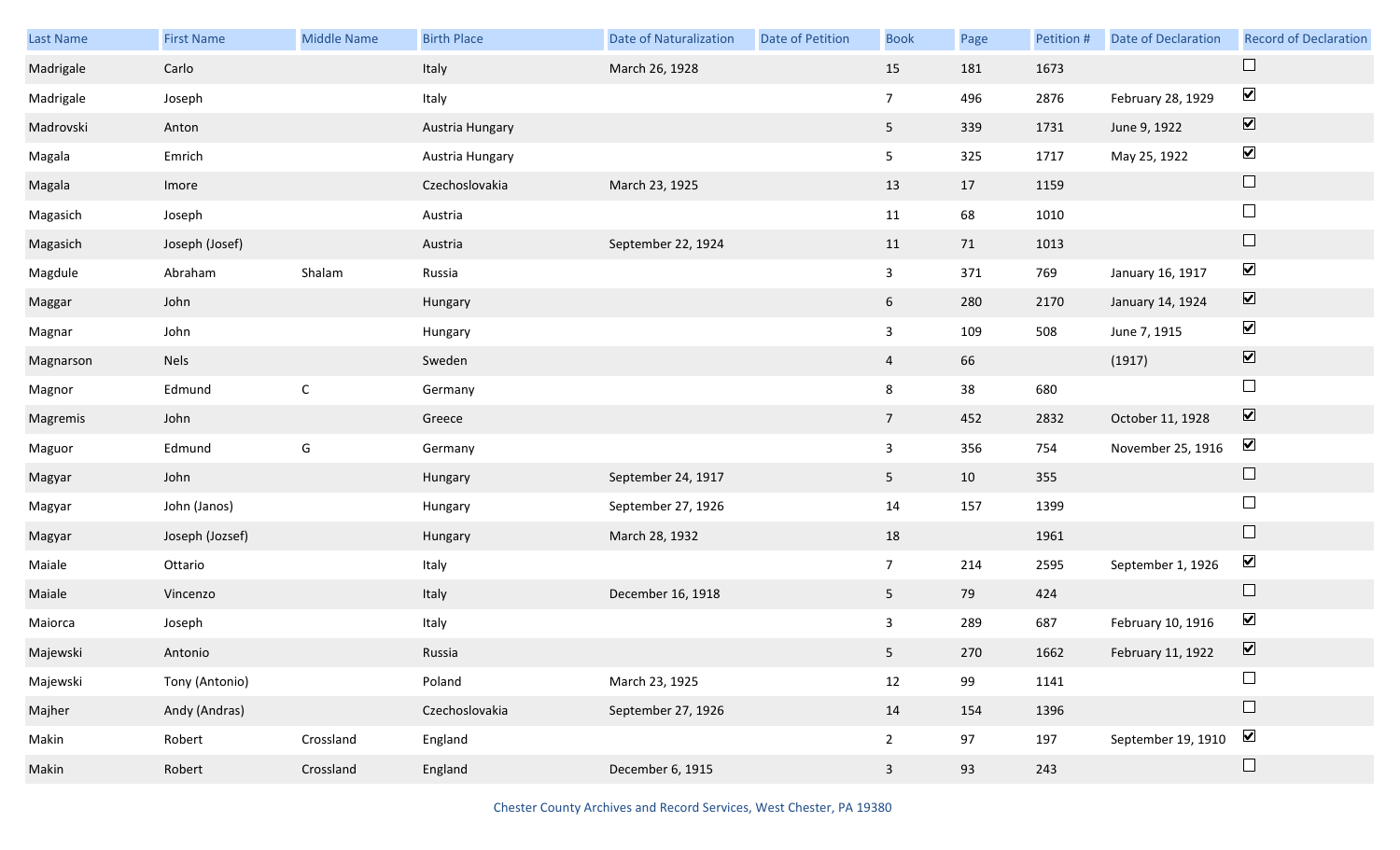| Last Name | First Name | Middle Name | Birth Place | Date of Naturalization | Date of Petition | Book | Page | Petition # | Date of Declaration | Record of Declaration |
|---|---|---|---|---|---|---|---|---|---|---|
| Madrigale | Carlo | | Italy | March 26, 1928 | | 15 | 181 | 1673 | | ☐ |
| Madrigale | Joseph | | Italy | | | 7 | 496 | 2876 | February 28, 1929 | ☑ |
| Madrovski | Anton | | Austria Hungary | | | 5 | 339 | 1731 | June 9, 1922 | ☑ |
| Magala | Emrich | | Austria Hungary | | | 5 | 325 | 1717 | May 25, 1922 | ☑ |
| Magala | Imore | | Czechoslovakia | March 23, 1925 | | 13 | 17 | 1159 | | ☐ |
| Magasich | Joseph | | Austria | | | 11 | 68 | 1010 | | ☐ |
| Magasich | Joseph (Josef) | | Austria | September 22, 1924 | | 11 | 71 | 1013 | | ☐ |
| Magdule | Abraham | Shalam | Russia | | | 3 | 371 | 769 | January 16, 1917 | ☑ |
| Maggar | John | | Hungary | | | 6 | 280 | 2170 | January 14, 1924 | ☑ |
| Magnar | John | | Hungary | | | 3 | 109 | 508 | June 7, 1915 | ☑ |
| Magnarson | Nels | | Sweden | | | 4 | 66 | | (1917) | ☑ |
| Magnor | Edmund | C | Germany | | | 8 | 38 | 680 | | ☐ |
| Magremis | John | | Greece | | | 7 | 452 | 2832 | October 11, 1928 | ☑ |
| Maguor | Edmund | G | Germany | | | 3 | 356 | 754 | November 25, 1916 | ☑ |
| Magyar | John | | Hungary | September 24, 1917 | | 5 | 10 | 355 | | ☐ |
| Magyar | John (Janos) | | Hungary | September 27, 1926 | | 14 | 157 | 1399 | | ☐ |
| Magyar | Joseph (Jozsef) | | Hungary | March 28, 1932 | | 18 | | 1961 | | ☐ |
| Maiale | Ottario | | Italy | | | 7 | 214 | 2595 | September 1, 1926 | ☑ |
| Maiale | Vincenzo | | Italy | December 16, 1918 | | 5 | 79 | 424 | | ☐ |
| Maiorca | Joseph | | Italy | | | 3 | 289 | 687 | February 10, 1916 | ☑ |
| Majewski | Antonio | | Russia | | | 5 | 270 | 1662 | February 11, 1922 | ☑ |
| Majewski | Tony (Antonio) | | Poland | March 23, 1925 | | 12 | 99 | 1141 | | ☐ |
| Majher | Andy (Andras) | | Czechoslovakia | September 27, 1926 | | 14 | 154 | 1396 | | ☐ |
| Makin | Robert | Crossland | England | | | 2 | 97 | 197 | September 19, 1910 | ☑ |
| Makin | Robert | Crossland | England | December 6, 1915 | | 3 | 93 | 243 | | ☐ |

Chester County Archives and Record Services, West Chester, PA 19380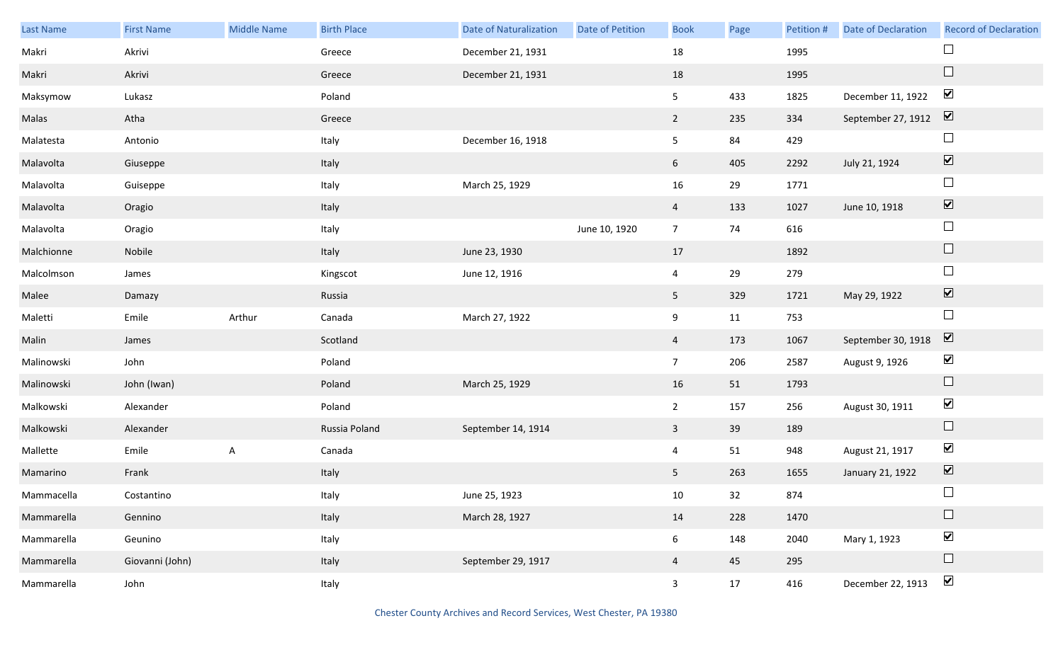| Last Name | First Name | Middle Name | Birth Place | Date of Naturalization | Date of Petition | Book | Page | Petition # | Date of Declaration | Record of Declaration |
|---|---|---|---|---|---|---|---|---|---|---|
| Makri | Akrivi | | Greece | December 21, 1931 | | 18 | | 1995 | | ☐ |
| Makri | Akrivi | | Greece | December 21, 1931 | | 18 | | 1995 | | ☐ |
| Maksymow | Lukasz | | Poland | | | 5 | 433 | 1825 | December 11, 1922 | ☑ |
| Malas | Atha | | Greece | | | 2 | 235 | 334 | September 27, 1912 | ☑ |
| Malatesta | Antonio | | Italy | December 16, 1918 | | 5 | 84 | 429 | | ☐ |
| Malavolta | Giuseppe | | Italy | | | 6 | 405 | 2292 | July 21, 1924 | ☑ |
| Malavolta | Guiseppe | | Italy | March 25, 1929 | | 16 | 29 | 1771 | | ☐ |
| Malavolta | Oragio | | Italy | | | 4 | 133 | 1027 | June 10, 1918 | ☑ |
| Malavolta | Oragio | | Italy | | June 10, 1920 | 7 | 74 | 616 | | ☐ |
| Malchionne | Nobile | | Italy | June 23, 1930 | | 17 | | 1892 | | ☐ |
| Malcolmson | James | | Kingscot | June 12, 1916 | | 4 | 29 | 279 | | ☐ |
| Malee | Damazy | | Russia | | | 5 | 329 | 1721 | May 29, 1922 | ☑ |
| Maletti | Emile | Arthur | Canada | March 27, 1922 | | 9 | 11 | 753 | | ☐ |
| Malin | James | | Scotland | | | 4 | 173 | 1067 | September 30, 1918 | ☑ |
| Malinowski | John | | Poland | | | 7 | 206 | 2587 | August 9, 1926 | ☑ |
| Malinowski | John (Iwan) | | Poland | March 25, 1929 | | 16 | 51 | 1793 | | ☐ |
| Malkowski | Alexander | | Poland | | | 2 | 157 | 256 | August 30, 1911 | ☑ |
| Malkowski | Alexander | | Russia Poland | September 14, 1914 | | 3 | 39 | 189 | | ☐ |
| Mallette | Emile | A | Canada | | | 4 | 51 | 948 | August 21, 1917 | ☑ |
| Mamarino | Frank | | Italy | | | 5 | 263 | 1655 | January 21, 1922 | ☑ |
| Mammacella | Costantino | | Italy | June 25, 1923 | | 10 | 32 | 874 | | ☐ |
| Mammarella | Gennino | | Italy | March 28, 1927 | | 14 | 228 | 1470 | | ☐ |
| Mammarella | Geunino | | Italy | | | 6 | 148 | 2040 | Mary 1, 1923 | ☑ |
| Mammarella | Giovanni (John) | | Italy | September 29, 1917 | | 4 | 45 | 295 | | ☐ |
| Mammarella | John | | Italy | | | 3 | 17 | 416 | December 22, 1913 | ☑ |

Chester County Archives and Record Services, West Chester, PA 19380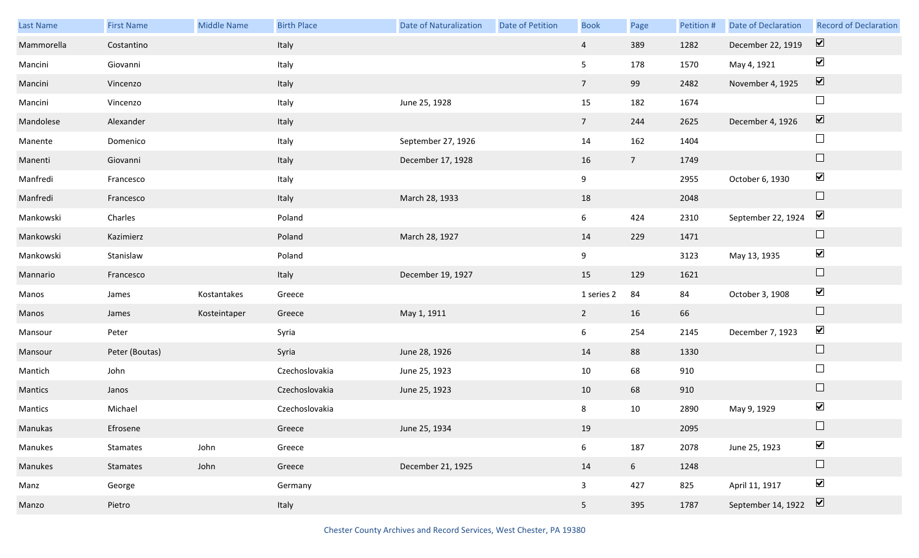| Last Name | First Name | Middle Name | Birth Place | Date of Naturalization | Date of Petition | Book | Page | Petition # | Date of Declaration | Record of Declaration |
|---|---|---|---|---|---|---|---|---|---|---|
| Mammorella | Costantino | | Italy | | | 4 | 389 | 1282 | December 22, 1919 | ☑ |
| Mancini | Giovanni | | Italy | | | 5 | 178 | 1570 | May 4, 1921 | ☑ |
| Mancini | Vincenzo | | Italy | | | 7 | 99 | 2482 | November 4, 1925 | ☑ |
| Mancini | Vincenzo | | Italy | June 25, 1928 | | 15 | 182 | 1674 | | ☐ |
| Mandolese | Alexander | | Italy | | | 7 | 244 | 2625 | December 4, 1926 | ☑ |
| Manente | Domenico | | Italy | September 27, 1926 | | 14 | 162 | 1404 | | ☐ |
| Manenti | Giovanni | | Italy | December 17, 1928 | | 16 | 7 | 1749 | | ☐ |
| Manfredi | Francesco | | Italy | | | 9 | | 2955 | October 6, 1930 | ☑ |
| Manfredi | Francesco | | Italy | March 28, 1933 | | 18 | | 2048 | | ☐ |
| Mankowski | Charles | | Poland | | | 6 | 424 | 2310 | September 22, 1924 | ☑ |
| Mankowski | Kazimierz | | Poland | March 28, 1927 | | 14 | 229 | 1471 | | ☐ |
| Mankowski | Stanislaw | | Poland | | | 9 | | 3123 | May 13, 1935 | ☑ |
| Mannario | Francesco | | Italy | December 19, 1927 | | 15 | 129 | 1621 | | ☐ |
| Manos | James | Kostantakes | Greece | | | 1 series 2 | 84 | 84 | October 3, 1908 | ☑ |
| Manos | James | Kosteintaper | Greece | May 1, 1911 | | 2 | 16 | 66 | | ☐ |
| Mansour | Peter | | Syria | | | 6 | 254 | 2145 | December 7, 1923 | ☑ |
| Mansour | Peter (Boutas) | | Syria | June 28, 1926 | | 14 | 88 | 1330 | | ☐ |
| Mantich | John | | Czechoslovakia | June 25, 1923 | | 10 | 68 | 910 | | ☐ |
| Mantics | Janos | | Czechoslovakia | June 25, 1923 | | 10 | 68 | 910 | | ☐ |
| Mantics | Michael | | Czechoslovakia | | | 8 | 10 | 2890 | May 9, 1929 | ☑ |
| Manukas | Efrosene | | Greece | June 25, 1934 | | 19 | | 2095 | | ☐ |
| Manukes | Stamates | John | Greece | | | 6 | 187 | 2078 | June 25, 1923 | ☑ |
| Manukes | Stamates | John | Greece | December 21, 1925 | | 14 | 6 | 1248 | | ☐ |
| Manz | George | | Germany | | | 3 | 427 | 825 | April 11, 1917 | ☑ |
| Manzo | Pietro | | Italy | | | 5 | 395 | 1787 | September 14, 1922 | ☑ |

Chester County Archives and Record Services, West Chester, PA 19380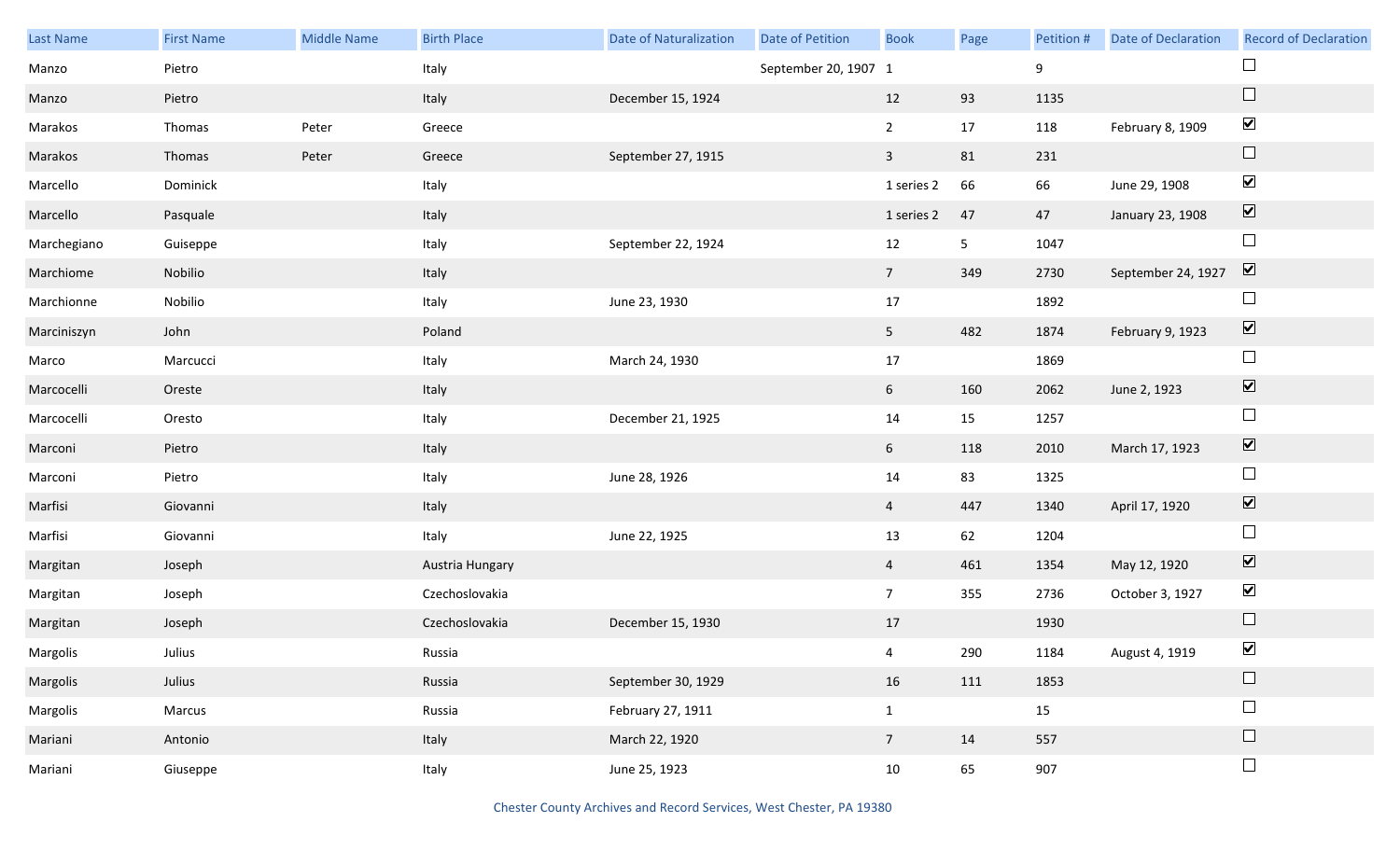| Last Name | First Name | Middle Name | Birth Place | Date of Naturalization | Date of Petition | Book | Page | Petition # | Date of Declaration | Record of Declaration |
|---|---|---|---|---|---|---|---|---|---|---|
| Manzo | Pietro | | Italy | | September 20, 1907 | 1 | | 9 | | ☐ |
| Manzo | Pietro | | Italy | December 15, 1924 | | 12 | 93 | 1135 | | ☐ |
| Marakos | Thomas | Peter | Greece | | | 2 | 17 | 118 | February 8, 1909 | ☑ |
| Marakos | Thomas | Peter | Greece | September 27, 1915 | | 3 | 81 | 231 | | ☐ |
| Marcello | Dominick | | Italy | | | 1 series 2 | 66 | 66 | June 29, 1908 | ☑ |
| Marcello | Pasquale | | Italy | | | 1 series 2 | 47 | 47 | January 23, 1908 | ☑ |
| Marchegiano | Guiseppe | | Italy | September 22, 1924 | | 12 | 5 | 1047 | | ☐ |
| Marchiome | Nobilio | | Italy | | | 7 | 349 | 2730 | September 24, 1927 | ☑ |
| Marchionne | Nobilio | | Italy | June 23, 1930 | | 17 | | 1892 | | ☐ |
| Marciniszyn | John | | Poland | | | 5 | 482 | 1874 | February 9, 1923 | ☑ |
| Marco | Marcucci | | Italy | March 24, 1930 | | 17 | | 1869 | | ☐ |
| Marcocelli | Oreste | | Italy | | | 6 | 160 | 2062 | June 2, 1923 | ☑ |
| Marcocelli | Oresto | | Italy | December 21, 1925 | | 14 | 15 | 1257 | | ☐ |
| Marconi | Pietro | | Italy | | | 6 | 118 | 2010 | March 17, 1923 | ☑ |
| Marconi | Pietro | | Italy | June 28, 1926 | | 14 | 83 | 1325 | | ☐ |
| Marfisi | Giovanni | | Italy | | | 4 | 447 | 1340 | April 17, 1920 | ☑ |
| Marfisi | Giovanni | | Italy | June 22, 1925 | | 13 | 62 | 1204 | | ☐ |
| Margitan | Joseph | | Austria Hungary | | | 4 | 461 | 1354 | May 12, 1920 | ☑ |
| Margitan | Joseph | | Czechoslovakia | | | 7 | 355 | 2736 | October 3, 1927 | ☑ |
| Margitan | Joseph | | Czechoslovakia | December 15, 1930 | | 17 | | 1930 | | ☐ |
| Margolis | Julius | | Russia | | | 4 | 290 | 1184 | August 4, 1919 | ☑ |
| Margolis | Julius | | Russia | September 30, 1929 | | 16 | 111 | 1853 | | ☐ |
| Margolis | Marcus | | Russia | February 27, 1911 | | 1 | | 15 | | ☐ |
| Mariani | Antonio | | Italy | March 22, 1920 | | 7 | 14 | 557 | | ☐ |
| Mariani | Giuseppe | | Italy | June 25, 1923 | | 10 | 65 | 907 | | ☐ |

Chester County Archives and Record Services, West Chester, PA 19380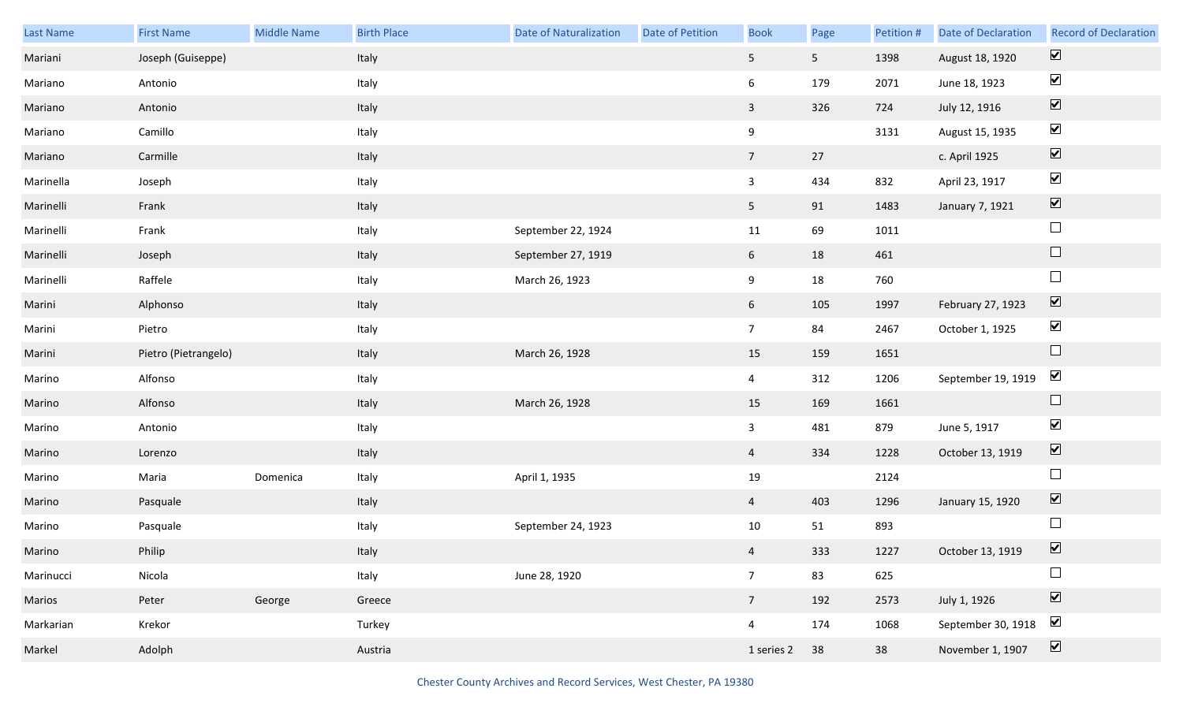| Last Name | First Name | Middle Name | Birth Place | Date of Naturalization | Date of Petition | Book | Page | Petition # | Date of Declaration | Record of Declaration |
|---|---|---|---|---|---|---|---|---|---|---|
| Mariani | Joseph (Guiseppe) | | Italy | | | 5 | 5 | 1398 | August 18, 1920 | ☑ |
| Mariano | Antonio | | Italy | | | 6 | 179 | 2071 | June 18, 1923 | ☑ |
| Mariano | Antonio | | Italy | | | 3 | 326 | 724 | July 12, 1916 | ☑ |
| Mariano | Camillo | | Italy | | | 9 | | 3131 | August 15, 1935 | ☑ |
| Mariano | Carmille | | Italy | | | 7 | 27 | | c. April 1925 | ☑ |
| Marinella | Joseph | | Italy | | | 3 | 434 | 832 | April 23, 1917 | ☑ |
| Marinelli | Frank | | Italy | | | 5 | 91 | 1483 | January 7, 1921 | ☑ |
| Marinelli | Frank | | Italy | September 22, 1924 | | 11 | 69 | 1011 | | ☐ |
| Marinelli | Joseph | | Italy | September 27, 1919 | | 6 | 18 | 461 | | ☐ |
| Marinelli | Raffele | | Italy | March 26, 1923 | | 9 | 18 | 760 | | ☐ |
| Marini | Alphonso | | Italy | | | 6 | 105 | 1997 | February 27, 1923 | ☑ |
| Marini | Pietro | | Italy | | | 7 | 84 | 2467 | October 1, 1925 | ☑ |
| Marini | Pietro (Pietrangelo) | | Italy | March 26, 1928 | | 15 | 159 | 1651 | | ☐ |
| Marino | Alfonso | | Italy | | | 4 | 312 | 1206 | September 19, 1919 | ☑ |
| Marino | Alfonso | | Italy | March 26, 1928 | | 15 | 169 | 1661 | | ☐ |
| Marino | Antonio | | Italy | | | 3 | 481 | 879 | June 5, 1917 | ☑ |
| Marino | Lorenzo | | Italy | | | 4 | 334 | 1228 | October 13, 1919 | ☑ |
| Marino | Maria | Domenica | Italy | April 1, 1935 | | 19 | | 2124 | | ☐ |
| Marino | Pasquale | | Italy | | | 4 | 403 | 1296 | January 15, 1920 | ☑ |
| Marino | Pasquale | | Italy | September 24, 1923 | | 10 | 51 | 893 | | ☐ |
| Marino | Philip | | Italy | | | 4 | 333 | 1227 | October 13, 1919 | ☑ |
| Marinucci | Nicola | | Italy | June 28, 1920 | | 7 | 83 | 625 | | ☐ |
| Marios | Peter | George | Greece | | | 7 | 192 | 2573 | July 1, 1926 | ☑ |
| Markarian | Krekor | | Turkey | | | 4 | 174 | 1068 | September 30, 1918 | ☑ |
| Markel | Adolph | | Austria | | | 1 series 2 | 38 | 38 | November 1, 1907 | ☑ |

Chester County Archives and Record Services, West Chester, PA 19380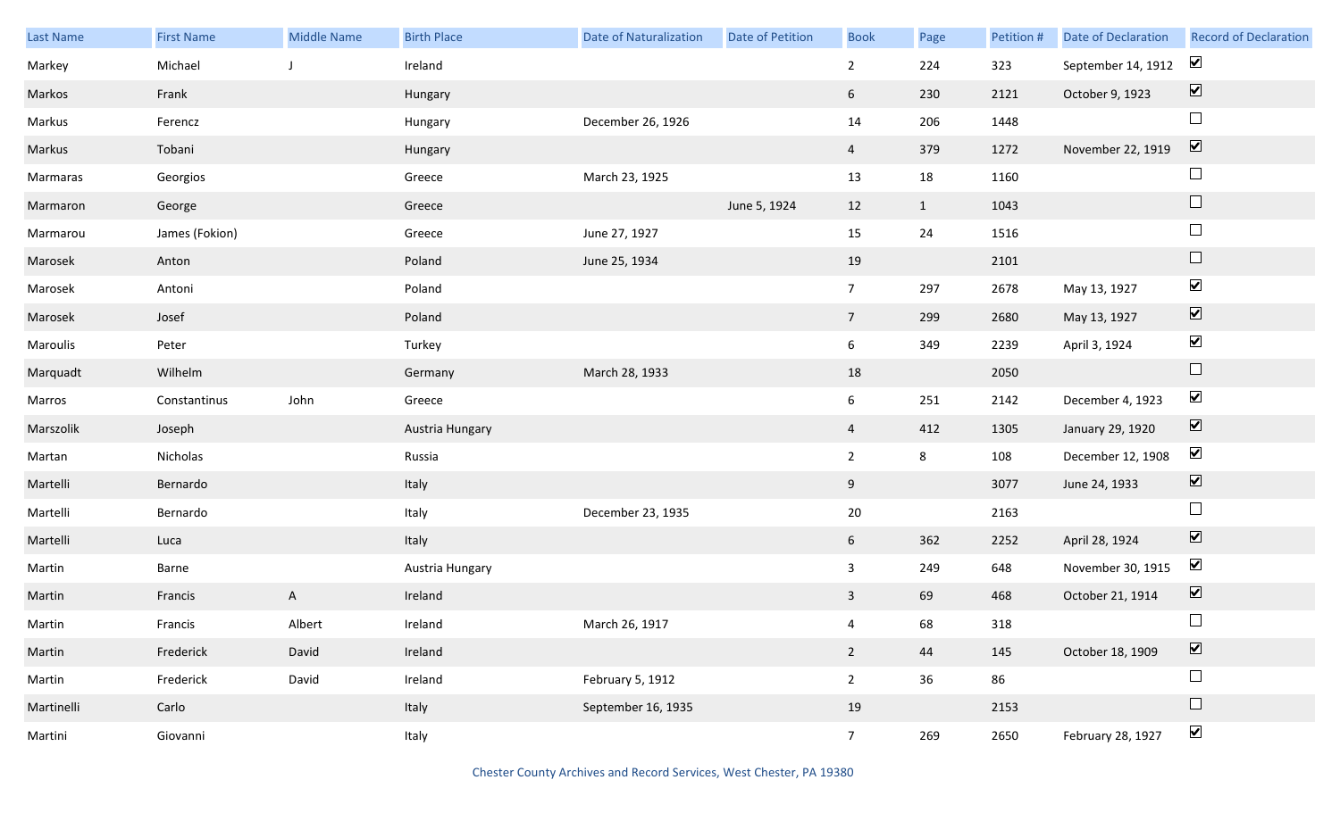| Last Name | First Name | Middle Name | Birth Place | Date of Naturalization | Date of Petition | Book | Page | Petition # | Date of Declaration | Record of Declaration |
|---|---|---|---|---|---|---|---|---|---|---|
| Markey | Michael | J | Ireland | | | 2 | 224 | 323 | September 14, 1912 | ☑ |
| Markos | Frank | | Hungary | | | 6 | 230 | 2121 | October 9, 1923 | ☑ |
| Markus | Ferencz | | Hungary | December 26, 1926 | | 14 | 206 | 1448 | | ☐ |
| Markus | Tobani | | Hungary | | | 4 | 379 | 1272 | November 22, 1919 | ☑ |
| Marmaras | Georgios | | Greece | March 23, 1925 | | 13 | 18 | 1160 | | ☐ |
| Marmaron | George | | Greece | | June 5, 1924 | 12 | 1 | 1043 | | ☐ |
| Marmarou | James (Fokion) | | Greece | June 27, 1927 | | 15 | 24 | 1516 | | ☐ |
| Marosek | Anton | | Poland | June 25, 1934 | | 19 | | 2101 | | ☐ |
| Marosek | Antoni | | Poland | | | 7 | 297 | 2678 | May 13, 1927 | ☑ |
| Marosek | Josef | | Poland | | | 7 | 299 | 2680 | May 13, 1927 | ☑ |
| Maroulis | Peter | | Turkey | | | 6 | 349 | 2239 | April 3, 1924 | ☑ |
| Marquadt | Wilhelm | | Germany | March 28, 1933 | | 18 | | 2050 | | ☐ |
| Marros | Constantinus | John | Greece | | | 6 | 251 | 2142 | December 4, 1923 | ☑ |
| Marszolik | Joseph | | Austria Hungary | | | 4 | 412 | 1305 | January 29, 1920 | ☑ |
| Martan | Nicholas | | Russia | | | 2 | 8 | 108 | December 12, 1908 | ☑ |
| Martelli | Bernardo | | Italy | | | 9 | | 3077 | June 24, 1933 | ☑ |
| Martelli | Bernardo | | Italy | December 23, 1935 | | 20 | | 2163 | | ☐ |
| Martelli | Luca | | Italy | | | 6 | 362 | 2252 | April 28, 1924 | ☑ |
| Martin | Barne | | Austria Hungary | | | 3 | 249 | 648 | November 30, 1915 | ☑ |
| Martin | Francis | A | Ireland | | | 3 | 69 | 468 | October 21, 1914 | ☑ |
| Martin | Francis | Albert | Ireland | March 26, 1917 | | 4 | 68 | 318 | | ☐ |
| Martin | Frederick | David | Ireland | | | 2 | 44 | 145 | October 18, 1909 | ☑ |
| Martin | Frederick | David | Ireland | February 5, 1912 | | 2 | 36 | 86 | | ☐ |
| Martinelli | Carlo | | Italy | September 16, 1935 | | 19 | | 2153 | | ☐ |
| Martini | Giovanni | | Italy | | | 7 | 269 | 2650 | February 28, 1927 | ☑ |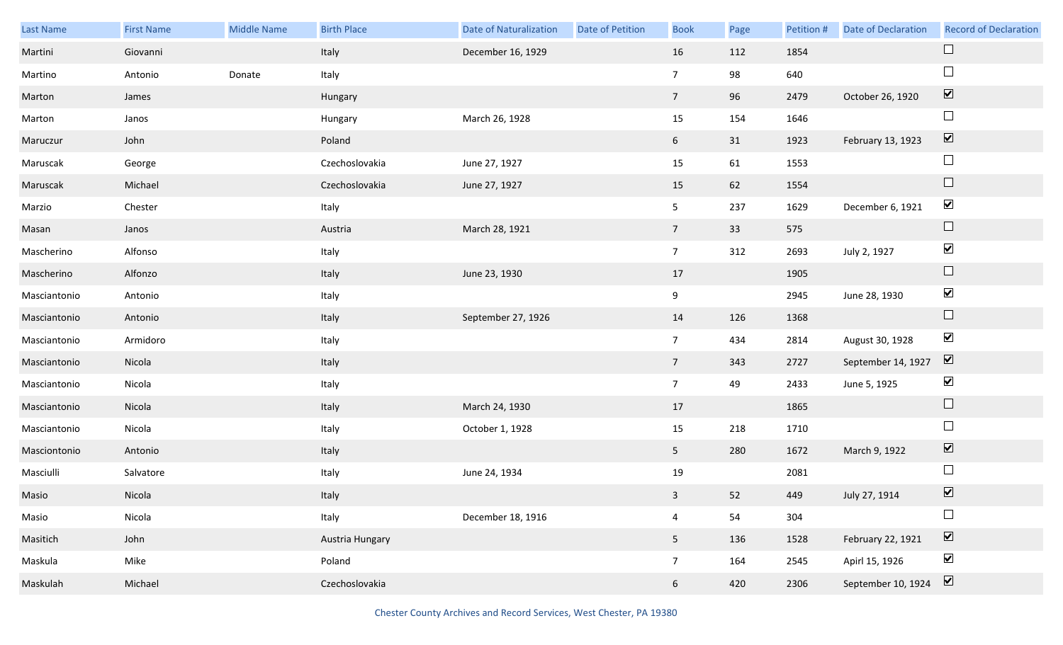| Last Name | First Name | Middle Name | Birth Place | Date of Naturalization | Date of Petition | Book | Page | Petition # | Date of Declaration | Record of Declaration |
|---|---|---|---|---|---|---|---|---|---|---|
| Martini | Giovanni | | Italy | December 16, 1929 | | 16 | 112 | 1854 | | ☐ |
| Martino | Antonio | Donate | Italy | | | 7 | 98 | 640 | | ☐ |
| Marton | James | | Hungary | | | 7 | 96 | 2479 | October 26, 1920 | ☑ |
| Marton | Janos | | Hungary | March 26, 1928 | | 15 | 154 | 1646 | | ☐ |
| Maruczur | John | | Poland | | | 6 | 31 | 1923 | February 13, 1923 | ☑ |
| Maruscak | George | | Czechoslovakia | June 27, 1927 | | 15 | 61 | 1553 | | ☐ |
| Maruscak | Michael | | Czechoslovakia | June 27, 1927 | | 15 | 62 | 1554 | | ☐ |
| Marzio | Chester | | Italy | | | 5 | 237 | 1629 | December 6, 1921 | ☑ |
| Masan | Janos | | Austria | March 28, 1921 | | 7 | 33 | 575 | | ☐ |
| Mascherino | Alfonso | | Italy | | | 7 | 312 | 2693 | July 2, 1927 | ☑ |
| Mascherino | Alfonzo | | Italy | June 23, 1930 | | 17 | | 1905 | | ☐ |
| Masciantonio | Antonio | | Italy | | | 9 | | 2945 | June 28, 1930 | ☑ |
| Masciantonio | Antonio | | Italy | September 27, 1926 | | 14 | 126 | 1368 | | ☐ |
| Masciantonio | Armidoro | | Italy | | | 7 | 434 | 2814 | August 30, 1928 | ☑ |
| Masciantonio | Nicola | | Italy | | | 7 | 343 | 2727 | September 14, 1927 | ☑ |
| Masciantonio | Nicola | | Italy | | | 7 | 49 | 2433 | June 5, 1925 | ☑ |
| Masciantonio | Nicola | | Italy | March 24, 1930 | | 17 | | 1865 | | ☐ |
| Masciantonio | Nicola | | Italy | October 1, 1928 | | 15 | 218 | 1710 | | ☐ |
| Masciontonio | Antonio | | Italy | | | 5 | 280 | 1672 | March 9, 1922 | ☑ |
| Masciulli | Salvatore | | Italy | June 24, 1934 | | 19 | | 2081 | | ☐ |
| Masio | Nicola | | Italy | | | 3 | 52 | 449 | July 27, 1914 | ☑ |
| Masio | Nicola | | Italy | December 18, 1916 | | 4 | 54 | 304 | | ☐ |
| Masitich | John | | Austria Hungary | | | 5 | 136 | 1528 | February 22, 1921 | ☑ |
| Maskula | Mike | | Poland | | | 7 | 164 | 2545 | Apirl 15, 1926 | ☑ |
| Maskulah | Michael | | Czechoslovakia | | | 6 | 420 | 2306 | September 10, 1924 | ☑ |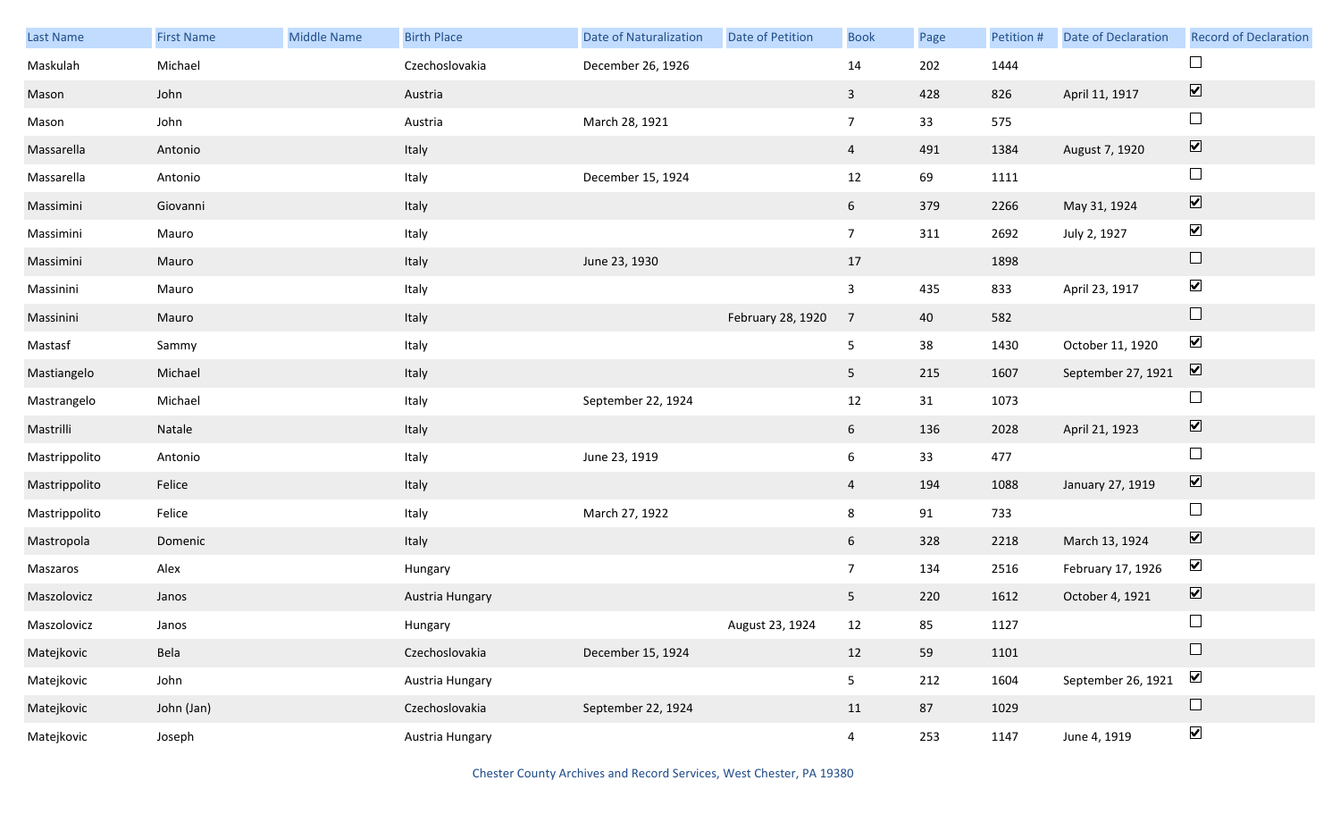| Last Name | First Name | Middle Name | Birth Place | Date of Naturalization | Date of Petition | Book | Page | Petition # | Date of Declaration | Record of Declaration |
|---|---|---|---|---|---|---|---|---|---|---|
| Maskulah | Michael | | Czechoslovakia | December 26, 1926 | | 14 | 202 | 1444 | | ☐ |
| Mason | John | | Austria | | | 3 | 428 | 826 | April 11, 1917 | ☑ |
| Mason | John | | Austria | March 28, 1921 | | 7 | 33 | 575 | | ☐ |
| Massarella | Antonio | | Italy | | | 4 | 491 | 1384 | August 7, 1920 | ☑ |
| Massarella | Antonio | | Italy | December 15, 1924 | | 12 | 69 | 1111 | | ☐ |
| Massimini | Giovanni | | Italy | | | 6 | 379 | 2266 | May 31, 1924 | ☑ |
| Massimini | Mauro | | Italy | | | 7 | 311 | 2692 | July 2, 1927 | ☑ |
| Massimini | Mauro | | Italy | June 23, 1930 | | 17 | | 1898 | | ☐ |
| Massinini | Mauro | | Italy | | | 3 | 435 | 833 | April 23, 1917 | ☑ |
| Massinini | Mauro | | Italy | | February 28, 1920 | 7 | 40 | 582 | | ☐ |
| Mastasf | Sammy | | Italy | | | 5 | 38 | 1430 | October 11, 1920 | ☑ |
| Mastiangelo | Michael | | Italy | | | 5 | 215 | 1607 | September 27, 1921 | ☑ |
| Mastrangelo | Michael | | Italy | September 22, 1924 | | 12 | 31 | 1073 | | ☐ |
| Mastrilli | Natale | | Italy | | | 6 | 136 | 2028 | April 21, 1923 | ☑ |
| Mastrippolito | Antonio | | Italy | June 23, 1919 | | 6 | 33 | 477 | | ☐ |
| Mastrippolito | Felice | | Italy | | | 4 | 194 | 1088 | January 27, 1919 | ☑ |
| Mastrippolito | Felice | | Italy | March 27, 1922 | | 8 | 91 | 733 | | ☐ |
| Mastropola | Domenic | | Italy | | | 6 | 328 | 2218 | March 13, 1924 | ☑ |
| Maszaros | Alex | | Hungary | | | 7 | 134 | 2516 | February 17, 1926 | ☑ |
| Maszolovicz | Janos | | Austria Hungary | | | 5 | 220 | 1612 | October 4, 1921 | ☑ |
| Maszolovicz | Janos | | Hungary | | August 23, 1924 | 12 | 85 | 1127 | | ☐ |
| Matejkovic | Bela | | Czechoslovakia | December 15, 1924 | | 12 | 59 | 1101 | | ☐ |
| Matejkovic | John | | Austria Hungary | | | 5 | 212 | 1604 | September 26, 1921 | ☑ |
| Matejkovic | John (Jan) | | Czechoslovakia | September 22, 1924 | | 11 | 87 | 1029 | | ☐ |
| Matejkovic | Joseph | | Austria Hungary | | | 4 | 253 | 1147 | June 4, 1919 | ☑ |

Chester County Archives and Record Services, West Chester, PA 19380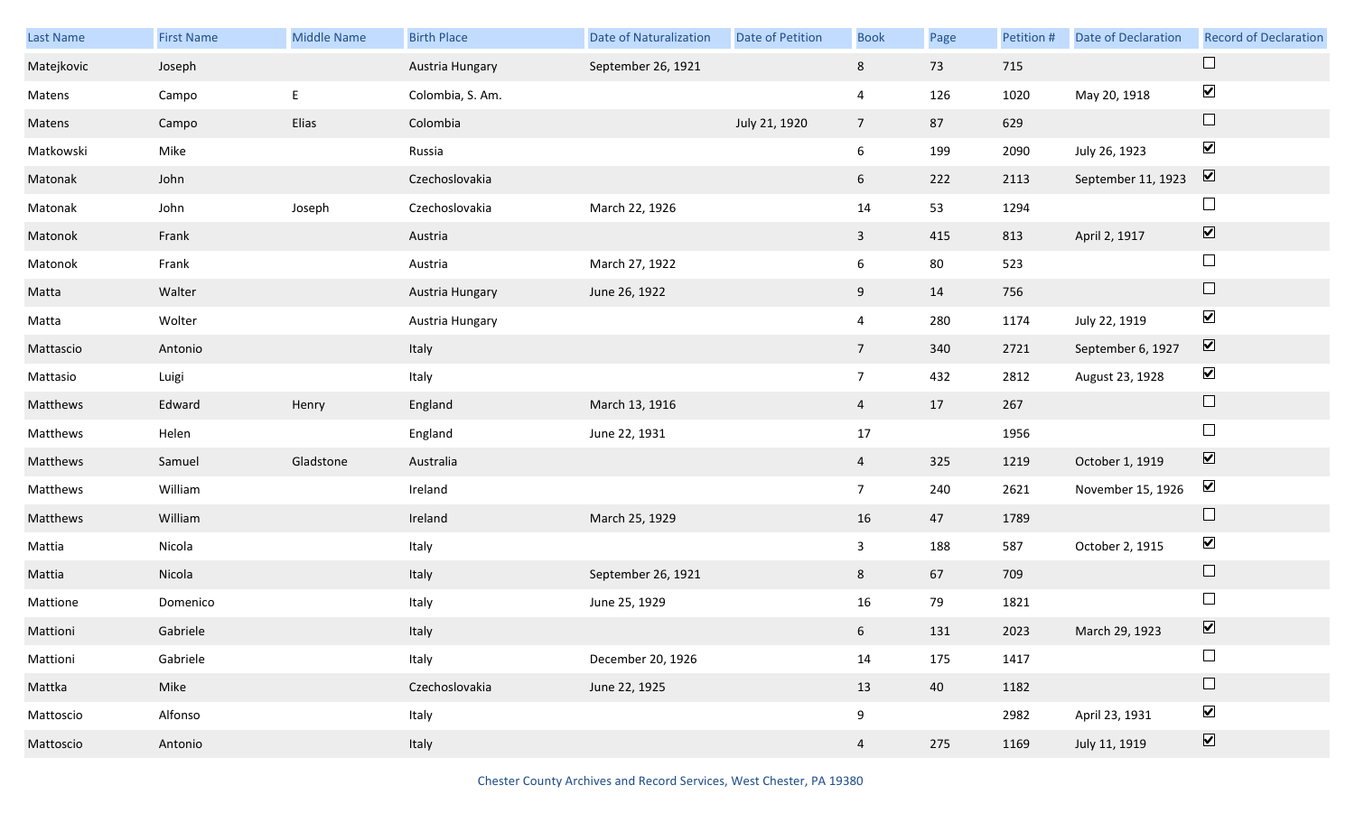| Last Name | First Name | Middle Name | Birth Place | Date of Naturalization | Date of Petition | Book | Page | Petition # | Date of Declaration | Record of Declaration |
|---|---|---|---|---|---|---|---|---|---|---|
| Matejkovic | Joseph | | Austria Hungary | September 26, 1921 | | 8 | 73 | 715 | | ☐ |
| Matens | Campo | E | Colombia, S. Am. | | | 4 | 126 | 1020 | May 20, 1918 | ☑ |
| Matens | Campo | Elias | Colombia | | July 21, 1920 | 7 | 87 | 629 | | ☐ |
| Matkowski | Mike | | Russia | | | 6 | 199 | 2090 | July 26, 1923 | ☑ |
| Matonak | John | | Czechoslovakia | | | 6 | 222 | 2113 | September 11, 1923 | ☑ |
| Matonak | John | Joseph | Czechoslovakia | March 22, 1926 | | 14 | 53 | 1294 | | ☐ |
| Matonok | Frank | | Austria | | | 3 | 415 | 813 | April 2, 1917 | ☑ |
| Matonok | Frank | | Austria | March 27, 1922 | | 6 | 80 | 523 | | ☐ |
| Matta | Walter | | Austria Hungary | June 26, 1922 | | 9 | 14 | 756 | | ☐ |
| Matta | Wolter | | Austria Hungary | | | 4 | 280 | 1174 | July 22, 1919 | ☑ |
| Mattascio | Antonio | | Italy | | | 7 | 340 | 2721 | September 6, 1927 | ☑ |
| Mattasio | Luigi | | Italy | | | 7 | 432 | 2812 | August 23, 1928 | ☑ |
| Matthews | Edward | Henry | England | March 13, 1916 | | 4 | 17 | 267 | | ☐ |
| Matthews | Helen | | England | June 22, 1931 | | 17 | | 1956 | | ☐ |
| Matthews | Samuel | Gladstone | Australia | | | 4 | 325 | 1219 | October 1, 1919 | ☑ |
| Matthews | William | | Ireland | | | 7 | 240 | 2621 | November 15, 1926 | ☑ |
| Matthews | William | | Ireland | March 25, 1929 | | 16 | 47 | 1789 | | ☐ |
| Mattia | Nicola | | Italy | | | 3 | 188 | 587 | October 2, 1915 | ☑ |
| Mattia | Nicola | | Italy | September 26, 1921 | | 8 | 67 | 709 | | ☐ |
| Mattione | Domenico | | Italy | June 25, 1929 | | 16 | 79 | 1821 | | ☐ |
| Mattioni | Gabriele | | Italy | | | 6 | 131 | 2023 | March 29, 1923 | ☑ |
| Mattioni | Gabriele | | Italy | December 20, 1926 | | 14 | 175 | 1417 | | ☐ |
| Mattka | Mike | | Czechoslovakia | June 22, 1925 | | 13 | 40 | 1182 | | ☐ |
| Mattoscio | Alfonso | | Italy | | | 9 | | 2982 | April 23, 1931 | ☑ |
| Mattoscio | Antonio | | Italy | | | 4 | 275 | 1169 | July 11, 1919 | ☑ |

Chester County Archives and Record Services, West Chester, PA 19380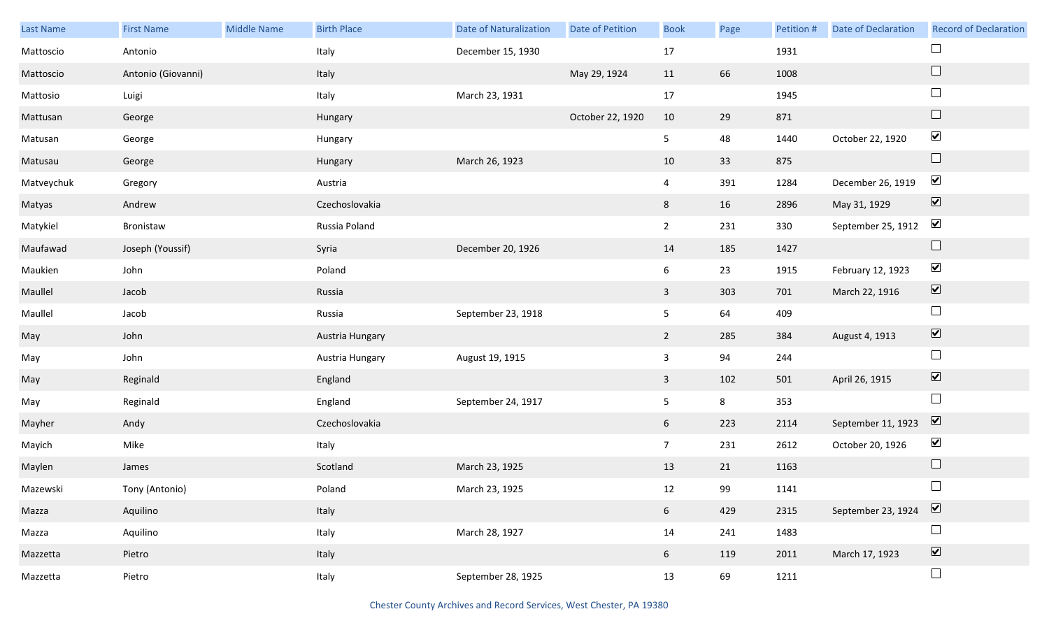| Last Name | First Name | Middle Name | Birth Place | Date of Naturalization | Date of Petition | Book | Page | Petition # | Date of Declaration | Record of Declaration |
|---|---|---|---|---|---|---|---|---|---|---|
| Mattoscio | Antonio | | Italy | December 15, 1930 | | 17 | | 1931 | | ☐ |
| Mattoscio | Antonio (Giovanni) | | Italy | | May 29, 1924 | 11 | 66 | 1008 | | ☐ |
| Mattosio | Luigi | | Italy | March 23, 1931 | | 17 | | 1945 | | ☐ |
| Mattusan | George | | Hungary | | October 22, 1920 | 10 | 29 | 871 | | ☐ |
| Matusan | George | | Hungary | | | 5 | 48 | 1440 | October 22, 1920 | ☑ |
| Matusau | George | | Hungary | March 26, 1923 | | 10 | 33 | 875 | | ☐ |
| Matveychuk | Gregory | | Austria | | | 4 | 391 | 1284 | December 26, 1919 | ☑ |
| Matyas | Andrew | | Czechoslovakia | | | 8 | 16 | 2896 | May 31, 1929 | ☑ |
| Matykiel | Bronistaw | | Russia Poland | | | 2 | 231 | 330 | September 25, 1912 | ☑ |
| Maufawad | Joseph (Youssif) | | Syria | December 20, 1926 | | 14 | 185 | 1427 | | ☐ |
| Maukien | John | | Poland | | | 6 | 23 | 1915 | February 12, 1923 | ☑ |
| Maullel | Jacob | | Russia | | | 3 | 303 | 701 | March 22, 1916 | ☑ |
| Maullel | Jacob | | Russia | September 23, 1918 | | 5 | 64 | 409 | | ☐ |
| May | John | | Austria Hungary | | | 2 | 285 | 384 | August 4, 1913 | ☑ |
| May | John | | Austria Hungary | August 19, 1915 | | 3 | 94 | 244 | | ☐ |
| May | Reginald | | England | | | 3 | 102 | 501 | April 26, 1915 | ☑ |
| May | Reginald | | England | September 24, 1917 | | 5 | 8 | 353 | | ☐ |
| Mayher | Andy | | Czechoslovakia | | | 6 | 223 | 2114 | September 11, 1923 | ☑ |
| Mayich | Mike | | Italy | | | 7 | 231 | 2612 | October 20, 1926 | ☑ |
| Maylen | James | | Scotland | March 23, 1925 | | 13 | 21 | 1163 | | ☐ |
| Mazewski | Tony (Antonio) | | Poland | March 23, 1925 | | 12 | 99 | 1141 | | ☐ |
| Mazza | Aquilino | | Italy | | | 6 | 429 | 2315 | September 23, 1924 | ☑ |
| Mazza | Aquilino | | Italy | March 28, 1927 | | 14 | 241 | 1483 | | ☐ |
| Mazzetta | Pietro | | Italy | | | 6 | 119 | 2011 | March 17, 1923 | ☑ |
| Mazzetta | Pietro | | Italy | September 28, 1925 | | 13 | 69 | 1211 | | ☐ |

Chester County Archives and Record Services, West Chester, PA 19380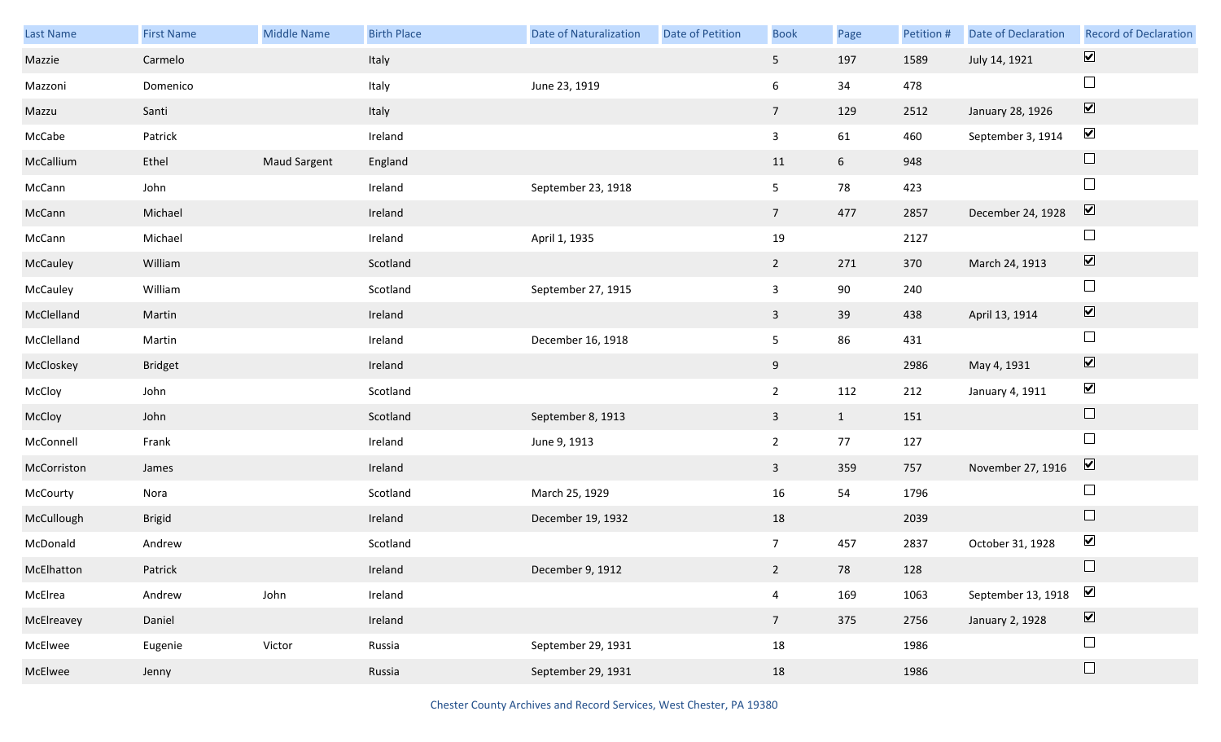| Last Name | First Name | Middle Name | Birth Place | Date of Naturalization | Date of Petition | Book | Page | Petition # | Date of Declaration | Record of Declaration |
|---|---|---|---|---|---|---|---|---|---|---|
| Mazzie | Carmelo | | Italy | | | 5 | 197 | 1589 | July 14, 1921 | ☑ |
| Mazzoni | Domenico | | Italy | June 23, 1919 | | 6 | 34 | 478 | | ☐ |
| Mazzu | Santi | | Italy | | | 7 | 129 | 2512 | January 28, 1926 | ☑ |
| McCabe | Patrick | | Ireland | | | 3 | 61 | 460 | September 3, 1914 | ☑ |
| McCallium | Ethel | Maud Sargent | England | | | 11 | 6 | 948 | | ☐ |
| McCann | John | | Ireland | September 23, 1918 | | 5 | 78 | 423 | | ☐ |
| McCann | Michael | | Ireland | | | 7 | 477 | 2857 | December 24, 1928 | ☑ |
| McCann | Michael | | Ireland | April 1, 1935 | | 19 | | 2127 | | ☐ |
| McCauley | William | | Scotland | | | 2 | 271 | 370 | March 24, 1913 | ☑ |
| McCauley | William | | Scotland | September 27, 1915 | | 3 | 90 | 240 | | ☐ |
| McClelland | Martin | | Ireland | | | 3 | 39 | 438 | April 13, 1914 | ☑ |
| McClelland | Martin | | Ireland | December 16, 1918 | | 5 | 86 | 431 | | ☐ |
| McCloskey | Bridget | | Ireland | | | 9 | | 2986 | May 4, 1931 | ☑ |
| McCloy | John | | Scotland | | | 2 | 112 | 212 | January 4, 1911 | ☑ |
| McCloy | John | | Scotland | September 8, 1913 | | 3 | 1 | 151 | | ☐ |
| McConnell | Frank | | Ireland | June 9, 1913 | | 2 | 77 | 127 | | ☐ |
| McCorriston | James | | Ireland | | | 3 | 359 | 757 | November 27, 1916 | ☑ |
| McCourty | Nora | | Scotland | March 25, 1929 | | 16 | 54 | 1796 | | ☐ |
| McCullough | Brigid | | Ireland | December 19, 1932 | | 18 | | 2039 | | ☐ |
| McDonald | Andrew | | Scotland | | | 7 | 457 | 2837 | October 31, 1928 | ☑ |
| McElhatton | Patrick | | Ireland | December 9, 1912 | | 2 | 78 | 128 | | ☐ |
| McElrea | Andrew | John | Ireland | | | 4 | 169 | 1063 | September 13, 1918 | ☑ |
| McElreavey | Daniel | | Ireland | | | 7 | 375 | 2756 | January 2, 1928 | ☑ |
| McElwee | Eugenie | Victor | Russia | September 29, 1931 | | 18 | | 1986 | | ☐ |
| McElwee | Jenny | | Russia | September 29, 1931 | | 18 | | 1986 | | ☐ |

Chester County Archives and Record Services, West Chester, PA 19380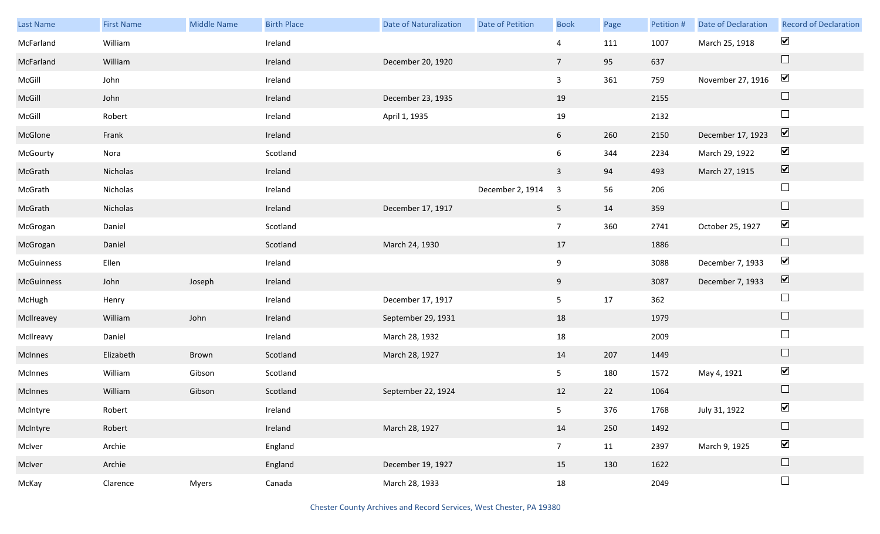| Last Name | First Name | Middle Name | Birth Place | Date of Naturalization | Date of Petition | Book | Page | Petition # | Date of Declaration | Record of Declaration |
|---|---|---|---|---|---|---|---|---|---|---|
| McFarland | William | | Ireland | | | 4 | 111 | 1007 | March 25, 1918 | ☑ |
| McFarland | William | | Ireland | December 20, 1920 | | 7 | 95 | 637 | | ☐ |
| McGill | John | | Ireland | | | 3 | 361 | 759 | November 27, 1916 | ☑ |
| McGill | John | | Ireland | December 23, 1935 | | 19 | | 2155 | | ☐ |
| McGill | Robert | | Ireland | April 1, 1935 | | 19 | | 2132 | | ☐ |
| McGlone | Frank | | Ireland | | | 6 | 260 | 2150 | December 17, 1923 | ☑ |
| McGourty | Nora | | Scotland | | | 6 | 344 | 2234 | March 29, 1922 | ☑ |
| McGrath | Nicholas | | Ireland | | | 3 | 94 | 493 | March 27, 1915 | ☑ |
| McGrath | Nicholas | | Ireland | | December 2, 1914 | 3 | 56 | 206 | | ☐ |
| McGrath | Nicholas | | Ireland | December 17, 1917 | | 5 | 14 | 359 | | ☐ |
| McGrogan | Daniel | | Scotland | | | 7 | 360 | 2741 | October 25, 1927 | ☑ |
| McGrogan | Daniel | | Scotland | March 24, 1930 | | 17 | | 1886 | | ☐ |
| McGuinness | Ellen | | Ireland | | | 9 | | 3088 | December 7, 1933 | ☑ |
| McGuinness | John | Joseph | Ireland | | | 9 | | 3087 | December 7, 1933 | ☑ |
| McHugh | Henry | | Ireland | December 17, 1917 | | 5 | 17 | 362 | | ☐ |
| McIlreavey | William | John | Ireland | September 29, 1931 | | 18 | | 1979 | | ☐ |
| McIlreavy | Daniel | | Ireland | March 28, 1932 | | 18 | | 2009 | | ☐ |
| McInnes | Elizabeth | Brown | Scotland | March 28, 1927 | | 14 | 207 | 1449 | | ☐ |
| McInnes | William | Gibson | Scotland | | | 5 | 180 | 1572 | May 4, 1921 | ☑ |
| McInnes | William | Gibson | Scotland | September 22, 1924 | | 12 | 22 | 1064 | | ☐ |
| McIntyre | Robert | | Ireland | | | 5 | 376 | 1768 | July 31, 1922 | ☑ |
| McIntyre | Robert | | Ireland | March 28, 1927 | | 14 | 250 | 1492 | | ☐ |
| McIver | Archie | | England | | | 7 | 11 | 2397 | March 9, 1925 | ☑ |
| McIver | Archie | | England | December 19, 1927 | | 15 | 130 | 1622 | | ☐ |
| McKay | Clarence | Myers | Canada | March 28, 1933 | | 18 | | 2049 | | ☐ |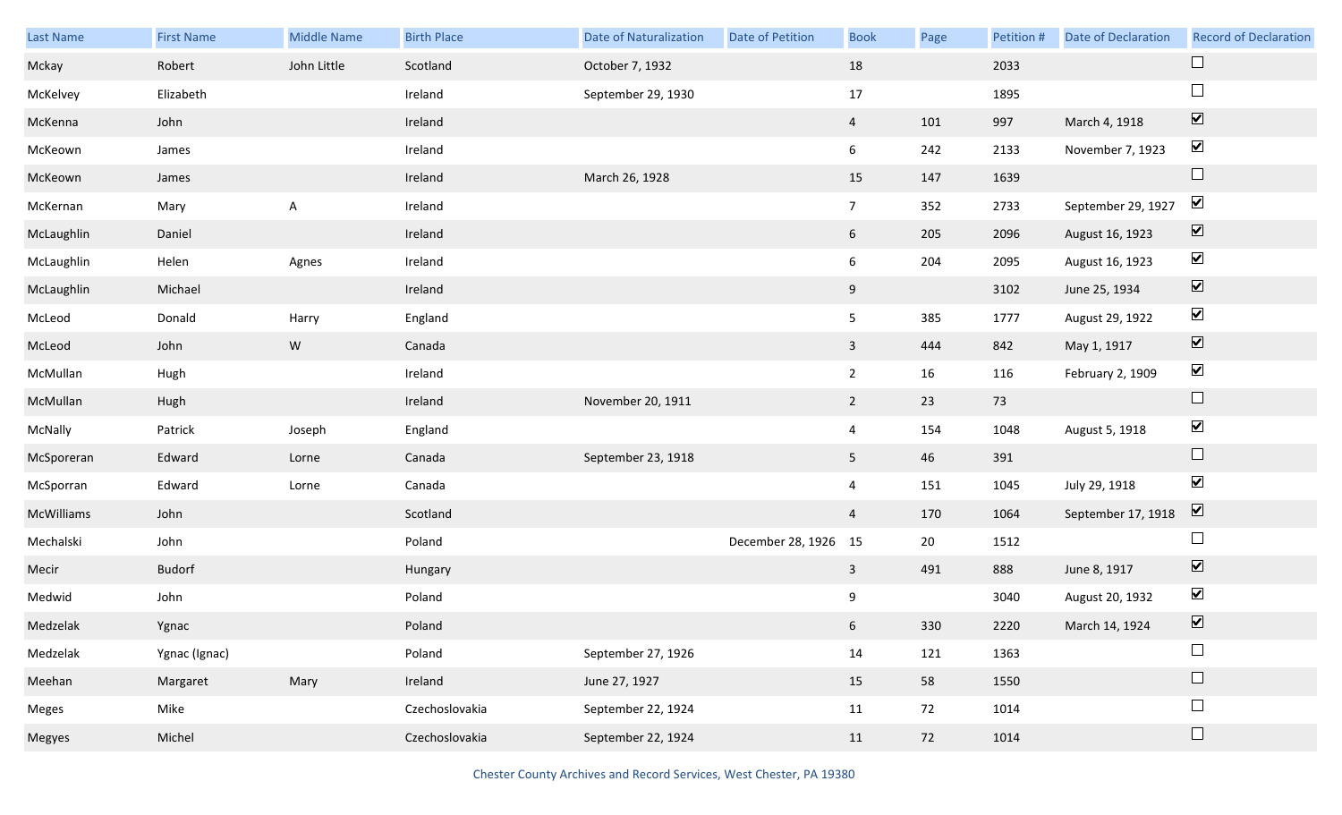| Last Name | First Name | Middle Name | Birth Place | Date of Naturalization | Date of Petition | Book | Page | Petition # | Date of Declaration | Record of Declaration |
|---|---|---|---|---|---|---|---|---|---|---|
| Mckay | Robert | John Little | Scotland | October 7, 1932 | | 18 | | 2033 | | ☐ |
| McKelvey | Elizabeth | | Ireland | September 29, 1930 | | 17 | | 1895 | | ☐ |
| McKenna | John | | Ireland | | | 4 | 101 | 997 | March 4, 1918 | ☑ |
| McKeown | James | | Ireland | | | 6 | 242 | 2133 | November 7, 1923 | ☑ |
| McKeown | James | | Ireland | March 26, 1928 | | 15 | 147 | 1639 | | ☐ |
| McKernan | Mary | A | Ireland | | | 7 | 352 | 2733 | September 29, 1927 | ☑ |
| McLaughlin | Daniel | | Ireland | | | 6 | 205 | 2096 | August 16, 1923 | ☑ |
| McLaughlin | Helen | Agnes | Ireland | | | 6 | 204 | 2095 | August 16, 1923 | ☑ |
| McLaughlin | Michael | | Ireland | | | 9 | | 3102 | June 25, 1934 | ☑ |
| McLeod | Donald | Harry | England | | | 5 | 385 | 1777 | August 29, 1922 | ☑ |
| McLeod | John | W | Canada | | | 3 | 444 | 842 | May 1, 1917 | ☑ |
| McMullan | Hugh | | Ireland | | | 2 | 16 | 116 | February 2, 1909 | ☑ |
| McMullan | Hugh | | Ireland | November 20, 1911 | | 2 | 23 | 73 | | ☐ |
| McNally | Patrick | Joseph | England | | | 4 | 154 | 1048 | August 5, 1918 | ☑ |
| McSporeran | Edward | Lorne | Canada | September 23, 1918 | | 5 | 46 | 391 | | ☐ |
| McSporran | Edward | Lorne | Canada | | | 4 | 151 | 1045 | July 29, 1918 | ☑ |
| McWilliams | John | | Scotland | | | 4 | 170 | 1064 | September 17, 1918 | ☑ |
| Mechalski | John | | Poland | | December 28, 1926 | 15 | 20 | 1512 | | ☐ |
| Mecir | Budorf | | Hungary | | | 3 | 491 | 888 | June 8, 1917 | ☑ |
| Medwid | John | | Poland | | | 9 | | 3040 | August 20, 1932 | ☑ |
| Medzelak | Ygnac | | Poland | | | 6 | 330 | 2220 | March 14, 1924 | ☑ |
| Medzelak | Ygnac (Ignac) | | Poland | September 27, 1926 | | 14 | 121 | 1363 | | ☐ |
| Meehan | Margaret | Mary | Ireland | June 27, 1927 | | 15 | 58 | 1550 | | ☐ |
| Meges | Mike | | Czechoslovakia | September 22, 1924 | | 11 | 72 | 1014 | | ☐ |
| Megyes | Michel | | Czechoslovakia | September 22, 1924 | | 11 | 72 | 1014 | | ☐ |

Chester County Archives and Record Services, West Chester, PA 19380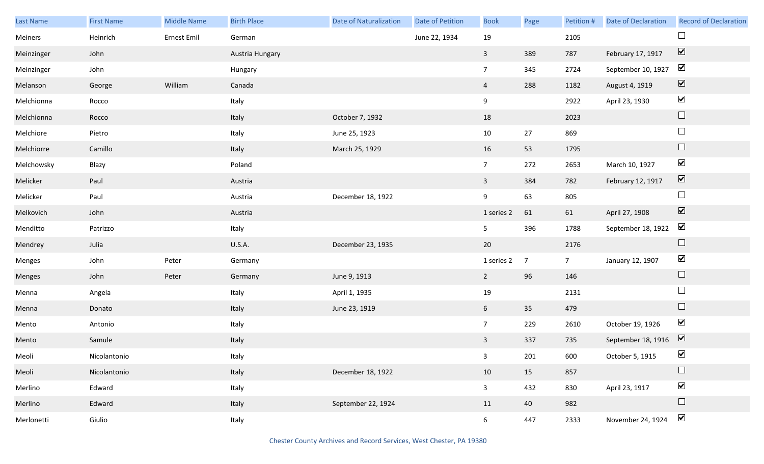| Last Name | First Name | Middle Name | Birth Place | Date of Naturalization | Date of Petition | Book | Page | Petition # | Date of Declaration | Record of Declaration |
|---|---|---|---|---|---|---|---|---|---|---|
| Meiners | Heinrich | Ernest Emil | German | | June 22, 1934 | 19 | | 2105 | | ☐ |
| Meinzinger | John | | Austria Hungary | | | 3 | 389 | 787 | February 17, 1917 | ☑ |
| Meinzinger | John | | Hungary | | | 7 | 345 | 2724 | September 10, 1927 | ☑ |
| Melanson | George | William | Canada | | | 4 | 288 | 1182 | August 4, 1919 | ☑ |
| Melchionna | Rocco | | Italy | | | 9 | | 2922 | April 23, 1930 | ☑ |
| Melchionna | Rocco | | Italy | October 7, 1932 | | 18 | | 2023 | | ☐ |
| Melchiore | Pietro | | Italy | June 25, 1923 | | 10 | 27 | 869 | | ☐ |
| Melchiorre | Camillo | | Italy | March 25, 1929 | | 16 | 53 | 1795 | | ☐ |
| Melchowsky | Blazy | | Poland | | | 7 | 272 | 2653 | March 10, 1927 | ☑ |
| Melicker | Paul | | Austria | | | 3 | 384 | 782 | February 12, 1917 | ☑ |
| Melicker | Paul | | Austria | December 18, 1922 | | 9 | 63 | 805 | | ☐ |
| Melkovich | John | | Austria | | | 1 series 2 | 61 | 61 | April 27, 1908 | ☑ |
| Menditto | Patrizzo | | Italy | | | 5 | 396 | 1788 | September 18, 1922 | ☑ |
| Mendrey | Julia | | U.S.A. | December 23, 1935 | | 20 | | 2176 | | ☐ |
| Menges | John | Peter | Germany | | | 1 series 2 | 7 | 7 | January 12, 1907 | ☑ |
| Menges | John | Peter | Germany | June 9, 1913 | | 2 | 96 | 146 | | ☐ |
| Menna | Angela | | Italy | April 1, 1935 | | 19 | | 2131 | | ☐ |
| Menna | Donato | | Italy | June 23, 1919 | | 6 | 35 | 479 | | ☐ |
| Mento | Antonio | | Italy | | | 7 | 229 | 2610 | October 19, 1926 | ☑ |
| Mento | Samule | | Italy | | | 3 | 337 | 735 | September 18, 1916 | ☑ |
| Meoli | Nicolantonio | | Italy | | | 3 | 201 | 600 | October 5, 1915 | ☑ |
| Meoli | Nicolantonio | | Italy | December 18, 1922 | | 10 | 15 | 857 | | ☐ |
| Merlino | Edward | | Italy | | | 3 | 432 | 830 | April 23, 1917 | ☑ |
| Merlino | Edward | | Italy | September 22, 1924 | | 11 | 40 | 982 | | ☐ |
| Merlonetti | Giulio | | Italy | | | 6 | 447 | 2333 | November 24, 1924 | ☑ |

Chester County Archives and Record Services, West Chester, PA 19380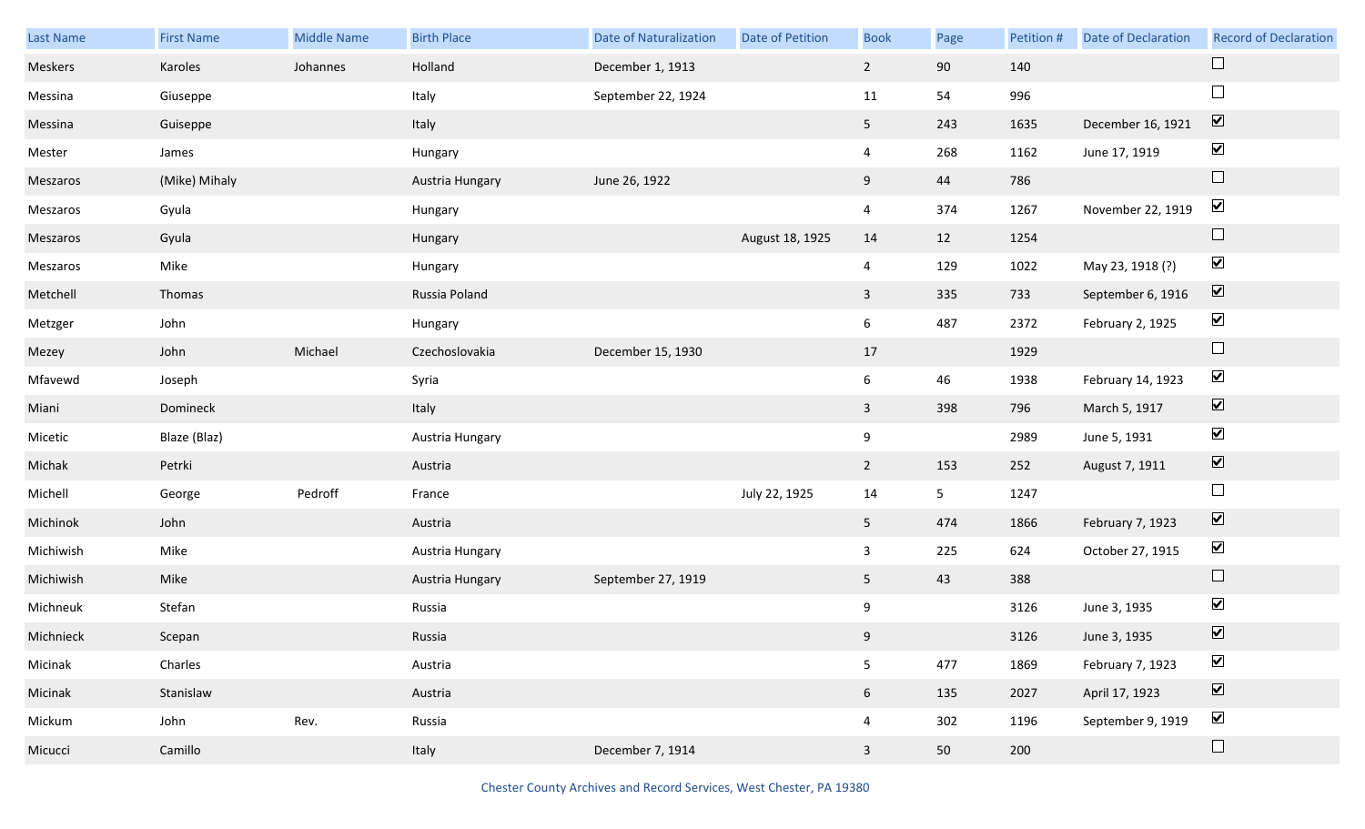| Last Name | First Name | Middle Name | Birth Place | Date of Naturalization | Date of Petition | Book | Page | Petition # | Date of Declaration | Record of Declaration |
|---|---|---|---|---|---|---|---|---|---|---|
| Meskers | Karoles | Johannes | Holland | December 1, 1913 | | 2 | 90 | 140 | | ☐ |
| Messina | Giuseppe | | Italy | September 22, 1924 | | 11 | 54 | 996 | | ☐ |
| Messina | Guiseppe | | Italy | | | 5 | 243 | 1635 | December 16, 1921 | ☑ |
| Mester | James | | Hungary | | | 4 | 268 | 1162 | June 17, 1919 | ☑ |
| Meszaros | (Mike) Mihaly | | Austria Hungary | June 26, 1922 | | 9 | 44 | 786 | | ☐ |
| Meszaros | Gyula | | Hungary | | | 4 | 374 | 1267 | November 22, 1919 | ☑ |
| Meszaros | Gyula | | Hungary | | August 18, 1925 | 14 | 12 | 1254 | | ☐ |
| Meszaros | Mike | | Hungary | | | 4 | 129 | 1022 | May 23, 1918 (?) | ☑ |
| Metchell | Thomas | | Russia Poland | | | 3 | 335 | 733 | September 6, 1916 | ☑ |
| Metzger | John | | Hungary | | | 6 | 487 | 2372 | February 2, 1925 | ☑ |
| Mezey | John | Michael | Czechoslovakia | December 15, 1930 | | 17 | | 1929 | | ☐ |
| Mfavewd | Joseph | | Syria | | | 6 | 46 | 1938 | February 14, 1923 | ☑ |
| Miani | Domineck | | Italy | | | 3 | 398 | 796 | March 5, 1917 | ☑ |
| Micetic | Blaze (Blaz) | | Austria Hungary | | | 9 | | 2989 | June 5, 1931 | ☑ |
| Michak | Petrki | | Austria | | | 2 | 153 | 252 | August 7, 1911 | ☑ |
| Michell | George | Pedroff | France | | July 22, 1925 | 14 | 5 | 1247 | | ☐ |
| Michinok | John | | Austria | | | 5 | 474 | 1866 | February 7, 1923 | ☑ |
| Michiwish | Mike | | Austria Hungary | | | 3 | 225 | 624 | October 27, 1915 | ☑ |
| Michiwish | Mike | | Austria Hungary | September 27, 1919 | | 5 | 43 | 388 | | ☐ |
| Michneuk | Stefan | | Russia | | | 9 | | 3126 | June 3, 1935 | ☑ |
| Michnieck | Scepan | | Russia | | | 9 | | 3126 | June 3, 1935 | ☑ |
| Micinak | Charles | | Austria | | | 5 | 477 | 1869 | February 7, 1923 | ☑ |
| Micinak | Stanislaw | | Austria | | | 6 | 135 | 2027 | April 17, 1923 | ☑ |
| Mickum | John | Rev. | Russia | | | 4 | 302 | 1196 | September 9, 1919 | ☑ |
| Micucci | Camillo | | Italy | December 7, 1914 | | 3 | 50 | 200 | | ☐ |

Chester County Archives and Record Services, West Chester, PA 19380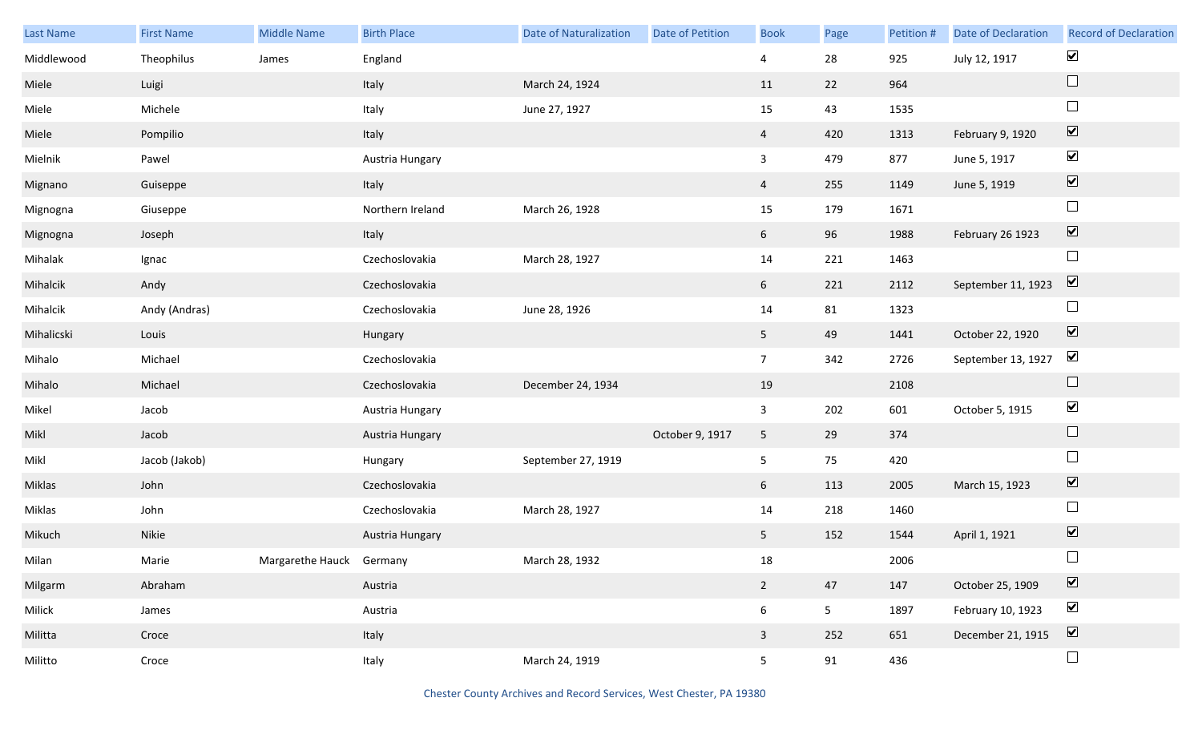| Last Name | First Name | Middle Name | Birth Place | Date of Naturalization | Date of Petition | Book | Page | Petition # | Date of Declaration | Record of Declaration |
|---|---|---|---|---|---|---|---|---|---|---|
| Middlewood | Theophilus | James | England | | | 4 | 28 | 925 | July 12, 1917 | ☑ |
| Miele | Luigi | | Italy | March 24, 1924 | | 11 | 22 | 964 | | ☐ |
| Miele | Michele | | Italy | June 27, 1927 | | 15 | 43 | 1535 | | ☐ |
| Miele | Pompilio | | Italy | | | 4 | 420 | 1313 | February 9, 1920 | ☑ |
| Mielnik | Pawel | | Austria Hungary | | | 3 | 479 | 877 | June 5, 1917 | ☑ |
| Mignano | Guiseppe | | Italy | | | 4 | 255 | 1149 | June 5, 1919 | ☑ |
| Mignogna | Giuseppe | | Northern Ireland | March 26, 1928 | | 15 | 179 | 1671 | | ☐ |
| Mignogna | Joseph | | Italy | | | 6 | 96 | 1988 | February 26 1923 | ☑ |
| Mihalak | Ignac | | Czechoslovakia | March 28, 1927 | | 14 | 221 | 1463 | | ☐ |
| Mihalcik | Andy | | Czechoslovakia | | | 6 | 221 | 2112 | September 11, 1923 | ☑ |
| Mihalcik | Andy (Andras) | | Czechoslovakia | June 28, 1926 | | 14 | 81 | 1323 | | ☐ |
| Mihalicski | Louis | | Hungary | | | 5 | 49 | 1441 | October 22, 1920 | ☑ |
| Mihalo | Michael | | Czechoslovakia | | | 7 | 342 | 2726 | September 13, 1927 | ☑ |
| Mihalo | Michael | | Czechoslovakia | December 24, 1934 | | 19 | | 2108 | | ☐ |
| Mikel | Jacob | | Austria Hungary | | | 3 | 202 | 601 | October 5, 1915 | ☑ |
| Mikl | Jacob | | Austria Hungary | | October 9, 1917 | 5 | 29 | 374 | | ☐ |
| Mikl | Jacob (Jakob) | | Hungary | September 27, 1919 | | 5 | 75 | 420 | | ☐ |
| Miklas | John | | Czechoslovakia | | | 6 | 113 | 2005 | March 15, 1923 | ☑ |
| Miklas | John | | Czechoslovakia | March 28, 1927 | | 14 | 218 | 1460 | | ☐ |
| Mikuch | Nikie | | Austria Hungary | | | 5 | 152 | 1544 | April 1, 1921 | ☑ |
| Milan | Marie | Margarethe Hauck | Germany | March 28, 1932 | | 18 | | 2006 | | ☐ |
| Milgarm | Abraham | | Austria | | | 2 | 47 | 147 | October 25, 1909 | ☑ |
| Milick | James | | Austria | | | 6 | 5 | 1897 | February 10, 1923 | ☑ |
| Militta | Croce | | Italy | | | 3 | 252 | 651 | December 21, 1915 | ☑ |
| Militto | Croce | | Italy | March 24, 1919 | | 5 | 91 | 436 | | ☐ |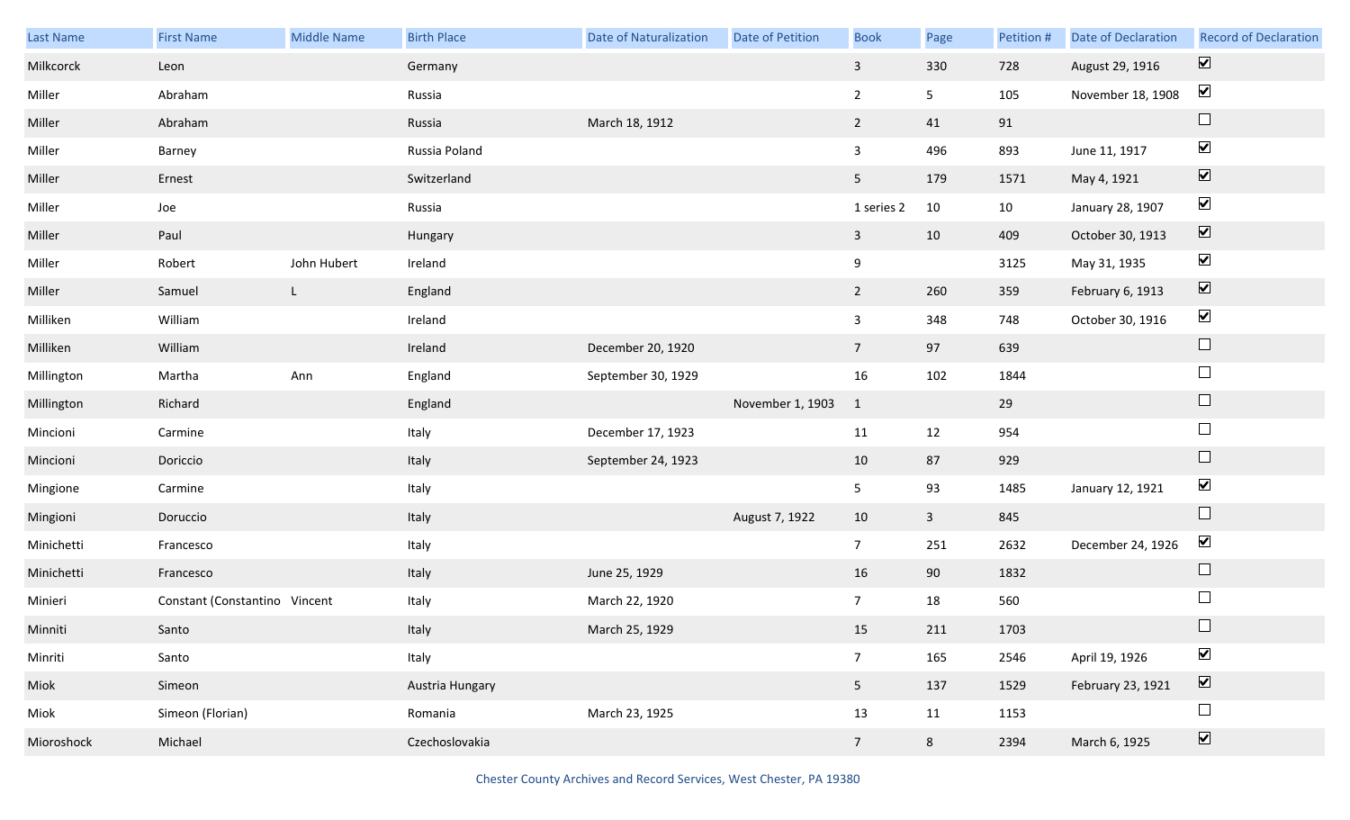| Last Name | First Name | Middle Name | Birth Place | Date of Naturalization | Date of Petition | Book | Page | Petition # | Date of Declaration | Record of Declaration |
|---|---|---|---|---|---|---|---|---|---|---|
| Milkcorck | Leon | | Germany | | | 3 | 330 | 728 | August 29, 1916 | ☑ |
| Miller | Abraham | | Russia | | | 2 | 5 | 105 | November 18, 1908 | ☑ |
| Miller | Abraham | | Russia | March 18, 1912 | | 2 | 41 | 91 | | ☐ |
| Miller | Barney | | Russia Poland | | | 3 | 496 | 893 | June 11, 1917 | ☑ |
| Miller | Ernest | | Switzerland | | | 5 | 179 | 1571 | May 4, 1921 | ☑ |
| Miller | Joe | | Russia | | | 1 series 2 | 10 | 10 | January 28, 1907 | ☑ |
| Miller | Paul | | Hungary | | | 3 | 10 | 409 | October 30, 1913 | ☑ |
| Miller | Robert | John Hubert | Ireland | | | 9 | | 3125 | May 31, 1935 | ☑ |
| Miller | Samuel | L | England | | | 2 | 260 | 359 | February 6, 1913 | ☑ |
| Milliken | William | | Ireland | | | 3 | 348 | 748 | October 30, 1916 | ☑ |
| Milliken | William | | Ireland | December 20, 1920 | | 7 | 97 | 639 | | ☐ |
| Millington | Martha | Ann | England | September 30, 1929 | | 16 | 102 | 1844 | | ☐ |
| Millington | Richard | | England | | November 1, 1903 | 1 | | 29 | | ☐ |
| Mincioni | Carmine | | Italy | December 17, 1923 | | 11 | 12 | 954 | | ☐ |
| Mincioni | Doriccio | | Italy | September 24, 1923 | | 10 | 87 | 929 | | ☐ |
| Mingione | Carmine | | Italy | | | 5 | 93 | 1485 | January 12, 1921 | ☑ |
| Mingioni | Doruccio | | Italy | | August 7, 1922 | 10 | 3 | 845 | | ☐ |
| Minichetti | Francesco | | Italy | | | 7 | 251 | 2632 | December 24, 1926 | ☑ |
| Minichetti | Francesco | | Italy | June 25, 1929 | | 16 | 90 | 1832 | | ☐ |
| Minieri | Constant (Constantino | Vincent | Italy | March 22, 1920 | | 7 | 18 | 560 | | ☐ |
| Minniti | Santo | | Italy | March 25, 1929 | | 15 | 211 | 1703 | | ☐ |
| Minriti | Santo | | Italy | | | 7 | 165 | 2546 | April 19, 1926 | ☑ |
| Miok | Simeon | | Austria Hungary | | | 5 | 137 | 1529 | February 23, 1921 | ☑ |
| Miok | Simeon (Florian) | | Romania | March 23, 1925 | | 13 | 11 | 1153 | | ☐ |
| Mioroshock | Michael | | Czechoslovakia | | | 7 | 8 | 2394 | March 6, 1925 | ☑ |

Chester County Archives and Record Services, West Chester, PA 19380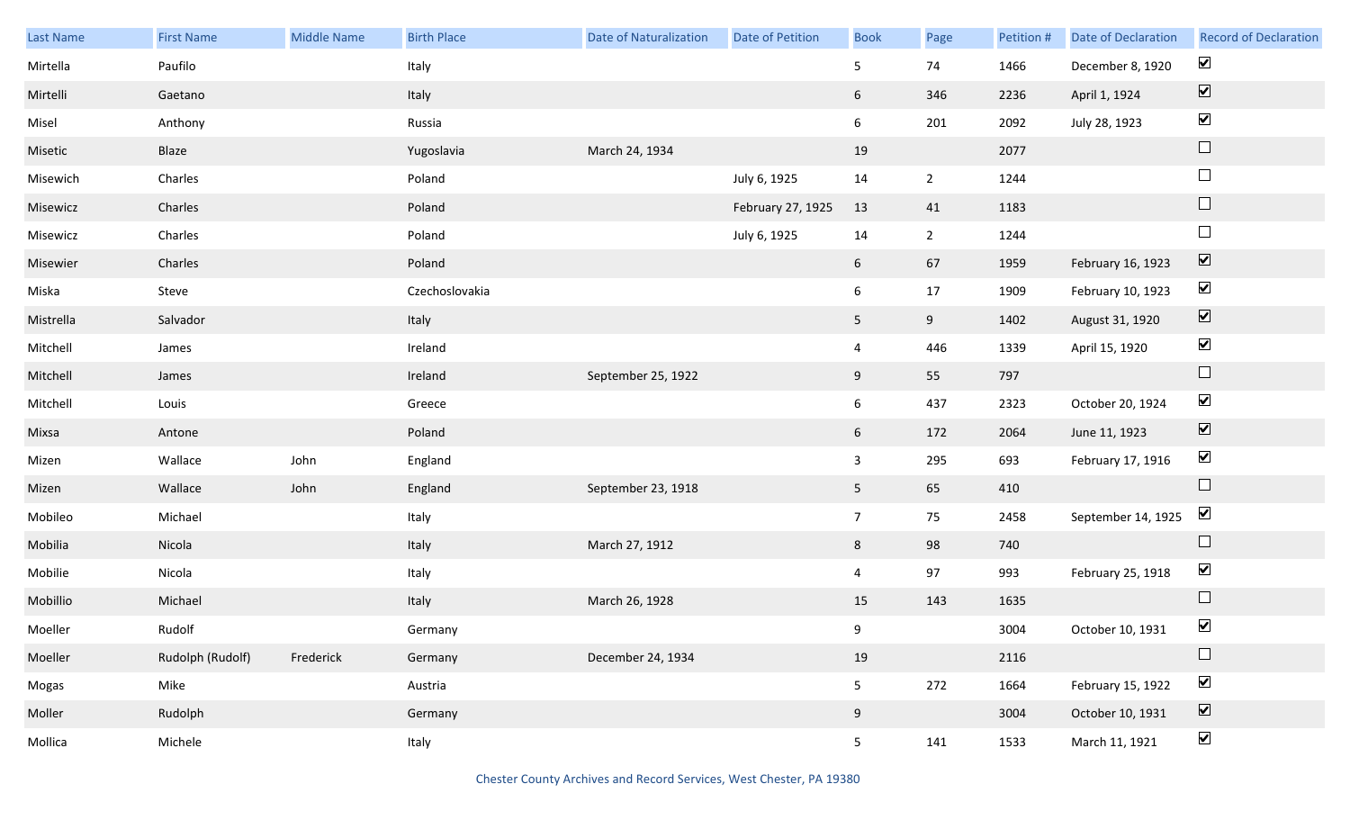| Last Name | First Name | Middle Name | Birth Place | Date of Naturalization | Date of Petition | Book | Page | Petition # | Date of Declaration | Record of Declaration |
|---|---|---|---|---|---|---|---|---|---|---|
| Mirtella | Paufilo | | Italy | | | 5 | 74 | 1466 | December 8, 1920 | ☑ |
| Mirtelli | Gaetano | | Italy | | | 6 | 346 | 2236 | April 1, 1924 | ☑ |
| Misel | Anthony | | Russia | | | 6 | 201 | 2092 | July 28, 1923 | ☑ |
| Misetic | Blaze | | Yugoslavia | March 24, 1934 | | 19 | | 2077 | | ☐ |
| Misewich | Charles | | Poland | | July 6, 1925 | 14 | 2 | 1244 | | ☐ |
| Misewicz | Charles | | Poland | | February 27, 1925 | 13 | 41 | 1183 | | ☐ |
| Misewicz | Charles | | Poland | | July 6, 1925 | 14 | 2 | 1244 | | ☐ |
| Misewier | Charles | | Poland | | | 6 | 67 | 1959 | February 16, 1923 | ☑ |
| Miska | Steve | | Czechoslovakia | | | 6 | 17 | 1909 | February 10, 1923 | ☑ |
| Mistrella | Salvador | | Italy | | | 5 | 9 | 1402 | August 31, 1920 | ☑ |
| Mitchell | James | | Ireland | | | 4 | 446 | 1339 | April 15, 1920 | ☑ |
| Mitchell | James | | Ireland | September 25, 1922 | | 9 | 55 | 797 | | ☐ |
| Mitchell | Louis | | Greece | | | 6 | 437 | 2323 | October 20, 1924 | ☑ |
| Mixsa | Antone | | Poland | | | 6 | 172 | 2064 | June 11, 1923 | ☑ |
| Mizen | Wallace | John | England | | | 3 | 295 | 693 | February 17, 1916 | ☑ |
| Mizen | Wallace | John | England | September 23, 1918 | | 5 | 65 | 410 | | ☐ |
| Mobileo | Michael | | Italy | | | 7 | 75 | 2458 | September 14, 1925 | ☑ |
| Mobilia | Nicola | | Italy | March 27, 1912 | | 8 | 98 | 740 | | ☐ |
| Mobilie | Nicola | | Italy | | | 4 | 97 | 993 | February 25, 1918 | ☑ |
| Mobillio | Michael | | Italy | March 26, 1928 | | 15 | 143 | 1635 | | ☐ |
| Moeller | Rudolf | | Germany | | | 9 | | 3004 | October 10, 1931 | ☑ |
| Moeller | Rudolph (Rudolf) | Frederick | Germany | December 24, 1934 | | 19 | | 2116 | | ☐ |
| Mogas | Mike | | Austria | | | 5 | 272 | 1664 | February 15, 1922 | ☑ |
| Moller | Rudolph | | Germany | | | 9 | | 3004 | October 10, 1931 | ☑ |
| Mollica | Michele | | Italy | | | 5 | 141 | 1533 | March 11, 1921 | ☑ |

Chester County Archives and Record Services, West Chester, PA 19380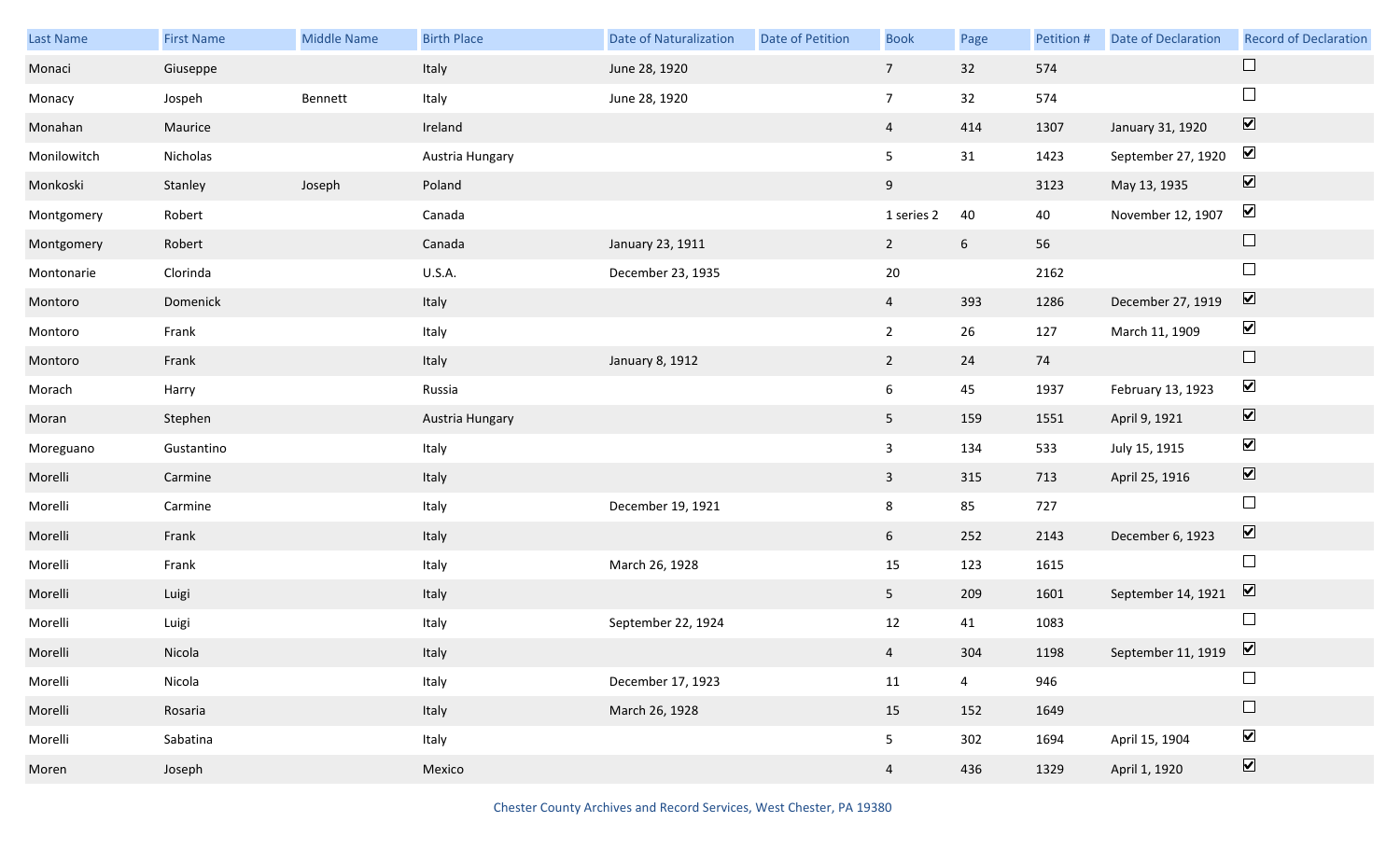| Last Name | First Name | Middle Name | Birth Place | Date of Naturalization | Date of Petition | Book | Page | Petition # | Date of Declaration | Record of Declaration |
|---|---|---|---|---|---|---|---|---|---|---|
| Monaci | Giuseppe | | Italy | June 28, 1920 | | 7 | 32 | 574 | | ☐ |
| Monacy | Jospeh | Bennett | Italy | June 28, 1920 | | 7 | 32 | 574 | | ☐ |
| Monahan | Maurice | | Ireland | | | 4 | 414 | 1307 | January 31, 1920 | ☑ |
| Monilowitch | Nicholas | | Austria Hungary | | | 5 | 31 | 1423 | September 27, 1920 | ☑ |
| Monkoski | Stanley | Joseph | Poland | | | 9 | | 3123 | May 13, 1935 | ☑ |
| Montgomery | Robert | | Canada | | | 1 series 2 | 40 | 40 | November 12, 1907 | ☑ |
| Montgomery | Robert | | Canada | January 23, 1911 | | 2 | 6 | 56 | | ☐ |
| Montonarie | Clorinda | | U.S.A. | December 23, 1935 | | 20 | | 2162 | | ☐ |
| Montoro | Domenick | | Italy | | | 4 | 393 | 1286 | December 27, 1919 | ☑ |
| Montoro | Frank | | Italy | | | 2 | 26 | 127 | March 11, 1909 | ☑ |
| Montoro | Frank | | Italy | January 8, 1912 | | 2 | 24 | 74 | | ☐ |
| Morach | Harry | | Russia | | | 6 | 45 | 1937 | February 13, 1923 | ☑ |
| Moran | Stephen | | Austria Hungary | | | 5 | 159 | 1551 | April 9, 1921 | ☑ |
| Moreguano | Gustantino | | Italy | | | 3 | 134 | 533 | July 15, 1915 | ☑ |
| Morelli | Carmine | | Italy | | | 3 | 315 | 713 | April 25, 1916 | ☑ |
| Morelli | Carmine | | Italy | December 19, 1921 | | 8 | 85 | 727 | | ☐ |
| Morelli | Frank | | Italy | | | 6 | 252 | 2143 | December 6, 1923 | ☑ |
| Morelli | Frank | | Italy | March 26, 1928 | | 15 | 123 | 1615 | | ☐ |
| Morelli | Luigi | | Italy | | | 5 | 209 | 1601 | September 14, 1921 | ☑ |
| Morelli | Luigi | | Italy | September 22, 1924 | | 12 | 41 | 1083 | | ☐ |
| Morelli | Nicola | | Italy | | | 4 | 304 | 1198 | September 11, 1919 | ☑ |
| Morelli | Nicola | | Italy | December 17, 1923 | | 11 | 4 | 946 | | ☐ |
| Morelli | Rosaria | | Italy | March 26, 1928 | | 15 | 152 | 1649 | | ☐ |
| Morelli | Sabatina | | Italy | | | 5 | 302 | 1694 | April 15, 1904 | ☑ |
| Moren | Joseph | | Mexico | | | 4 | 436 | 1329 | April 1, 1920 | ☑ |

Chester County Archives and Record Services, West Chester, PA 19380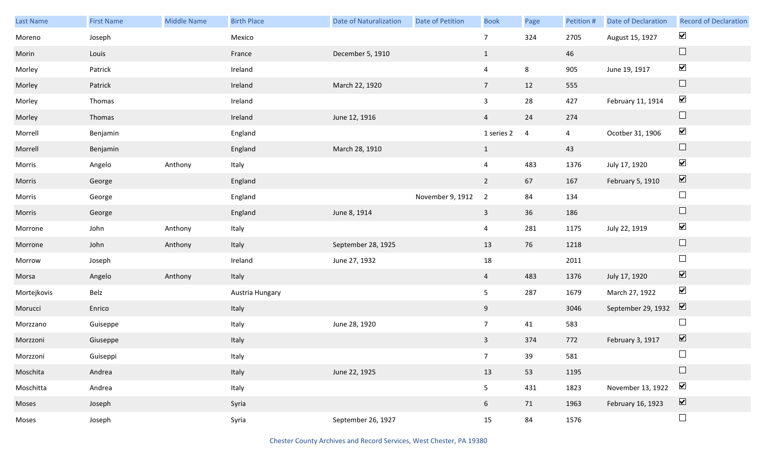| Last Name | First Name | Middle Name | Birth Place | Date of Naturalization | Date of Petition | Book | Page | Petition # | Date of Declaration | Record of Declaration |
|---|---|---|---|---|---|---|---|---|---|---|
| Moreno | Joseph | | Mexico | | | 7 | 324 | 2705 | August 15, 1927 | ☑ |
| Morin | Louis | | France | December 5, 1910 | | 1 | | 46 | | ☐ |
| Morley | Patrick | | Ireland | | | 4 | 8 | 905 | June 19, 1917 | ☑ |
| Morley | Patrick | | Ireland | March 22, 1920 | | 7 | 12 | 555 | | ☐ |
| Morley | Thomas | | Ireland | | | 3 | 28 | 427 | February 11, 1914 | ☑ |
| Morley | Thomas | | Ireland | June 12, 1916 | | 4 | 24 | 274 | | ☐ |
| Morrell | Benjamin | | England | | | 1 series 2 | 4 | 4 | Ocotber 31, 1906 | ☑ |
| Morrell | Benjamin | | England | March 28, 1910 | | 1 | | 43 | | ☐ |
| Morris | Angelo | Anthony | Italy | | | 4 | 483 | 1376 | July 17, 1920 | ☑ |
| Morris | George | | England | | | 2 | 67 | 167 | February 5, 1910 | ☑ |
| Morris | George | | England | | November 9, 1912 | 2 | 84 | 134 | | ☐ |
| Morris | George | | England | June 8, 1914 | | 3 | 36 | 186 | | ☐ |
| Morrone | John | Anthony | Italy | | | 4 | 281 | 1175 | July 22, 1919 | ☑ |
| Morrone | John | Anthony | Italy | September 28, 1925 | | 13 | 76 | 1218 | | ☐ |
| Morrow | Joseph | | Ireland | June 27, 1932 | | 18 | | 2011 | | ☐ |
| Morsa | Angelo | Anthony | Italy | | | 4 | 483 | 1376 | July 17, 1920 | ☑ |
| Mortejkovis | Belz | | Austria Hungary | | | 5 | 287 | 1679 | March 27, 1922 | ☑ |
| Morucci | Enrico | | Italy | | | 9 | | 3046 | September 29, 1932 | ☑ |
| Morzzano | Guiseppe | | Italy | June 28, 1920 | | 7 | 41 | 583 | | ☐ |
| Morzzoni | Giuseppe | | Italy | | | 3 | 374 | 772 | February 3, 1917 | ☑ |
| Morzzoni | Guiseppi | | Italy | | | 7 | 39 | 581 | | ☐ |
| Moschita | Andrea | | Italy | June 22, 1925 | | 13 | 53 | 1195 | | ☐ |
| Moschitta | Andrea | | Italy | | | 5 | 431 | 1823 | November 13, 1922 | ☑ |
| Moses | Joseph | | Syria | | | 6 | 71 | 1963 | February 16, 1923 | ☑ |
| Moses | Joseph | | Syria | September 26, 1927 | | 15 | 84 | 1576 | | ☐ |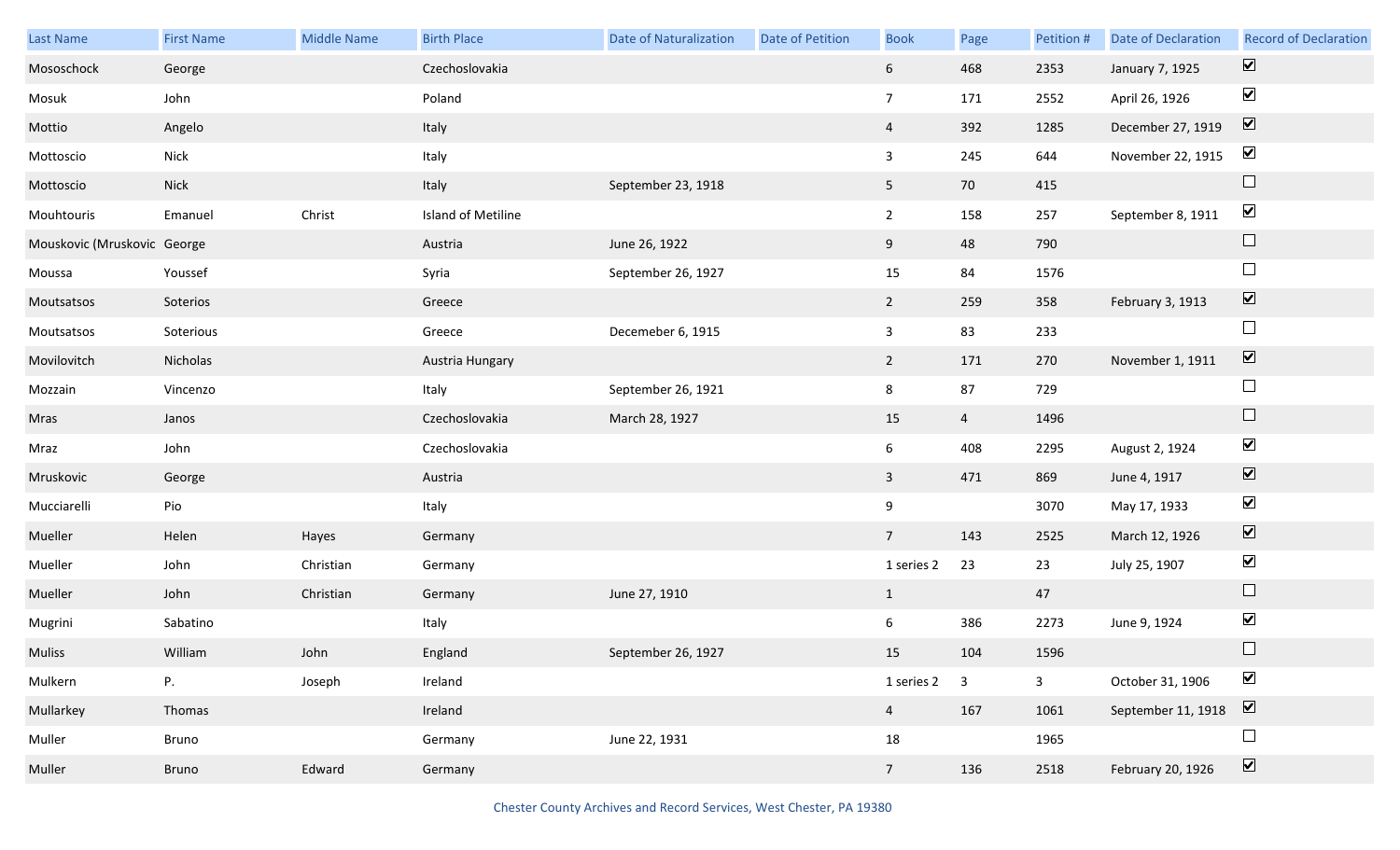| Last Name | First Name | Middle Name | Birth Place | Date of Naturalization | Date of Petition | Book | Page | Petition # | Date of Declaration | Record of Declaration |
|---|---|---|---|---|---|---|---|---|---|---|
| Mososchock | George | | Czechoslovakia | | | 6 | 468 | 2353 | January 7, 1925 | ☑ |
| Mosuk | John | | Poland | | | 7 | 171 | 2552 | April 26, 1926 | ☑ |
| Mottio | Angelo | | Italy | | | 4 | 392 | 1285 | December 27, 1919 | ☑ |
| Mottoscio | Nick | | Italy | | | 3 | 245 | 644 | November 22, 1915 | ☑ |
| Mottoscio | Nick | | Italy | September 23, 1918 | | 5 | 70 | 415 | | ☐ |
| Mouhtouris | Emanuel | Christ | Island of Metiline | | | 2 | 158 | 257 | September 8, 1911 | ☑ |
| Mouskovic (Mruskovic | George | | Austria | June 26, 1922 | | 9 | 48 | 790 | | ☐ |
| Moussa | Youssef | | Syria | September 26, 1927 | | 15 | 84 | 1576 | | ☐ |
| Moutsatsos | Soterios | | Greece | | | 2 | 259 | 358 | February 3, 1913 | ☑ |
| Moutsatsos | Soterious | | Greece | Decemeber 6, 1915 | | 3 | 83 | 233 | | ☐ |
| Movilovitch | Nicholas | | Austria Hungary | | | 2 | 171 | 270 | November 1, 1911 | ☑ |
| Mozzain | Vincenzo | | Italy | September 26, 1921 | | 8 | 87 | 729 | | ☐ |
| Mras | Janos | | Czechoslovakia | March 28, 1927 | | 15 | 4 | 1496 | | ☐ |
| Mraz | John | | Czechoslovakia | | | 6 | 408 | 2295 | August 2, 1924 | ☑ |
| Mruskovic | George | | Austria | | | 3 | 471 | 869 | June 4, 1917 | ☑ |
| Mucciarelli | Pio | | Italy | | | 9 | | 3070 | May 17, 1933 | ☑ |
| Mueller | Helen | Hayes | Germany | | | 7 | 143 | 2525 | March 12, 1926 | ☑ |
| Mueller | John | Christian | Germany | | | 1 series 2 | 23 | 23 | July 25, 1907 | ☑ |
| Mueller | John | Christian | Germany | June 27, 1910 | | 1 | | 47 | | ☐ |
| Mugrini | Sabatino | | Italy | | | 6 | 386 | 2273 | June 9, 1924 | ☑ |
| Muliss | William | John | England | September 26, 1927 | | 15 | 104 | 1596 | | ☐ |
| Mulkern | P. | Joseph | Ireland | | | 1 series 2 | 3 | 3 | October 31, 1906 | ☑ |
| Mullarkey | Thomas | | Ireland | | | 4 | 167 | 1061 | September 11, 1918 | ☑ |
| Muller | Bruno | | Germany | June 22, 1931 | | 18 | | 1965 | | ☐ |
| Muller | Bruno | Edward | Germany | | | 7 | 136 | 2518 | February 20, 1926 | ☑ |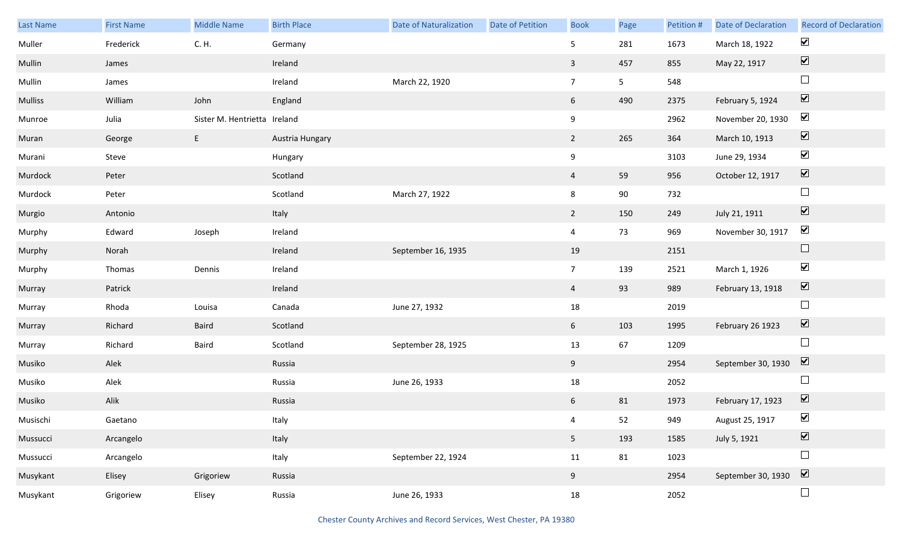| Last Name | First Name | Middle Name | Birth Place | Date of Naturalization | Date of Petition | Book | Page | Petition # | Date of Declaration | Record of Declaration |
|---|---|---|---|---|---|---|---|---|---|---|
| Muller | Frederick | C. H. | Germany | | | 5 | 281 | 1673 | March 18, 1922 | ☑ |
| Mullin | James | | Ireland | | | 3 | 457 | 855 | May 22, 1917 | ☑ |
| Mullin | James | | Ireland | March 22, 1920 | | 7 | 5 | 548 | | ☐ |
| Mulliss | William | John | England | | | 6 | 490 | 2375 | February 5, 1924 | ☑ |
| Munroe | Julia | Sister M. Hentrietta | Ireland | | | 9 | | 2962 | November 20, 1930 | ☑ |
| Muran | George | E | Austria Hungary | | | 2 | 265 | 364 | March 10, 1913 | ☑ |
| Murani | Steve | | Hungary | | | 9 | | 3103 | June 29, 1934 | ☑ |
| Murdock | Peter | | Scotland | | | 4 | 59 | 956 | October 12, 1917 | ☑ |
| Murdock | Peter | | Scotland | March 27, 1922 | | 8 | 90 | 732 | | ☐ |
| Murgio | Antonio | | Italy | | | 2 | 150 | 249 | July 21, 1911 | ☑ |
| Murphy | Edward | Joseph | Ireland | | | 4 | 73 | 969 | November 30, 1917 | ☑ |
| Murphy | Norah | | Ireland | September 16, 1935 | | 19 | | 2151 | | ☐ |
| Murphy | Thomas | Dennis | Ireland | | | 7 | 139 | 2521 | March 1, 1926 | ☑ |
| Murray | Patrick | | Ireland | | | 4 | 93 | 989 | February 13, 1918 | ☑ |
| Murray | Rhoda | Louisa | Canada | June 27, 1932 | | 18 | | 2019 | | ☐ |
| Murray | Richard | Baird | Scotland | | | 6 | 103 | 1995 | February 26 1923 | ☑ |
| Murray | Richard | Baird | Scotland | September 28, 1925 | | 13 | 67 | 1209 | | ☐ |
| Musiko | Alek | | Russia | | | 9 | | 2954 | September 30, 1930 | ☑ |
| Musiko | Alek | | Russia | June 26, 1933 | | 18 | | 2052 | | ☐ |
| Musiko | Alik | | Russia | | | 6 | 81 | 1973 | February 17, 1923 | ☑ |
| Musischi | Gaetano | | Italy | | | 4 | 52 | 949 | August 25, 1917 | ☑ |
| Mussucci | Arcangelo | | Italy | | | 5 | 193 | 1585 | July 5, 1921 | ☑ |
| Mussucci | Arcangelo | | Italy | September 22, 1924 | | 11 | 81 | 1023 | | ☐ |
| Musykant | Elisey | Grigoriew | Russia | | | 9 | | 2954 | September 30, 1930 | ☑ |
| Musykant | Grigoriew | Elisey | Russia | June 26, 1933 | | 18 | | 2052 | | ☐ |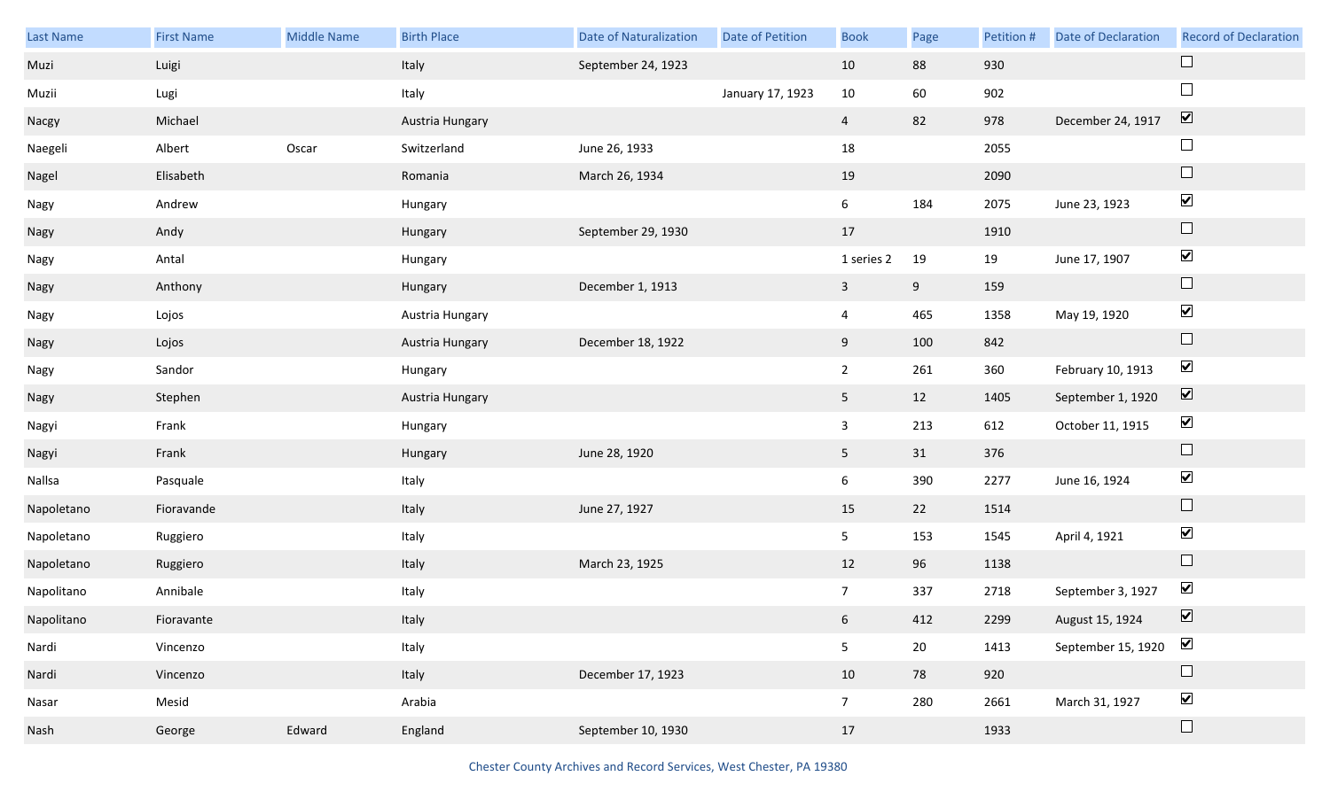| Last Name | First Name | Middle Name | Birth Place | Date of Naturalization | Date of Petition | Book | Page | Petition # | Date of Declaration | Record of Declaration |
|---|---|---|---|---|---|---|---|---|---|---|
| Muzi | Luigi | | Italy | September 24, 1923 | | 10 | 88 | 930 | | ☐ |
| Muzii | Lugi | | Italy | | January 17, 1923 | 10 | 60 | 902 | | ☐ |
| Nacgy | Michael | | Austria Hungary | | | 4 | 82 | 978 | December 24, 1917 | ☑ |
| Naegeli | Albert | Oscar | Switzerland | June 26, 1933 | | 18 | | 2055 | | ☐ |
| Nagel | Elisabeth | | Romania | March 26, 1934 | | 19 | | 2090 | | ☐ |
| Nagy | Andrew | | Hungary | | | 6 | 184 | 2075 | June 23, 1923 | ☑ |
| Nagy | Andy | | Hungary | September 29, 1930 | | 17 | | 1910 | | ☐ |
| Nagy | Antal | | Hungary | | | 1 series 2 | 19 | 19 | June 17, 1907 | ☑ |
| Nagy | Anthony | | Hungary | December 1, 1913 | | 3 | 9 | 159 | | ☐ |
| Nagy | Lojos | | Austria Hungary | | | 4 | 465 | 1358 | May 19, 1920 | ☑ |
| Nagy | Lojos | | Austria Hungary | December 18, 1922 | | 9 | 100 | 842 | | ☐ |
| Nagy | Sandor | | Hungary | | | 2 | 261 | 360 | February 10, 1913 | ☑ |
| Nagy | Stephen | | Austria Hungary | | | 5 | 12 | 1405 | September 1, 1920 | ☑ |
| Nagyi | Frank | | Hungary | | | 3 | 213 | 612 | October 11, 1915 | ☑ |
| Nagyi | Frank | | Hungary | June 28, 1920 | | 5 | 31 | 376 | | ☐ |
| Nallsa | Pasquale | | Italy | | | 6 | 390 | 2277 | June 16, 1924 | ☑ |
| Napoletano | Fioravande | | Italy | June 27, 1927 | | 15 | 22 | 1514 | | ☐ |
| Napoletano | Ruggiero | | Italy | | | 5 | 153 | 1545 | April 4, 1921 | ☑ |
| Napoletano | Ruggiero | | Italy | March 23, 1925 | | 12 | 96 | 1138 | | ☐ |
| Napolitano | Annibale | | Italy | | | 7 | 337 | 2718 | September 3, 1927 | ☑ |
| Napolitano | Fioravante | | Italy | | | 6 | 412 | 2299 | August 15, 1924 | ☑ |
| Nardi | Vincenzo | | Italy | | | 5 | 20 | 1413 | September 15, 1920 | ☑ |
| Nardi | Vincenzo | | Italy | December 17, 1923 | | 10 | 78 | 920 | | ☐ |
| Nasar | Mesid | | Arabia | | | 7 | 280 | 2661 | March 31, 1927 | ☑ |
| Nash | George | Edward | England | September 10, 1930 | | 17 | | 1933 | | ☐ |

Chester County Archives and Record Services, West Chester, PA 19380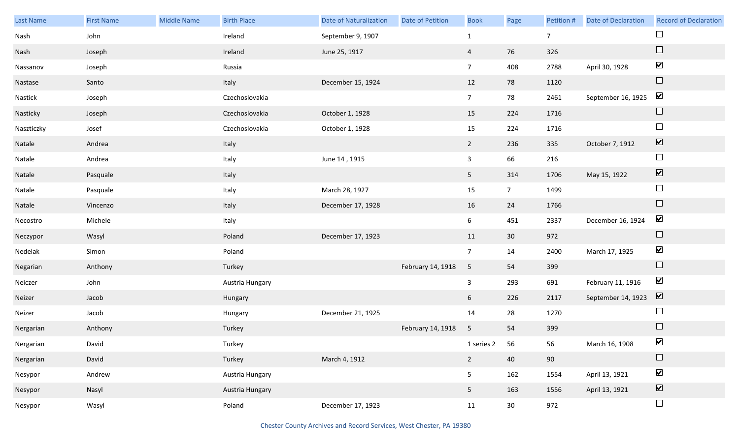| Last Name | First Name | Middle Name | Birth Place | Date of Naturalization | Date of Petition | Book | Page | Petition # | Date of Declaration | Record of Declaration |
|---|---|---|---|---|---|---|---|---|---|---|
| Nash | John | | Ireland | September 9, 1907 | | 1 | | 7 | | ☐ |
| Nash | Joseph | | Ireland | June 25, 1917 | | 4 | 76 | 326 | | ☐ |
| Nassanov | Joseph | | Russia | | | 7 | 408 | 2788 | April 30, 1928 | ☑ |
| Nastase | Santo | | Italy | December 15, 1924 | | 12 | 78 | 1120 | | ☐ |
| Nastick | Joseph | | Czechoslovakia | | | 7 | 78 | 2461 | September 16, 1925 | ☑ |
| Nasticky | Joseph | | Czechoslovakia | October 1, 1928 | | 15 | 224 | 1716 | | ☐ |
| Naszticzky | Josef | | Czechoslovakia | October 1, 1928 | | 15 | 224 | 1716 | | ☐ |
| Natale | Andrea | | Italy | | | 2 | 236 | 335 | October 7, 1912 | ☑ |
| Natale | Andrea | | Italy | June 14 , 1915 | | 3 | 66 | 216 | | ☐ |
| Natale | Pasquale | | Italy | | | 5 | 314 | 1706 | May 15, 1922 | ☑ |
| Natale | Pasquale | | Italy | March 28, 1927 | | 15 | 7 | 1499 | | ☐ |
| Natale | Vincenzo | | Italy | December 17, 1928 | | 16 | 24 | 1766 | | ☐ |
| Necostro | Michele | | Italy | | | 6 | 451 | 2337 | December 16, 1924 | ☑ |
| Neczypor | Wasyl | | Poland | December 17, 1923 | | 11 | 30 | 972 | | ☐ |
| Nedelak | Simon | | Poland | | | 7 | 14 | 2400 | March 17, 1925 | ☑ |
| Negarian | Anthony | | Turkey | | February 14, 1918 | 5 | 54 | 399 | | ☐ |
| Neiczer | John | | Austria Hungary | | | 3 | 293 | 691 | February 11, 1916 | ☑ |
| Neizer | Jacob | | Hungary | | | 6 | 226 | 2117 | September 14, 1923 | ☑ |
| Neizer | Jacob | | Hungary | December 21, 1925 | | 14 | 28 | 1270 | | ☐ |
| Nergarian | Anthony | | Turkey | | February 14, 1918 | 5 | 54 | 399 | | ☐ |
| Nergarian | David | | Turkey | | | 1 series 2 | 56 | 56 | March 16, 1908 | ☑ |
| Nergarian | David | | Turkey | March 4, 1912 | | 2 | 40 | 90 | | ☐ |
| Nesypor | Andrew | | Austria Hungary | | | 5 | 162 | 1554 | April 13, 1921 | ☑ |
| Nesypor | Nasyl | | Austria Hungary | | | 5 | 163 | 1556 | April 13, 1921 | ☑ |
| Nesypor | Wasyl | | Poland | December 17, 1923 | | 11 | 30 | 972 | | ☐ |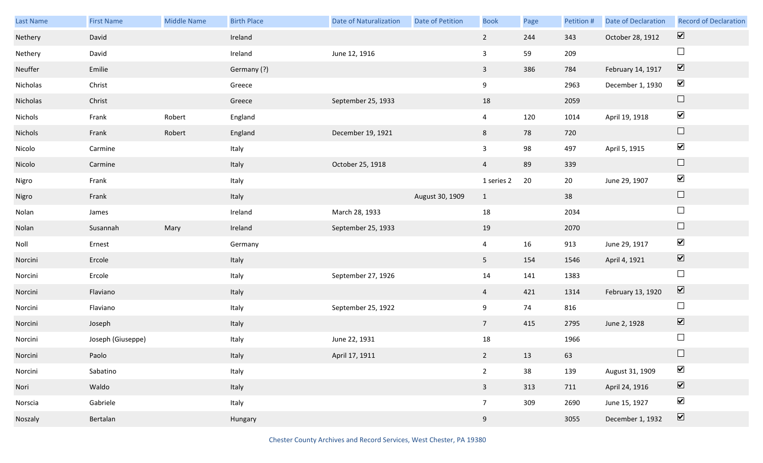| Last Name | First Name | Middle Name | Birth Place | Date of Naturalization | Date of Petition | Book | Page | Petition # | Date of Declaration | Record of Declaration |
|---|---|---|---|---|---|---|---|---|---|---|
| Nethery | David | | Ireland | | | 2 | 244 | 343 | October 28, 1912 | ☑ |
| Nethery | David | | Ireland | June 12, 1916 | | 3 | 59 | 209 | | ☐ |
| Neuffer | Emilie | | Germany (?) | | | 3 | 386 | 784 | February 14, 1917 | ☑ |
| Nicholas | Christ | | Greece | | | 9 | | 2963 | December 1, 1930 | ☑ |
| Nicholas | Christ | | Greece | September 25, 1933 | | 18 | | 2059 | | ☐ |
| Nichols | Frank | Robert | England | | | 4 | 120 | 1014 | April 19, 1918 | ☑ |
| Nichols | Frank | Robert | England | December 19, 1921 | | 8 | 78 | 720 | | ☐ |
| Nicolo | Carmine | | Italy | | | 3 | 98 | 497 | April 5, 1915 | ☑ |
| Nicolo | Carmine | | Italy | October 25, 1918 | | 4 | 89 | 339 | | ☐ |
| Nigro | Frank | | Italy | | | 1 series 2 | 20 | 20 | June 29, 1907 | ☑ |
| Nigro | Frank | | Italy | | August 30, 1909 | 1 | | 38 | | ☐ |
| Nolan | James | | Ireland | March 28, 1933 | | 18 | | 2034 | | ☐ |
| Nolan | Susannah | Mary | Ireland | September 25, 1933 | | 19 | | 2070 | | ☐ |
| Noll | Ernest | | Germany | | | 4 | 16 | 913 | June 29, 1917 | ☑ |
| Norcini | Ercole | | Italy | | | 5 | 154 | 1546 | April 4, 1921 | ☑ |
| Norcini | Ercole | | Italy | September 27, 1926 | | 14 | 141 | 1383 | | ☐ |
| Norcini | Flaviano | | Italy | | | 4 | 421 | 1314 | February 13, 1920 | ☑ |
| Norcini | Flaviano | | Italy | September 25, 1922 | | 9 | 74 | 816 | | ☐ |
| Norcini | Joseph | | Italy | | | 7 | 415 | 2795 | June 2, 1928 | ☑ |
| Norcini | Joseph (Giuseppe) | | Italy | June 22, 1931 | | 18 | | 1966 | | ☐ |
| Norcini | Paolo | | Italy | April 17, 1911 | | 2 | 13 | 63 | | ☐ |
| Norcini | Sabatino | | Italy | | | 2 | 38 | 139 | August 31, 1909 | ☑ |
| Nori | Waldo | | Italy | | | 3 | 313 | 711 | April 24, 1916 | ☑ |
| Norscia | Gabriele | | Italy | | | 7 | 309 | 2690 | June 15, 1927 | ☑ |
| Noszaly | Bertalan | | Hungary | | | 9 | | 3055 | December 1, 1932 | ☑ |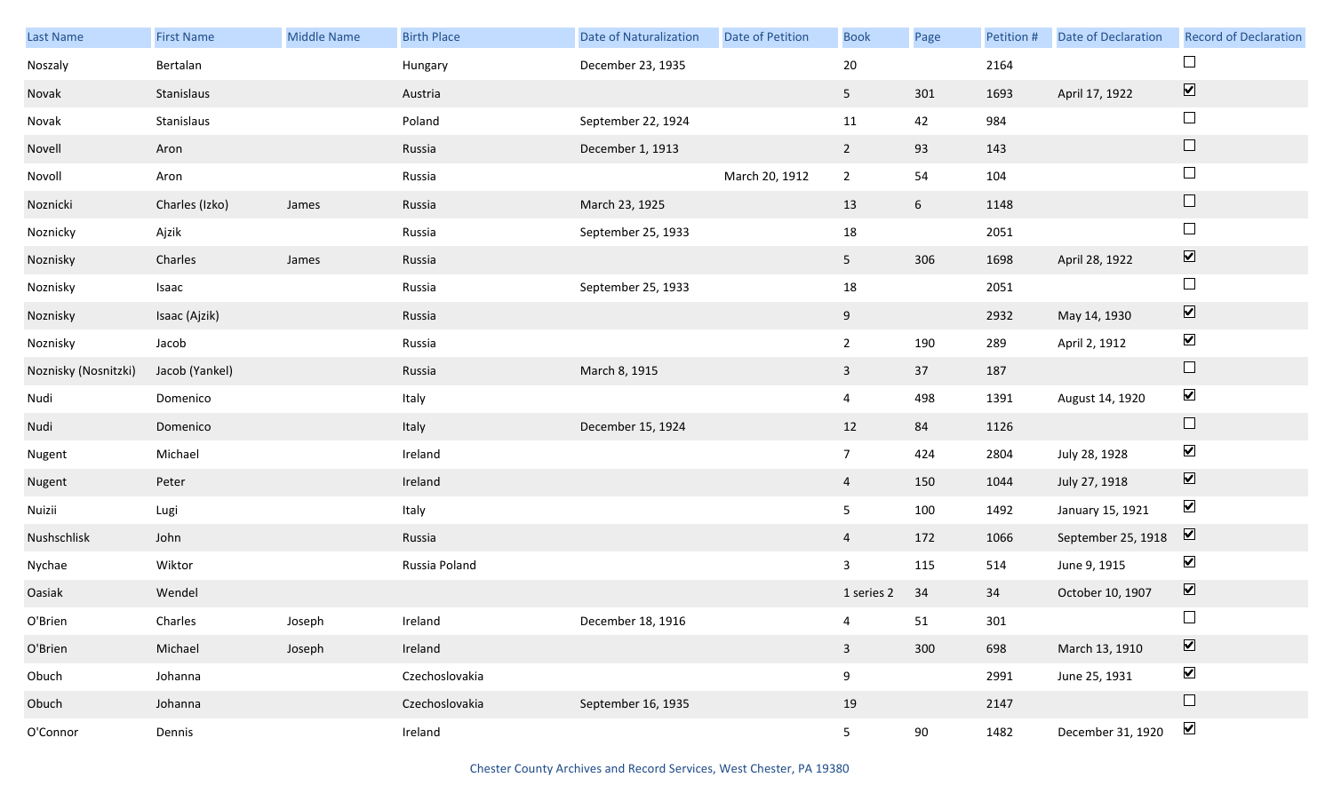| Last Name | First Name | Middle Name | Birth Place | Date of Naturalization | Date of Petition | Book | Page | Petition # | Date of Declaration | Record of Declaration |
|---|---|---|---|---|---|---|---|---|---|---|
| Noszaly | Bertalan | | Hungary | December 23, 1935 | | 20 | | 2164 | | ☐ |
| Novak | Stanislaus | | Austria | | | 5 | 301 | 1693 | April 17, 1922 | ☑ |
| Novak | Stanislaus | | Poland | September 22, 1924 | | 11 | 42 | 984 | | ☐ |
| Novell | Aron | | Russia | December 1, 1913 | | 2 | 93 | 143 | | ☐ |
| Novoll | Aron | | Russia | | March 20, 1912 | 2 | 54 | 104 | | ☐ |
| Noznicki | Charles (Izko) | James | Russia | March 23, 1925 | | 13 | 6 | 1148 | | ☐ |
| Noznicky | Ajzik | | Russia | September 25, 1933 | | 18 | | 2051 | | ☐ |
| Noznisky | Charles | James | Russia | | | 5 | 306 | 1698 | April 28, 1922 | ☑ |
| Noznisky | Isaac | | Russia | September 25, 1933 | | 18 | | 2051 | | ☐ |
| Noznisky | Isaac (Ajzik) | | Russia | | | 9 | | 2932 | May 14, 1930 | ☑ |
| Noznisky | Jacob | | Russia | | | 2 | 190 | 289 | April 2, 1912 | ☑ |
| Noznisky (Nosnitzki) | Jacob (Yankel) | | Russia | March 8, 1915 | | 3 | 37 | 187 | | ☐ |
| Nudi | Domenico | | Italy | | | 4 | 498 | 1391 | August 14, 1920 | ☑ |
| Nudi | Domenico | | Italy | December 15, 1924 | | 12 | 84 | 1126 | | ☐ |
| Nugent | Michael | | Ireland | | | 7 | 424 | 2804 | July 28, 1928 | ☑ |
| Nugent | Peter | | Ireland | | | 4 | 150 | 1044 | July 27, 1918 | ☑ |
| Nuizii | Lugi | | Italy | | | 5 | 100 | 1492 | January 15, 1921 | ☑ |
| Nushschlisk | John | | Russia | | | 4 | 172 | 1066 | September 25, 1918 | ☑ |
| Nychae | Wiktor | | Russia Poland | | | 3 | 115 | 514 | June 9, 1915 | ☑ |
| Oasiak | Wendel | | | | | 1 series 2 | 34 | 34 | October 10, 1907 | ☑ |
| O'Brien | Charles | Joseph | Ireland | December 18, 1916 | | 4 | 51 | 301 | | ☐ |
| O'Brien | Michael | Joseph | Ireland | | | 3 | 300 | 698 | March 13, 1910 | ☑ |
| Obuch | Johanna | | Czechoslovakia | | | 9 | | 2991 | June 25, 1931 | ☑ |
| Obuch | Johanna | | Czechoslovakia | September 16, 1935 | | 19 | | 2147 | | ☐ |
| O'Connor | Dennis | | Ireland | | | 5 | 90 | 1482 | December 31, 1920 | ☑ |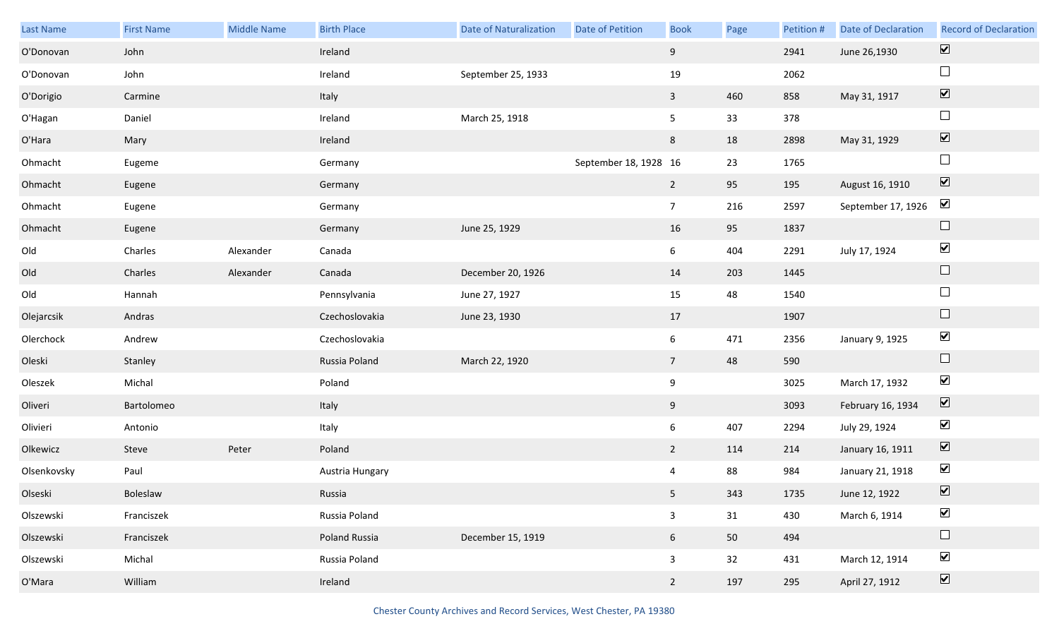| Last Name | First Name | Middle Name | Birth Place | Date of Naturalization | Date of Petition | Book | Page | Petition # | Date of Declaration | Record of Declaration |
|---|---|---|---|---|---|---|---|---|---|---|
| O'Donovan | John | | Ireland | | | 9 | | 2941 | June 26,1930 | ☑ |
| O'Donovan | John | | Ireland | September 25, 1933 | | 19 | | 2062 | | ☐ |
| O'Dorigio | Carmine | | Italy | | | 3 | 460 | 858 | May 31, 1917 | ☑ |
| O'Hagan | Daniel | | Ireland | March 25, 1918 | | 5 | 33 | 378 | | ☐ |
| O'Hara | Mary | | Ireland | | | 8 | 18 | 2898 | May 31, 1929 | ☑ |
| Ohmacht | Eugeme | | Germany | | September 18, 1928 | 16 | 23 | 1765 | | ☐ |
| Ohmacht | Eugene | | Germany | | | 2 | 95 | 195 | August 16, 1910 | ☑ |
| Ohmacht | Eugene | | Germany | | | 7 | 216 | 2597 | September 17, 1926 | ☑ |
| Ohmacht | Eugene | | Germany | June 25, 1929 | | 16 | 95 | 1837 | | ☐ |
| Old | Charles | Alexander | Canada | | | 6 | 404 | 2291 | July 17, 1924 | ☑ |
| Old | Charles | Alexander | Canada | December 20, 1926 | | 14 | 203 | 1445 | | ☐ |
| Old | Hannah | | Pennsylvania | June 27, 1927 | | 15 | 48 | 1540 | | ☐ |
| Olejarcsik | Andras | | Czechoslovakia | June 23, 1930 | | 17 | | 1907 | | ☐ |
| Olerchock | Andrew | | Czechoslovakia | | | 6 | 471 | 2356 | January 9, 1925 | ☑ |
| Oleski | Stanley | | Russia Poland | March 22, 1920 | | 7 | 48 | 590 | | ☐ |
| Oleszek | Michal | | Poland | | | 9 | | 3025 | March 17, 1932 | ☑ |
| Oliveri | Bartolomeo | | Italy | | | 9 | | 3093 | February 16, 1934 | ☑ |
| Olivieri | Antonio | | Italy | | | 6 | 407 | 2294 | July 29, 1924 | ☑ |
| Olkewicz | Steve | Peter | Poland | | | 2 | 114 | 214 | January 16, 1911 | ☑ |
| Olsenkovsky | Paul | | Austria Hungary | | | 4 | 88 | 984 | January 21, 1918 | ☑ |
| Olseski | Boleslaw | | Russia | | | 5 | 343 | 1735 | June 12, 1922 | ☑ |
| Olszewski | Franciszek | | Russia Poland | | | 3 | 31 | 430 | March 6, 1914 | ☑ |
| Olszewski | Franciszek | | Poland Russia | December 15, 1919 | | 6 | 50 | 494 | | ☐ |
| Olszewski | Michal | | Russia Poland | | | 3 | 32 | 431 | March 12, 1914 | ☑ |
| O'Mara | William | | Ireland | | | 2 | 197 | 295 | April 27, 1912 | ☑ |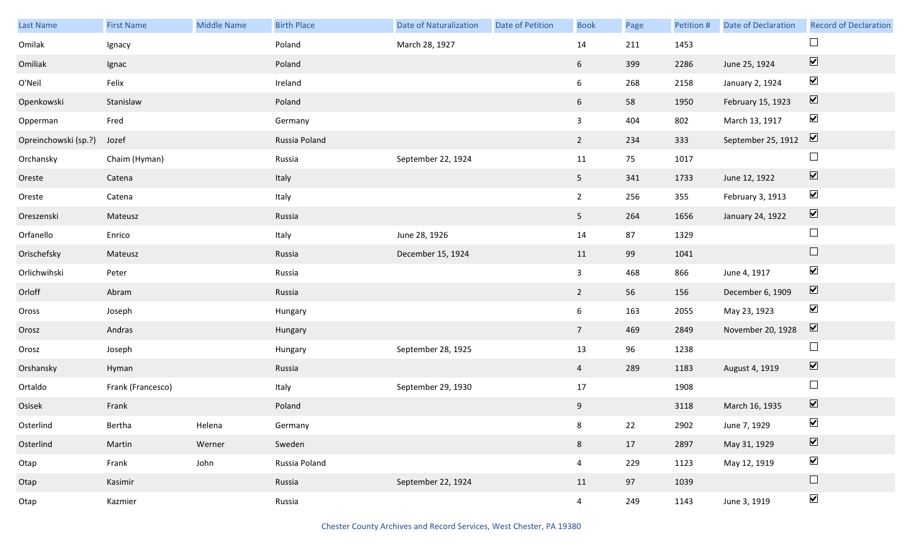| Last Name | First Name | Middle Name | Birth Place | Date of Naturalization | Date of Petition | Book | Page | Petition # | Date of Declaration | Record of Declaration |
|---|---|---|---|---|---|---|---|---|---|---|
| Omilak | Ignacy | | Poland | March 28, 1927 | | 14 | 211 | 1453 | | ☐ |
| Omiliak | Ignac | | Poland | | | 6 | 399 | 2286 | June 25, 1924 | ☑ |
| O'Neil | Felix | | Ireland | | | 6 | 268 | 2158 | January 2, 1924 | ☑ |
| Openkowski | Stanislaw | | Poland | | | 6 | 58 | 1950 | February 15, 1923 | ☑ |
| Opperman | Fred | | Germany | | | 3 | 404 | 802 | March 13, 1917 | ☑ |
| Opreinchowski (sp.?) | Jozef | | Russia Poland | | | 2 | 234 | 333 | September 25, 1912 | ☑ |
| Orchansky | Chaim (Hyman) | | Russia | September 22, 1924 | | 11 | 75 | 1017 | | ☐ |
| Oreste | Catena | | Italy | | | 5 | 341 | 1733 | June 12, 1922 | ☑ |
| Oreste | Catena | | Italy | | | 2 | 256 | 355 | February 3, 1913 | ☑ |
| Oreszenski | Mateusz | | Russia | | | 5 | 264 | 1656 | January 24, 1922 | ☑ |
| Orfanello | Enrico | | Italy | June 28, 1926 | | 14 | 87 | 1329 | | ☐ |
| Orischefsky | Mateusz | | Russia | December 15, 1924 | | 11 | 99 | 1041 | | ☐ |
| Orlichwihski | Peter | | Russia | | | 3 | 468 | 866 | June 4, 1917 | ☑ |
| Orloff | Abram | | Russia | | | 2 | 56 | 156 | December 6, 1909 | ☑ |
| Oross | Joseph | | Hungary | | | 6 | 163 | 2055 | May 23, 1923 | ☑ |
| Orosz | Andras | | Hungary | | | 7 | 469 | 2849 | November 20, 1928 | ☑ |
| Orosz | Joseph | | Hungary | September 28, 1925 | | 13 | 96 | 1238 | | ☐ |
| Orshansky | Hyman | | Russia | | | 4 | 289 | 1183 | August 4, 1919 | ☑ |
| Ortaldo | Frank (Francesco) | | Italy | September 29, 1930 | | 17 | | 1908 | | ☐ |
| Osisek | Frank | | Poland | | | 9 | | 3118 | March 16, 1935 | ☑ |
| Osterlind | Bertha | Helena | Germany | | | 8 | 22 | 2902 | June 7, 1929 | ☑ |
| Osterlind | Martin | Werner | Sweden | | | 8 | 17 | 2897 | May 31, 1929 | ☑ |
| Otap | Frank | John | Russia Poland | | | 4 | 229 | 1123 | May 12, 1919 | ☑ |
| Otap | Kasimir | | Russia | September 22, 1924 | | 11 | 97 | 1039 | | ☐ |
| Otap | Kazmier | | Russia | | | 4 | 249 | 1143 | June 3, 1919 | ☑ |

Chester County Archives and Record Services, West Chester, PA 19380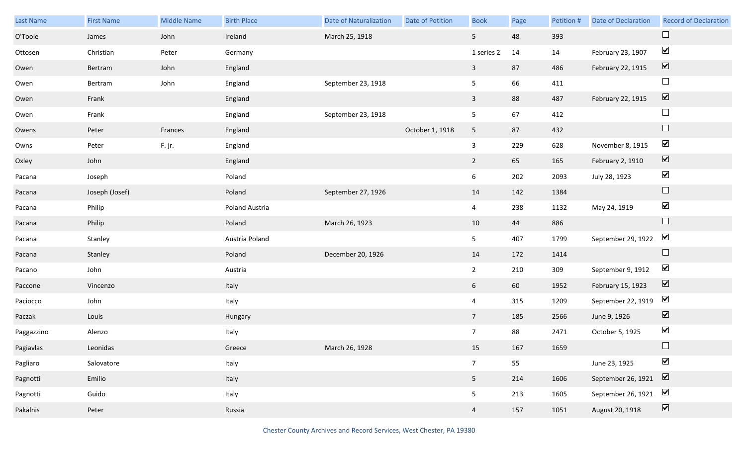| Last Name | First Name | Middle Name | Birth Place | Date of Naturalization | Date of Petition | Book | Page | Petition # | Date of Declaration | Record of Declaration |
|---|---|---|---|---|---|---|---|---|---|---|
| O'Toole | James | John | Ireland | March 25, 1918 | | 5 | 48 | 393 | | ☐ |
| Ottosen | Christian | Peter | Germany | | | 1 series 2 | 14 | 14 | February 23, 1907 | ☑ |
| Owen | Bertram | John | England | | | 3 | 87 | 486 | February 22, 1915 | ☑ |
| Owen | Bertram | John | England | September 23, 1918 | | 5 | 66 | 411 | | ☐ |
| Owen | Frank | | England | | | 3 | 88 | 487 | February 22, 1915 | ☑ |
| Owen | Frank | | England | September 23, 1918 | | 5 | 67 | 412 | | ☐ |
| Owens | Peter | Frances | England | | October 1, 1918 | 5 | 87 | 432 | | ☐ |
| Owns | Peter | F. jr. | England | | | 3 | 229 | 628 | November 8, 1915 | ☑ |
| Oxley | John | | England | | | 2 | 65 | 165 | February 2, 1910 | ☑ |
| Pacana | Joseph | | Poland | | | 6 | 202 | 2093 | July 28, 1923 | ☑ |
| Pacana | Joseph (Josef) | | Poland | September 27, 1926 | | 14 | 142 | 1384 | | ☐ |
| Pacana | Philip | | Poland Austria | | | 4 | 238 | 1132 | May 24, 1919 | ☑ |
| Pacana | Philip | | Poland | March 26, 1923 | | 10 | 44 | 886 | | ☐ |
| Pacana | Stanley | | Austria Poland | | | 5 | 407 | 1799 | September 29, 1922 | ☑ |
| Pacana | Stanley | | Poland | December 20, 1926 | | 14 | 172 | 1414 | | ☐ |
| Pacano | John | | Austria | | | 2 | 210 | 309 | September 9, 1912 | ☑ |
| Paccone | Vincenzo | | Italy | | | 6 | 60 | 1952 | February 15, 1923 | ☑ |
| Paciocco | John | | Italy | | | 4 | 315 | 1209 | September 22, 1919 | ☑ |
| Paczak | Louis | | Hungary | | | 7 | 185 | 2566 | June 9, 1926 | ☑ |
| Paggazzino | Alenzo | | Italy | | | 7 | 88 | 2471 | October 5, 1925 | ☑ |
| Pagiavlas | Leonidas | | Greece | March 26, 1928 | | 15 | 167 | 1659 | | ☐ |
| Pagliaro | Salovatore | | Italy | | | 7 | 55 | | June 23, 1925 | ☑ |
| Pagnotti | Emilio | | Italy | | | 5 | 214 | 1606 | September 26, 1921 | ☑ |
| Pagnotti | Guido | | Italy | | | 5 | 213 | 1605 | September 26, 1921 | ☑ |
| Pakalnis | Peter | | Russia | | | 4 | 157 | 1051 | August 20, 1918 | ☑ |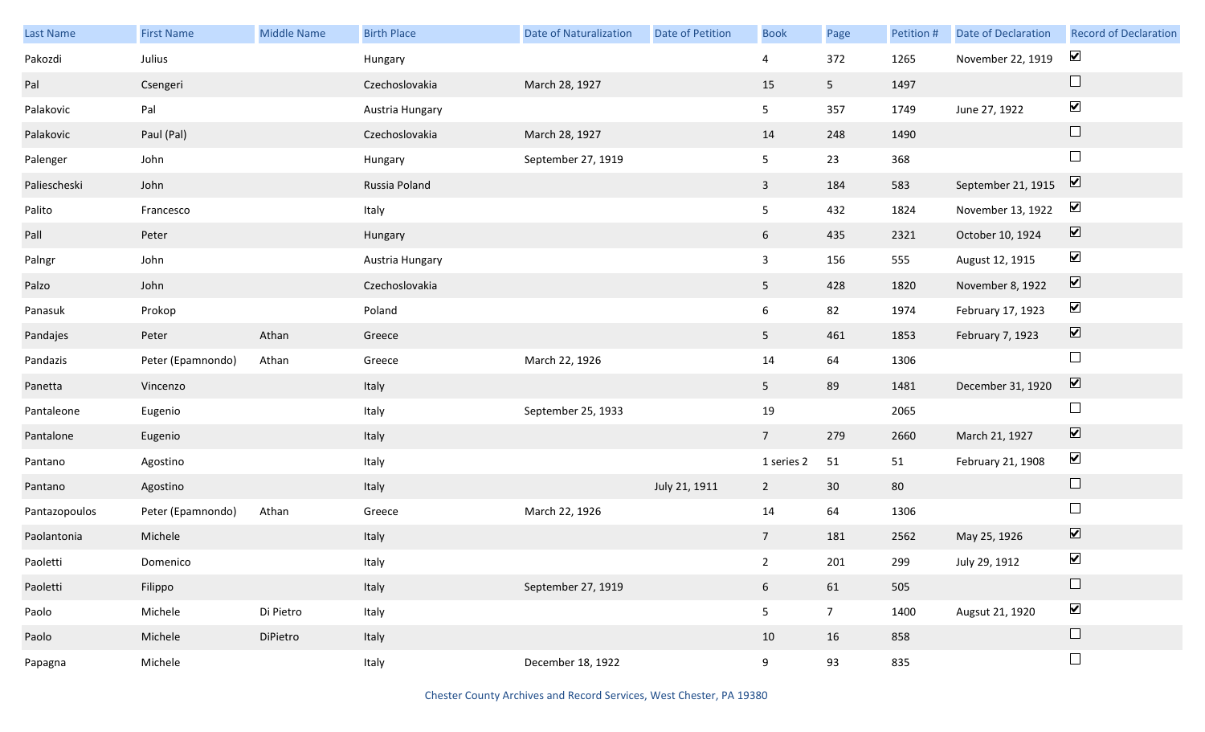| Last Name | First Name | Middle Name | Birth Place | Date of Naturalization | Date of Petition | Book | Page | Petition # | Date of Declaration | Record of Declaration |
|---|---|---|---|---|---|---|---|---|---|---|
| Pakozdi | Julius | | Hungary | | | 4 | 372 | 1265 | November 22, 1919 | ☑ |
| Pal | Csengeri | | Czechoslovakia | March 28, 1927 | | 15 | 5 | 1497 | | ☐ |
| Palakovic | Pal | | Austria Hungary | | | 5 | 357 | 1749 | June 27, 1922 | ☑ |
| Palakovic | Paul (Pal) | | Czechoslovakia | March 28, 1927 | | 14 | 248 | 1490 | | ☐ |
| Palenger | John | | Hungary | September 27, 1919 | | 5 | 23 | 368 | | ☐ |
| Paliescheski | John | | Russia Poland | | | 3 | 184 | 583 | September 21, 1915 | ☑ |
| Palito | Francesco | | Italy | | | 5 | 432 | 1824 | November 13, 1922 | ☑ |
| Pall | Peter | | Hungary | | | 6 | 435 | 2321 | October 10, 1924 | ☑ |
| Palngr | John | | Austria Hungary | | | 3 | 156 | 555 | August 12, 1915 | ☑ |
| Palzo | John | | Czechoslovakia | | | 5 | 428 | 1820 | November 8, 1922 | ☑ |
| Panasuk | Prokop | | Poland | | | 6 | 82 | 1974 | February 17, 1923 | ☑ |
| Pandajes | Peter | Athan | Greece | | | 5 | 461 | 1853 | February 7, 1923 | ☑ |
| Pandazis | Peter (Epamnondo) | Athan | Greece | March 22, 1926 | | 14 | 64 | 1306 | | ☐ |
| Panetta | Vincenzo | | Italy | | | 5 | 89 | 1481 | December 31, 1920 | ☑ |
| Pantaleone | Eugenio | | Italy | September 25, 1933 | | 19 | | 2065 | | ☐ |
| Pantalone | Eugenio | | Italy | | | 7 | 279 | 2660 | March 21, 1927 | ☑ |
| Pantano | Agostino | | Italy | | | 1 series 2 | 51 | 51 | February 21, 1908 | ☑ |
| Pantano | Agostino | | Italy | | July 21, 1911 | 2 | 30 | 80 | | ☐ |
| Pantazopoulos | Peter (Epamnondo) | Athan | Greece | March 22, 1926 | | 14 | 64 | 1306 | | ☐ |
| Paolantonia | Michele | | Italy | | | 7 | 181 | 2562 | May 25, 1926 | ☑ |
| Paoletti | Domenico | | Italy | | | 2 | 201 | 299 | July 29, 1912 | ☑ |
| Paoletti | Filippo | | Italy | September 27, 1919 | | 6 | 61 | 505 | | ☐ |
| Paolo | Michele | Di Pietro | Italy | | | 5 | 7 | 1400 | August 21, 1920 | ☑ |
| Paolo | Michele | DiPietro | Italy | | | 10 | 16 | 858 | | ☐ |
| Papagna | Michele | | Italy | December 18, 1922 | | 9 | 93 | 835 | | ☐ |

Chester County Archives and Record Services, West Chester, PA 19380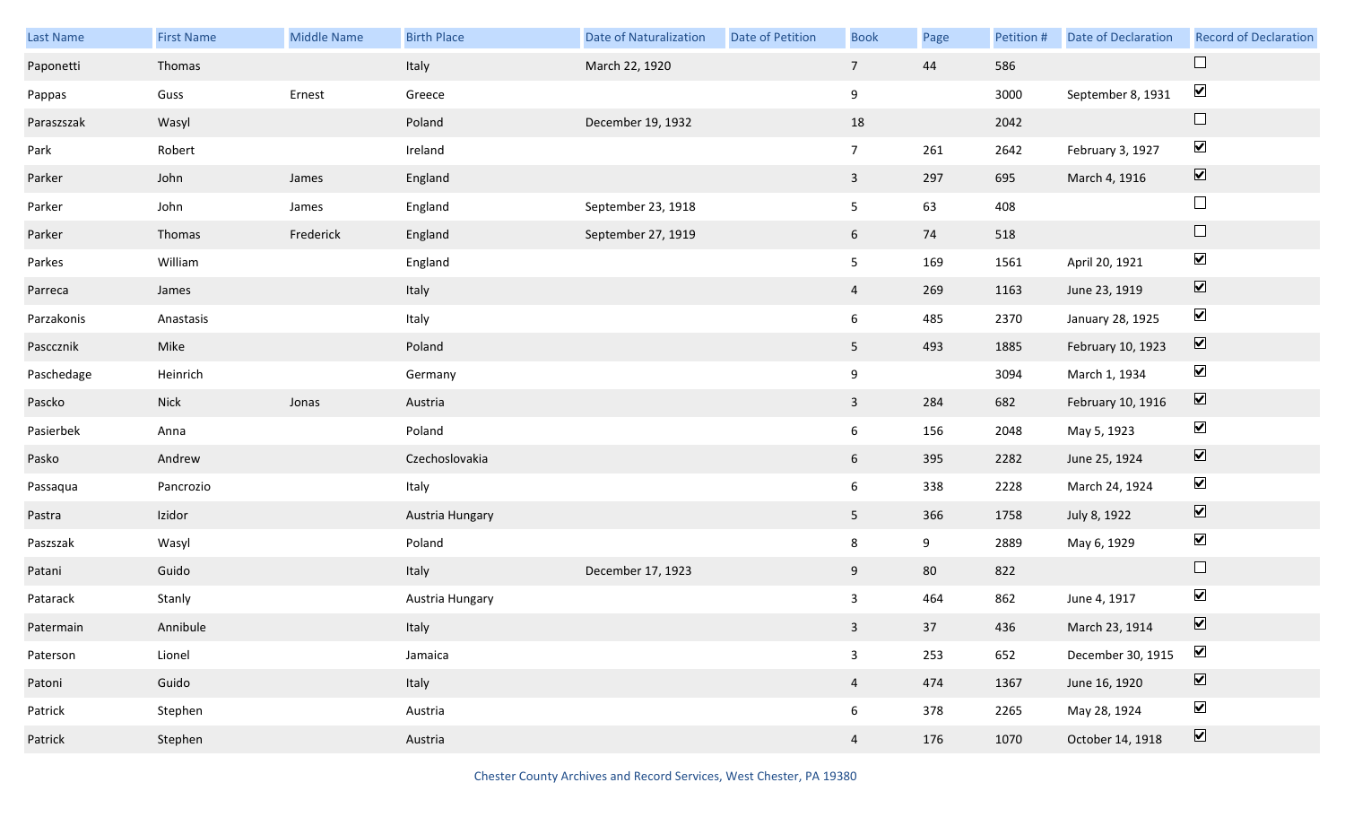| Last Name | First Name | Middle Name | Birth Place | Date of Naturalization | Date of Petition | Book | Page | Petition # | Date of Declaration | Record of Declaration |
|---|---|---|---|---|---|---|---|---|---|---|
| Paponetti | Thomas | | Italy | March 22, 1920 | | 7 | 44 | 586 | | ☐ |
| Pappas | Guss | Ernest | Greece | | | 9 | | 3000 | September 8, 1931 | ☑ |
| Paraszszak | Wasyl | | Poland | December 19, 1932 | | 18 | | 2042 | | ☐ |
| Park | Robert | | Ireland | | | 7 | 261 | 2642 | February 3, 1927 | ☑ |
| Parker | John | James | England | | | 3 | 297 | 695 | March 4, 1916 | ☑ |
| Parker | John | James | England | September 23, 1918 | | 5 | 63 | 408 | | ☐ |
| Parker | Thomas | Frederick | England | September 27, 1919 | | 6 | 74 | 518 | | ☐ |
| Parkes | William | | England | | | 5 | 169 | 1561 | April 20, 1921 | ☑ |
| Parreca | James | | Italy | | | 4 | 269 | 1163 | June 23, 1919 | ☑ |
| Parzakonis | Anastasis | | Italy | | | 6 | 485 | 2370 | January 28, 1925 | ☑ |
| Pascсznik | Mike | | Poland | | | 5 | 493 | 1885 | February 10, 1923 | ☑ |
| Paschedage | Heinrich | | Germany | | | 9 | | 3094 | March 1, 1934 | ☑ |
| Pascko | Nick | Jonas | Austria | | | 3 | 284 | 682 | February 10, 1916 | ☑ |
| Pasierbek | Anna | | Poland | | | 6 | 156 | 2048 | May 5, 1923 | ☑ |
| Pasko | Andrew | | Czechoslovakia | | | 6 | 395 | 2282 | June 25, 1924 | ☑ |
| Passaqua | Pancrozio | | Italy | | | 6 | 338 | 2228 | March 24, 1924 | ☑ |
| Pastra | Izidor | | Austria Hungary | | | 5 | 366 | 1758 | July 8, 1922 | ☑ |
| Paszszak | Wasyl | | Poland | | | 8 | 9 | 2889 | May 6, 1929 | ☑ |
| Patani | Guido | | Italy | December 17, 1923 | | 9 | 80 | 822 | | ☐ |
| Patarack | Stanly | | Austria Hungary | | | 3 | 464 | 862 | June 4, 1917 | ☑ |
| Patermain | Annibule | | Italy | | | 3 | 37 | 436 | March 23, 1914 | ☑ |
| Paterson | Lionel | | Jamaica | | | 3 | 253 | 652 | December 30, 1915 | ☑ |
| Patoni | Guido | | Italy | | | 4 | 474 | 1367 | June 16, 1920 | ☑ |
| Patrick | Stephen | | Austria | | | 6 | 378 | 2265 | May 28, 1924 | ☑ |
| Patrick | Stephen | | Austria | | | 4 | 176 | 1070 | October 14, 1918 | ☑ |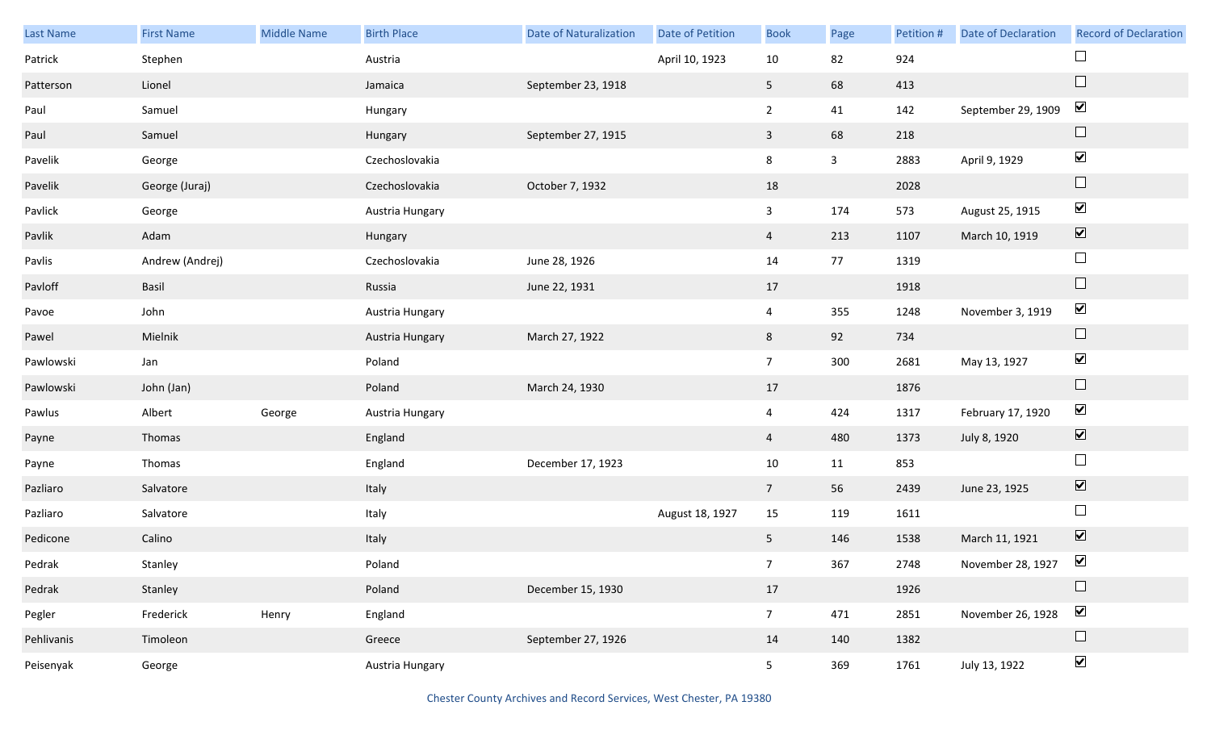| Last Name | First Name | Middle Name | Birth Place | Date of Naturalization | Date of Petition | Book | Page | Petition # | Date of Declaration | Record of Declaration |
|---|---|---|---|---|---|---|---|---|---|---|
| Patrick | Stephen | | Austria | | April 10, 1923 | 10 | 82 | 924 | | ☐ |
| Patterson | Lionel | | Jamaica | September 23, 1918 | | 5 | 68 | 413 | | ☐ |
| Paul | Samuel | | Hungary | | | 2 | 41 | 142 | September 29, 1909 | ☑ |
| Paul | Samuel | | Hungary | September 27, 1915 | | 3 | 68 | 218 | | ☐ |
| Pavelik | George | | Czechoslovakia | | | 8 | 3 | 2883 | April 9, 1929 | ☑ |
| Pavelik | George (Juraj) | | Czechoslovakia | October 7, 1932 | | 18 | | 2028 | | ☐ |
| Pavlick | George | | Austria Hungary | | | 3 | 174 | 573 | August 25, 1915 | ☑ |
| Pavlik | Adam | | Hungary | | | 4 | 213 | 1107 | March 10, 1919 | ☑ |
| Pavlis | Andrew (Andrej) | | Czechoslovakia | June 28, 1926 | | 14 | 77 | 1319 | | ☐ |
| Pavloff | Basil | | Russia | June 22, 1931 | | 17 | | 1918 | | ☐ |
| Pavoe | John | | Austria Hungary | | | 4 | 355 | 1248 | November 3, 1919 | ☑ |
| Pawel | Mielnik | | Austria Hungary | March 27, 1922 | | 8 | 92 | 734 | | ☐ |
| Pawlowski | Jan | | Poland | | | 7 | 300 | 2681 | May 13, 1927 | ☑ |
| Pawlowski | John (Jan) | | Poland | March 24, 1930 | | 17 | | 1876 | | ☐ |
| Pawlus | Albert | George | Austria Hungary | | | 4 | 424 | 1317 | February 17, 1920 | ☑ |
| Payne | Thomas | | England | | | 4 | 480 | 1373 | July 8, 1920 | ☑ |
| Payne | Thomas | | England | December 17, 1923 | | 10 | 11 | 853 | | ☐ |
| Pazliaro | Salvatore | | Italy | | | 7 | 56 | 2439 | June 23, 1925 | ☑ |
| Pazliaro | Salvatore | | Italy | | August 18, 1927 | 15 | 119 | 1611 | | ☐ |
| Pedicone | Calino | | Italy | | | 5 | 146 | 1538 | March 11, 1921 | ☑ |
| Pedrak | Stanley | | Poland | | | 7 | 367 | 2748 | November 28, 1927 | ☑ |
| Pedrak | Stanley | | Poland | December 15, 1930 | | 17 | | 1926 | | ☐ |
| Pegler | Frederick | Henry | England | | | 7 | 471 | 2851 | November 26, 1928 | ☑ |
| Pehlivanis | Timoleon | | Greece | September 27, 1926 | | 14 | 140 | 1382 | | ☐ |
| Peisenyak | George | | Austria Hungary | | | 5 | 369 | 1761 | July 13, 1922 | ☑ |

Chester County Archives and Record Services, West Chester, PA 19380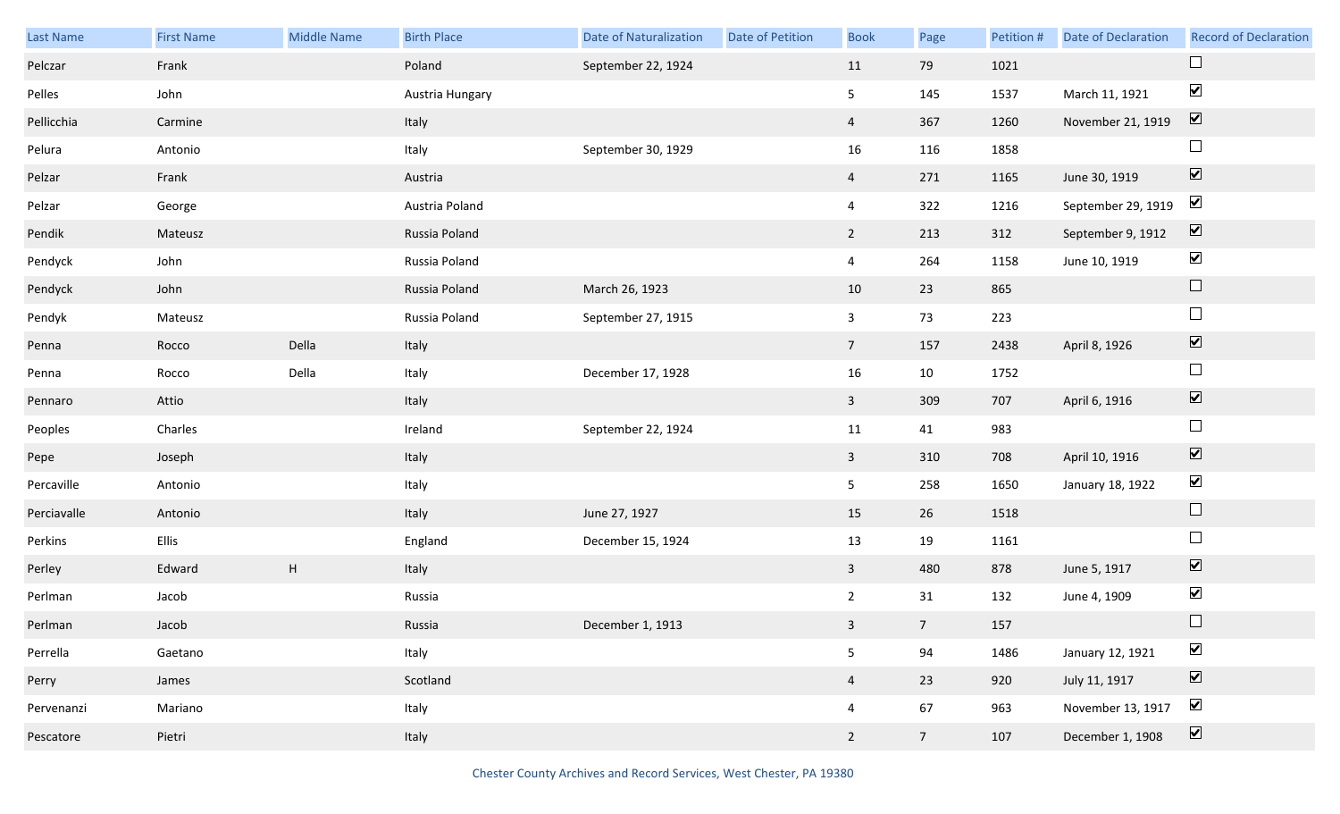| Last Name | First Name | Middle Name | Birth Place | Date of Naturalization | Date of Petition | Book | Page | Petition # | Date of Declaration | Record of Declaration |
|---|---|---|---|---|---|---|---|---|---|---|
| Pelczar | Frank | | Poland | September 22, 1924 | | 11 | 79 | 1021 | | ☐ |
| Pelles | John | | Austria Hungary | | | 5 | 145 | 1537 | March 11, 1921 | ☑ |
| Pellicchia | Carmine | | Italy | | | 4 | 367 | 1260 | November 21, 1919 | ☑ |
| Pelura | Antonio | | Italy | September 30, 1929 | | 16 | 116 | 1858 | | ☐ |
| Pelzar | Frank | | Austria | | | 4 | 271 | 1165 | June 30, 1919 | ☑ |
| Pelzar | George | | Austria Poland | | | 4 | 322 | 1216 | September 29, 1919 | ☑ |
| Pendik | Mateusz | | Russia Poland | | | 2 | 213 | 312 | September 9, 1912 | ☑ |
| Pendyck | John | | Russia Poland | | | 4 | 264 | 1158 | June 10, 1919 | ☑ |
| Pendyck | John | | Russia Poland | March 26, 1923 | | 10 | 23 | 865 | | ☐ |
| Pendyk | Mateusz | | Russia Poland | September 27, 1915 | | 3 | 73 | 223 | | ☐ |
| Penna | Rocco | Della | Italy | | | 7 | 157 | 2438 | April 8, 1926 | ☑ |
| Penna | Rocco | Della | Italy | December 17, 1928 | | 16 | 10 | 1752 | | ☐ |
| Pennaro | Attio | | Italy | | | 3 | 309 | 707 | April 6, 1916 | ☑ |
| Peoples | Charles | | Ireland | September 22, 1924 | | 11 | 41 | 983 | | ☐ |
| Pepe | Joseph | | Italy | | | 3 | 310 | 708 | April 10, 1916 | ☑ |
| Percaville | Antonio | | Italy | | | 5 | 258 | 1650 | January 18, 1922 | ☑ |
| Perciavalle | Antonio | | Italy | June 27, 1927 | | 15 | 26 | 1518 | | ☐ |
| Perkins | Ellis | | England | December 15, 1924 | | 13 | 19 | 1161 | | ☐ |
| Perley | Edward | H | Italy | | | 3 | 480 | 878 | June 5, 1917 | ☑ |
| Perlman | Jacob | | Russia | | | 2 | 31 | 132 | June 4, 1909 | ☑ |
| Perlman | Jacob | | Russia | December 1, 1913 | | 3 | 7 | 157 | | ☐ |
| Perrella | Gaetano | | Italy | | | 5 | 94 | 1486 | January 12, 1921 | ☑ |
| Perry | James | | Scotland | | | 4 | 23 | 920 | July 11, 1917 | ☑ |
| Pervenanzi | Mariano | | Italy | | | 4 | 67 | 963 | November 13, 1917 | ☑ |
| Pescatore | Pietri | | Italy | | | 2 | 7 | 107 | December 1, 1908 | ☑ |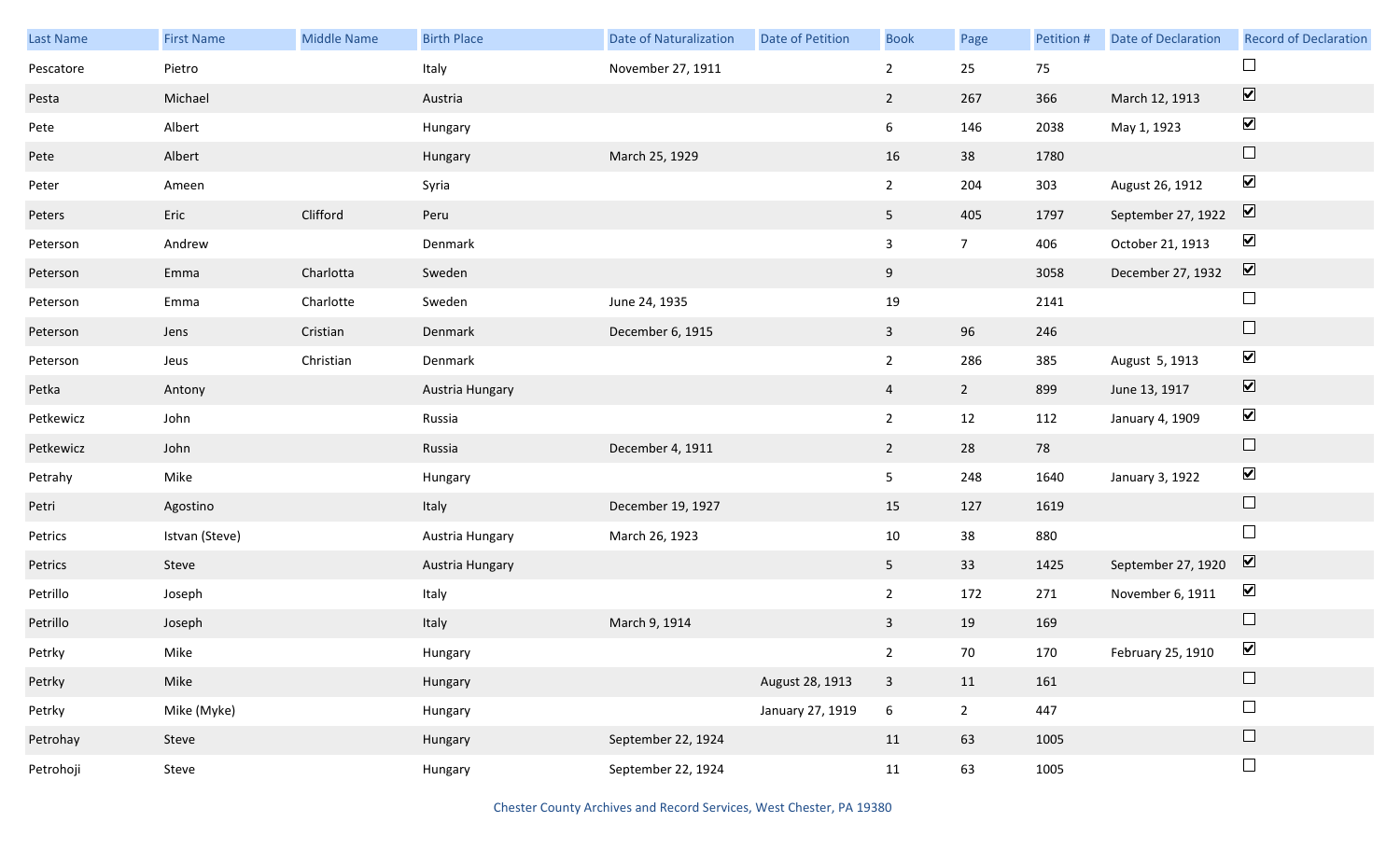| Last Name | First Name | Middle Name | Birth Place | Date of Naturalization | Date of Petition | Book | Page | Petition # | Date of Declaration | Record of Declaration |
|---|---|---|---|---|---|---|---|---|---|---|
| Pescatore | Pietro | | Italy | November 27, 1911 | | 2 | 25 | 75 | | ☐ |
| Pesta | Michael | | Austria | | | 2 | 267 | 366 | March 12, 1913 | ☑ |
| Pete | Albert | | Hungary | | | 6 | 146 | 2038 | May 1, 1923 | ☑ |
| Pete | Albert | | Hungary | March 25, 1929 | | 16 | 38 | 1780 | | ☐ |
| Peter | Ameen | | Syria | | | 2 | 204 | 303 | August 26, 1912 | ☑ |
| Peters | Eric | Clifford | Peru | | | 5 | 405 | 1797 | September 27, 1922 | ☑ |
| Peterson | Andrew | | Denmark | | | 3 | 7 | 406 | October 21, 1913 | ☑ |
| Peterson | Emma | Charlotta | Sweden | | | 9 | | 3058 | December 27, 1932 | ☑ |
| Peterson | Emma | Charlotte | Sweden | June 24, 1935 | | 19 | | 2141 | | ☐ |
| Peterson | Jens | Cristian | Denmark | December 6, 1915 | | 3 | 96 | 246 | | ☐ |
| Peterson | Jeus | Christian | Denmark | | | 2 | 286 | 385 | August 5, 1913 | ☑ |
| Petka | Antony | | Austria Hungary | | | 4 | 2 | 899 | June 13, 1917 | ☑ |
| Petkewicz | John | | Russia | | | 2 | 12 | 112 | January 4, 1909 | ☑ |
| Petkewicz | John | | Russia | December 4, 1911 | | 2 | 28 | 78 | | ☐ |
| Petrahy | Mike | | Hungary | | | 5 | 248 | 1640 | January 3, 1922 | ☑ |
| Petri | Agostino | | Italy | December 19, 1927 | | 15 | 127 | 1619 | | ☐ |
| Petrics | Istvan (Steve) | | Austria Hungary | March 26, 1923 | | 10 | 38 | 880 | | ☐ |
| Petrics | Steve | | Austria Hungary | | | 5 | 33 | 1425 | September 27, 1920 | ☑ |
| Petrillo | Joseph | | Italy | | | 2 | 172 | 271 | November 6, 1911 | ☑ |
| Petrillo | Joseph | | Italy | March 9, 1914 | | 3 | 19 | 169 | | ☐ |
| Petrky | Mike | | Hungary | | | 2 | 70 | 170 | February 25, 1910 | ☑ |
| Petrky | Mike | | Hungary | | August 28, 1913 | 3 | 11 | 161 | | ☐ |
| Petrky | Mike (Myke) | | Hungary | | January 27, 1919 | 6 | 2 | 447 | | ☐ |
| Petrohay | Steve | | Hungary | September 22, 1924 | | 11 | 63 | 1005 | | ☐ |
| Petrohoji | Steve | | Hungary | September 22, 1924 | | 11 | 63 | 1005 | | ☐ |

Chester County Archives and Record Services, West Chester, PA 19380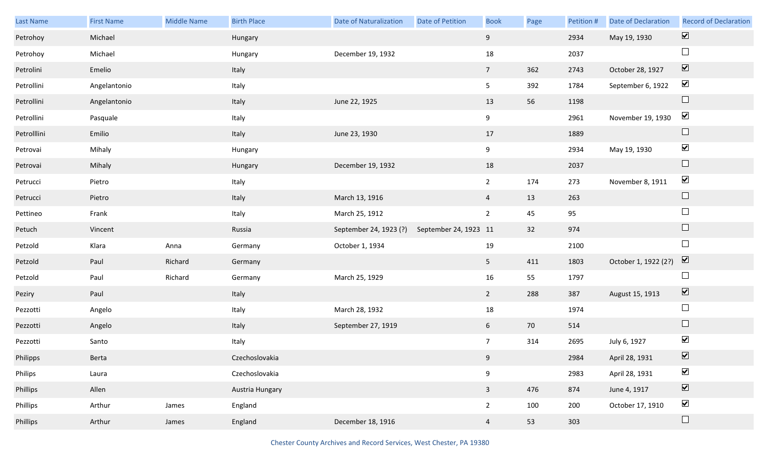| Last Name | First Name | Middle Name | Birth Place | Date of Naturalization | Date of Petition | Book | Page | Petition # | Date of Declaration | Record of Declaration |
|---|---|---|---|---|---|---|---|---|---|---|
| Petrohoy | Michael | | Hungary | | | 9 | | 2934 | May 19, 1930 | ☑ |
| Petrohoy | Michael | | Hungary | December 19, 1932 | | 18 | | 2037 | | ☐ |
| Petrolini | Emelio | | Italy | | | 7 | 362 | 2743 | October 28, 1927 | ☑ |
| Petrollini | Angelantonio | | Italy | | | 5 | 392 | 1784 | September 6, 1922 | ☑ |
| Petrollini | Angelantonio | | Italy | June 22, 1925 | | 13 | 56 | 1198 | | ☐ |
| Petrollini | Pasquale | | Italy | | | 9 | | 2961 | November 19, 1930 | ☑ |
| Petrolllini | Emilio | | Italy | June 23, 1930 | | 17 | | 1889 | | ☐ |
| Petrovai | Mihaly | | Hungary | | | 9 | | 2934 | May 19, 1930 | ☑ |
| Petrovai | Mihaly | | Hungary | December 19, 1932 | | 18 | | 2037 | | ☐ |
| Petrucci | Pietro | | Italy | | | 2 | 174 | 273 | November 8, 1911 | ☑ |
| Petrucci | Pietro | | Italy | March 13, 1916 | | 4 | 13 | 263 | | ☐ |
| Pettineo | Frank | | Italy | March 25, 1912 | | 2 | 45 | 95 | | ☐ |
| Petuch | Vincent | | Russia | September 24, 1923 (?) | September 24, 1923 | 11 | 32 | 974 | | ☐ |
| Petzold | Klara | Anna | Germany | October 1, 1934 | | 19 | | 2100 | | ☐ |
| Petzold | Paul | Richard | Germany | | | 5 | 411 | 1803 | October 1, 1922 (2?) | ☑ |
| Petzold | Paul | Richard | Germany | March 25, 1929 | | 16 | 55 | 1797 | | ☐ |
| Peziry | Paul | | Italy | | | 2 | 288 | 387 | August 15, 1913 | ☑ |
| Pezzotti | Angelo | | Italy | March 28, 1932 | | 18 | | 1974 | | ☐ |
| Pezzotti | Angelo | | Italy | September 27, 1919 | | 6 | 70 | 514 | | ☐ |
| Pezzotti | Santo | | Italy | | | 7 | 314 | 2695 | July 6, 1927 | ☑ |
| Philipps | Berta | | Czechoslovakia | | | 9 | | 2984 | April 28, 1931 | ☑ |
| Philips | Laura | | Czechoslovakia | | | 9 | | 2983 | April 28, 1931 | ☑ |
| Phillips | Allen | | Austria Hungary | | | 3 | 476 | 874 | June 4, 1917 | ☑ |
| Phillips | Arthur | James | England | | | 2 | 100 | 200 | October 17, 1910 | ☑ |
| Phillips | Arthur | James | England | December 18, 1916 | | 4 | 53 | 303 | | ☐ |

Chester County Archives and Record Services, West Chester, PA 19380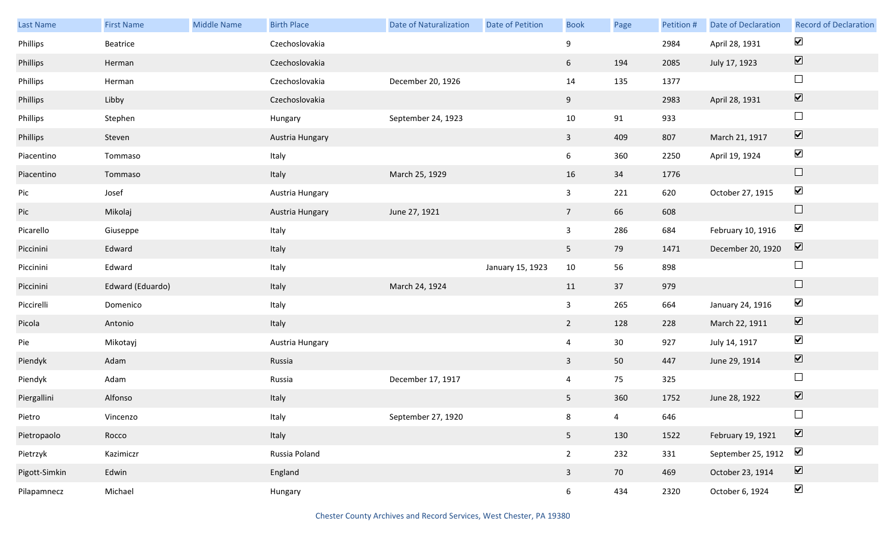| Last Name | First Name | Middle Name | Birth Place | Date of Naturalization | Date of Petition | Book | Page | Petition # | Date of Declaration | Record of Declaration |
|---|---|---|---|---|---|---|---|---|---|---|
| Phillips | Beatrice | | Czechoslovakia | | | 9 | | 2984 | April 28, 1931 | ☑ |
| Phillips | Herman | | Czechoslovakia | | | 6 | 194 | 2085 | July 17, 1923 | ☑ |
| Phillips | Herman | | Czechoslovakia | December 20, 1926 | | 14 | 135 | 1377 | | ☐ |
| Phillips | Libby | | Czechoslovakia | | | 9 | | 2983 | April 28, 1931 | ☑ |
| Phillips | Stephen | | Hungary | September 24, 1923 | | 10 | 91 | 933 | | ☐ |
| Phillips | Steven | | Austria Hungary | | | 3 | 409 | 807 | March 21, 1917 | ☑ |
| Piacentino | Tommaso | | Italy | | | 6 | 360 | 2250 | April 19, 1924 | ☑ |
| Piacentino | Tommaso | | Italy | March 25, 1929 | | 16 | 34 | 1776 | | ☐ |
| Pic | Josef | | Austria Hungary | | | 3 | 221 | 620 | October 27, 1915 | ☑ |
| Pic | Mikolaj | | Austria Hungary | June 27, 1921 | | 7 | 66 | 608 | | ☐ |
| Picarello | Giuseppe | | Italy | | | 3 | 286 | 684 | February 10, 1916 | ☑ |
| Piccinini | Edward | | Italy | | | 5 | 79 | 1471 | December 20, 1920 | ☑ |
| Piccinini | Edward | | Italy | | January 15, 1923 | 10 | 56 | 898 | | ☐ |
| Piccinini | Edward (Eduardo) | | Italy | March 24, 1924 | | 11 | 37 | 979 | | ☐ |
| Piccirelli | Domenico | | Italy | | | 3 | 265 | 664 | January 24, 1916 | ☑ |
| Picola | Antonio | | Italy | | | 2 | 128 | 228 | March 22, 1911 | ☑ |
| Pie | Mikotayj | | Austria Hungary | | | 4 | 30 | 927 | July 14, 1917 | ☑ |
| Piendyk | Adam | | Russia | | | 3 | 50 | 447 | June 29, 1914 | ☑ |
| Piendyk | Adam | | Russia | December 17, 1917 | | 4 | 75 | 325 | | ☐ |
| Piergallini | Alfonso | | Italy | | | 5 | 360 | 1752 | June 28, 1922 | ☑ |
| Pietro | Vincenzo | | Italy | September 27, 1920 | | 8 | 4 | 646 | | ☐ |
| Pietropaolo | Rocco | | Italy | | | 5 | 130 | 1522 | February 19, 1921 | ☑ |
| Pietrzyk | Kazimiczr | | Russia Poland | | | 2 | 232 | 331 | September 25, 1912 | ☑ |
| Pigott-Simkin | Edwin | | England | | | 3 | 70 | 469 | October 23, 1914 | ☑ |
| Pilapamnecz | Michael | | Hungary | | | 6 | 434 | 2320 | October 6, 1924 | ☑ |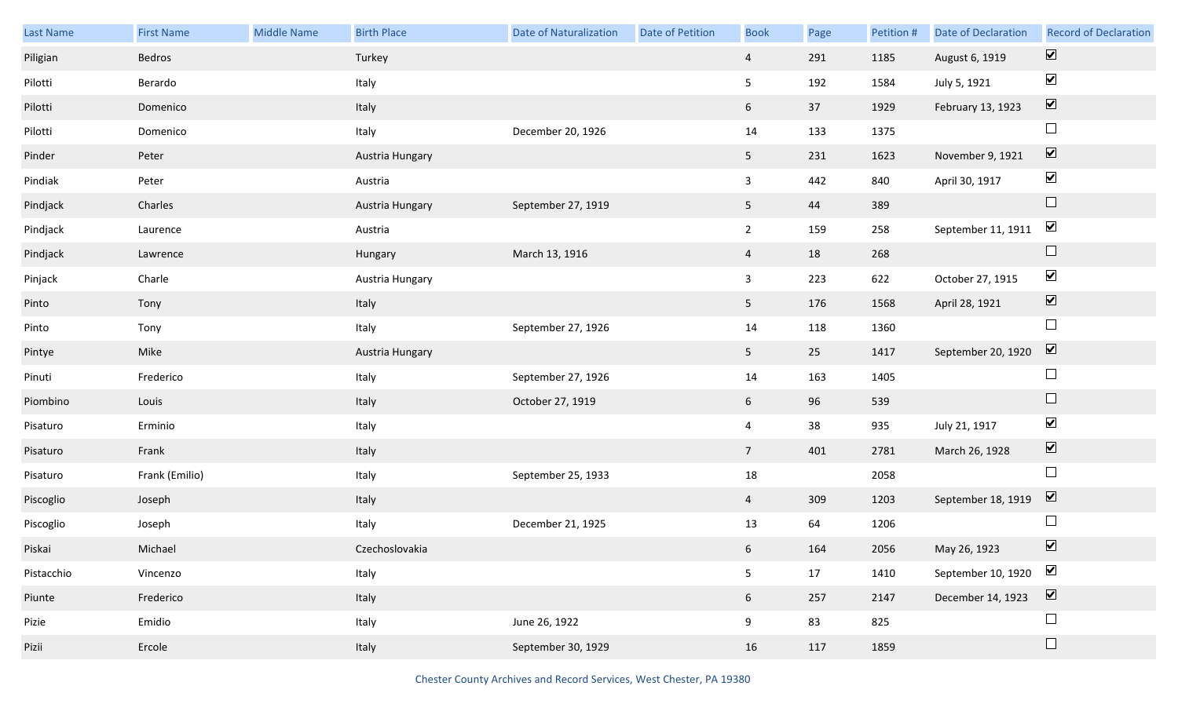| Last Name | First Name | Middle Name | Birth Place | Date of Naturalization | Date of Petition | Book | Page | Petition # | Date of Declaration | Record of Declaration |
|---|---|---|---|---|---|---|---|---|---|---|
| Piligian | Bedros | | Turkey | | | 4 | 291 | 1185 | August 6, 1919 | ☑ |
| Pilotti | Berardo | | Italy | | | 5 | 192 | 1584 | July 5, 1921 | ☑ |
| Pilotti | Domenico | | Italy | | | 6 | 37 | 1929 | February 13, 1923 | ☑ |
| Pilotti | Domenico | | Italy | December 20, 1926 | | 14 | 133 | 1375 | | ☐ |
| Pinder | Peter | | Austria Hungary | | | 5 | 231 | 1623 | November 9, 1921 | ☑ |
| Pindiak | Peter | | Austria | | | 3 | 442 | 840 | April 30, 1917 | ☑ |
| Pindjack | Charles | | Austria Hungary | September 27, 1919 | | 5 | 44 | 389 | | ☐ |
| Pindjack | Laurence | | Austria | | | 2 | 159 | 258 | September 11, 1911 | ☑ |
| Pindjack | Lawrence | | Hungary | March 13, 1916 | | 4 | 18 | 268 | | ☐ |
| Pinjack | Charle | | Austria Hungary | | | 3 | 223 | 622 | October 27, 1915 | ☑ |
| Pinto | Tony | | Italy | | | 5 | 176 | 1568 | April 28, 1921 | ☑ |
| Pinto | Tony | | Italy | September 27, 1926 | | 14 | 118 | 1360 | | ☐ |
| Pintye | Mike | | Austria Hungary | | | 5 | 25 | 1417 | September 20, 1920 | ☑ |
| Pinuti | Frederico | | Italy | September 27, 1926 | | 14 | 163 | 1405 | | ☐ |
| Piombino | Louis | | Italy | October 27, 1919 | | 6 | 96 | 539 | | ☐ |
| Pisaturo | Erminio | | Italy | | | 4 | 38 | 935 | July 21, 1917 | ☑ |
| Pisaturo | Frank | | Italy | | | 7 | 401 | 2781 | March 26, 1928 | ☑ |
| Pisaturo | Frank (Emilio) | | Italy | September 25, 1933 | | 18 | | 2058 | | ☐ |
| Piscoglio | Joseph | | Italy | | | 4 | 309 | 1203 | September 18, 1919 | ☑ |
| Piscoglio | Joseph | | Italy | December 21, 1925 | | 13 | 64 | 1206 | | ☐ |
| Piskai | Michael | | Czechoslovakia | | | 6 | 164 | 2056 | May 26, 1923 | ☑ |
| Pistacchio | Vincenzo | | Italy | | | 5 | 17 | 1410 | September 10, 1920 | ☑ |
| Piunte | Frederico | | Italy | | | 6 | 257 | 2147 | December 14, 1923 | ☑ |
| Pizie | Emidio | | Italy | June 26, 1922 | | 9 | 83 | 825 | | ☐ |
| Pizii | Ercole | | Italy | September 30, 1929 | | 16 | 117 | 1859 | | ☐ |

Chester County Archives and Record Services, West Chester, PA 19380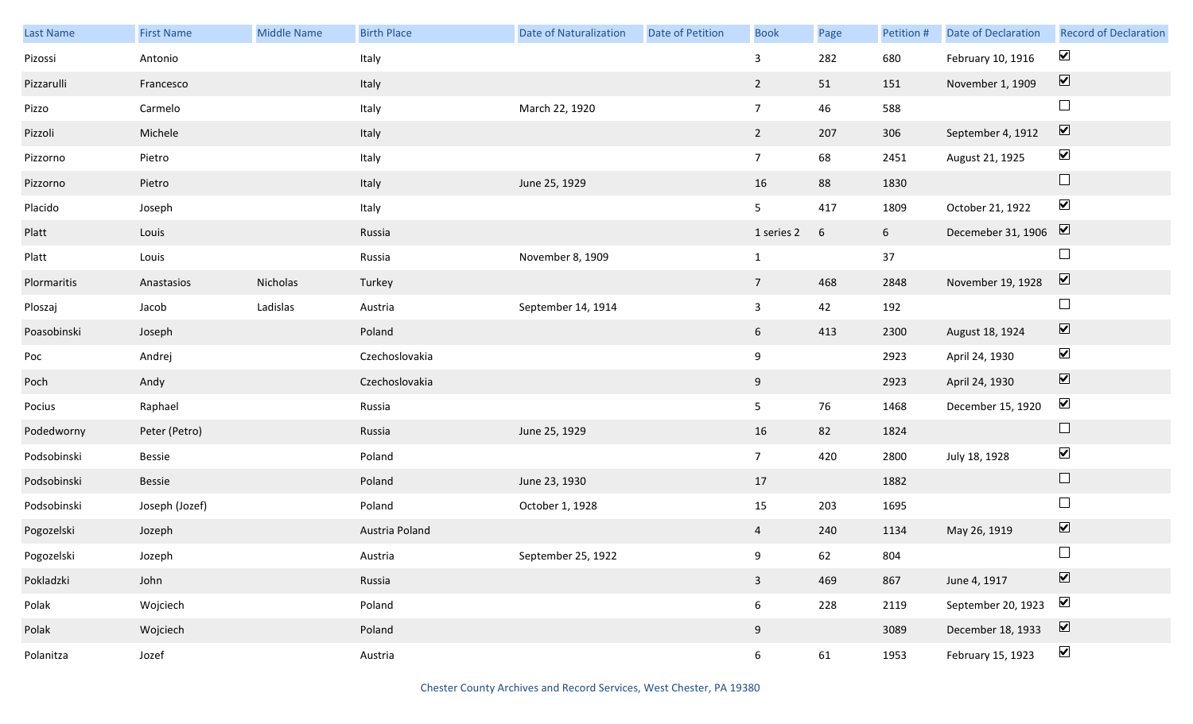| Last Name | First Name | Middle Name | Birth Place | Date of Naturalization | Date of Petition | Book | Page | Petition # | Date of Declaration | Record of Declaration |
|---|---|---|---|---|---|---|---|---|---|---|
| Pizossi | Antonio | | Italy | | | 3 | 282 | 680 | February 10, 1916 | ☑ |
| Pizzarulli | Francesco | | Italy | | | 2 | 51 | 151 | November 1, 1909 | ☑ |
| Pizzo | Carmelo | | Italy | March 22, 1920 | | 7 | 46 | 588 | | ☐ |
| Pizzoli | Michele | | Italy | | | 2 | 207 | 306 | September 4, 1912 | ☑ |
| Pizzorno | Pietro | | Italy | | | 7 | 68 | 2451 | August 21, 1925 | ☑ |
| Pizzorno | Pietro | | Italy | June 25, 1929 | | 16 | 88 | 1830 | | ☐ |
| Placido | Joseph | | Italy | | | 5 | 417 | 1809 | October 21, 1922 | ☑ |
| Platt | Louis | | Russia | | | 1 series 2 | 6 | 6 | Decemeber 31, 1906 | ☑ |
| Platt | Louis | | Russia | November 8, 1909 | | 1 | | 37 | | ☐ |
| Plormaritis | Anastasios | Nicholas | Turkey | | | 7 | 468 | 2848 | November 19, 1928 | ☑ |
| Ploszaj | Jacob | Ladislas | Austria | September 14, 1914 | | 3 | 42 | 192 | | ☐ |
| Poasobinski | Joseph | | Poland | | | 6 | 413 | 2300 | August 18, 1924 | ☑ |
| Poc | Andrej | | Czechoslovakia | | | 9 | | 2923 | April 24, 1930 | ☑ |
| Poch | Andy | | Czechoslovakia | | | 9 | | 2923 | April 24, 1930 | ☑ |
| Pocius | Raphael | | Russia | | | 5 | 76 | 1468 | December 15, 1920 | ☑ |
| Podedworny | Peter (Petro) | | Russia | June 25, 1929 | | 16 | 82 | 1824 | | ☐ |
| Podsobinski | Bessie | | Poland | | | 7 | 420 | 2800 | July 18, 1928 | ☑ |
| Podsobinski | Bessie | | Poland | June 23, 1930 | | 17 | | 1882 | | ☐ |
| Podsobinski | Joseph (Jozef) | | Poland | October 1, 1928 | | 15 | 203 | 1695 | | ☐ |
| Pogozelski | Jozeph | | Austria Poland | | | 4 | 240 | 1134 | May 26, 1919 | ☑ |
| Pogozelski | Jozeph | | Austria | September 25, 1922 | | 9 | 62 | 804 | | ☐ |
| Pokladzki | John | | Russia | | | 3 | 469 | 867 | June 4, 1917 | ☑ |
| Polak | Wojciech | | Poland | | | 6 | 228 | 2119 | September 20, 1923 | ☑ |
| Polak | Wojciech | | Poland | | | 9 | | 3089 | December 18, 1933 | ☑ |
| Polanitza | Jozef | | Austria | | | 6 | 61 | 1953 | February 15, 1923 | ☑ |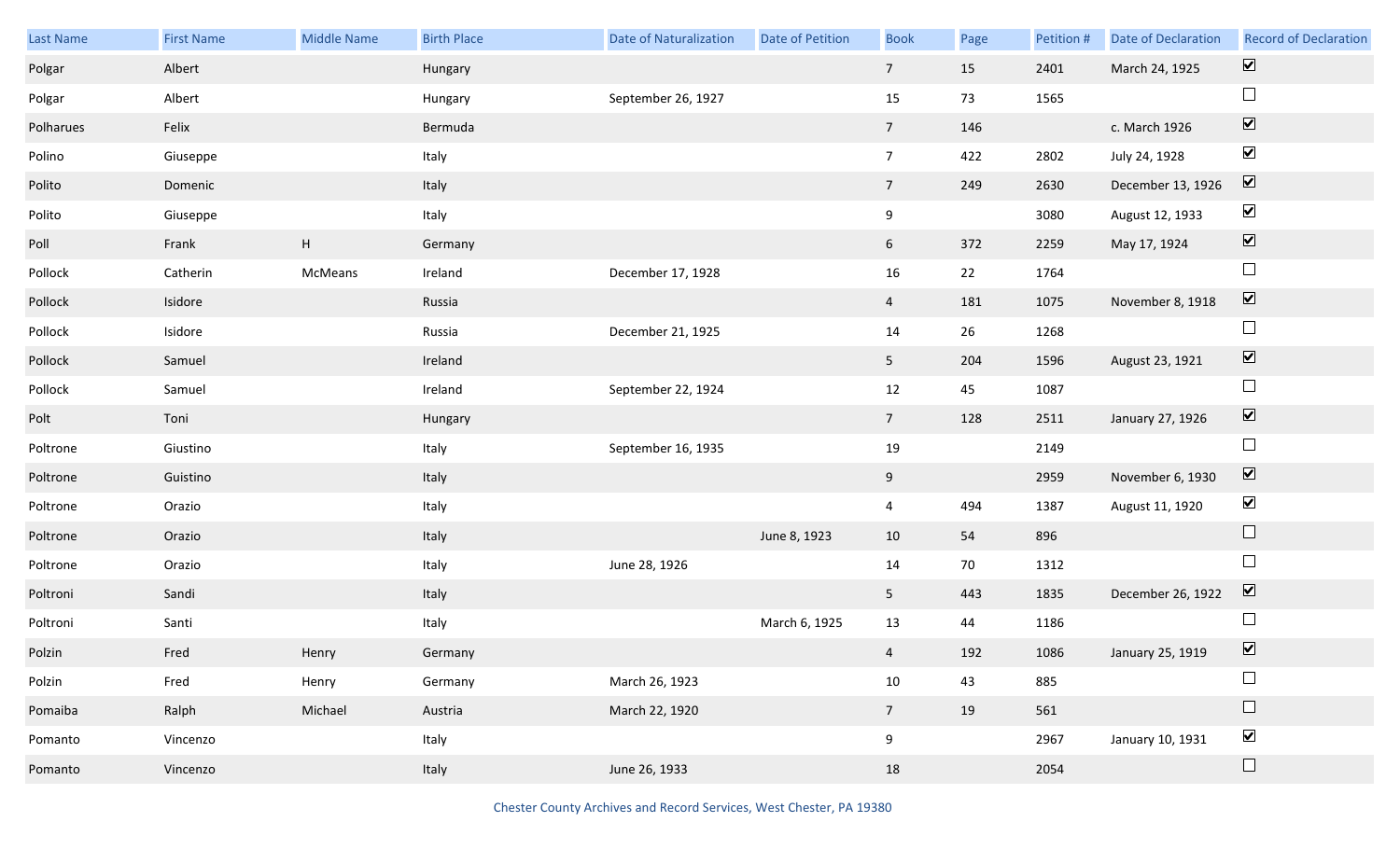| Last Name | First Name | Middle Name | Birth Place | Date of Naturalization | Date of Petition | Book | Page | Petition # | Date of Declaration | Record of Declaration |
|---|---|---|---|---|---|---|---|---|---|---|
| Polgar | Albert | | Hungary | | | 7 | 15 | 2401 | March 24, 1925 | ☑ |
| Polgar | Albert | | Hungary | September 26, 1927 | | 15 | 73 | 1565 | | ☐ |
| Polharues | Felix | | Bermuda | | | 7 | 146 | | c. March 1926 | ☑ |
| Polino | Giuseppe | | Italy | | | 7 | 422 | 2802 | July 24, 1928 | ☑ |
| Polito | Domenic | | Italy | | | 7 | 249 | 2630 | December 13, 1926 | ☑ |
| Polito | Giuseppe | | Italy | | | 9 | | 3080 | August 12, 1933 | ☑ |
| Poll | Frank | H | Germany | | | 6 | 372 | 2259 | May 17, 1924 | ☑ |
| Pollock | Catherin | McMeans | Ireland | December 17, 1928 | | 16 | 22 | 1764 | | ☐ |
| Pollock | Isidore | | Russia | | | 4 | 181 | 1075 | November 8, 1918 | ☑ |
| Pollock | Isidore | | Russia | December 21, 1925 | | 14 | 26 | 1268 | | ☐ |
| Pollock | Samuel | | Ireland | | | 5 | 204 | 1596 | August 23, 1921 | ☑ |
| Pollock | Samuel | | Ireland | September 22, 1924 | | 12 | 45 | 1087 | | ☐ |
| Polt | Toni | | Hungary | | | 7 | 128 | 2511 | January 27, 1926 | ☑ |
| Poltrone | Giustino | | Italy | September 16, 1935 | | 19 | | 2149 | | ☐ |
| Poltrone | Guistino | | Italy | | | 9 | | 2959 | November 6, 1930 | ☑ |
| Poltrone | Orazio | | Italy | | | 4 | 494 | 1387 | August 11, 1920 | ☑ |
| Poltrone | Orazio | | Italy | | June 8, 1923 | 10 | 54 | 896 | | ☐ |
| Poltrone | Orazio | | Italy | June 28, 1926 | | 14 | 70 | 1312 | | ☐ |
| Poltroni | Sandi | | Italy | | | 5 | 443 | 1835 | December 26, 1922 | ☑ |
| Poltroni | Santi | | Italy | | March 6, 1925 | 13 | 44 | 1186 | | ☐ |
| Polzin | Fred | Henry | Germany | | | 4 | 192 | 1086 | January 25, 1919 | ☑ |
| Polzin | Fred | Henry | Germany | March 26, 1923 | | 10 | 43 | 885 | | ☐ |
| Pomaiba | Ralph | Michael | Austria | March 22, 1920 | | 7 | 19 | 561 | | ☐ |
| Pomanto | Vincenzo | | Italy | | | 9 | | 2967 | January 10, 1931 | ☑ |
| Pomanto | Vincenzo | | Italy | June 26, 1933 | | 18 | | 2054 | | ☐ |

Chester County Archives and Record Services, West Chester, PA 19380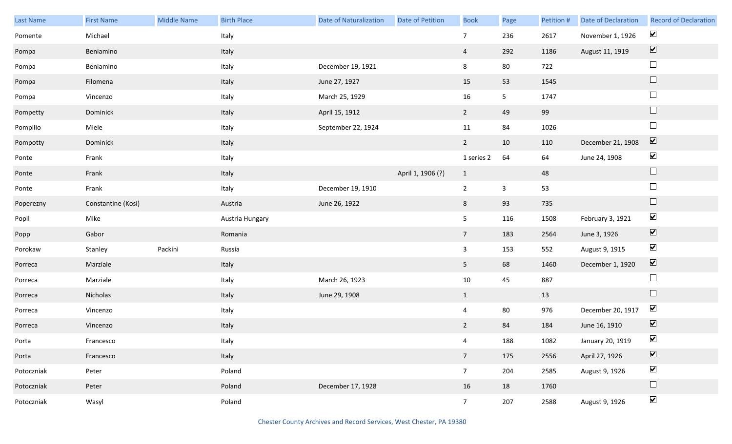| Last Name | First Name | Middle Name | Birth Place | Date of Naturalization | Date of Petition | Book | Page | Petition # | Date of Declaration | Record of Declaration |
|---|---|---|---|---|---|---|---|---|---|---|
| Pomente | Michael | | Italy | | | 7 | 236 | 2617 | November 1, 1926 | ☑ |
| Pompa | Beniamino | | Italy | | | 4 | 292 | 1186 | August 11, 1919 | ☑ |
| Pompa | Beniamino | | Italy | December 19, 1921 | | 8 | 80 | 722 | | ☐ |
| Pompa | Filomena | | Italy | June 27, 1927 | | 15 | 53 | 1545 | | ☐ |
| Pompa | Vincenzo | | Italy | March 25, 1929 | | 16 | 5 | 1747 | | ☐ |
| Pompetty | Dominick | | Italy | April 15, 1912 | | 2 | 49 | 99 | | ☐ |
| Pompilio | Miele | | Italy | September 22, 1924 | | 11 | 84 | 1026 | | ☐ |
| Pompotty | Dominick | | Italy | | | 2 | 10 | 110 | December 21, 1908 | ☑ |
| Ponte | Frank | | Italy | | | 1 series 2 | 64 | 64 | June 24, 1908 | ☑ |
| Ponte | Frank | | Italy | | April 1, 1906 (?) | 1 | | 48 | | ☐ |
| Ponte | Frank | | Italy | December 19, 1910 | | 2 | 3 | 53 | | ☐ |
| Poperezny | Constantine (Kosi) | | Austria | June 26, 1922 | | 8 | 93 | 735 | | ☐ |
| Popil | Mike | | Austria Hungary | | | 5 | 116 | 1508 | February 3, 1921 | ☑ |
| Popp | Gabor | | Romania | | | 7 | 183 | 2564 | June 3, 1926 | ☑ |
| Porokaw | Stanley | Packini | Russia | | | 3 | 153 | 552 | August 9, 1915 | ☑ |
| Porreca | Marziale | | Italy | | | 5 | 68 | 1460 | December 1, 1920 | ☑ |
| Porreca | Marziale | | Italy | March 26, 1923 | | 10 | 45 | 887 | | ☐ |
| Porreca | Nicholas | | Italy | June 29, 1908 | | 1 | | 13 | | ☐ |
| Porreca | Vincenzo | | Italy | | | 4 | 80 | 976 | December 20, 1917 | ☑ |
| Porreca | Vincenzo | | Italy | | | 2 | 84 | 184 | June 16, 1910 | ☑ |
| Porta | Francesco | | Italy | | | 4 | 188 | 1082 | January 20, 1919 | ☑ |
| Porta | Francesco | | Italy | | | 7 | 175 | 2556 | April 27, 1926 | ☑ |
| Potoczniak | Peter | | Poland | | | 7 | 204 | 2585 | August 9, 1926 | ☑ |
| Potoczniak | Peter | | Poland | December 17, 1928 | | 16 | 18 | 1760 | | ☐ |
| Potoczniak | Wasyl | | Poland | | | 7 | 207 | 2588 | August 9, 1926 | ☑ |

Chester County Archives and Record Services, West Chester, PA 19380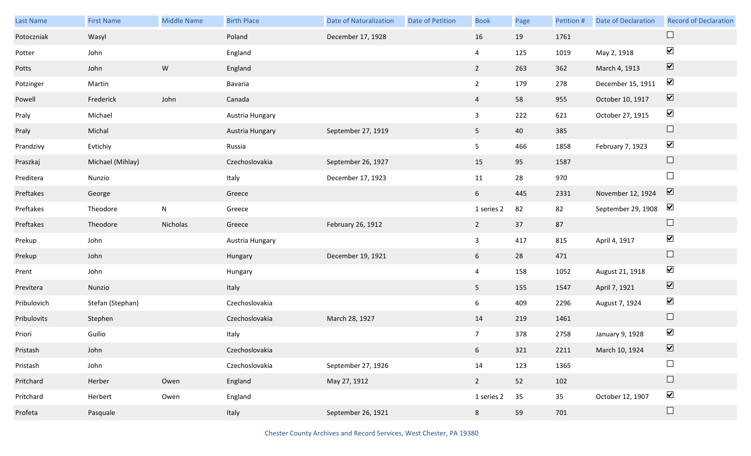| Last Name | First Name | Middle Name | Birth Place | Date of Naturalization | Date of Petition | Book | Page | Petition # | Date of Declaration | Record of Declaration |
|---|---|---|---|---|---|---|---|---|---|---|
| Potoczniak | Wasyl | | Poland | December 17, 1928 | | 16 | 19 | 1761 | | ☐ |
| Potter | John | | England | | | 4 | 125 | 1019 | May 2, 1918 | ☑ |
| Potts | John | W | England | | | 2 | 263 | 362 | March 4, 1913 | ☑ |
| Potzinger | Martin | | Bavaria | | | 2 | 179 | 278 | December 15, 1911 | ☑ |
| Powell | Frederick | John | Canada | | | 4 | 58 | 955 | October 10, 1917 | ☑ |
| Praly | Michael | | Austria Hungary | | | 3 | 222 | 621 | October 27, 1915 | ☑ |
| Praly | Michal | | Austria Hungary | September 27, 1919 | | 5 | 40 | 385 | | ☐ |
| Prandzivy | Evtichiy | | Russia | | | 5 | 466 | 1858 | February 7, 1923 | ☑ |
| Praszkaj | Michael (Mihlay) | | Czechoslovakia | September 26, 1927 | | 15 | 95 | 1587 | | ☐ |
| Preditera | Nunzio | | Italy | December 17, 1923 | | 11 | 28 | 970 | | ☐ |
| Preftakes | George | | Greece | | | 6 | 445 | 2331 | November 12, 1924 | ☑ |
| Preftakes | Theodore | N | Greece | | | 1 series 2 | 82 | 82 | September 29, 1908 | ☑ |
| Preftakes | Theodore | Nicholas | Greece | February 26, 1912 | | 2 | 37 | 87 | | ☐ |
| Prekup | John | | Austria Hungary | | | 3 | 417 | 815 | April 4, 1917 | ☑ |
| Prekup | John | | Hungary | December 19, 1921 | | 6 | 28 | 471 | | ☐ |
| Prent | John | | Hungary | | | 4 | 158 | 1052 | August 21, 1918 | ☑ |
| Previtera | Nunzio | | Italy | | | 5 | 155 | 1547 | April 7, 1921 | ☑ |
| Pribulovich | Stefan (Stephan) | | Czechoslovakia | | | 6 | 409 | 2296 | August 7, 1924 | ☑ |
| Pribulovits | Stephen | | Czechoslovakia | March 28, 1927 | | 14 | 219 | 1461 | | ☐ |
| Priori | Guilio | | Italy | | | 7 | 378 | 2758 | January 9, 1928 | ☑ |
| Pristash | John | | Czechoslovakia | | | 6 | 321 | 2211 | March 10, 1924 | ☑ |
| Pristash | John | | Czechoslovakia | September 27, 1926 | | 14 | 123 | 1365 | | ☐ |
| Pritchard | Herber | Owen | England | May 27, 1912 | | 2 | 52 | 102 | | ☐ |
| Pritchard | Herbert | Owen | England | | | 1 series 2 | 35 | 35 | October 12, 1907 | ☑ |
| Profeta | Pasquale | | Italy | September 26, 1921 | | 8 | 59 | 701 | | ☐ |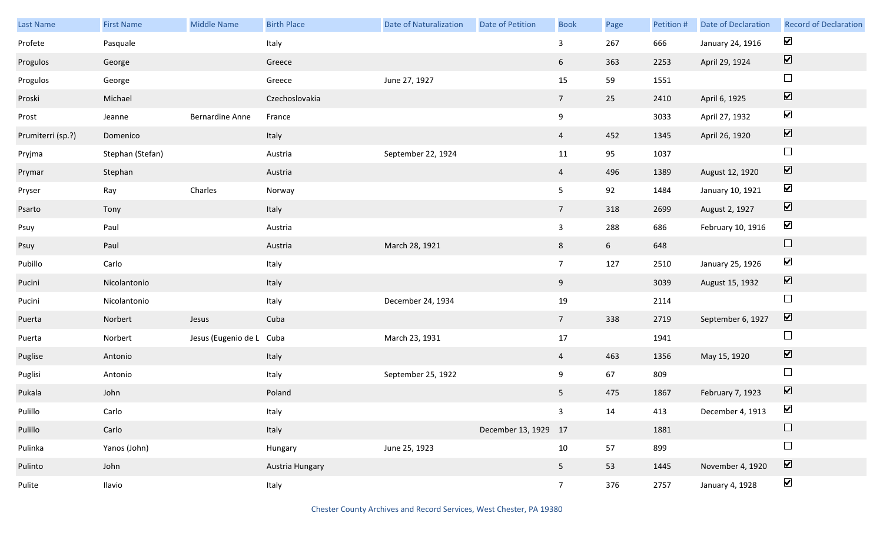| Last Name | First Name | Middle Name | Birth Place | Date of Naturalization | Date of Petition | Book | Page | Petition # | Date of Declaration | Record of Declaration |
|---|---|---|---|---|---|---|---|---|---|---|
| Profete | Pasquale | | Italy | | | 3 | 267 | 666 | January 24, 1916 | ☑ |
| Progulos | George | | Greece | | | 6 | 363 | 2253 | April 29, 1924 | ☑ |
| Progulos | George | | Greece | June 27, 1927 | | 15 | 59 | 1551 | | ☐ |
| Proski | Michael | | Czechoslovakia | | | 7 | 25 | 2410 | April 6, 1925 | ☑ |
| Prost | Jeanne | Bernardine Anne | France | | | 9 | | 3033 | April 27, 1932 | ☑ |
| Prumiterri (sp.?) | Domenico | | Italy | | | 4 | 452 | 1345 | April 26, 1920 | ☑ |
| Pryjma | Stephan (Stefan) | | Austria | September 22, 1924 | | 11 | 95 | 1037 | | ☐ |
| Prymar | Stephan | | Austria | | | 4 | 496 | 1389 | August 12, 1920 | ☑ |
| Pryser | Ray | Charles | Norway | | | 5 | 92 | 1484 | January 10, 1921 | ☑ |
| Psarto | Tony | | Italy | | | 7 | 318 | 2699 | August 2, 1927 | ☑ |
| Psuy | Paul | | Austria | | | 3 | 288 | 686 | February 10, 1916 | ☑ |
| Psuy | Paul | | Austria | March 28, 1921 | | 8 | 6 | 648 | | ☐ |
| Pubillo | Carlo | | Italy | | | 7 | 127 | 2510 | January 25, 1926 | ☑ |
| Pucini | Nicolantonio | | Italy | | | 9 | | 3039 | August 15, 1932 | ☑ |
| Pucini | Nicolantonio | | Italy | December 24, 1934 | | 19 | | 2114 | | ☐ |
| Puerta | Norbert | Jesus | Cuba | | | 7 | 338 | 2719 | September 6, 1927 | ☑ |
| Puerta | Norbert | Jesus (Eugenio de L | Cuba | March 23, 1931 | | 17 | | 1941 | | ☐ |
| Puglise | Antonio | | Italy | | | 4 | 463 | 1356 | May 15, 1920 | ☑ |
| Puglisi | Antonio | | Italy | September 25, 1922 | | 9 | 67 | 809 | | ☐ |
| Pukala | John | | Poland | | | 5 | 475 | 1867 | February 7, 1923 | ☑ |
| Pulillo | Carlo | | Italy | | | 3 | 14 | 413 | December 4, 1913 | ☑ |
| Pulillo | Carlo | | Italy | | December 13, 1929 | 17 | | 1881 | | ☐ |
| Pulinka | Yanos (John) | | Hungary | June 25, 1923 | | 10 | 57 | 899 | | ☐ |
| Pulinto | John | | Austria Hungary | | | 5 | 53 | 1445 | November 4, 1920 | ☑ |
| Pulite | Ilavio | | Italy | | | 7 | 376 | 2757 | January 4, 1928 | ☑ |

Chester County Archives and Record Services, West Chester, PA 19380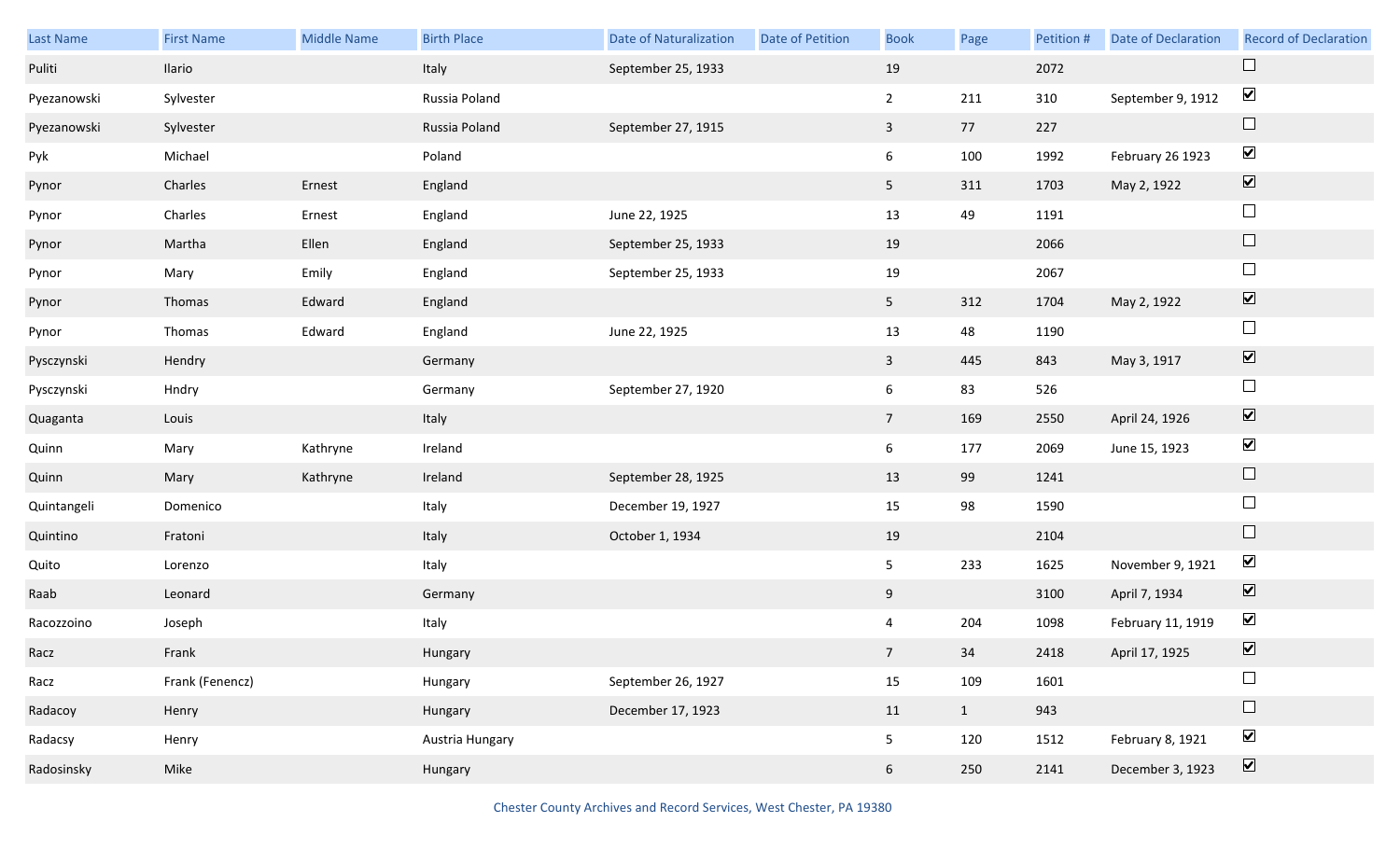| Last Name | First Name | Middle Name | Birth Place | Date of Naturalization | Date of Petition | Book | Page | Petition # | Date of Declaration | Record of Declaration |
|---|---|---|---|---|---|---|---|---|---|---|
| Puliti | Ilario | | Italy | September 25, 1933 | | 19 | | 2072 | | ☐ |
| Pyezanowski | Sylvester | | Russia Poland | | | 2 | 211 | 310 | September 9, 1912 | ☑ |
| Pyezanowski | Sylvester | | Russia Poland | September 27, 1915 | | 3 | 77 | 227 | | ☐ |
| Pyk | Michael | | Poland | | | 6 | 100 | 1992 | February 26 1923 | ☑ |
| Pynor | Charles | Ernest | England | | | 5 | 311 | 1703 | May 2, 1922 | ☑ |
| Pynor | Charles | Ernest | England | June 22, 1925 | | 13 | 49 | 1191 | | ☐ |
| Pynor | Martha | Ellen | England | September 25, 1933 | | 19 | | 2066 | | ☐ |
| Pynor | Mary | Emily | England | September 25, 1933 | | 19 | | 2067 | | ☐ |
| Pynor | Thomas | Edward | England | | | 5 | 312 | 1704 | May 2, 1922 | ☑ |
| Pynor | Thomas | Edward | England | June 22, 1925 | | 13 | 48 | 1190 | | ☐ |
| Pysczynski | Hendry | | Germany | | | 3 | 445 | 843 | May 3, 1917 | ☑ |
| Pysczynski | Hndry | | Germany | September 27, 1920 | | 6 | 83 | 526 | | ☐ |
| Quaganta | Louis | | Italy | | | 7 | 169 | 2550 | April 24, 1926 | ☑ |
| Quinn | Mary | Kathryne | Ireland | | | 6 | 177 | 2069 | June 15, 1923 | ☑ |
| Quinn | Mary | Kathryne | Ireland | September 28, 1925 | | 13 | 99 | 1241 | | ☐ |
| Quintangeli | Domenico | | Italy | December 19, 1927 | | 15 | 98 | 1590 | | ☐ |
| Quintino | Fratoni | | Italy | October 1, 1934 | | 19 | | 2104 | | ☐ |
| Quito | Lorenzo | | Italy | | | 5 | 233 | 1625 | November 9, 1921 | ☑ |
| Raab | Leonard | | Germany | | | 9 | | 3100 | April 7, 1934 | ☑ |
| Racozzoino | Joseph | | Italy | | | 4 | 204 | 1098 | February 11, 1919 | ☑ |
| Racz | Frank | | Hungary | | | 7 | 34 | 2418 | April 17, 1925 | ☑ |
| Racz | Frank (Fenencz) | | Hungary | September 26, 1927 | | 15 | 109 | 1601 | | ☐ |
| Radacoy | Henry | | Hungary | December 17, 1923 | | 11 | 1 | 943 | | ☐ |
| Radacsy | Henry | | Austria Hungary | | | 5 | 120 | 1512 | February 8, 1921 | ☑ |
| Radosinsky | Mike | | Hungary | | | 6 | 250 | 2141 | December 3, 1923 | ☑ |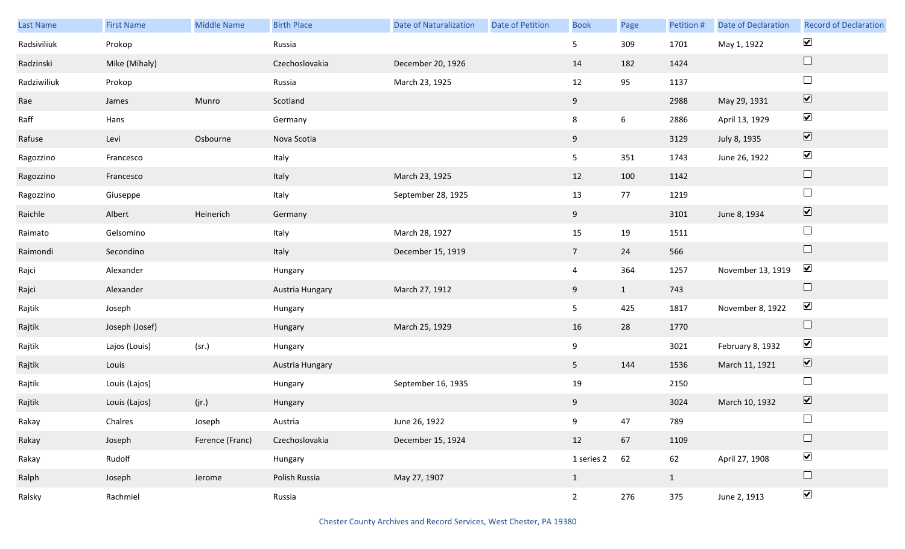| Last Name | First Name | Middle Name | Birth Place | Date of Naturalization | Date of Petition | Book | Page | Petition # | Date of Declaration | Record of Declaration |
|---|---|---|---|---|---|---|---|---|---|---|
| Radsiviliuk | Prokop | | Russia | | | 5 | 309 | 1701 | May 1, 1922 | ☑ |
| Radzinski | Mike (Mihaly) | | Czechoslovakia | December 20, 1926 | | 14 | 182 | 1424 | | ☐ |
| Radziwiliuk | Prokop | | Russia | March 23, 1925 | | 12 | 95 | 1137 | | ☐ |
| Rae | James | Munro | Scotland | | | 9 | | 2988 | May 29, 1931 | ☑ |
| Raff | Hans | | Germany | | | 8 | 6 | 2886 | April 13, 1929 | ☑ |
| Rafuse | Levi | Osbourne | Nova Scotia | | | 9 | | 3129 | July 8, 1935 | ☑ |
| Ragozzino | Francesco | | Italy | | | 5 | 351 | 1743 | June 26, 1922 | ☑ |
| Ragozzino | Francesco | | Italy | March 23, 1925 | | 12 | 100 | 1142 | | ☐ |
| Ragozzino | Giuseppe | | Italy | September 28, 1925 | | 13 | 77 | 1219 | | ☐ |
| Raichle | Albert | Heinerich | Germany | | | 9 | | 3101 | June 8, 1934 | ☑ |
| Raimato | Gelsomino | | Italy | March 28, 1927 | | 15 | 19 | 1511 | | ☐ |
| Raimondi | Secondino | | Italy | December 15, 1919 | | 7 | 24 | 566 | | ☐ |
| Rajci | Alexander | | Hungary | | | 4 | 364 | 1257 | November 13, 1919 | ☑ |
| Rajci | Alexander | | Austria Hungary | March 27, 1912 | | 9 | 1 | 743 | | ☐ |
| Rajtik | Joseph | | Hungary | | | 5 | 425 | 1817 | November 8, 1922 | ☑ |
| Rajtik | Joseph (Josef) | | Hungary | March 25, 1929 | | 16 | 28 | 1770 | | ☐ |
| Rajtik | Lajos (Louis) | (sr.) | Hungary | | | 9 | | 3021 | February 8, 1932 | ☑ |
| Rajtik | Louis | | Austria Hungary | | | 5 | 144 | 1536 | March 11, 1921 | ☑ |
| Rajtik | Louis (Lajos) | | Hungary | September 16, 1935 | | 19 | | 2150 | | ☐ |
| Rajtik | Louis (Lajos) | (jr.) | Hungary | | | 9 | | 3024 | March 10, 1932 | ☑ |
| Rakay | Chalres | Joseph | Austria | June 26, 1922 | | 9 | 47 | 789 | | ☐ |
| Rakay | Joseph | Ference (Franc) | Czechoslovakia | December 15, 1924 | | 12 | 67 | 1109 | | ☐ |
| Rakay | Rudolf | | Hungary | | | 1 series 2 | 62 | 62 | April 27, 1908 | ☑ |
| Ralph | Joseph | Jerome | Polish Russia | May 27, 1907 | | 1 | | 1 | | ☐ |
| Ralsky | Rachmiel | | Russia | | | 2 | 276 | 375 | June 2, 1913 | ☑ |

Chester County Archives and Record Services, West Chester, PA 19380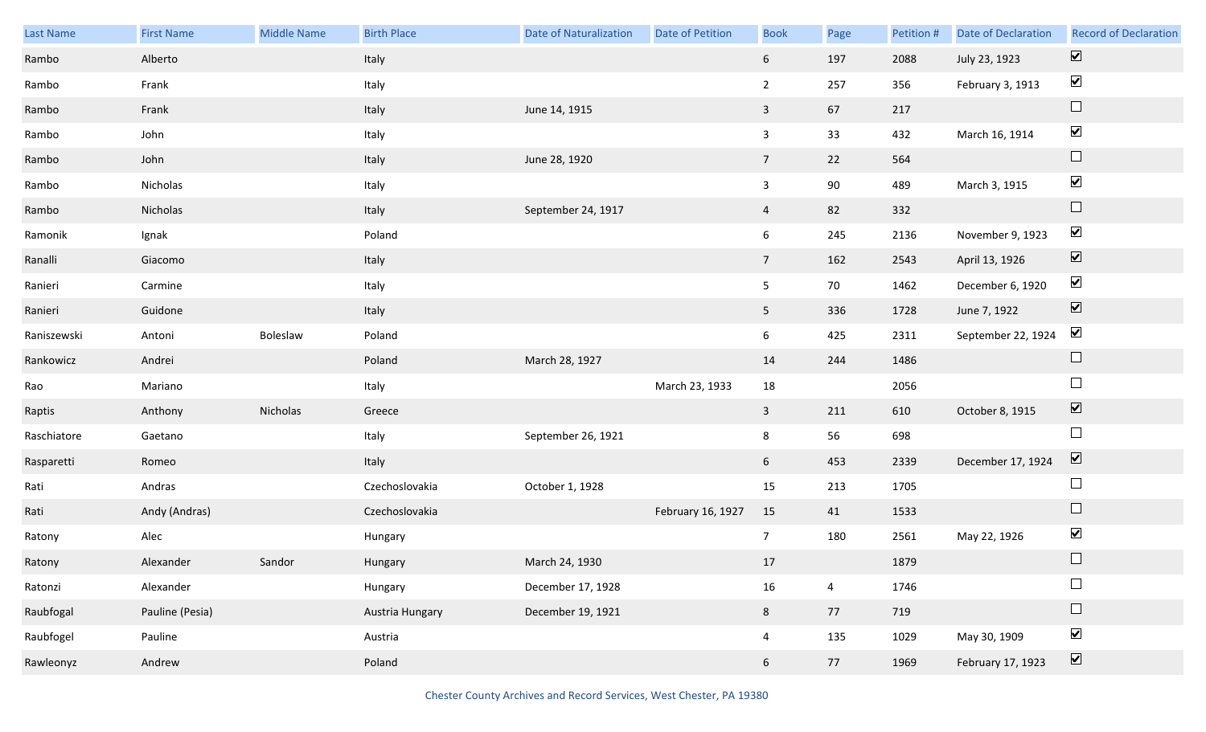| Last Name | First Name | Middle Name | Birth Place | Date of Naturalization | Date of Petition | Book | Page | Petition # | Date of Declaration | Record of Declaration |
|---|---|---|---|---|---|---|---|---|---|---|
| Rambo | Alberto | | Italy | | | 6 | 197 | 2088 | July 23, 1923 | ☑ |
| Rambo | Frank | | Italy | | | 2 | 257 | 356 | February 3, 1913 | ☑ |
| Rambo | Frank | | Italy | June 14, 1915 | | 3 | 67 | 217 | | ☐ |
| Rambo | John | | Italy | | | 3 | 33 | 432 | March 16, 1914 | ☑ |
| Rambo | John | | Italy | June 28, 1920 | | 7 | 22 | 564 | | ☐ |
| Rambo | Nicholas | | Italy | | | 3 | 90 | 489 | March 3, 1915 | ☑ |
| Rambo | Nicholas | | Italy | September 24, 1917 | | 4 | 82 | 332 | | ☐ |
| Ramonik | Ignak | | Poland | | | 6 | 245 | 2136 | November 9, 1923 | ☑ |
| Ranalli | Giacomo | | Italy | | | 7 | 162 | 2543 | April 13, 1926 | ☑ |
| Ranieri | Carmine | | Italy | | | 5 | 70 | 1462 | December 6, 1920 | ☑ |
| Ranieri | Guidone | | Italy | | | 5 | 336 | 1728 | June 7, 1922 | ☑ |
| Raniszewski | Antoni | Boleslaw | Poland | | | 6 | 425 | 2311 | September 22, 1924 | ☑ |
| Rankowicz | Andrei | | Poland | March 28, 1927 | | 14 | 244 | 1486 | | ☐ |
| Rao | Mariano | | Italy | | March 23, 1933 | 18 | | 2056 | | ☐ |
| Raptis | Anthony | Nicholas | Greece | | | 3 | 211 | 610 | October 8, 1915 | ☑ |
| Raschiatore | Gaetano | | Italy | September 26, 1921 | | 8 | 56 | 698 | | ☐ |
| Rasparetti | Romeo | | Italy | | | 6 | 453 | 2339 | December 17, 1924 | ☑ |
| Rati | Andras | | Czechoslovakia | October 1, 1928 | | 15 | 213 | 1705 | | ☐ |
| Rati | Andy (Andras) | | Czechoslovakia | | February 16, 1927 | 15 | 41 | 1533 | | ☐ |
| Ratony | Alec | | Hungary | | | 7 | 180 | 2561 | May 22, 1926 | ☑ |
| Ratony | Alexander | Sandor | Hungary | March 24, 1930 | | 17 | | 1879 | | ☐ |
| Ratonzi | Alexander | | Hungary | December 17, 1928 | | 16 | 4 | 1746 | | ☐ |
| Raubfogal | Pauline (Pesia) | | Austria Hungary | December 19, 1921 | | 8 | 77 | 719 | | ☐ |
| Raubfogel | Pauline | | Austria | | | 4 | 135 | 1029 | May 30, 1909 | ☑ |
| Rawleonyz | Andrew | | Poland | | | 6 | 77 | 1969 | February 17, 1923 | ☑ |

Chester County Archives and Record Services, West Chester, PA 19380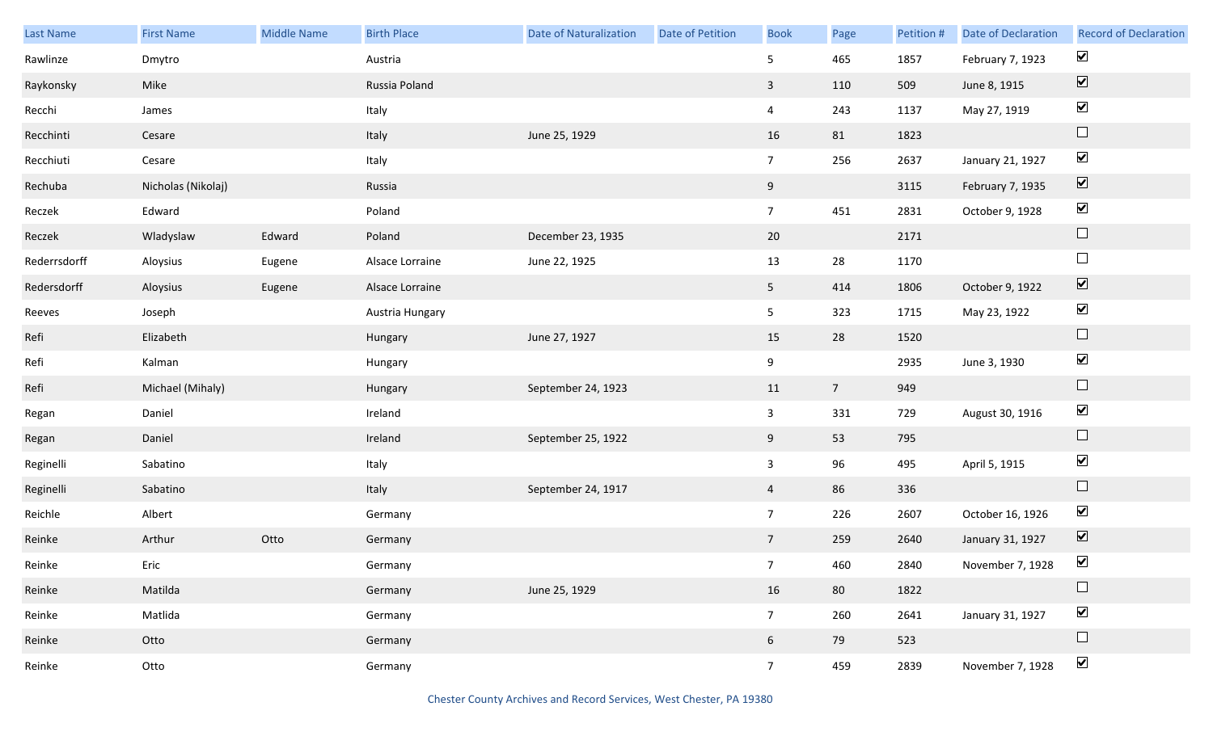| Last Name | First Name | Middle Name | Birth Place | Date of Naturalization | Date of Petition | Book | Page | Petition # | Date of Declaration | Record of Declaration |
|---|---|---|---|---|---|---|---|---|---|---|
| Rawlinze | Dmytro | | Austria | | | 5 | 465 | 1857 | February 7, 1923 | ☑ |
| Raykonsky | Mike | | Russia Poland | | | 3 | 110 | 509 | June 8, 1915 | ☑ |
| Recchi | James | | Italy | | | 4 | 243 | 1137 | May 27, 1919 | ☑ |
| Recchinti | Cesare | | Italy | June 25, 1929 | | 16 | 81 | 1823 | | ☐ |
| Recchiuti | Cesare | | Italy | | | 7 | 256 | 2637 | January 21, 1927 | ☑ |
| Rechuba | Nicholas (Nikolaj) | | Russia | | | 9 | | 3115 | February 7, 1935 | ☑ |
| Reczek | Edward | | Poland | | | 7 | 451 | 2831 | October 9, 1928 | ☑ |
| Reczek | Wladyslaw | Edward | Poland | December 23, 1935 | | 20 | | 2171 | | ☐ |
| Rederrsdorff | Aloysius | Eugene | Alsace Lorraine | June 22, 1925 | | 13 | 28 | 1170 | | ☐ |
| Redersdorff | Aloysius | Eugene | Alsace Lorraine | | | 5 | 414 | 1806 | October 9, 1922 | ☑ |
| Reeves | Joseph | | Austria Hungary | | | 5 | 323 | 1715 | May 23, 1922 | ☑ |
| Refi | Elizabeth | | Hungary | June 27, 1927 | | 15 | 28 | 1520 | | ☐ |
| Refi | Kalman | | Hungary | | | 9 | | 2935 | June 3, 1930 | ☑ |
| Refi | Michael (Mihaly) | | Hungary | September 24, 1923 | | 11 | 7 | 949 | | ☐ |
| Regan | Daniel | | Ireland | | | 3 | 331 | 729 | August 30, 1916 | ☑ |
| Regan | Daniel | | Ireland | September 25, 1922 | | 9 | 53 | 795 | | ☐ |
| Reginelli | Sabatino | | Italy | | | 3 | 96 | 495 | April 5, 1915 | ☑ |
| Reginelli | Sabatino | | Italy | September 24, 1917 | | 4 | 86 | 336 | | ☐ |
| Reichle | Albert | | Germany | | | 7 | 226 | 2607 | October 16, 1926 | ☑ |
| Reinke | Arthur | Otto | Germany | | | 7 | 259 | 2640 | January 31, 1927 | ☑ |
| Reinke | Eric | | Germany | | | 7 | 460 | 2840 | November 7, 1928 | ☑ |
| Reinke | Matilda | | Germany | June 25, 1929 | | 16 | 80 | 1822 | | ☐ |
| Reinke | Matlida | | Germany | | | 7 | 260 | 2641 | January 31, 1927 | ☑ |
| Reinke | Otto | | Germany | | | 6 | 79 | 523 | | ☐ |
| Reinke | Otto | | Germany | | | 7 | 459 | 2839 | November 7, 1928 | ☑ |

Chester County Archives and Record Services, West Chester, PA 19380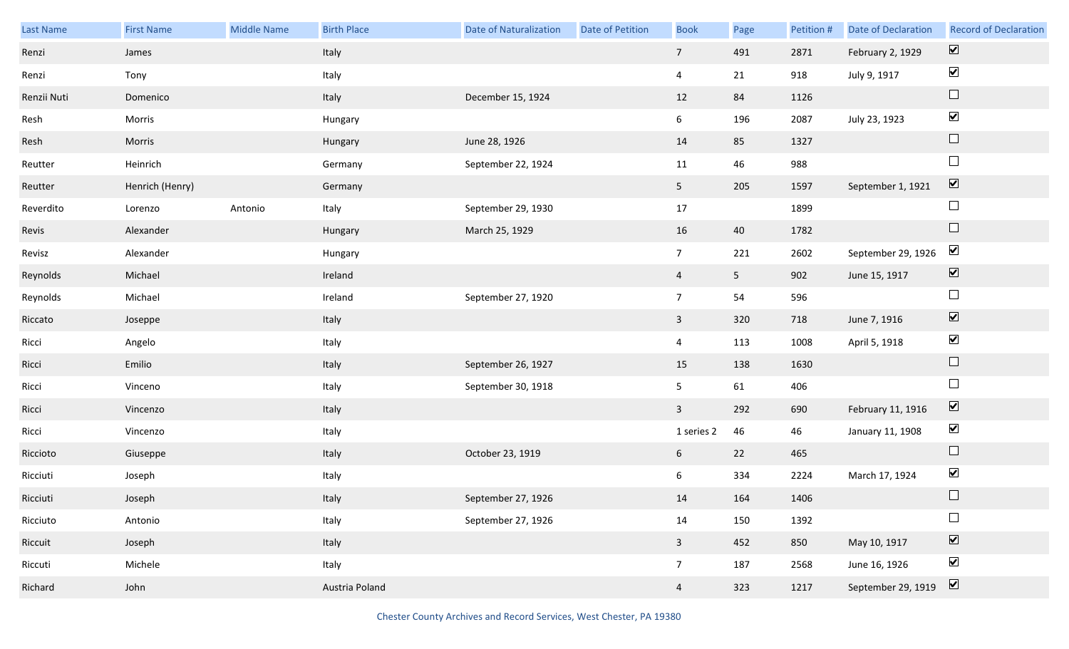| Last Name | First Name | Middle Name | Birth Place | Date of Naturalization | Date of Petition | Book | Page | Petition # | Date of Declaration | Record of Declaration |
|---|---|---|---|---|---|---|---|---|---|---|
| Renzi | James | | Italy | | | 7 | 491 | 2871 | February 2, 1929 | ☑ |
| Renzi | Tony | | Italy | | | 4 | 21 | 918 | July 9, 1917 | ☑ |
| Renzii Nuti | Domenico | | Italy | December 15, 1924 | | 12 | 84 | 1126 | | ☐ |
| Resh | Morris | | Hungary | | | 6 | 196 | 2087 | July 23, 1923 | ☑ |
| Resh | Morris | | Hungary | June 28, 1926 | | 14 | 85 | 1327 | | ☐ |
| Reutter | Heinrich | | Germany | September 22, 1924 | | 11 | 46 | 988 | | ☐ |
| Reutter | Henrich (Henry) | | Germany | | | 5 | 205 | 1597 | September 1, 1921 | ☑ |
| Reverdito | Lorenzo | Antonio | Italy | September 29, 1930 | | 17 | | 1899 | | ☐ |
| Revis | Alexander | | Hungary | March 25, 1929 | | 16 | 40 | 1782 | | ☐ |
| Revisz | Alexander | | Hungary | | | 7 | 221 | 2602 | September 29, 1926 | ☑ |
| Reynolds | Michael | | Ireland | | | 4 | 5 | 902 | June 15, 1917 | ☑ |
| Reynolds | Michael | | Ireland | September 27, 1920 | | 7 | 54 | 596 | | ☐ |
| Riccato | Joseppe | | Italy | | | 3 | 320 | 718 | June 7, 1916 | ☑ |
| Ricci | Angelo | | Italy | | | 4 | 113 | 1008 | April 5, 1918 | ☑ |
| Ricci | Emilio | | Italy | September 26, 1927 | | 15 | 138 | 1630 | | ☐ |
| Ricci | Vinceno | | Italy | September 30, 1918 | | 5 | 61 | 406 | | ☐ |
| Ricci | Vincenzo | | Italy | | | 3 | 292 | 690 | February 11, 1916 | ☑ |
| Ricci | Vincenzo | | Italy | | | 1 series 2 | 46 | 46 | January 11, 1908 | ☑ |
| Riccioto | Giuseppe | | Italy | October 23, 1919 | | 6 | 22 | 465 | | ☐ |
| Ricciuti | Joseph | | Italy | | | 6 | 334 | 2224 | March 17, 1924 | ☑ |
| Ricciuti | Joseph | | Italy | September 27, 1926 | | 14 | 164 | 1406 | | ☐ |
| Ricciuto | Antonio | | Italy | September 27, 1926 | | 14 | 150 | 1392 | | ☐ |
| Riccuit | Joseph | | Italy | | | 3 | 452 | 850 | May 10, 1917 | ☑ |
| Riccuti | Michele | | Italy | | | 7 | 187 | 2568 | June 16, 1926 | ☑ |
| Richard | John | | Austria Poland | | | 4 | 323 | 1217 | September 29, 1919 | ☑ |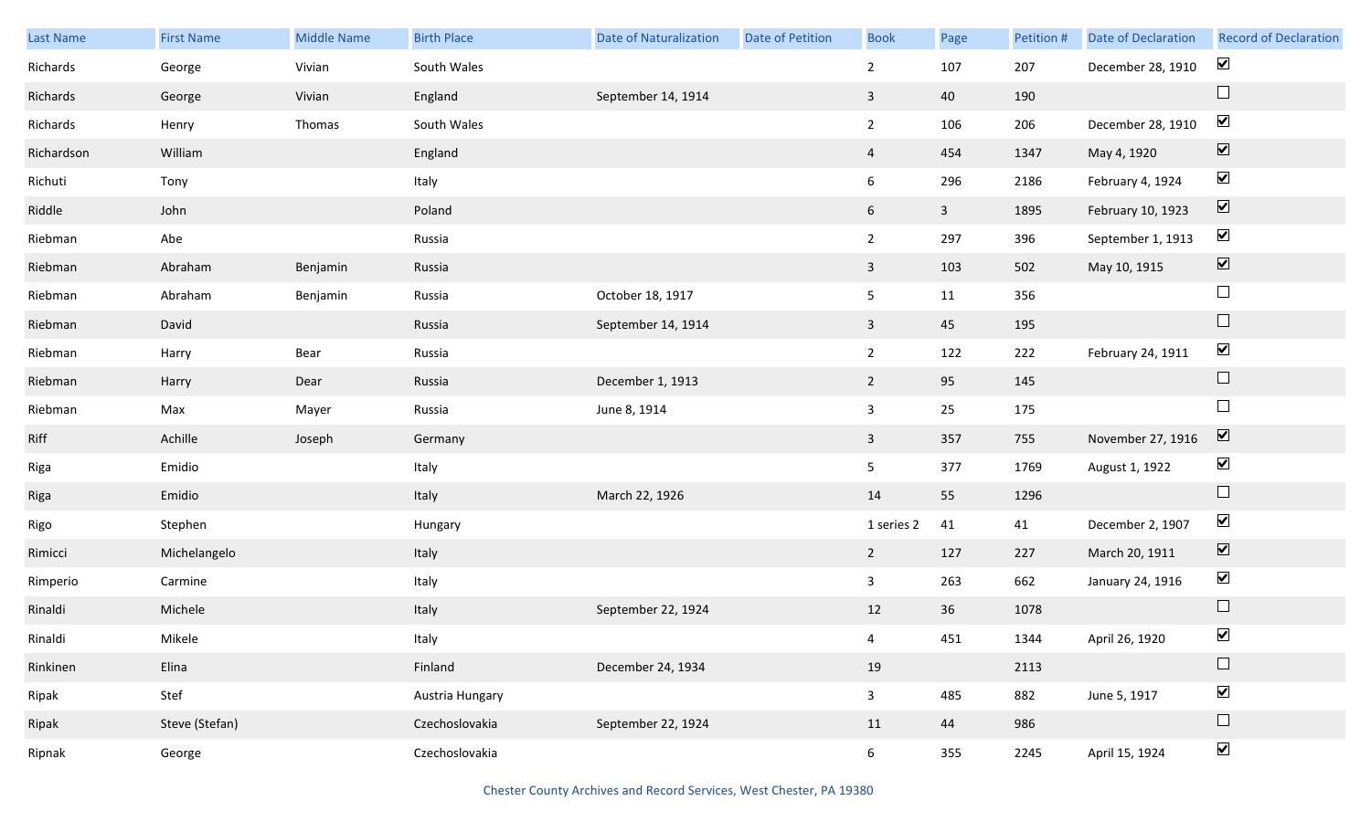| Last Name | First Name | Middle Name | Birth Place | Date of Naturalization | Date of Petition | Book | Page | Petition # | Date of Declaration | Record of Declaration |
|---|---|---|---|---|---|---|---|---|---|---|
| Richards | George | Vivian | South Wales | | | 2 | 107 | 207 | December 28, 1910 | ☑ |
| Richards | George | Vivian | England | September 14, 1914 | | 3 | 40 | 190 | | ☐ |
| Richards | Henry | Thomas | South Wales | | | 2 | 106 | 206 | December 28, 1910 | ☑ |
| Richardson | William | | England | | | 4 | 454 | 1347 | May 4, 1920 | ☑ |
| Richuti | Tony | | Italy | | | 6 | 296 | 2186 | February 4, 1924 | ☑ |
| Riddle | John | | Poland | | | 6 | 3 | 1895 | February 10, 1923 | ☑ |
| Riebman | Abe | | Russia | | | 2 | 297 | 396 | September 1, 1913 | ☑ |
| Riebman | Abraham | Benjamin | Russia | | | 3 | 103 | 502 | May 10, 1915 | ☑ |
| Riebman | Abraham | Benjamin | Russia | October 18, 1917 | | 5 | 11 | 356 | | ☐ |
| Riebman | David | | Russia | September 14, 1914 | | 3 | 45 | 195 | | ☐ |
| Riebman | Harry | Bear | Russia | | | 2 | 122 | 222 | February 24, 1911 | ☑ |
| Riebman | Harry | Dear | Russia | December 1, 1913 | | 2 | 95 | 145 | | ☐ |
| Riebman | Max | Mayer | Russia | June 8, 1914 | | 3 | 25 | 175 | | ☐ |
| Riff | Achille | Joseph | Germany | | | 3 | 357 | 755 | November 27, 1916 | ☑ |
| Riga | Emidio | | Italy | | | 5 | 377 | 1769 | August 1, 1922 | ☑ |
| Riga | Emidio | | Italy | March 22, 1926 | | 14 | 55 | 1296 | | ☐ |
| Rigo | Stephen | | Hungary | | | 1 series 2 | 41 | 41 | December 2, 1907 | ☑ |
| Rimicci | Michelangelo | | Italy | | | 2 | 127 | 227 | March 20, 1911 | ☑ |
| Rimperio | Carmine | | Italy | | | 3 | 263 | 662 | January 24, 1916 | ☑ |
| Rinaldi | Michele | | Italy | September 22, 1924 | | 12 | 36 | 1078 | | ☐ |
| Rinaldi | Mikele | | Italy | | | 4 | 451 | 1344 | April 26, 1920 | ☑ |
| Rinkinen | Elina | | Finland | December 24, 1934 | | 19 | | 2113 | | ☐ |
| Ripak | Stef | | Austria Hungary | | | 3 | 485 | 882 | June 5, 1917 | ☑ |
| Ripak | Steve (Stefan) | | Czechoslovakia | September 22, 1924 | | 11 | 44 | 986 | | ☐ |
| Ripnak | George | | Czechoslovakia | | | 6 | 355 | 2245 | April 15, 1924 | ☑ |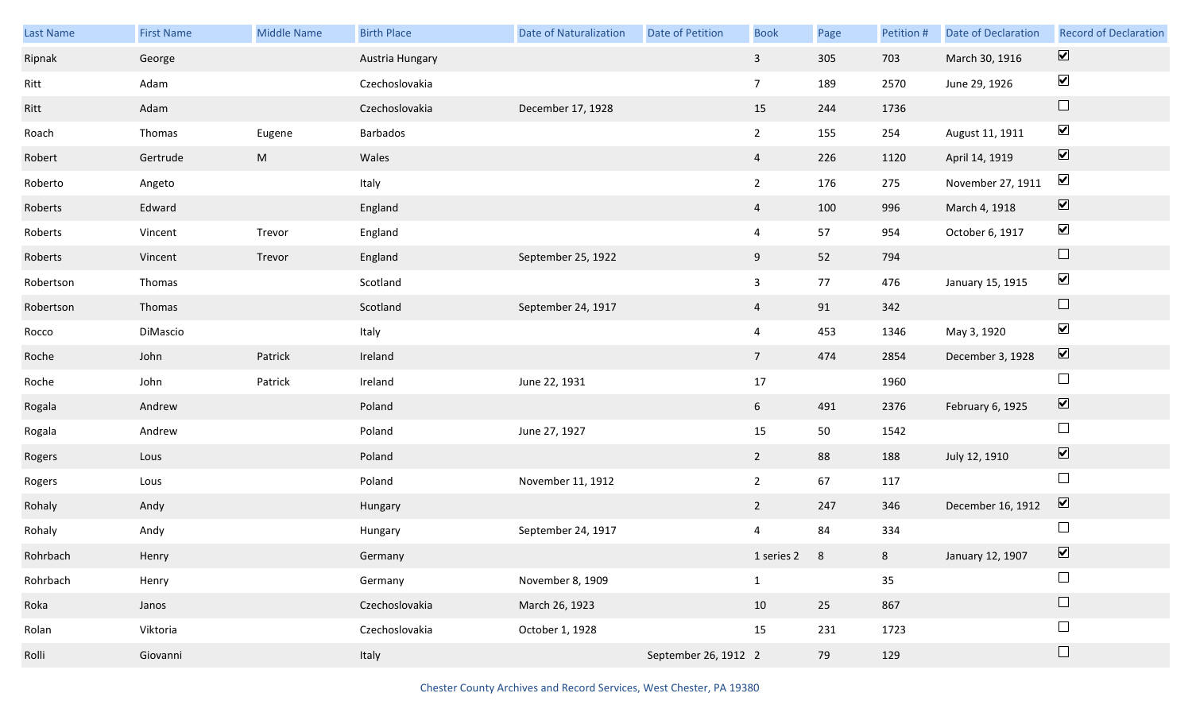| Last Name | First Name | Middle Name | Birth Place | Date of Naturalization | Date of Petition | Book | Page | Petition # | Date of Declaration | Record of Declaration |
|---|---|---|---|---|---|---|---|---|---|---|
| Ripnak | George | | Austria Hungary | | | 3 | 305 | 703 | March 30, 1916 | ☑ |
| Ritt | Adam | | Czechoslovakia | | | 7 | 189 | 2570 | June 29, 1926 | ☑ |
| Ritt | Adam | | Czechoslovakia | December 17, 1928 | | 15 | 244 | 1736 | | ☐ |
| Roach | Thomas | Eugene | Barbados | | | 2 | 155 | 254 | August 11, 1911 | ☑ |
| Robert | Gertrude | M | Wales | | | 4 | 226 | 1120 | April 14, 1919 | ☑ |
| Roberto | Angeto | | Italy | | | 2 | 176 | 275 | November 27, 1911 | ☑ |
| Roberts | Edward | | England | | | 4 | 100 | 996 | March 4, 1918 | ☑ |
| Roberts | Vincent | Trevor | England | | | 4 | 57 | 954 | October 6, 1917 | ☑ |
| Roberts | Vincent | Trevor | England | September 25, 1922 | | 9 | 52 | 794 | | ☐ |
| Robertson | Thomas | | Scotland | | | 3 | 77 | 476 | January 15, 1915 | ☑ |
| Robertson | Thomas | | Scotland | September 24, 1917 | | 4 | 91 | 342 | | ☐ |
| Rocco | DiMascio | | Italy | | | 4 | 453 | 1346 | May 3, 1920 | ☑ |
| Roche | John | Patrick | Ireland | | | 7 | 474 | 2854 | December 3, 1928 | ☑ |
| Roche | John | Patrick | Ireland | June 22, 1931 | | 17 | | 1960 | | ☐ |
| Rogala | Andrew | | Poland | | | 6 | 491 | 2376 | February 6, 1925 | ☑ |
| Rogala | Andrew | | Poland | June 27, 1927 | | 15 | 50 | 1542 | | ☐ |
| Rogers | Lous | | Poland | | | 2 | 88 | 188 | July 12, 1910 | ☑ |
| Rogers | Lous | | Poland | November 11, 1912 | | 2 | 67 | 117 | | ☐ |
| Rohaly | Andy | | Hungary | | | 2 | 247 | 346 | December 16, 1912 | ☑ |
| Rohaly | Andy | | Hungary | September 24, 1917 | | 4 | 84 | 334 | | ☐ |
| Rohrbach | Henry | | Germany | | | 1 series 2 | 8 | 8 | January 12, 1907 | ☑ |
| Rohrbach | Henry | | Germany | November 8, 1909 | | 1 | | 35 | | ☐ |
| Roka | Janos | | Czechoslovakia | March 26, 1923 | | 10 | 25 | 867 | | ☐ |
| Rolan | Viktoria | | Czechoslovakia | October 1, 1928 | | 15 | 231 | 1723 | | ☐ |
| Rolli | Giovanni | | Italy | | September 26, 1912 | 2 | 79 | 129 | | ☐ |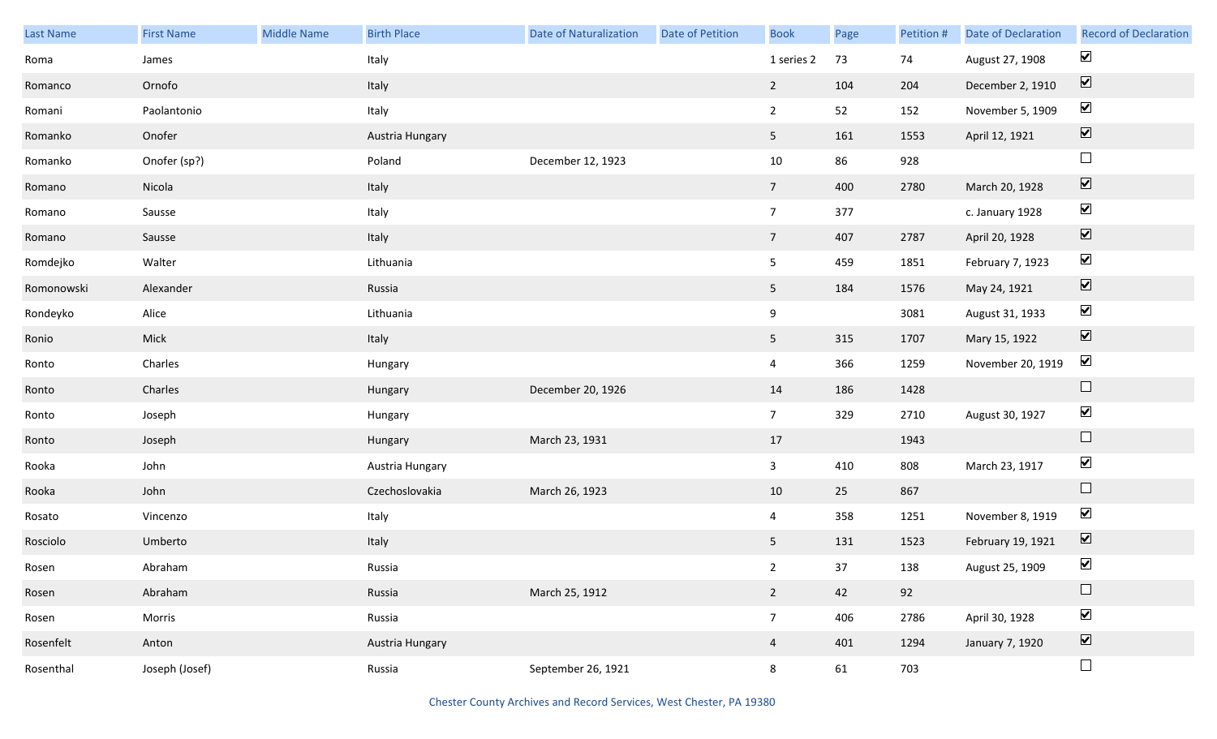| Last Name | First Name | Middle Name | Birth Place | Date of Naturalization | Date of Petition | Book | Page | Petition # | Date of Declaration | Record of Declaration |
|---|---|---|---|---|---|---|---|---|---|---|
| Roma | James | | Italy | | | 1 series 2 | 73 | 74 | August 27, 1908 | ☑ |
| Romanco | Ornofo | | Italy | | | 2 | 104 | 204 | December 2, 1910 | ☑ |
| Romani | Paolantonio | | Italy | | | 2 | 52 | 152 | November 5, 1909 | ☑ |
| Romanko | Onofer | | Austria Hungary | | | 5 | 161 | 1553 | April 12, 1921 | ☑ |
| Romanko | Onofer (sp?) | | Poland | December 12, 1923 | | 10 | 86 | 928 | | ☐ |
| Romano | Nicola | | Italy | | | 7 | 400 | 2780 | March 20, 1928 | ☑ |
| Romano | Sausse | | Italy | | | 7 | 377 | | c. January 1928 | ☑ |
| Romano | Sausse | | Italy | | | 7 | 407 | 2787 | April 20, 1928 | ☑ |
| Romdejko | Walter | | Lithuania | | | 5 | 459 | 1851 | February 7, 1923 | ☑ |
| Romonowski | Alexander | | Russia | | | 5 | 184 | 1576 | May 24, 1921 | ☑ |
| Rondeyko | Alice | | Lithuania | | | 9 | | 3081 | August 31, 1933 | ☑ |
| Ronio | Mick | | Italy | | | 5 | 315 | 1707 | Mary 15, 1922 | ☑ |
| Ronto | Charles | | Hungary | | | 4 | 366 | 1259 | November 20, 1919 | ☑ |
| Ronto | Charles | | Hungary | December 20, 1926 | | 14 | 186 | 1428 | | ☐ |
| Ronto | Joseph | | Hungary | | | 7 | 329 | 2710 | August 30, 1927 | ☑ |
| Ronto | Joseph | | Hungary | March 23, 1931 | | 17 | | 1943 | | ☐ |
| Rooka | John | | Austria Hungary | | | 3 | 410 | 808 | March 23, 1917 | ☑ |
| Rooka | John | | Czechoslovakia | March 26, 1923 | | 10 | 25 | 867 | | ☐ |
| Rosato | Vincenzo | | Italy | | | 4 | 358 | 1251 | November 8, 1919 | ☑ |
| Rosciolo | Umberto | | Italy | | | 5 | 131 | 1523 | February 19, 1921 | ☑ |
| Rosen | Abraham | | Russia | | | 2 | 37 | 138 | August 25, 1909 | ☑ |
| Rosen | Abraham | | Russia | March 25, 1912 | | 2 | 42 | 92 | | ☐ |
| Rosen | Morris | | Russia | | | 7 | 406 | 2786 | April 30, 1928 | ☑ |
| Rosenfelt | Anton | | Austria Hungary | | | 4 | 401 | 1294 | January 7, 1920 | ☑ |
| Rosenthal | Joseph (Josef) | | Russia | September 26, 1921 | | 8 | 61 | 703 | | ☐ |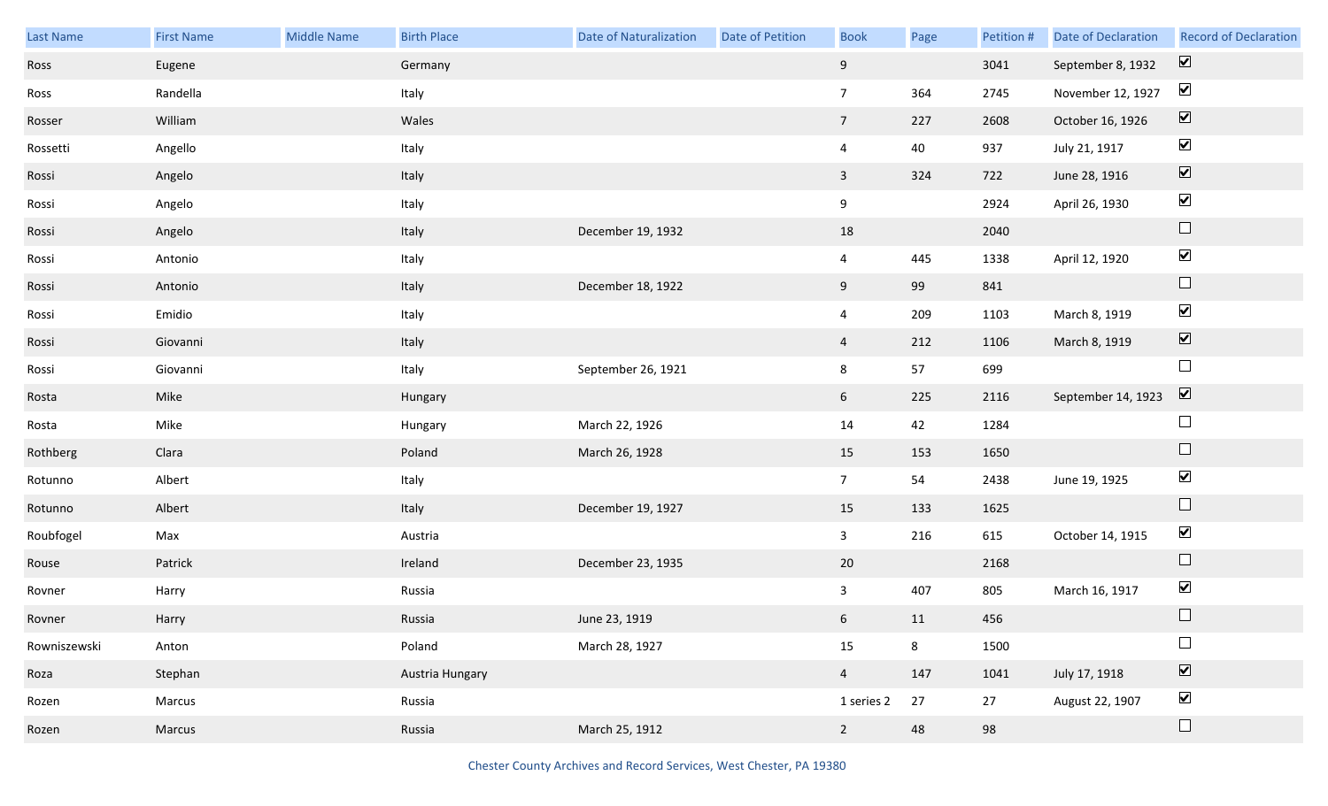| Last Name | First Name | Middle Name | Birth Place | Date of Naturalization | Date of Petition | Book | Page | Petition # | Date of Declaration | Record of Declaration |
|---|---|---|---|---|---|---|---|---|---|---|
| Ross | Eugene | | Germany | | | 9 | | 3041 | September 8, 1932 | ☑ |
| Ross | Randella | | Italy | | | 7 | 364 | 2745 | November 12, 1927 | ☑ |
| Rosser | William | | Wales | | | 7 | 227 | 2608 | October 16, 1926 | ☑ |
| Rossetti | Angello | | Italy | | | 4 | 40 | 937 | July 21, 1917 | ☑ |
| Rossi | Angelo | | Italy | | | 3 | 324 | 722 | June 28, 1916 | ☑ |
| Rossi | Angelo | | Italy | | | 9 | | 2924 | April 26, 1930 | ☑ |
| Rossi | Angelo | | Italy | December 19, 1932 | | 18 | | 2040 | | ☐ |
| Rossi | Antonio | | Italy | | | 4 | 445 | 1338 | April 12, 1920 | ☑ |
| Rossi | Antonio | | Italy | December 18, 1922 | | 9 | 99 | 841 | | ☐ |
| Rossi | Emidio | | Italy | | | 4 | 209 | 1103 | March 8, 1919 | ☑ |
| Rossi | Giovanni | | Italy | | | 4 | 212 | 1106 | March 8, 1919 | ☑ |
| Rossi | Giovanni | | Italy | September 26, 1921 | | 8 | 57 | 699 | | ☐ |
| Rosta | Mike | | Hungary | | | 6 | 225 | 2116 | September 14, 1923 | ☑ |
| Rosta | Mike | | Hungary | March 22, 1926 | | 14 | 42 | 1284 | | ☐ |
| Rothberg | Clara | | Poland | March 26, 1928 | | 15 | 153 | 1650 | | ☐ |
| Rotunno | Albert | | Italy | | | 7 | 54 | 2438 | June 19, 1925 | ☑ |
| Rotunno | Albert | | Italy | December 19, 1927 | | 15 | 133 | 1625 | | ☐ |
| Roubfogel | Max | | Austria | | | 3 | 216 | 615 | October 14, 1915 | ☑ |
| Rouse | Patrick | | Ireland | December 23, 1935 | | 20 | | 2168 | | ☐ |
| Rovner | Harry | | Russia | | | 3 | 407 | 805 | March 16, 1917 | ☑ |
| Rovner | Harry | | Russia | June 23, 1919 | | 6 | 11 | 456 | | ☐ |
| Rowniszewski | Anton | | Poland | March 28, 1927 | | 15 | 8 | 1500 | | ☐ |
| Roza | Stephan | | Austria Hungary | | | 4 | 147 | 1041 | July 17, 1918 | ☑ |
| Rozen | Marcus | | Russia | | | 1 series 2 | 27 | 27 | August 22, 1907 | ☑ |
| Rozen | Marcus | | Russia | March 25, 1912 | | 2 | 48 | 98 | | ☐ |

Chester County Archives and Record Services, West Chester, PA 19380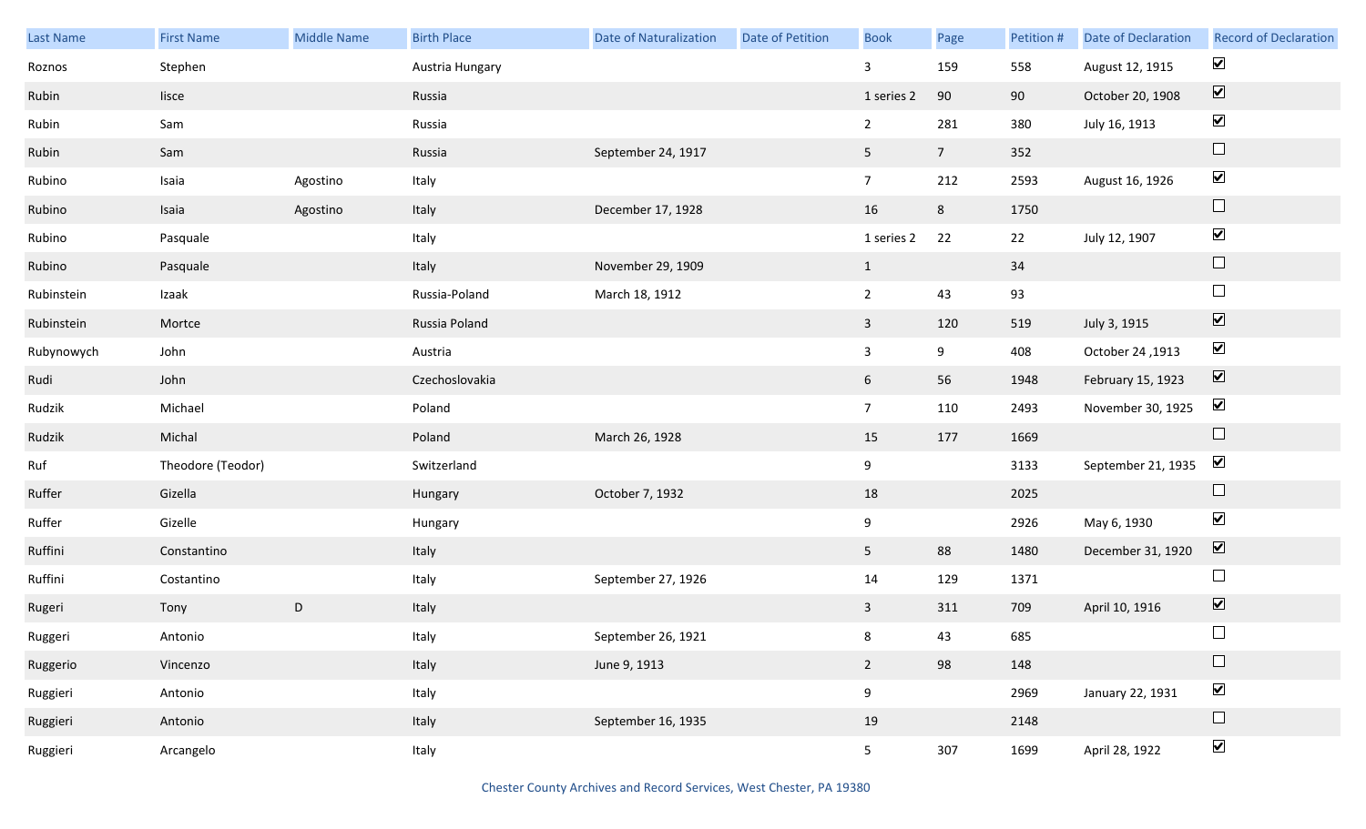| Last Name | First Name | Middle Name | Birth Place | Date of Naturalization | Date of Petition | Book | Page | Petition # | Date of Declaration | Record of Declaration |
|---|---|---|---|---|---|---|---|---|---|---|
| Roznos | Stephen | | Austria Hungary | | | 3 | 159 | 558 | August 12, 1915 | ☑ |
| Rubin | Iisce | | Russia | | | 1 series 2 | 90 | 90 | October 20, 1908 | ☑ |
| Rubin | Sam | | Russia | | | 2 | 281 | 380 | July 16, 1913 | ☑ |
| Rubin | Sam | | Russia | September 24, 1917 | | 5 | 7 | 352 | | ☐ |
| Rubino | Isaia | Agostino | Italy | | | 7 | 212 | 2593 | August 16, 1926 | ☑ |
| Rubino | Isaia | Agostino | Italy | December 17, 1928 | | 16 | 8 | 1750 | | ☐ |
| Rubino | Pasquale | | Italy | | | 1 series 2 | 22 | 22 | July 12, 1907 | ☑ |
| Rubino | Pasquale | | Italy | November 29, 1909 | | 1 | | 34 | | ☐ |
| Rubinstein | Izaak | | Russia-Poland | March 18, 1912 | | 2 | 43 | 93 | | ☐ |
| Rubinstein | Mortce | | Russia Poland | | | 3 | 120 | 519 | July 3, 1915 | ☑ |
| Rubynowych | John | | Austria | | | 3 | 9 | 408 | October 24 ,1913 | ☑ |
| Rudi | John | | Czechoslovakia | | | 6 | 56 | 1948 | February 15, 1923 | ☑ |
| Rudzik | Michael | | Poland | | | 7 | 110 | 2493 | November 30, 1925 | ☑ |
| Rudzik | Michal | | Poland | March 26, 1928 | | 15 | 177 | 1669 | | ☐ |
| Ruf | Theodore (Teodor) | | Switzerland | | | 9 | | 3133 | September 21, 1935 | ☑ |
| Ruffer | Gizella | | Hungary | October 7, 1932 | | 18 | | 2025 | | ☐ |
| Ruffer | Gizelle | | Hungary | | | 9 | | 2926 | May 6, 1930 | ☑ |
| Ruffini | Constantino | | Italy | | | 5 | 88 | 1480 | December 31, 1920 | ☑ |
| Ruffini | Costantino | | Italy | September 27, 1926 | | 14 | 129 | 1371 | | ☐ |
| Rugeri | Tony | D | Italy | | | 3 | 311 | 709 | April 10, 1916 | ☑ |
| Ruggeri | Antonio | | Italy | September 26, 1921 | | 8 | 43 | 685 | | ☐ |
| Ruggerio | Vincenzo | | Italy | June 9, 1913 | | 2 | 98 | 148 | | ☐ |
| Ruggieri | Antonio | | Italy | | | 9 | | 2969 | January 22, 1931 | ☑ |
| Ruggieri | Antonio | | Italy | September 16, 1935 | | 19 | | 2148 | | ☐ |
| Ruggieri | Arcangelo | | Italy | | | 5 | 307 | 1699 | April 28, 1922 | ☑ |

Chester County Archives and Record Services, West Chester, PA 19380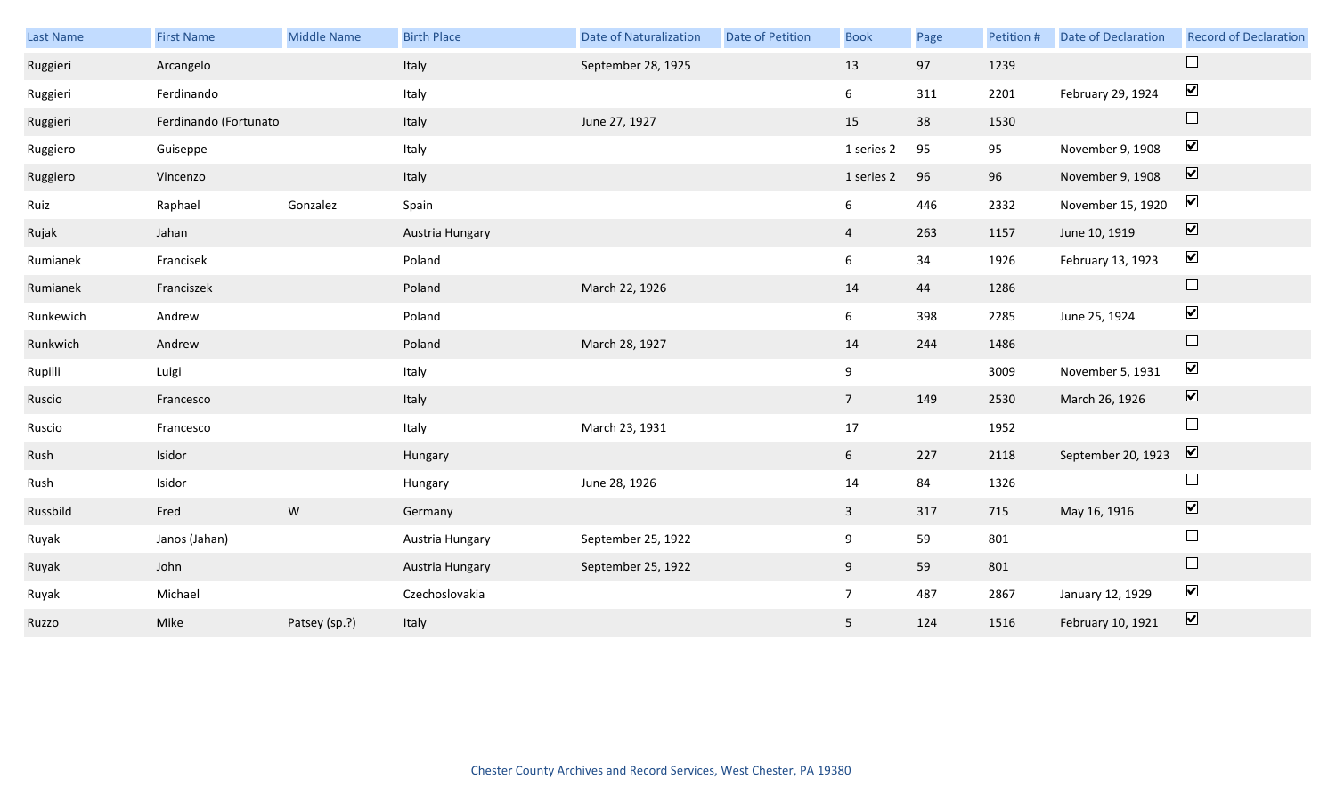| Last Name | First Name | Middle Name | Birth Place | Date of Naturalization | Date of Petition | Book | Page | Petition # | Date of Declaration | Record of Declaration |
|---|---|---|---|---|---|---|---|---|---|---|
| Ruggieri | Arcangelo | | Italy | September 28, 1925 | | 13 | 97 | 1239 | | ☐ |
| Ruggieri | Ferdinando | | Italy | | | 6 | 311 | 2201 | February 29, 1924 | ☑ |
| Ruggieri | Ferdinando (Fortunato | | Italy | June 27, 1927 | | 15 | 38 | 1530 | | ☐ |
| Ruggiero | Guiseppe | | Italy | | | 1 series 2 | 95 | 95 | November 9, 1908 | ☑ |
| Ruggiero | Vincenzo | | Italy | | | 1 series 2 | 96 | 96 | November 9, 1908 | ☑ |
| Ruiz | Raphael | Gonzalez | Spain | | | 6 | 446 | 2332 | November 15, 1920 | ☑ |
| Rujak | Jahan | | Austria Hungary | | | 4 | 263 | 1157 | June 10, 1919 | ☑ |
| Rumianek | Francisek | | Poland | | | 6 | 34 | 1926 | February 13, 1923 | ☑ |
| Rumianek | Franciszek | | Poland | March 22, 1926 | | 14 | 44 | 1286 | | ☐ |
| Runkewich | Andrew | | Poland | | | 6 | 398 | 2285 | June 25, 1924 | ☑ |
| Runkwich | Andrew | | Poland | March 28, 1927 | | 14 | 244 | 1486 | | ☐ |
| Rupilli | Luigi | | Italy | | | 9 | | 3009 | November 5, 1931 | ☑ |
| Ruscio | Francesco | | Italy | | | 7 | 149 | 2530 | March 26, 1926 | ☑ |
| Ruscio | Francesco | | Italy | March 23, 1931 | | 17 | | 1952 | | ☐ |
| Rush | Isidor | | Hungary | | | 6 | 227 | 2118 | September 20, 1923 | ☑ |
| Rush | Isidor | | Hungary | June 28, 1926 | | 14 | 84 | 1326 | | ☐ |
| Russbild | Fred | W | Germany | | | 3 | 317 | 715 | May 16, 1916 | ☑ |
| Ruyak | Janos (Jahan) | | Austria Hungary | September 25, 1922 | | 9 | 59 | 801 | | ☐ |
| Ruyak | John | | Austria Hungary | September 25, 1922 | | 9 | 59 | 801 | | ☐ |
| Ruyak | Michael | | Czechoslovakia | | | 7 | 487 | 2867 | January 12, 1929 | ☑ |
| Ruzzo | Mike | Patsey (sp.?) | Italy | | | 5 | 124 | 1516 | February 10, 1921 | ☑ |